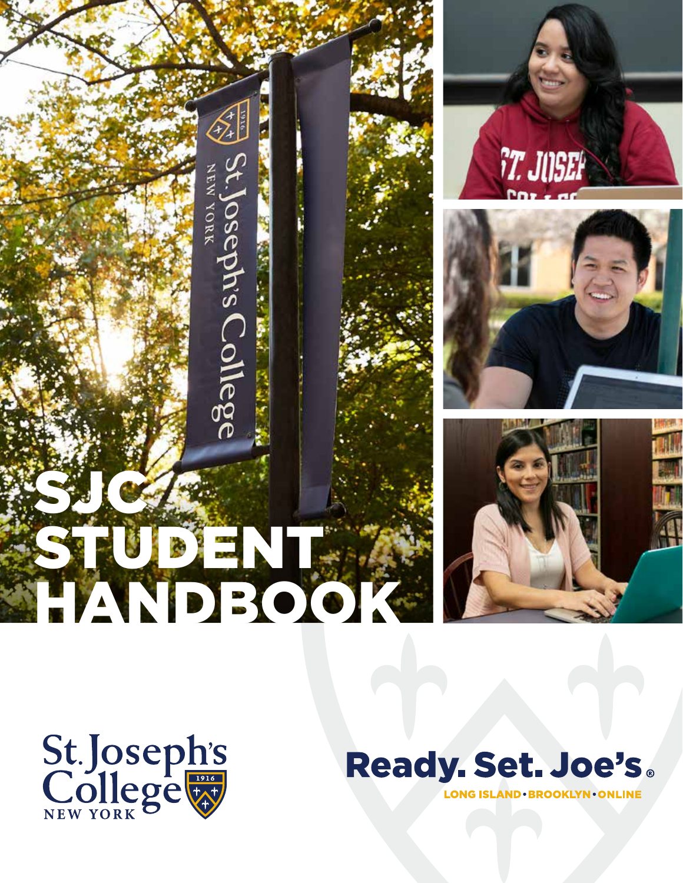# SJC STUDENT HANDBOOK

St. Joseph's College NEW YORK 1916

**Ready. Set. Joe's.**®

LONG ISLAND • BROOKLYN • ONLINE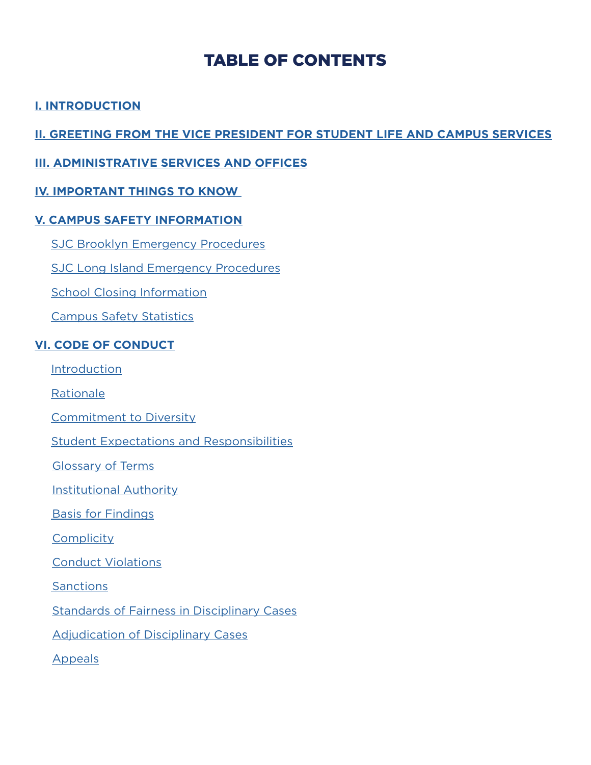# TABLE OF CONTENTS

**I. INTRODUCTION**

**II. GREETING FROM THE VICE PRESIDENT FOR STUDENT LIFE AND CAMPUS SERVICES**

**III. ADMINISTRATIVE SERVICES AND OFFICES**

**IV. IMPORTANT THINGS TO KNOW**

**V. CAMPUS SAFETY INFORMATION**

- SJC Brooklyn Emergency Procedures
- SJC Long Island Emergency Procedures
- School Closing Information
- Campus Safety Statistics

**VI. CODE OF CONDUCT**

- Introduction
- Rationale
- Commitment to Diversity
- Student Expectations and Responsibilities
- Glossary of Terms
- Institutional Authority
- Basis for Findings
- Complicity
- Conduct Violations
- Sanctions
- Standards of Fairness in Disciplinary Cases
- Adjudication of Disciplinary Cases
- Appeals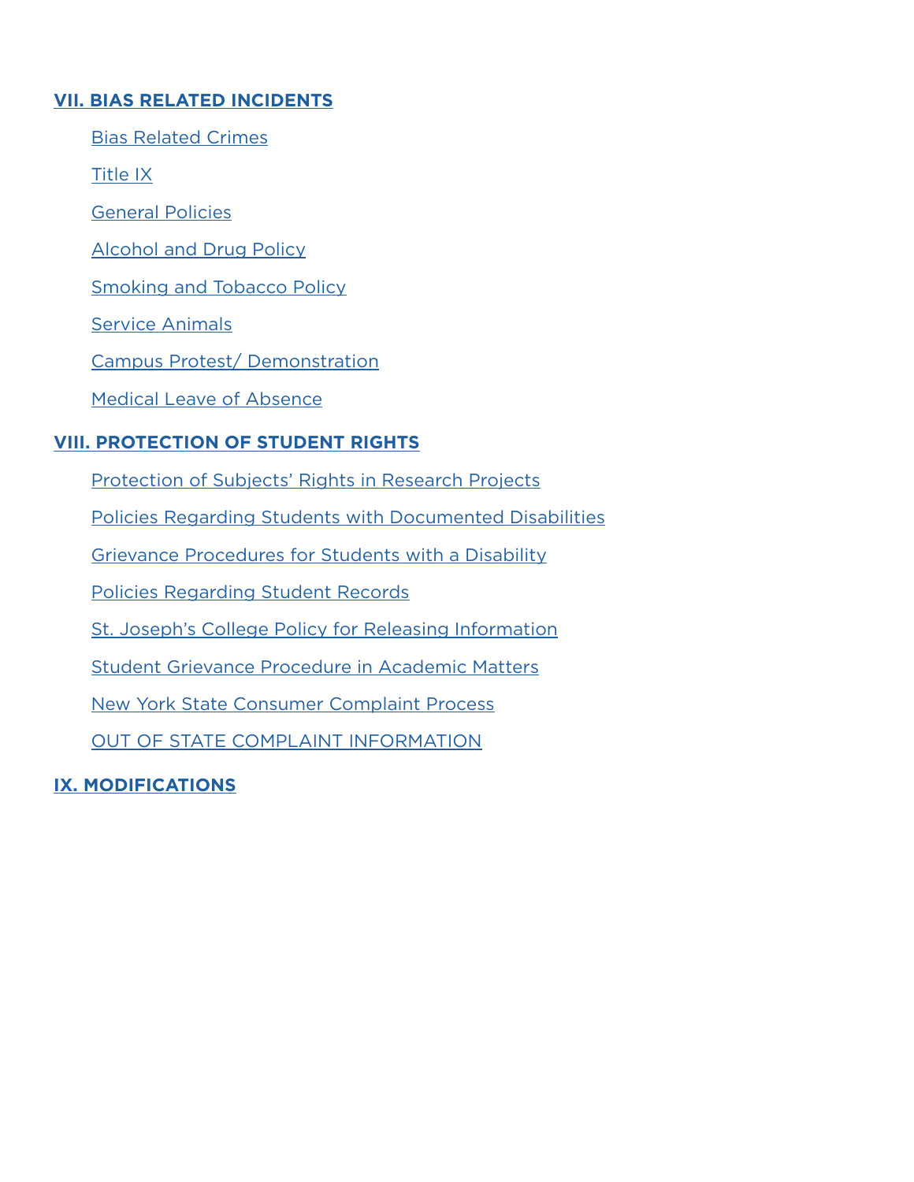**VII. BIAS RELATED INCIDENTS**

- Bias Related Crimes
- Title IX
- General Policies
- Alcohol and Drug Policy
- Smoking and Tobacco Policy
- Service Animals
- Campus Protest/ Demonstration
- Medical Leave of Absence

**VIII. PROTECTION OF STUDENT RIGHTS**

- Protection of Subjects' Rights in Research Projects
- Policies Regarding Students with Documented Disabilities
- Grievance Procedures for Students with a Disability
- Policies Regarding Student Records
- St. Joseph's College Policy for Releasing Information
- Student Grievance Procedure in Academic Matters
- New York State Consumer Complaint Process
- OUT OF STATE COMPLAINT INFORMATION

**IX. MODIFICATIONS**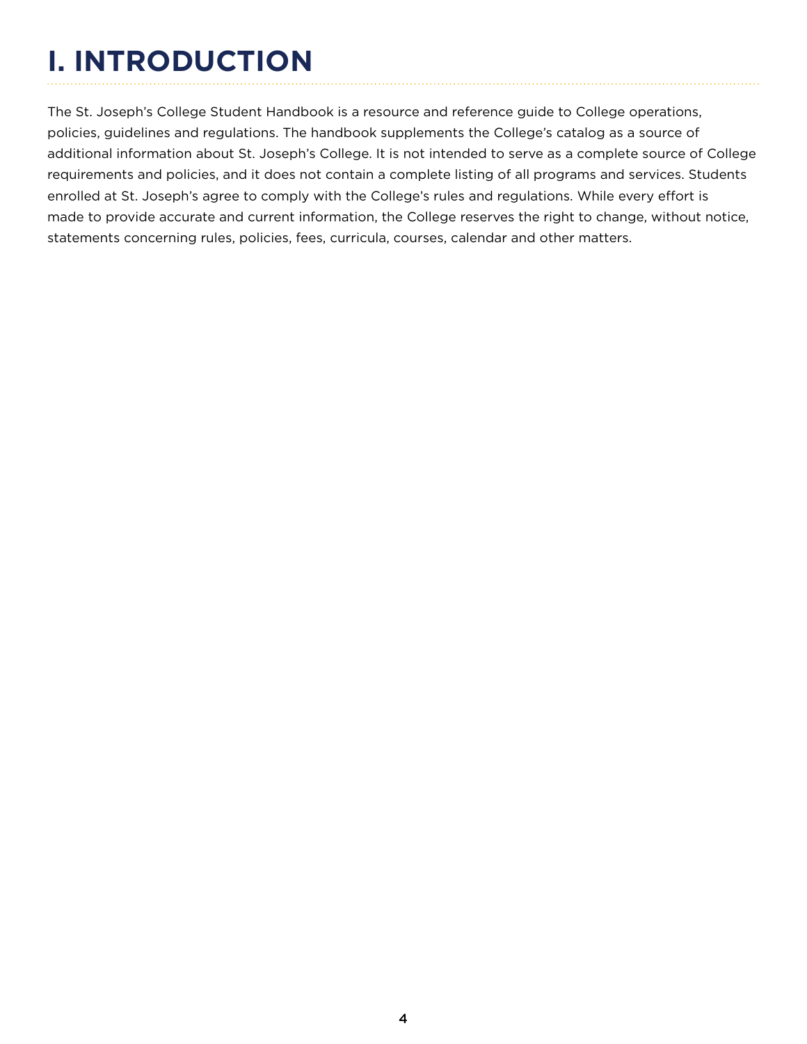# I. INTRODUCTION

The St. Joseph's College Student Handbook is a resource and reference guide to College operations, policies, guidelines and regulations. The handbook supplements the College's catalog as a source of additional information about St. Joseph's College. It is not intended to serve as a complete source of College requirements and policies, and it does not contain a complete listing of all programs and services. Students enrolled at St. Joseph's agree to comply with the College's rules and regulations. While every effort is made to provide accurate and current information, the College reserves the right to change, without notice, statements concerning rules, policies, fees, curricula, courses, calendar and other matters.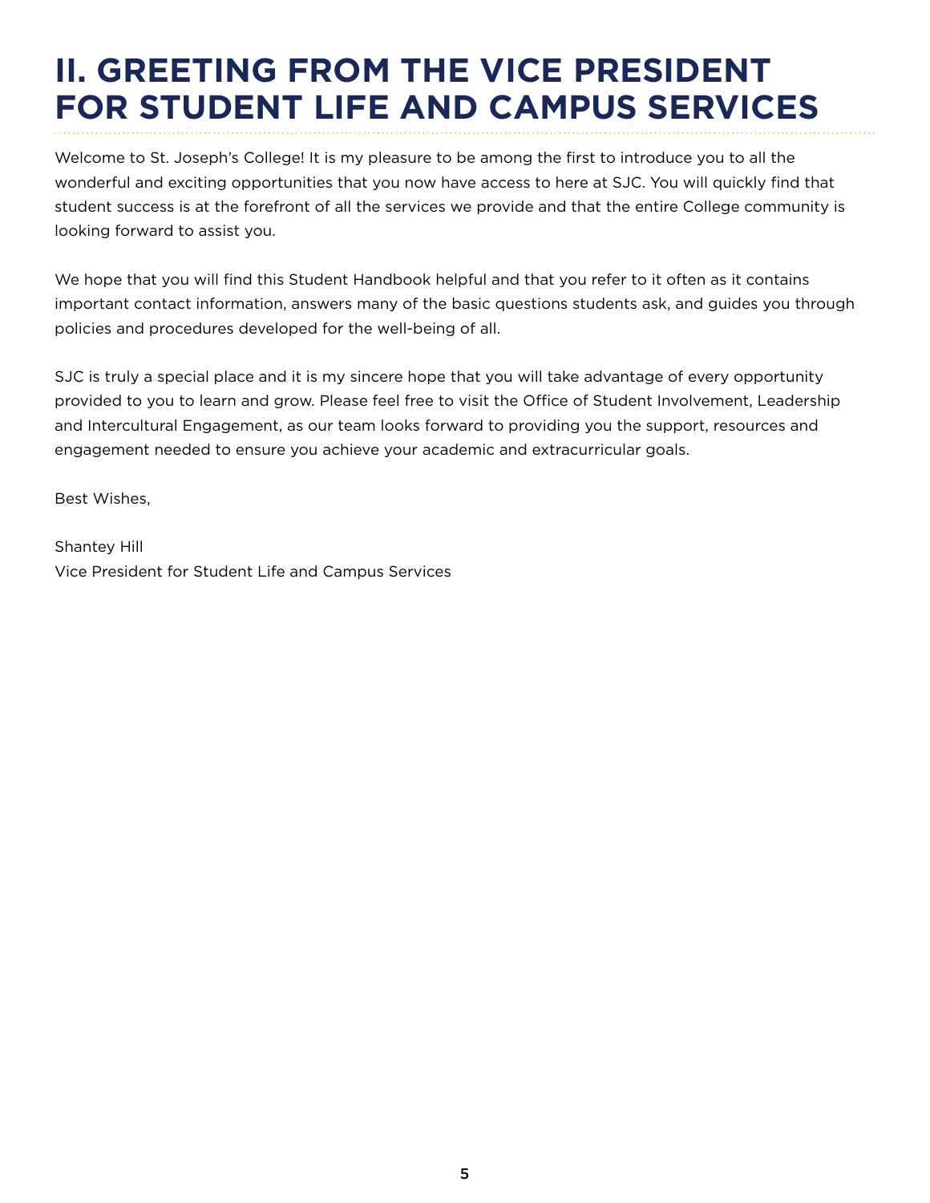# II. GREETING FROM THE VICE PRESIDENT FOR STUDENT LIFE AND CAMPUS SERVICES

Welcome to St. Joseph's College! It is my pleasure to be among the first to introduce you to all the wonderful and exciting opportunities that you now have access to here at SJC. You will quickly find that student success is at the forefront of all the services we provide and that the entire College community is looking forward to assist you.

We hope that you will find this Student Handbook helpful and that you refer to it often as it contains important contact information, answers many of the basic questions students ask, and guides you through policies and procedures developed for the well-being of all.

SJC is truly a special place and it is my sincere hope that you will take advantage of every opportunity provided to you to learn and grow. Please feel free to visit the Office of Student Involvement, Leadership and Intercultural Engagement, as our team looks forward to providing you the support, resources and engagement needed to ensure you achieve your academic and extracurricular goals.

Best Wishes,

Shantey Hill  
Vice President for Student Life and Campus Services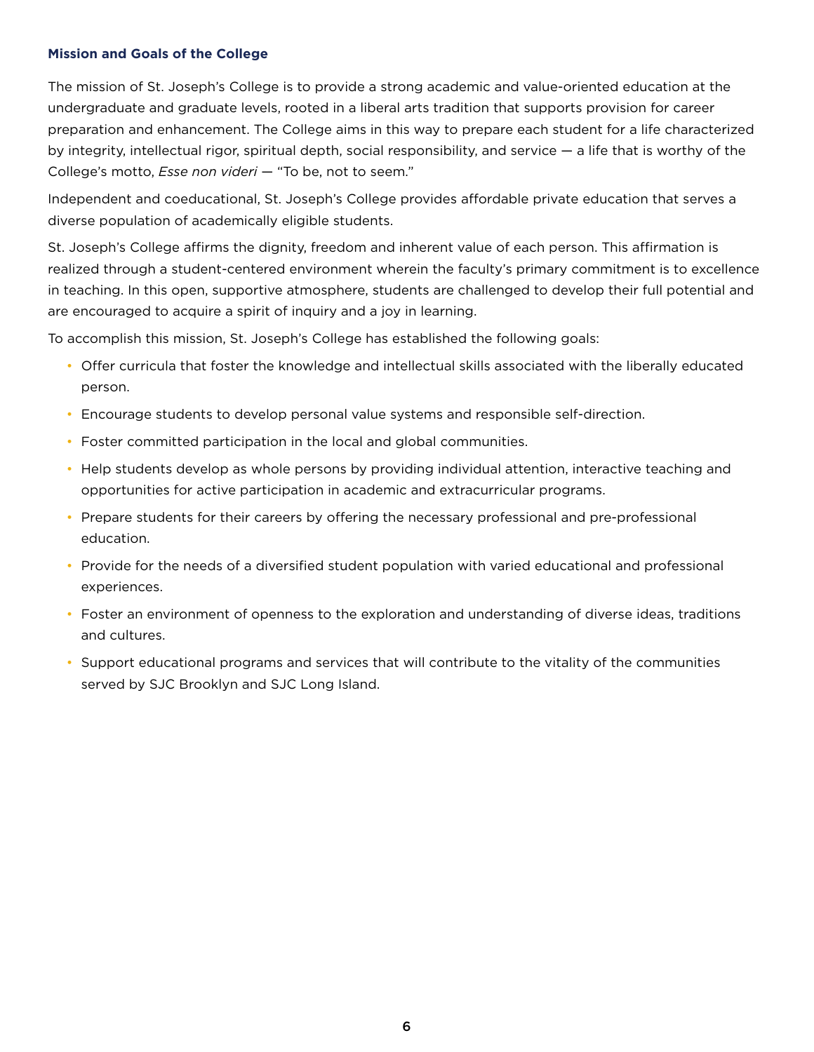## Mission and Goals of the College

The mission of St. Joseph's College is to provide a strong academic and value-oriented education at the undergraduate and graduate levels, rooted in a liberal arts tradition that supports provision for career preparation and enhancement. The College aims in this way to prepare each student for a life characterized by integrity, intellectual rigor, spiritual depth, social responsibility, and service — a life that is worthy of the College's motto, *Esse non videri* — "To be, not to seem."

Independent and coeducational, St. Joseph's College provides affordable private education that serves a diverse population of academically eligible students.

St. Joseph's College affirms the dignity, freedom and inherent value of each person. This affirmation is realized through a student-centered environment wherein the faculty's primary commitment is to excellence in teaching. In this open, supportive atmosphere, students are challenged to develop their full potential and are encouraged to acquire a spirit of inquiry and a joy in learning.

To accomplish this mission, St. Joseph's College has established the following goals:

- Offer curricula that foster the knowledge and intellectual skills associated with the liberally educated person.
- Encourage students to develop personal value systems and responsible self-direction.
- Foster committed participation in the local and global communities.
- Help students develop as whole persons by providing individual attention, interactive teaching and opportunities for active participation in academic and extracurricular programs.
- Prepare students for their careers by offering the necessary professional and pre-professional education.
- Provide for the needs of a diversified student population with varied educational and professional experiences.
- Foster an environment of openness to the exploration and understanding of diverse ideas, traditions and cultures.
- Support educational programs and services that will contribute to the vitality of the communities served by SJC Brooklyn and SJC Long Island.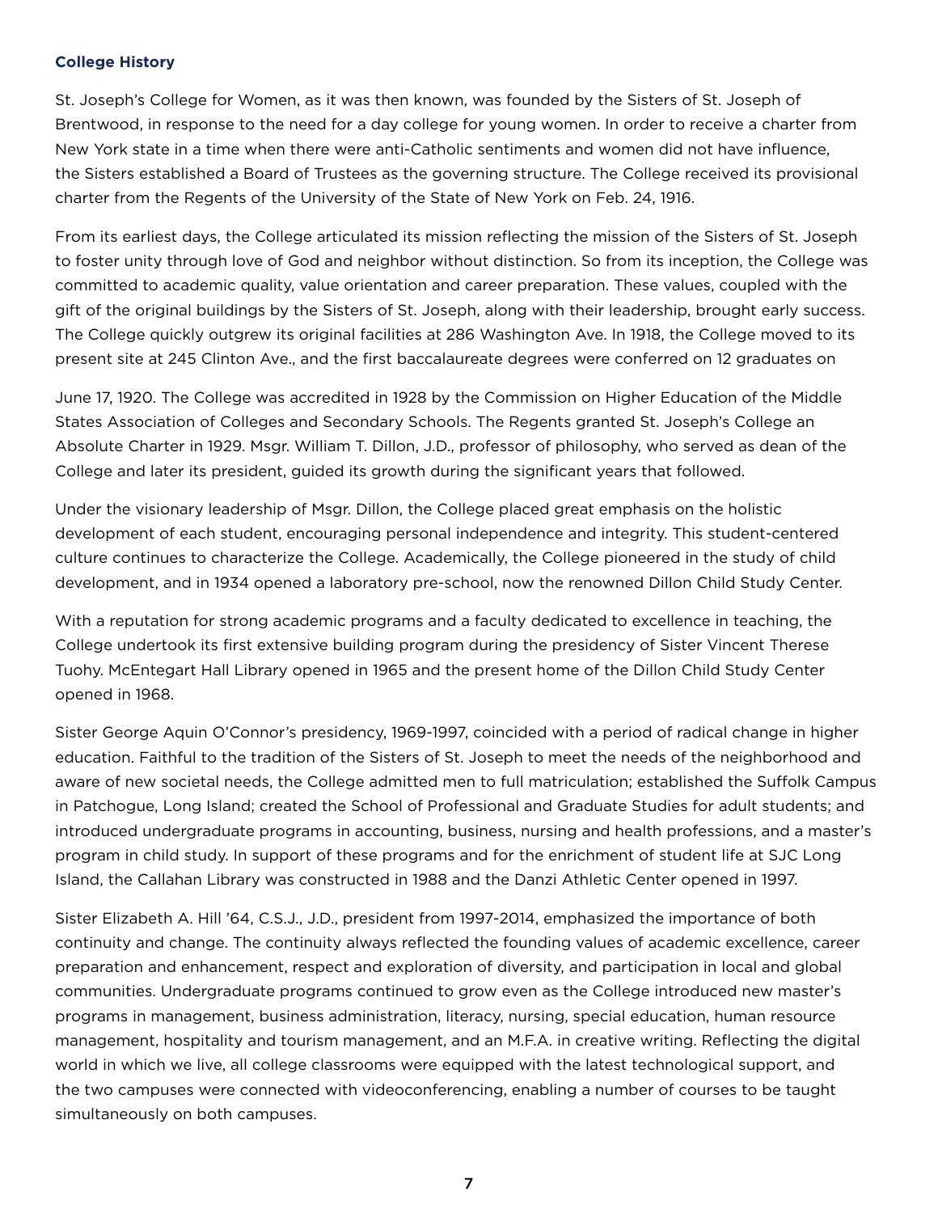### College History

St. Joseph's College for Women, as it was then known, was founded by the Sisters of St. Joseph of Brentwood, in response to the need for a day college for young women. In order to receive a charter from New York state in a time when there were anti-Catholic sentiments and women did not have influence, the Sisters established a Board of Trustees as the governing structure. The College received its provisional charter from the Regents of the University of the State of New York on Feb. 24, 1916.

From its earliest days, the College articulated its mission reflecting the mission of the Sisters of St. Joseph to foster unity through love of God and neighbor without distinction. So from its inception, the College was committed to academic quality, value orientation and career preparation. These values, coupled with the gift of the original buildings by the Sisters of St. Joseph, along with their leadership, brought early success. The College quickly outgrew its original facilities at 286 Washington Ave. In 1918, the College moved to its present site at 245 Clinton Ave., and the first baccalaureate degrees were conferred on 12 graduates on June 17, 1920. The College was accredited in 1928 by the Commission on Higher Education of the Middle States Association of Colleges and Secondary Schools. The Regents granted St. Joseph's College an Absolute Charter in 1929. Msgr. William T. Dillon, J.D., professor of philosophy, who served as dean of the College and later its president, guided its growth during the significant years that followed.

Under the visionary leadership of Msgr. Dillon, the College placed great emphasis on the holistic development of each student, encouraging personal independence and integrity. This student-centered culture continues to characterize the College. Academically, the College pioneered in the study of child development, and in 1934 opened a laboratory pre-school, now the renowned Dillon Child Study Center.

With a reputation for strong academic programs and a faculty dedicated to excellence in teaching, the College undertook its first extensive building program during the presidency of Sister Vincent Therese Tuohy. McEntegart Hall Library opened in 1965 and the present home of the Dillon Child Study Center opened in 1968.

Sister George Aquin O'Connor's presidency, 1969-1997, coincided with a period of radical change in higher education. Faithful to the tradition of the Sisters of St. Joseph to meet the needs of the neighborhood and aware of new societal needs, the College admitted men to full matriculation; established the Suffolk Campus in Patchogue, Long Island; created the School of Professional and Graduate Studies for adult students; and introduced undergraduate programs in accounting, business, nursing and health professions, and a master's program in child study. In support of these programs and for the enrichment of student life at SJC Long Island, the Callahan Library was constructed in 1988 and the Danzi Athletic Center opened in 1997.

Sister Elizabeth A. Hill '64, C.S.J., J.D., president from 1997-2014, emphasized the importance of both continuity and change. The continuity always reflected the founding values of academic excellence, career preparation and enhancement, respect and exploration of diversity, and participation in local and global communities. Undergraduate programs continued to grow even as the College introduced new master's programs in management, business administration, literacy, nursing, special education, human resource management, hospitality and tourism management, and an M.F.A. in creative writing. Reflecting the digital world in which we live, all college classrooms were equipped with the latest technological support, and the two campuses were connected with videoconferencing, enabling a number of courses to be taught simultaneously on both campuses.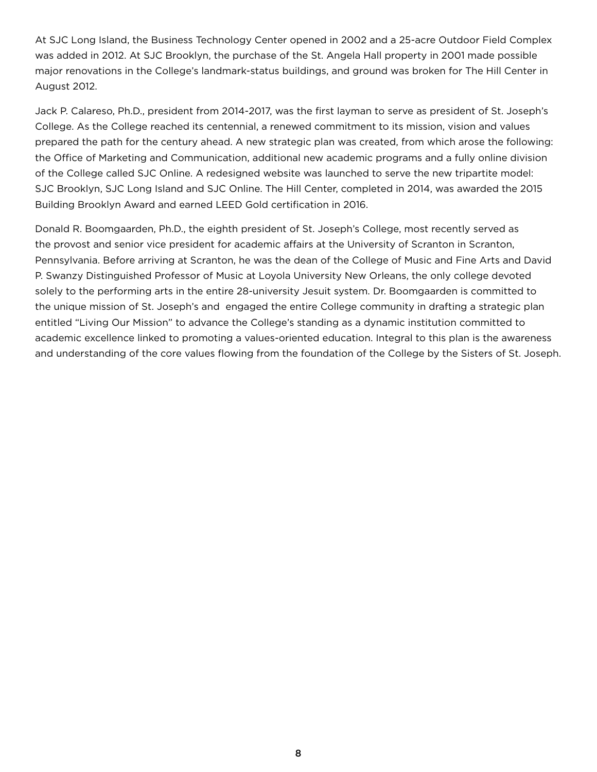At SJC Long Island, the Business Technology Center opened in 2002 and a 25-acre Outdoor Field Complex was added in 2012. At SJC Brooklyn, the purchase of the St. Angela Hall property in 2001 made possible major renovations in the College's landmark-status buildings, and ground was broken for The Hill Center in August 2012.

Jack P. Calareso, Ph.D., president from 2014-2017, was the first layman to serve as president of St. Joseph's College. As the College reached its centennial, a renewed commitment to its mission, vision and values prepared the path for the century ahead. A new strategic plan was created, from which arose the following: the Office of Marketing and Communication, additional new academic programs and a fully online division of the College called SJC Online. A redesigned website was launched to serve the new tripartite model: SJC Brooklyn, SJC Long Island and SJC Online. The Hill Center, completed in 2014, was awarded the 2015 Building Brooklyn Award and earned LEED Gold certification in 2016.

Donald R. Boomgaarden, Ph.D., the eighth president of St. Joseph's College, most recently served as the provost and senior vice president for academic affairs at the University of Scranton in Scranton, Pennsylvania. Before arriving at Scranton, he was the dean of the College of Music and Fine Arts and David P. Swanzy Distinguished Professor of Music at Loyola University New Orleans, the only college devoted solely to the performing arts in the entire 28-university Jesuit system. Dr. Boomgaarden is committed to the unique mission of St. Joseph's and engaged the entire College community in drafting a strategic plan entitled "Living Our Mission" to advance the College's standing as a dynamic institution committed to academic excellence linked to promoting a values-oriented education. Integral to this plan is the awareness and understanding of the core values flowing from the foundation of the College by the Sisters of St. Joseph.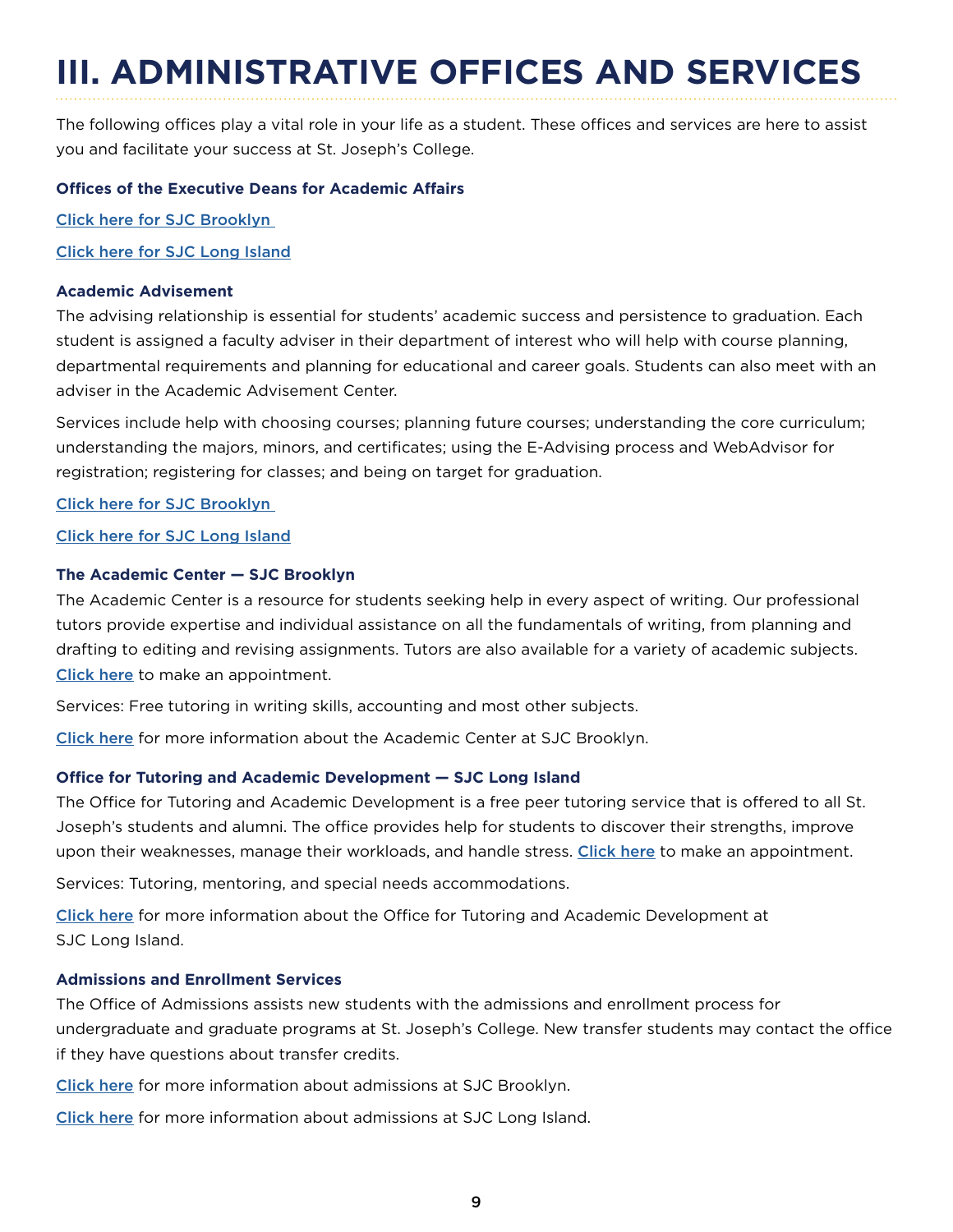# III. ADMINISTRATIVE OFFICES AND SERVICES

The following offices play a vital role in your life as a student. These offices and services are here to assist you and facilitate your success at St. Joseph's College.

**Offices of the Executive Deans for Academic Affairs**

Click here for SJC Brooklyn

Click here for SJC Long Island

**Academic Advisement**

The advising relationship is essential for students' academic success and persistence to graduation. Each student is assigned a faculty adviser in their department of interest who will help with course planning, departmental requirements and planning for educational and career goals. Students can also meet with an adviser in the Academic Advisement Center.

Services include help with choosing courses; planning future courses; understanding the core curriculum; understanding the majors, minors, and certificates; using the E-Advising process and WebAdvisor for registration; registering for classes; and being on target for graduation.

Click here for SJC Brooklyn

Click here for SJC Long Island

**The Academic Center — SJC Brooklyn**

The Academic Center is a resource for students seeking help in every aspect of writing. Our professional tutors provide expertise and individual assistance on all the fundamentals of writing, from planning and drafting to editing and revising assignments. Tutors are also available for a variety of academic subjects. Click here to make an appointment.

Services: Free tutoring in writing skills, accounting and most other subjects.

Click here for more information about the Academic Center at SJC Brooklyn.

**Office for Tutoring and Academic Development — SJC Long Island**

The Office for Tutoring and Academic Development is a free peer tutoring service that is offered to all St. Joseph's students and alumni. The office provides help for students to discover their strengths, improve upon their weaknesses, manage their workloads, and handle stress. Click here to make an appointment.

Services: Tutoring, mentoring, and special needs accommodations.

Click here for more information about the Office for Tutoring and Academic Development at SJC Long Island.

**Admissions and Enrollment Services**

The Office of Admissions assists new students with the admissions and enrollment process for undergraduate and graduate programs at St. Joseph's College. New transfer students may contact the office if they have questions about transfer credits.

Click here for more information about admissions at SJC Brooklyn.

Click here for more information about admissions at SJC Long Island.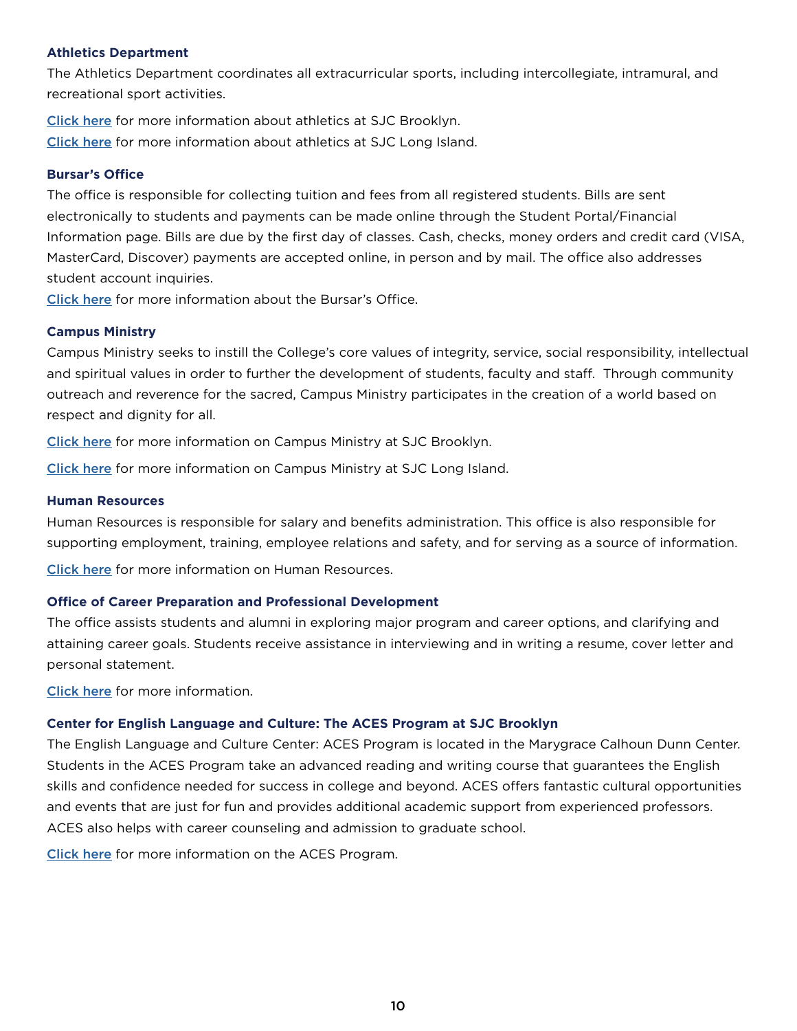**Athletics Department**

The Athletics Department coordinates all extracurricular sports, including intercollegiate, intramural, and recreational sport activities.

Click here for more information about athletics at SJC Brooklyn.
Click here for more information about athletics at SJC Long Island.

**Bursar's Office**

The office is responsible for collecting tuition and fees from all registered students. Bills are sent electronically to students and payments can be made online through the Student Portal/Financial Information page. Bills are due by the first day of classes. Cash, checks, money orders and credit card (VISA, MasterCard, Discover) payments are accepted online, in person and by mail. The office also addresses student account inquiries.
Click here for more information about the Bursar's Office.

**Campus Ministry**

Campus Ministry seeks to instill the College's core values of integrity, service, social responsibility, intellectual and spiritual values in order to further the development of students, faculty and staff. Through community outreach and reverence for the sacred, Campus Ministry participates in the creation of a world based on respect and dignity for all.

Click here for more information on Campus Ministry at SJC Brooklyn.

Click here for more information on Campus Ministry at SJC Long Island.

**Human Resources**

Human Resources is responsible for salary and benefits administration. This office is also responsible for supporting employment, training, employee relations and safety, and for serving as a source of information.

Click here for more information on Human Resources.

**Office of Career Preparation and Professional Development**

The office assists students and alumni in exploring major program and career options, and clarifying and attaining career goals. Students receive assistance in interviewing and in writing a resume, cover letter and personal statement.

Click here for more information.

**Center for English Language and Culture: The ACES Program at SJC Brooklyn**

The English Language and Culture Center: ACES Program is located in the Marygrace Calhoun Dunn Center. Students in the ACES Program take an advanced reading and writing course that guarantees the English skills and confidence needed for success in college and beyond. ACES offers fantastic cultural opportunities and events that are just for fun and provides additional academic support from experienced professors. ACES also helps with career counseling and admission to graduate school.

Click here for more information on the ACES Program.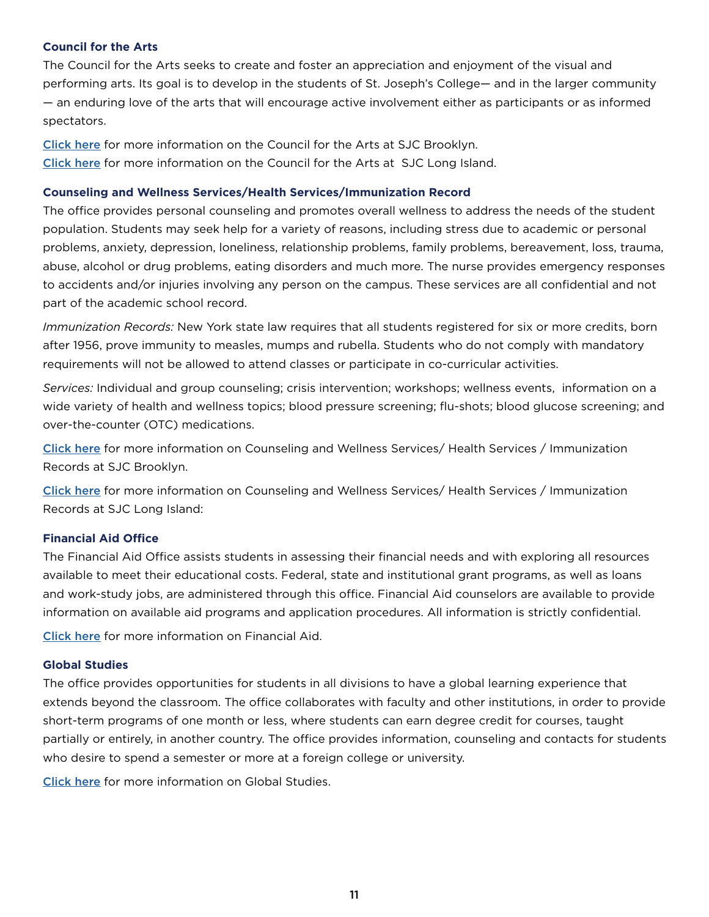### Council for the Arts

The Council for the Arts seeks to create and foster an appreciation and enjoyment of the visual and performing arts. Its goal is to develop in the students of St. Joseph's College— and in the larger community — an enduring love of the arts that will encourage active involvement either as participants or as informed spectators.

Click here for more information on the Council for the Arts at SJC Brooklyn.
Click here for more information on the Council for the Arts at SJC Long Island.

### Counseling and Wellness Services/Health Services/Immunization Record

The office provides personal counseling and promotes overall wellness to address the needs of the student population. Students may seek help for a variety of reasons, including stress due to academic or personal problems, anxiety, depression, loneliness, relationship problems, family problems, bereavement, loss, trauma, abuse, alcohol or drug problems, eating disorders and much more. The nurse provides emergency responses to accidents and/or injuries involving any person on the campus. These services are all confidential and not part of the academic school record.

*Immunization Records:* New York state law requires that all students registered for six or more credits, born after 1956, prove immunity to measles, mumps and rubella. Students who do not comply with mandatory requirements will not be allowed to attend classes or participate in co-curricular activities.

*Services:* Individual and group counseling; crisis intervention; workshops; wellness events, information on a wide variety of health and wellness topics; blood pressure screening; flu-shots; blood glucose screening; and over-the-counter (OTC) medications.

Click here for more information on Counseling and Wellness Services/ Health Services / Immunization Records at SJC Brooklyn.

Click here for more information on Counseling and Wellness Services/ Health Services / Immunization Records at SJC Long Island:

### Financial Aid Office

The Financial Aid Office assists students in assessing their financial needs and with exploring all resources available to meet their educational costs. Federal, state and institutional grant programs, as well as loans and work-study jobs, are administered through this office. Financial Aid counselors are available to provide information on available aid programs and application procedures. All information is strictly confidential.

Click here for more information on Financial Aid.

### Global Studies

The office provides opportunities for students in all divisions to have a global learning experience that extends beyond the classroom. The office collaborates with faculty and other institutions, in order to provide short-term programs of one month or less, where students can earn degree credit for courses, taught partially or entirely, in another country. The office provides information, counseling and contacts for students who desire to spend a semester or more at a foreign college or university.

Click here for more information on Global Studies.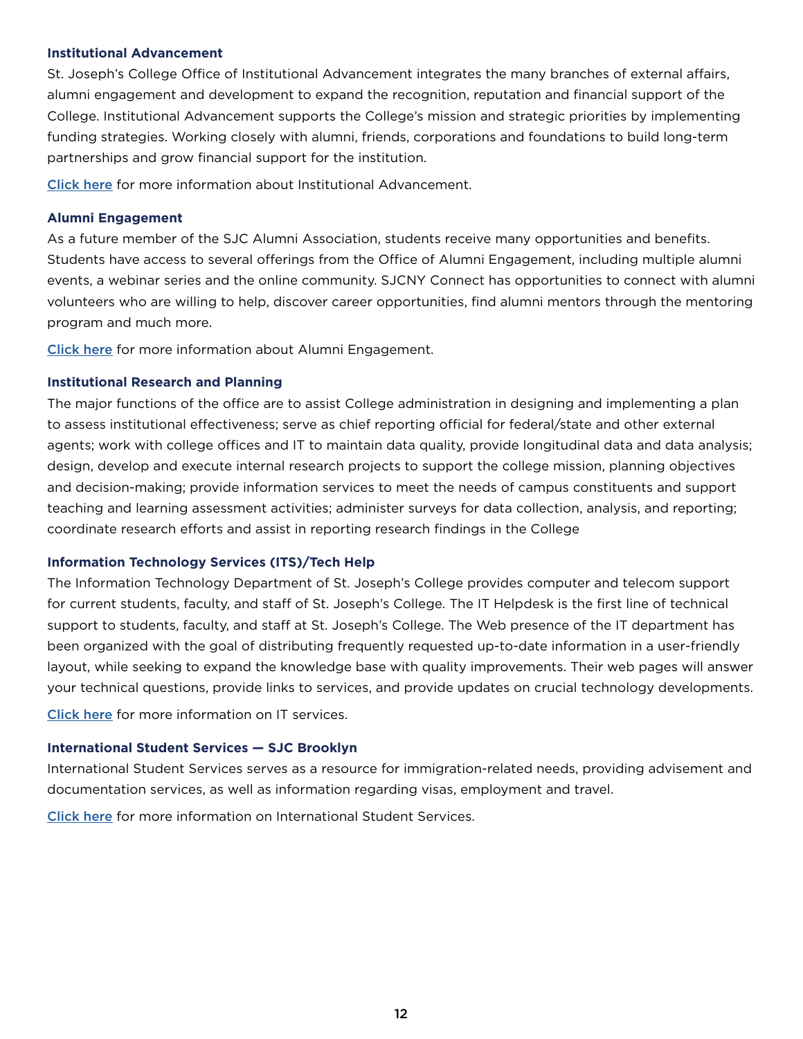### Institutional Advancement

St. Joseph's College Office of Institutional Advancement integrates the many branches of external affairs, alumni engagement and development to expand the recognition, reputation and financial support of the College. Institutional Advancement supports the College's mission and strategic priorities by implementing funding strategies. Working closely with alumni, friends, corporations and foundations to build long-term partnerships and grow financial support for the institution.

Click here for more information about Institutional Advancement.

### Alumni Engagement

As a future member of the SJC Alumni Association, students receive many opportunities and benefits. Students have access to several offerings from the Office of Alumni Engagement, including multiple alumni events, a webinar series and the online community. SJCNY Connect has opportunities to connect with alumni volunteers who are willing to help, discover career opportunities, find alumni mentors through the mentoring program and much more.

Click here for more information about Alumni Engagement.

### Institutional Research and Planning

The major functions of the office are to assist College administration in designing and implementing a plan to assess institutional effectiveness; serve as chief reporting official for federal/state and other external agents; work with college offices and IT to maintain data quality, provide longitudinal data and data analysis; design, develop and execute internal research projects to support the college mission, planning objectives and decision-making; provide information services to meet the needs of campus constituents and support teaching and learning assessment activities; administer surveys for data collection, analysis, and reporting; coordinate research efforts and assist in reporting research findings in the College

### Information Technology Services (ITS)/Tech Help

The Information Technology Department of St. Joseph's College provides computer and telecom support for current students, faculty, and staff of St. Joseph's College. The IT Helpdesk is the first line of technical support to students, faculty, and staff at St. Joseph's College. The Web presence of the IT department has been organized with the goal of distributing frequently requested up-to-date information in a user-friendly layout, while seeking to expand the knowledge base with quality improvements. Their web pages will answer your technical questions, provide links to services, and provide updates on crucial technology developments.

Click here for more information on IT services.

### International Student Services — SJC Brooklyn

International Student Services serves as a resource for immigration-related needs, providing advisement and documentation services, as well as information regarding visas, employment and travel.

Click here for more information on International Student Services.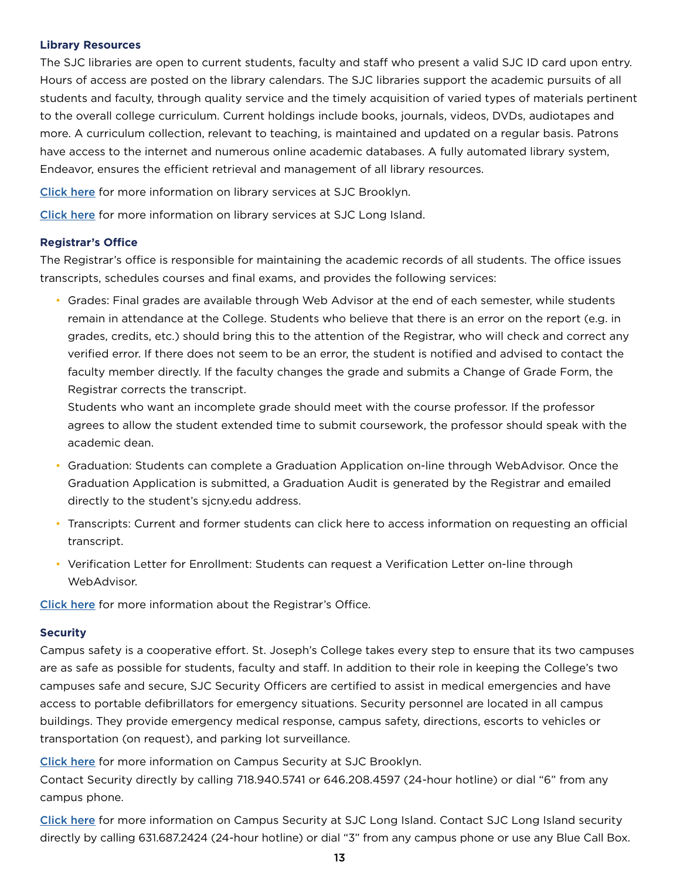### Library Resources

The SJC libraries are open to current students, faculty and staff who present a valid SJC ID card upon entry. Hours of access are posted on the library calendars. The SJC libraries support the academic pursuits of all students and faculty, through quality service and the timely acquisition of varied types of materials pertinent to the overall college curriculum. Current holdings include books, journals, videos, DVDs, audiotapes and more. A curriculum collection, relevant to teaching, is maintained and updated on a regular basis. Patrons have access to the internet and numerous online academic databases. A fully automated library system, Endeavor, ensures the efficient retrieval and management of all library resources.

Click here for more information on library services at SJC Brooklyn.

Click here for more information on library services at SJC Long Island.

### Registrar's Office

The Registrar's office is responsible for maintaining the academic records of all students. The office issues transcripts, schedules courses and final exams, and provides the following services:

- Grades: Final grades are available through Web Advisor at the end of each semester, while students remain in attendance at the College. Students who believe that there is an error on the report (e.g. in grades, credits, etc.) should bring this to the attention of the Registrar, who will check and correct any verified error. If there does not seem to be an error, the student is notified and advised to contact the faculty member directly. If the faculty changes the grade and submits a Change of Grade Form, the Registrar corrects the transcript.
  Students who want an incomplete grade should meet with the course professor. If the professor agrees to allow the student extended time to submit coursework, the professor should speak with the academic dean.
- Graduation: Students can complete a Graduation Application on-line through WebAdvisor. Once the Graduation Application is submitted, a Graduation Audit is generated by the Registrar and emailed directly to the student's sjcny.edu address.
- Transcripts: Current and former students can click here to access information on requesting an official transcript.
- Verification Letter for Enrollment: Students can request a Verification Letter on-line through WebAdvisor.

Click here for more information about the Registrar's Office.

### Security

Campus safety is a cooperative effort. St. Joseph's College takes every step to ensure that its two campuses are as safe as possible for students, faculty and staff. In addition to their role in keeping the College's two campuses safe and secure, SJC Security Officers are certified to assist in medical emergencies and have access to portable defibrillators for emergency situations. Security personnel are located in all campus buildings. They provide emergency medical response, campus safety, directions, escorts to vehicles or transportation (on request), and parking lot surveillance.

Click here for more information on Campus Security at SJC Brooklyn.
Contact Security directly by calling 718.940.5741 or 646.208.4597 (24-hour hotline) or dial "6" from any campus phone.

Click here for more information on Campus Security at SJC Long Island. Contact SJC Long Island security directly by calling 631.687.2424 (24-hour hotline) or dial "3" from any campus phone or use any Blue Call Box.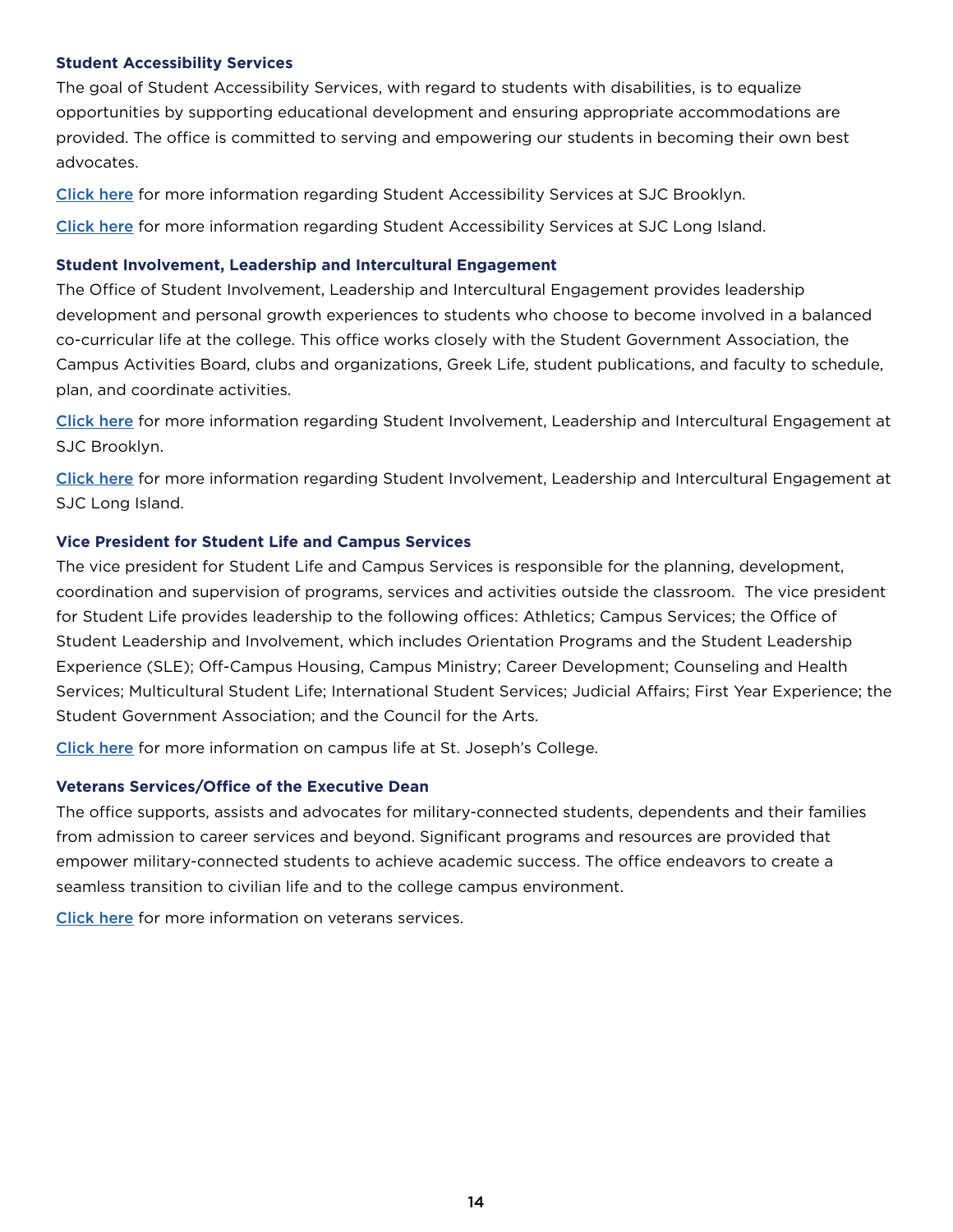### Student Accessibility Services

The goal of Student Accessibility Services, with regard to students with disabilities, is to equalize opportunities by supporting educational development and ensuring appropriate accommodations are provided. The office is committed to serving and empowering our students in becoming their own best advocates.

Click here for more information regarding Student Accessibility Services at SJC Brooklyn.

Click here for more information regarding Student Accessibility Services at SJC Long Island.

### Student Involvement, Leadership and Intercultural Engagement

The Office of Student Involvement, Leadership and Intercultural Engagement provides leadership development and personal growth experiences to students who choose to become involved in a balanced co-curricular life at the college. This office works closely with the Student Government Association, the Campus Activities Board, clubs and organizations, Greek Life, student publications, and faculty to schedule, plan, and coordinate activities.

Click here for more information regarding Student Involvement, Leadership and Intercultural Engagement at SJC Brooklyn.

Click here for more information regarding Student Involvement, Leadership and Intercultural Engagement at SJC Long Island.

### Vice President for Student Life and Campus Services

The vice president for Student Life and Campus Services is responsible for the planning, development, coordination and supervision of programs, services and activities outside the classroom. The vice president for Student Life provides leadership to the following offices: Athletics; Campus Services; the Office of Student Leadership and Involvement, which includes Orientation Programs and the Student Leadership Experience (SLE); Off-Campus Housing, Campus Ministry; Career Development; Counseling and Health Services; Multicultural Student Life; International Student Services; Judicial Affairs; First Year Experience; the Student Government Association; and the Council for the Arts.

Click here for more information on campus life at St. Joseph's College.

### Veterans Services/Office of the Executive Dean

The office supports, assists and advocates for military-connected students, dependents and their families from admission to career services and beyond. Significant programs and resources are provided that empower military-connected students to achieve academic success. The office endeavors to create a seamless transition to civilian life and to the college campus environment.

Click here for more information on veterans services.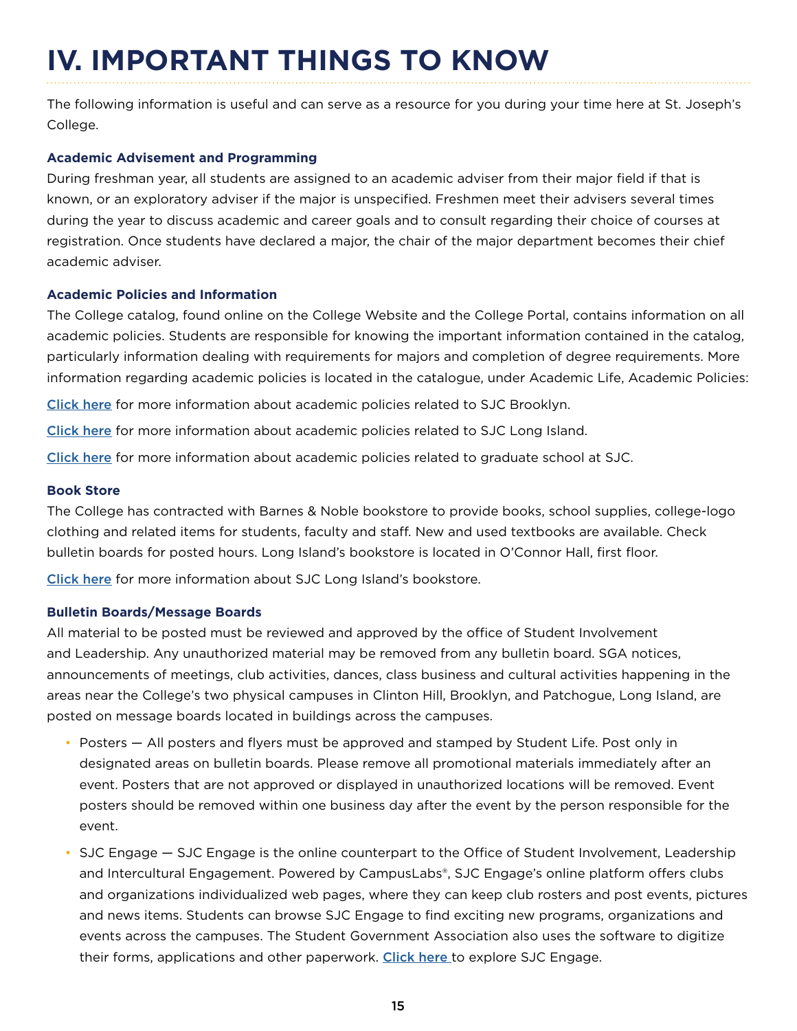# IV. IMPORTANT THINGS TO KNOW

The following information is useful and can serve as a resource for you during your time here at St. Joseph's College.

### Academic Advisement and Programming

During freshman year, all students are assigned to an academic adviser from their major field if that is known, or an exploratory adviser if the major is unspecified. Freshmen meet their advisers several times during the year to discuss academic and career goals and to consult regarding their choice of courses at registration. Once students have declared a major, the chair of the major department becomes their chief academic adviser.

### Academic Policies and Information

The College catalog, found online on the College Website and the College Portal, contains information on all academic policies. Students are responsible for knowing the important information contained in the catalog, particularly information dealing with requirements for majors and completion of degree requirements. More information regarding academic policies is located in the catalogue, under Academic Life, Academic Policies:

Click here for more information about academic policies related to SJC Brooklyn.

Click here for more information about academic policies related to SJC Long Island.

Click here for more information about academic policies related to graduate school at SJC.

### Book Store

The College has contracted with Barnes & Noble bookstore to provide books, school supplies, college-logo clothing and related items for students, faculty and staff. New and used textbooks are available. Check bulletin boards for posted hours. Long Island's bookstore is located in O'Connor Hall, first floor.

Click here for more information about SJC Long Island's bookstore.

### Bulletin Boards/Message Boards

All material to be posted must be reviewed and approved by the office of Student Involvement and Leadership. Any unauthorized material may be removed from any bulletin board. SGA notices, announcements of meetings, club activities, dances, class business and cultural activities happening in the areas near the College's two physical campuses in Clinton Hill, Brooklyn, and Patchogue, Long Island, are posted on message boards located in buildings across the campuses.

- Posters — All posters and flyers must be approved and stamped by Student Life. Post only in designated areas on bulletin boards. Please remove all promotional materials immediately after an event. Posters that are not approved or displayed in unauthorized locations will be removed. Event posters should be removed within one business day after the event by the person responsible for the event.
- SJC Engage — SJC Engage is the online counterpart to the Office of Student Involvement, Leadership and Intercultural Engagement. Powered by CampusLabs®, SJC Engage's online platform offers clubs and organizations individualized web pages, where they can keep club rosters and post events, pictures and news items. Students can browse SJC Engage to find exciting new programs, organizations and events across the campuses. The Student Government Association also uses the software to digitize their forms, applications and other paperwork. Click here to explore SJC Engage.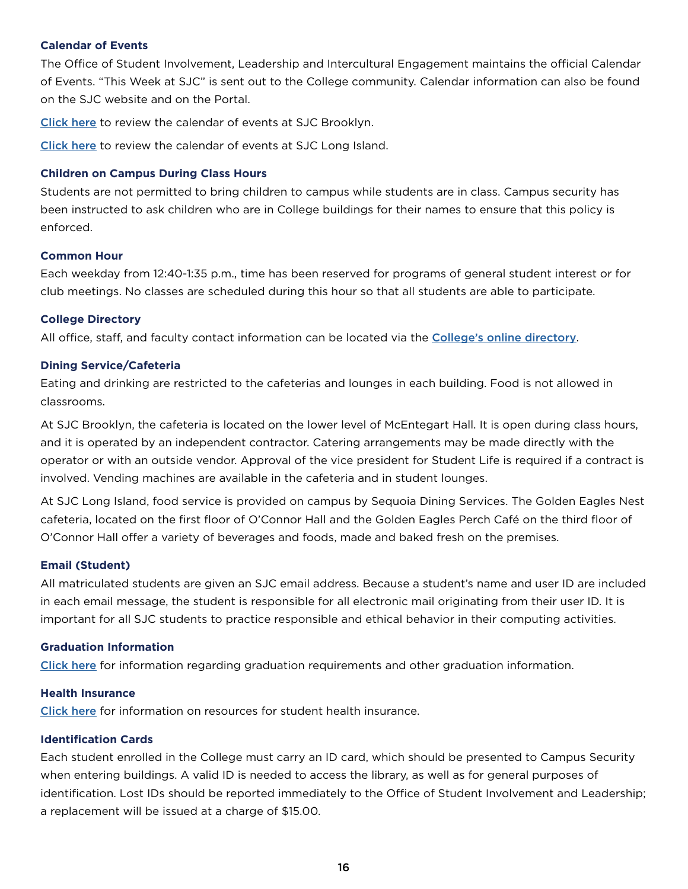### Calendar of Events

The Office of Student Involvement, Leadership and Intercultural Engagement maintains the official Calendar of Events. "This Week at SJC" is sent out to the College community. Calendar information can also be found on the SJC website and on the Portal.

Click here to review the calendar of events at SJC Brooklyn.

Click here to review the calendar of events at SJC Long Island.

### Children on Campus During Class Hours

Students are not permitted to bring children to campus while students are in class. Campus security has been instructed to ask children who are in College buildings for their names to ensure that this policy is enforced.

### Common Hour

Each weekday from 12:40-1:35 p.m., time has been reserved for programs of general student interest or for club meetings. No classes are scheduled during this hour so that all students are able to participate.

### College Directory

All office, staff, and faculty contact information can be located via the College's online directory.

### Dining Service/Cafeteria

Eating and drinking are restricted to the cafeterias and lounges in each building. Food is not allowed in classrooms.

At SJC Brooklyn, the cafeteria is located on the lower level of McEntegart Hall. It is open during class hours, and it is operated by an independent contractor. Catering arrangements may be made directly with the operator or with an outside vendor. Approval of the vice president for Student Life is required if a contract is involved. Vending machines are available in the cafeteria and in student lounges.

At SJC Long Island, food service is provided on campus by Sequoia Dining Services. The Golden Eagles Nest cafeteria, located on the first floor of O'Connor Hall and the Golden Eagles Perch Café on the third floor of O'Connor Hall offer a variety of beverages and foods, made and baked fresh on the premises.

### Email (Student)

All matriculated students are given an SJC email address. Because a student's name and user ID are included in each email message, the student is responsible for all electronic mail originating from their user ID. It is important for all SJC students to practice responsible and ethical behavior in their computing activities.

### Graduation Information

Click here for information regarding graduation requirements and other graduation information.

### Health Insurance

Click here for information on resources for student health insurance.

### Identification Cards

Each student enrolled in the College must carry an ID card, which should be presented to Campus Security when entering buildings. A valid ID is needed to access the library, as well as for general purposes of identification. Lost IDs should be reported immediately to the Office of Student Involvement and Leadership; a replacement will be issued at a charge of $15.00.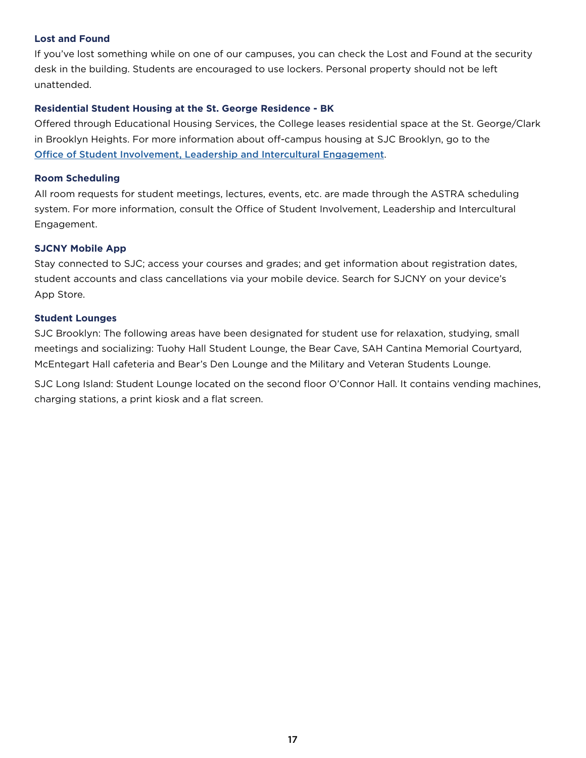### Lost and Found

If you've lost something while on one of our campuses, you can check the Lost and Found at the security desk in the building. Students are encouraged to use lockers. Personal property should not be left unattended.

### Residential Student Housing at the St. George Residence - BK

Offered through Educational Housing Services, the College leases residential space at the St. George/Clark in Brooklyn Heights. For more information about off-campus housing at SJC Brooklyn, go to the Office of Student Involvement, Leadership and Intercultural Engagement.

### Room Scheduling

All room requests for student meetings, lectures, events, etc. are made through the ASTRA scheduling system. For more information, consult the Office of Student Involvement, Leadership and Intercultural Engagement.

### SJCNY Mobile App

Stay connected to SJC; access your courses and grades; and get information about registration dates, student accounts and class cancellations via your mobile device. Search for SJCNY on your device's App Store.

### Student Lounges

SJC Brooklyn: The following areas have been designated for student use for relaxation, studying, small meetings and socializing: Tuohy Hall Student Lounge, the Bear Cave, SAH Cantina Memorial Courtyard, McEntegart Hall cafeteria and Bear's Den Lounge and the Military and Veteran Students Lounge.

SJC Long Island: Student Lounge located on the second floor O'Connor Hall. It contains vending machines, charging stations, a print kiosk and a flat screen.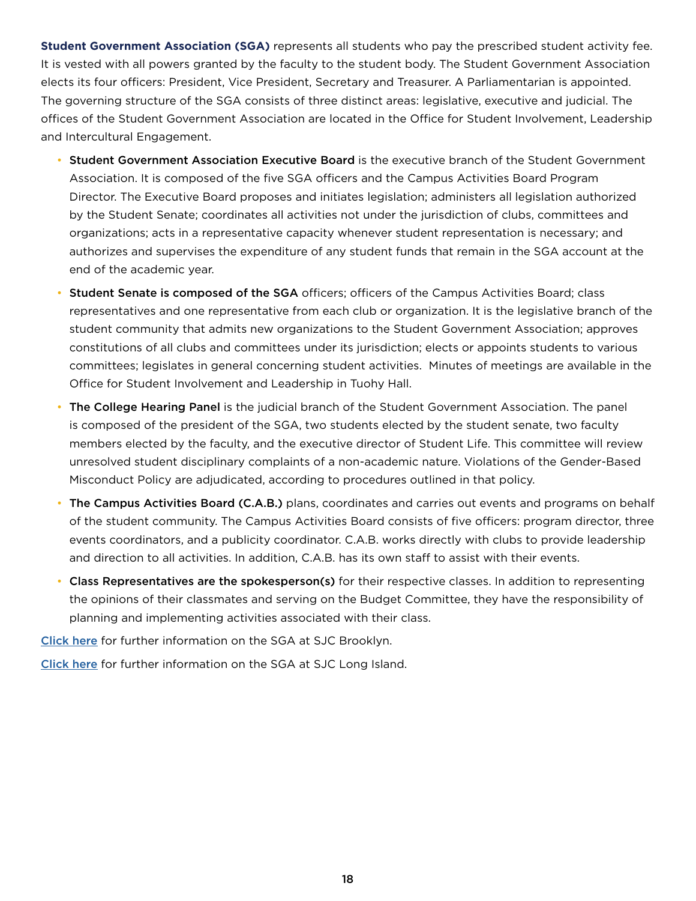**Student Government Association (SGA)** represents all students who pay the prescribed student activity fee. It is vested with all powers granted by the faculty to the student body. The Student Government Association elects its four officers: President, Vice President, Secretary and Treasurer. A Parliamentarian is appointed. The governing structure of the SGA consists of three distinct areas: legislative, executive and judicial. The offices of the Student Government Association are located in the Office for Student Involvement, Leadership and Intercultural Engagement.

- **Student Government Association Executive Board** is the executive branch of the Student Government Association. It is composed of the five SGA officers and the Campus Activities Board Program Director. The Executive Board proposes and initiates legislation; administers all legislation authorized by the Student Senate; coordinates all activities not under the jurisdiction of clubs, committees and organizations; acts in a representative capacity whenever student representation is necessary; and authorizes and supervises the expenditure of any student funds that remain in the SGA account at the end of the academic year.
- **Student Senate is composed of the SGA** officers; officers of the Campus Activities Board; class representatives and one representative from each club or organization. It is the legislative branch of the student community that admits new organizations to the Student Government Association; approves constitutions of all clubs and committees under its jurisdiction; elects or appoints students to various committees; legislates in general concerning student activities. Minutes of meetings are available in the Office for Student Involvement and Leadership in Tuohy Hall.
- **The College Hearing Panel** is the judicial branch of the Student Government Association. The panel is composed of the president of the SGA, two students elected by the student senate, two faculty members elected by the faculty, and the executive director of Student Life. This committee will review unresolved student disciplinary complaints of a non-academic nature. Violations of the Gender-Based Misconduct Policy are adjudicated, according to procedures outlined in that policy.
- **The Campus Activities Board (C.A.B.)** plans, coordinates and carries out events and programs on behalf of the student community. The Campus Activities Board consists of five officers: program director, three events coordinators, and a publicity coordinator. C.A.B. works directly with clubs to provide leadership and direction to all activities. In addition, C.A.B. has its own staff to assist with their events.
- **Class Representatives are the spokesperson(s)** for their respective classes. In addition to representing the opinions of their classmates and serving on the Budget Committee, they have the responsibility of planning and implementing activities associated with their class.

Click here for further information on the SGA at SJC Brooklyn.

Click here for further information on the SGA at SJC Long Island.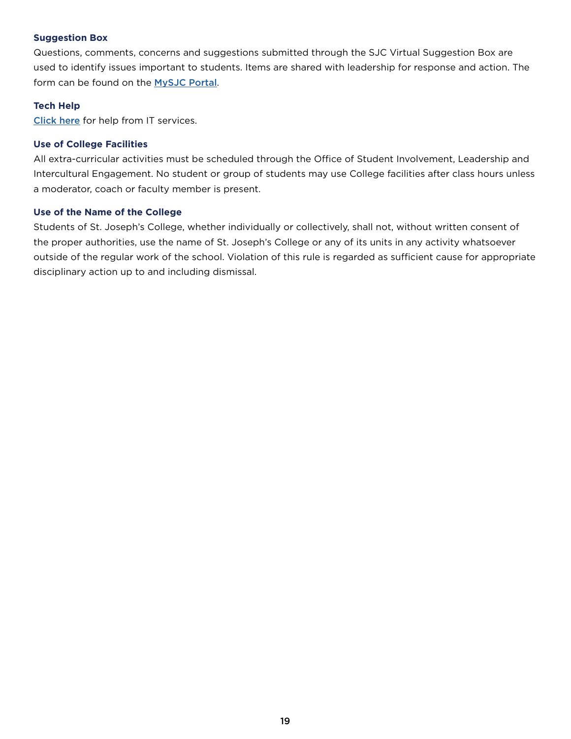**Suggestion Box**

Questions, comments, concerns and suggestions submitted through the SJC Virtual Suggestion Box are used to identify issues important to students. Items are shared with leadership for response and action. The form can be found on the MySJC Portal.

**Tech Help**

Click here for help from IT services.

**Use of College Facilities**

All extra-curricular activities must be scheduled through the Office of Student Involvement, Leadership and Intercultural Engagement. No student or group of students may use College facilities after class hours unless a moderator, coach or faculty member is present.

**Use of the Name of the College**

Students of St. Joseph's College, whether individually or collectively, shall not, without written consent of the proper authorities, use the name of St. Joseph's College or any of its units in any activity whatsoever outside of the regular work of the school. Violation of this rule is regarded as sufficient cause for appropriate disciplinary action up to and including dismissal.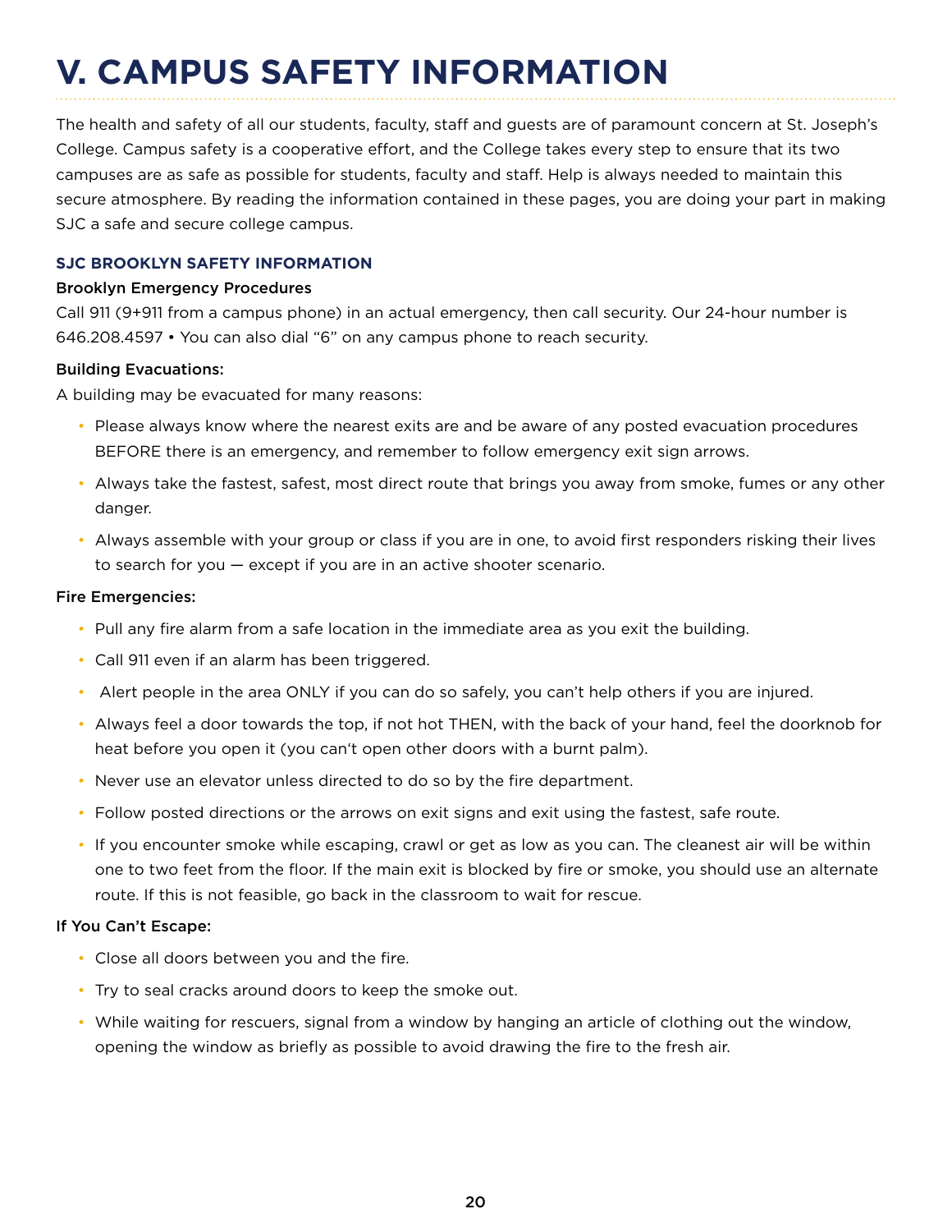# V. CAMPUS SAFETY INFORMATION

The health and safety of all our students, faculty, staff and guests are of paramount concern at St. Joseph's College. Campus safety is a cooperative effort, and the College takes every step to ensure that its two campuses are as safe as possible for students, faculty and staff. Help is always needed to maintain this secure atmosphere. By reading the information contained in these pages, you are doing your part in making SJC a safe and secure college campus.

### SJC BROOKLYN SAFETY INFORMATION

**Brooklyn Emergency Procedures**

Call 911 (9+911 from a campus phone) in an actual emergency, then call security. Our 24-hour number is 646.208.4597 • You can also dial "6" on any campus phone to reach security.

**Building Evacuations:**

A building may be evacuated for many reasons:

- Please always know where the nearest exits are and be aware of any posted evacuation procedures BEFORE there is an emergency, and remember to follow emergency exit sign arrows.
- Always take the fastest, safest, most direct route that brings you away from smoke, fumes or any other danger.
- Always assemble with your group or class if you are in one, to avoid first responders risking their lives to search for you — except if you are in an active shooter scenario.

**Fire Emergencies:**

- Pull any fire alarm from a safe location in the immediate area as you exit the building.
- Call 911 even if an alarm has been triggered.
- Alert people in the area ONLY if you can do so safely, you can't help others if you are injured.
- Always feel a door towards the top, if not hot THEN, with the back of your hand, feel the doorknob for heat before you open it (you can't open other doors with a burnt palm).
- Never use an elevator unless directed to do so by the fire department.
- Follow posted directions or the arrows on exit signs and exit using the fastest, safe route.
- If you encounter smoke while escaping, crawl or get as low as you can. The cleanest air will be within one to two feet from the floor. If the main exit is blocked by fire or smoke, you should use an alternate route. If this is not feasible, go back in the classroom to wait for rescue.

**If You Can't Escape:**

- Close all doors between you and the fire.
- Try to seal cracks around doors to keep the smoke out.
- While waiting for rescuers, signal from a window by hanging an article of clothing out the window, opening the window as briefly as possible to avoid drawing the fire to the fresh air.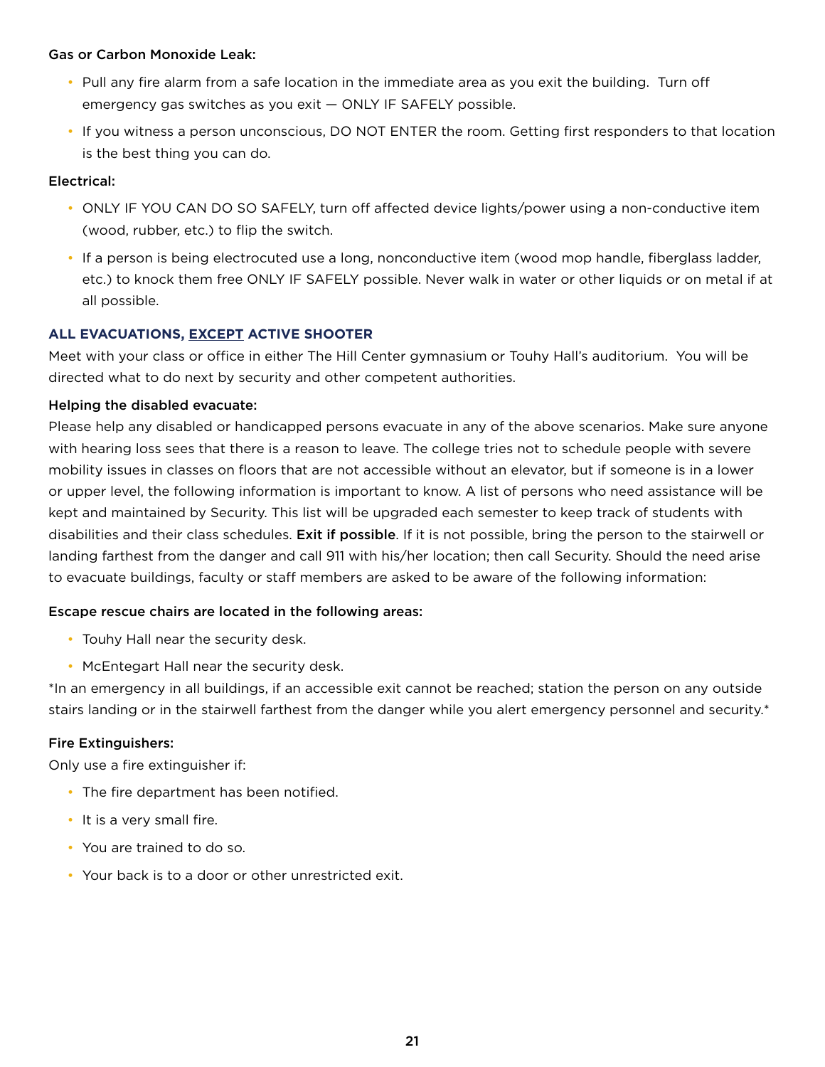**Gas or Carbon Monoxide Leak:**

- Pull any fire alarm from a safe location in the immediate area as you exit the building. Turn off emergency gas switches as you exit — ONLY IF SAFELY possible.
- If you witness a person unconscious, DO NOT ENTER the room. Getting first responders to that location is the best thing you can do.

**Electrical:**

- ONLY IF YOU CAN DO SO SAFELY, turn off affected device lights/power using a non-conductive item (wood, rubber, etc.) to flip the switch.
- If a person is being electrocuted use a long, nonconductive item (wood mop handle, fiberglass ladder, etc.) to knock them free ONLY IF SAFELY possible. Never walk in water or other liquids or on metal if at all possible.

### ALL EVACUATIONS, EXCEPT ACTIVE SHOOTER

Meet with your class or office in either The Hill Center gymnasium or Touhy Hall's auditorium. You will be directed what to do next by security and other competent authorities.

**Helping the disabled evacuate:**

Please help any disabled or handicapped persons evacuate in any of the above scenarios. Make sure anyone with hearing loss sees that there is a reason to leave. The college tries not to schedule people with severe mobility issues in classes on floors that are not accessible without an elevator, but if someone is in a lower or upper level, the following information is important to know. A list of persons who need assistance will be kept and maintained by Security. This list will be upgraded each semester to keep track of students with disabilities and their class schedules. **Exit if possible**. If it is not possible, bring the person to the stairwell or landing farthest from the danger and call 911 with his/her location; then call Security. Should the need arise to evacuate buildings, faculty or staff members are asked to be aware of the following information:

**Escape rescue chairs are located in the following areas:**

- Touhy Hall near the security desk.
- McEntegart Hall near the security desk.

*In an emergency in all buildings, if an accessible exit cannot be reached; station the person on any outside stairs landing or in the stairwell farthest from the danger while you alert emergency personnel and security.*

**Fire Extinguishers:**

Only use a fire extinguisher if:

- The fire department has been notified.
- It is a very small fire.
- You are trained to do so.
- Your back is to a door or other unrestricted exit.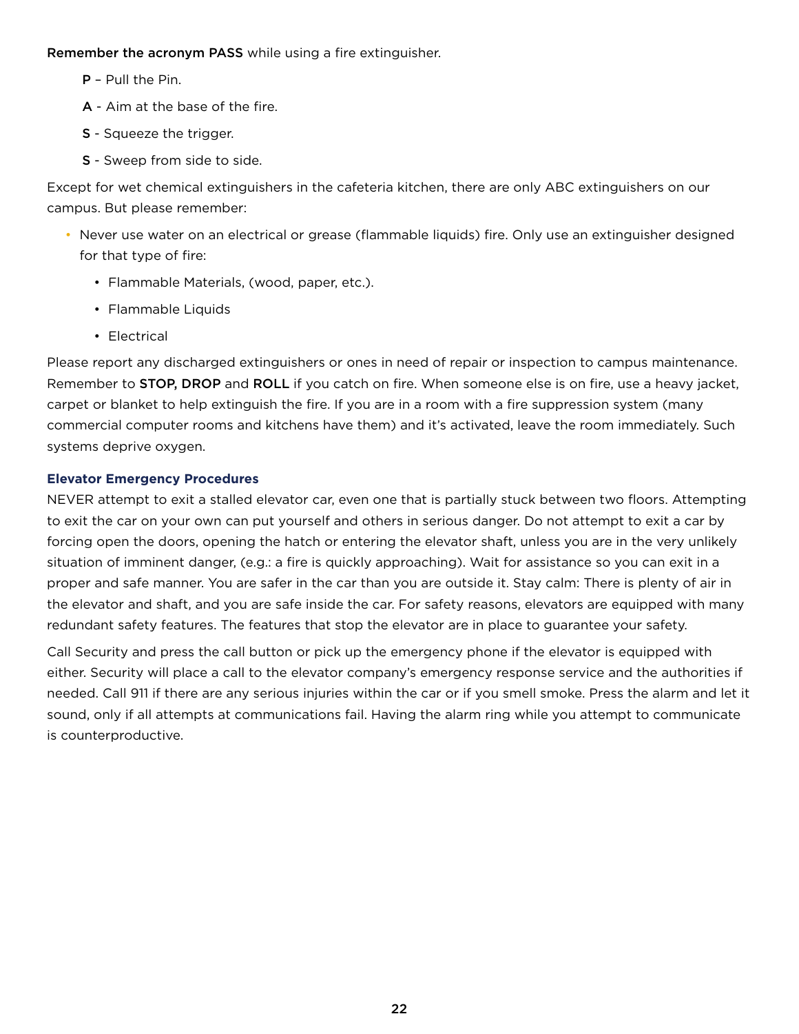**Remember the acronym PASS** while using a fire extinguisher.

**P** – Pull the Pin.

**A** - Aim at the base of the fire.

**S** - Squeeze the trigger.

**S** - Sweep from side to side.

Except for wet chemical extinguishers in the cafeteria kitchen, there are only ABC extinguishers on our campus. But please remember:

- Never use water on an electrical or grease (flammable liquids) fire. Only use an extinguisher designed for that type of fire:
  - Flammable Materials, (wood, paper, etc.).
  - Flammable Liquids
  - Electrical

Please report any discharged extinguishers or ones in need of repair or inspection to campus maintenance. Remember to **STOP, DROP** and **ROLL** if you catch on fire. When someone else is on fire, use a heavy jacket, carpet or blanket to help extinguish the fire. If you are in a room with a fire suppression system (many commercial computer rooms and kitchens have them) and it's activated, leave the room immediately. Such systems deprive oxygen.

### Elevator Emergency Procedures

NEVER attempt to exit a stalled elevator car, even one that is partially stuck between two floors. Attempting to exit the car on your own can put yourself and others in serious danger. Do not attempt to exit a car by forcing open the doors, opening the hatch or entering the elevator shaft, unless you are in the very unlikely situation of imminent danger, (e.g.: a fire is quickly approaching). Wait for assistance so you can exit in a proper and safe manner. You are safer in the car than you are outside it. Stay calm: There is plenty of air in the elevator and shaft, and you are safe inside the car. For safety reasons, elevators are equipped with many redundant safety features. The features that stop the elevator are in place to guarantee your safety.

Call Security and press the call button or pick up the emergency phone if the elevator is equipped with either. Security will place a call to the elevator company's emergency response service and the authorities if needed. Call 911 if there are any serious injuries within the car or if you smell smoke. Press the alarm and let it sound, only if all attempts at communications fail. Having the alarm ring while you attempt to communicate is counterproductive.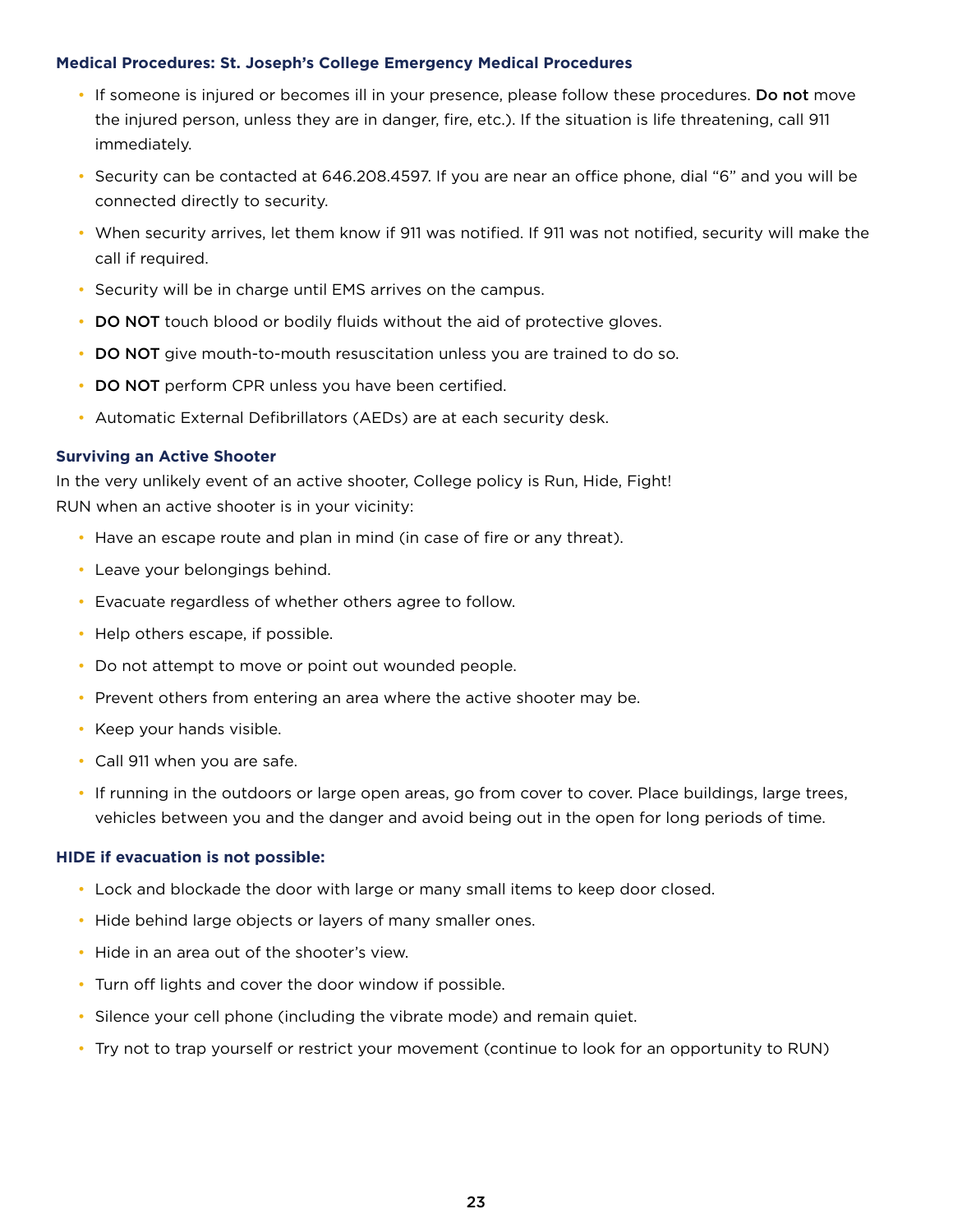### Medical Procedures: St. Joseph's College Emergency Medical Procedures

- If someone is injured or becomes ill in your presence, please follow these procedures. **Do not** move the injured person, unless they are in danger, fire, etc.). If the situation is life threatening, call 911 immediately.
- Security can be contacted at 646.208.4597. If you are near an office phone, dial "6" and you will be connected directly to security.
- When security arrives, let them know if 911 was notified. If 911 was not notified, security will make the call if required.
- Security will be in charge until EMS arrives on the campus.
- **DO NOT** touch blood or bodily fluids without the aid of protective gloves.
- **DO NOT** give mouth-to-mouth resuscitation unless you are trained to do so.
- **DO NOT** perform CPR unless you have been certified.
- Automatic External Defibrillators (AEDs) are at each security desk.

### Surviving an Active Shooter

In the very unlikely event of an active shooter, College policy is Run, Hide, Fight!
RUN when an active shooter is in your vicinity:

- Have an escape route and plan in mind (in case of fire or any threat).
- Leave your belongings behind.
- Evacuate regardless of whether others agree to follow.
- Help others escape, if possible.
- Do not attempt to move or point out wounded people.
- Prevent others from entering an area where the active shooter may be.
- Keep your hands visible.
- Call 911 when you are safe.
- If running in the outdoors or large open areas, go from cover to cover. Place buildings, large trees, vehicles between you and the danger and avoid being out in the open for long periods of time.

### HIDE if evacuation is not possible:

- Lock and blockade the door with large or many small items to keep door closed.
- Hide behind large objects or layers of many smaller ones.
- Hide in an area out of the shooter's view.
- Turn off lights and cover the door window if possible.
- Silence your cell phone (including the vibrate mode) and remain quiet.
- Try not to trap yourself or restrict your movement (continue to look for an opportunity to RUN)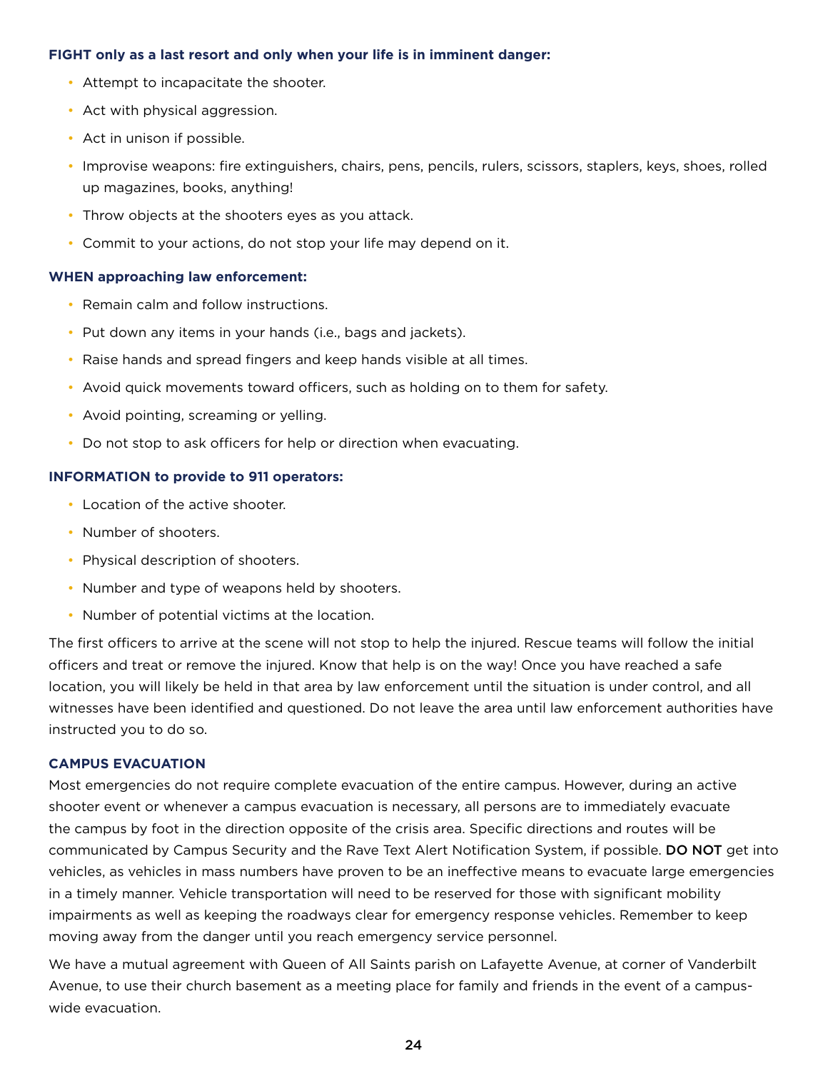**FIGHT only as a last resort and only when your life is in imminent danger:**

- Attempt to incapacitate the shooter.
- Act with physical aggression.
- Act in unison if possible.
- Improvise weapons: fire extinguishers, chairs, pens, pencils, rulers, scissors, staplers, keys, shoes, rolled up magazines, books, anything!
- Throw objects at the shooters eyes as you attack.
- Commit to your actions, do not stop your life may depend on it.

**WHEN approaching law enforcement:**

- Remain calm and follow instructions.
- Put down any items in your hands (i.e., bags and jackets).
- Raise hands and spread fingers and keep hands visible at all times.
- Avoid quick movements toward officers, such as holding on to them for safety.
- Avoid pointing, screaming or yelling.
- Do not stop to ask officers for help or direction when evacuating.

**INFORMATION to provide to 911 operators:**

- Location of the active shooter.
- Number of shooters.
- Physical description of shooters.
- Number and type of weapons held by shooters.
- Number of potential victims at the location.

The first officers to arrive at the scene will not stop to help the injured. Rescue teams will follow the initial officers and treat or remove the injured. Know that help is on the way! Once you have reached a safe location, you will likely be held in that area by law enforcement until the situation is under control, and all witnesses have been identified and questioned. Do not leave the area until law enforcement authorities have instructed you to do so.

**CAMPUS EVACUATION**

Most emergencies do not require complete evacuation of the entire campus. However, during an active shooter event or whenever a campus evacuation is necessary, all persons are to immediately evacuate the campus by foot in the direction opposite of the crisis area. Specific directions and routes will be communicated by Campus Security and the Rave Text Alert Notification System, if possible. **DO NOT** get into vehicles, as vehicles in mass numbers have proven to be an ineffective means to evacuate large emergencies in a timely manner. Vehicle transportation will need to be reserved for those with significant mobility impairments as well as keeping the roadways clear for emergency response vehicles. Remember to keep moving away from the danger until you reach emergency service personnel.

We have a mutual agreement with Queen of All Saints parish on Lafayette Avenue, at corner of Vanderbilt Avenue, to use their church basement as a meeting place for family and friends in the event of a campus-wide evacuation.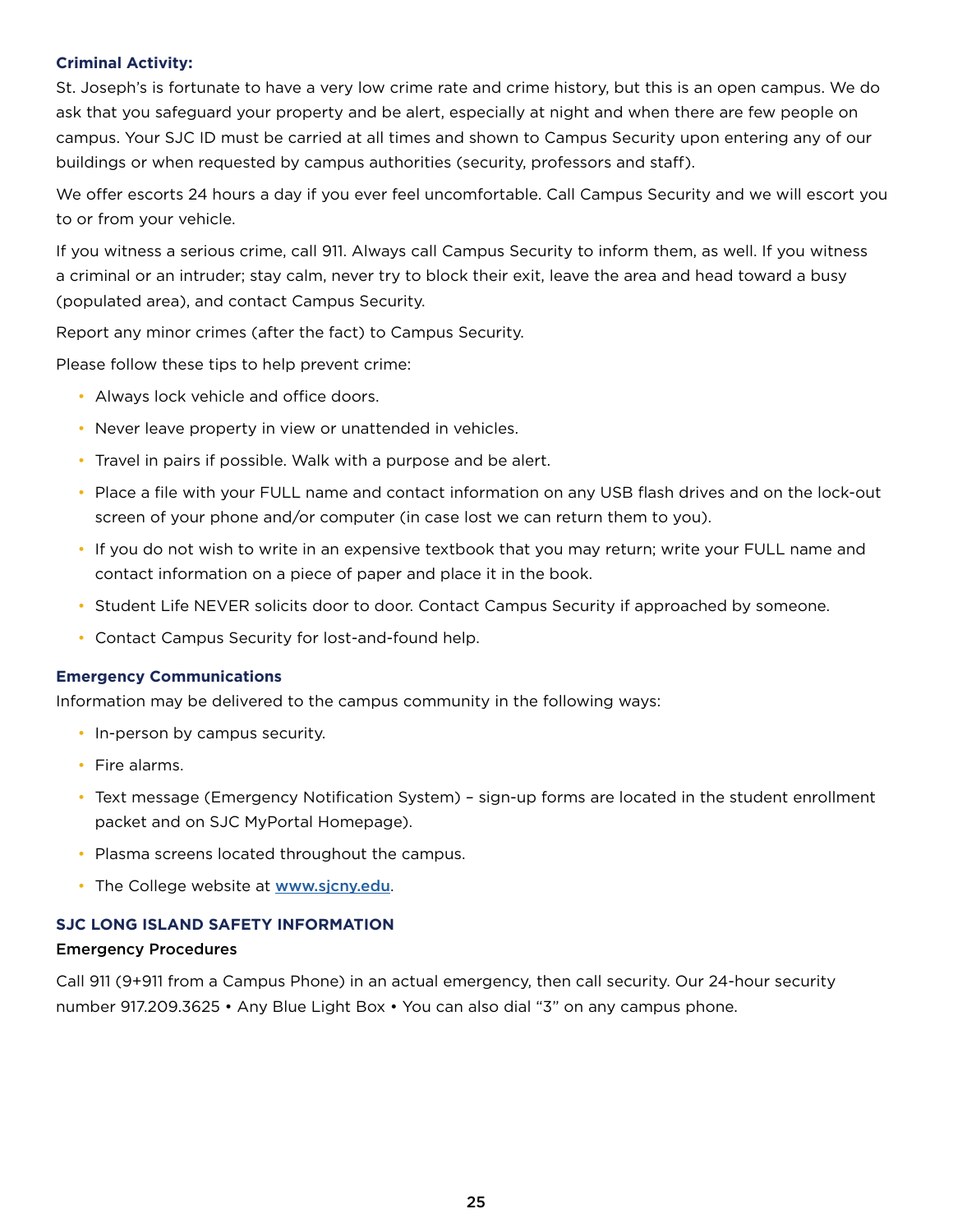### Criminal Activity:

St. Joseph's is fortunate to have a very low crime rate and crime history, but this is an open campus. We do ask that you safeguard your property and be alert, especially at night and when there are few people on campus. Your SJC ID must be carried at all times and shown to Campus Security upon entering any of our buildings or when requested by campus authorities (security, professors and staff).

We offer escorts 24 hours a day if you ever feel uncomfortable. Call Campus Security and we will escort you to or from your vehicle.

If you witness a serious crime, call 911. Always call Campus Security to inform them, as well. If you witness a criminal or an intruder; stay calm, never try to block their exit, leave the area and head toward a busy (populated area), and contact Campus Security.

Report any minor crimes (after the fact) to Campus Security.

Please follow these tips to help prevent crime:

- Always lock vehicle and office doors.
- Never leave property in view or unattended in vehicles.
- Travel in pairs if possible. Walk with a purpose and be alert.
- Place a file with your FULL name and contact information on any USB flash drives and on the lock-out screen of your phone and/or computer (in case lost we can return them to you).
- If you do not wish to write in an expensive textbook that you may return; write your FULL name and contact information on a piece of paper and place it in the book.
- Student Life NEVER solicits door to door. Contact Campus Security if approached by someone.
- Contact Campus Security for lost-and-found help.

### Emergency Communications

Information may be delivered to the campus community in the following ways:

- In-person by campus security.
- Fire alarms.
- Text message (Emergency Notification System) – sign-up forms are located in the student enrollment packet and on SJC MyPortal Homepage).
- Plasma screens located throughout the campus.
- The College website at [www.sjcny.edu](www.sjcny.edu).

## SJC LONG ISLAND SAFETY INFORMATION

### Emergency Procedures

Call 911 (9+911 from a Campus Phone) in an actual emergency, then call security. Our 24-hour security number 917.209.3625 • Any Blue Light Box • You can also dial "3" on any campus phone.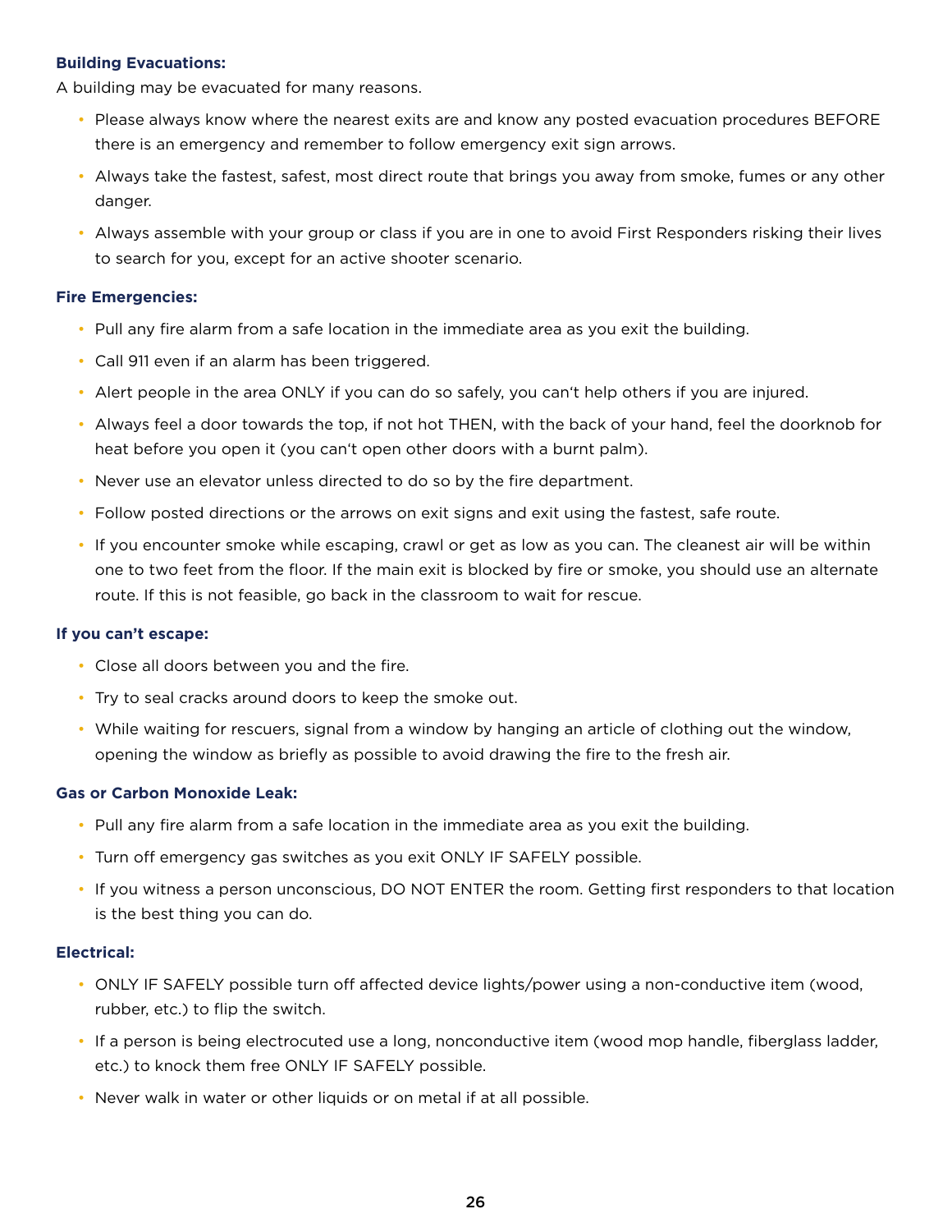**Building Evacuations:**

A building may be evacuated for many reasons.

- Please always know where the nearest exits are and know any posted evacuation procedures BEFORE there is an emergency and remember to follow emergency exit sign arrows.
- Always take the fastest, safest, most direct route that brings you away from smoke, fumes or any other danger.
- Always assemble with your group or class if you are in one to avoid First Responders risking their lives to search for you, except for an active shooter scenario.

**Fire Emergencies:**

- Pull any fire alarm from a safe location in the immediate area as you exit the building.
- Call 911 even if an alarm has been triggered.
- Alert people in the area ONLY if you can do so safely, you can't help others if you are injured.
- Always feel a door towards the top, if not hot THEN, with the back of your hand, feel the doorknob for heat before you open it (you can't open other doors with a burnt palm).
- Never use an elevator unless directed to do so by the fire department.
- Follow posted directions or the arrows on exit signs and exit using the fastest, safe route.
- If you encounter smoke while escaping, crawl or get as low as you can. The cleanest air will be within one to two feet from the floor. If the main exit is blocked by fire or smoke, you should use an alternate route. If this is not feasible, go back in the classroom to wait for rescue.

**If you can't escape:**

- Close all doors between you and the fire.
- Try to seal cracks around doors to keep the smoke out.
- While waiting for rescuers, signal from a window by hanging an article of clothing out the window, opening the window as briefly as possible to avoid drawing the fire to the fresh air.

**Gas or Carbon Monoxide Leak:**

- Pull any fire alarm from a safe location in the immediate area as you exit the building.
- Turn off emergency gas switches as you exit ONLY IF SAFELY possible.
- If you witness a person unconscious, DO NOT ENTER the room. Getting first responders to that location is the best thing you can do.

**Electrical:**

- ONLY IF SAFELY possible turn off affected device lights/power using a non-conductive item (wood, rubber, etc.) to flip the switch.
- If a person is being electrocuted use a long, nonconductive item (wood mop handle, fiberglass ladder, etc.) to knock them free ONLY IF SAFELY possible.
- Never walk in water or other liquids or on metal if at all possible.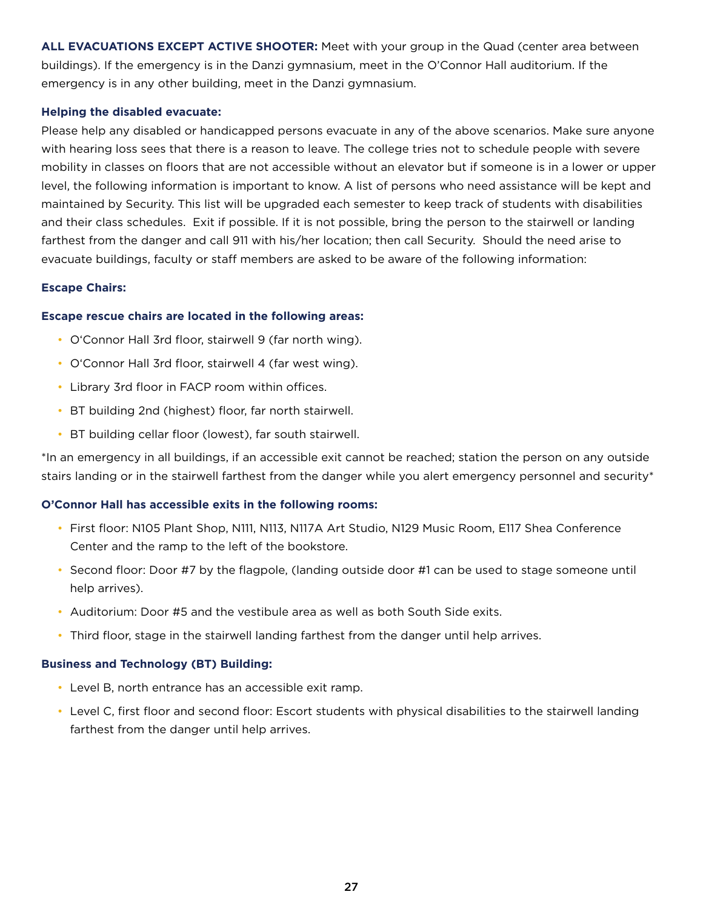**ALL EVACUATIONS EXCEPT ACTIVE SHOOTER:** Meet with your group in the Quad (center area between buildings). If the emergency is in the Danzi gymnasium, meet in the O'Connor Hall auditorium. If the emergency is in any other building, meet in the Danzi gymnasium.

**Helping the disabled evacuate:**

Please help any disabled or handicapped persons evacuate in any of the above scenarios. Make sure anyone with hearing loss sees that there is a reason to leave. The college tries not to schedule people with severe mobility in classes on floors that are not accessible without an elevator but if someone is in a lower or upper level, the following information is important to know. A list of persons who need assistance will be kept and maintained by Security. This list will be upgraded each semester to keep track of students with disabilities and their class schedules. Exit if possible. If it is not possible, bring the person to the stairwell or landing farthest from the danger and call 911 with his/her location; then call Security. Should the need arise to evacuate buildings, faculty or staff members are asked to be aware of the following information:

**Escape Chairs:**

**Escape rescue chairs are located in the following areas:**

- O'Connor Hall 3rd floor, stairwell 9 (far north wing).
- O'Connor Hall 3rd floor, stairwell 4 (far west wing).
- Library 3rd floor in FACP room within offices.
- BT building 2nd (highest) floor, far north stairwell.
- BT building cellar floor (lowest), far south stairwell.

*In an emergency in all buildings, if an accessible exit cannot be reached; station the person on any outside stairs landing or in the stairwell farthest from the danger while you alert emergency personnel and security*

**O'Connor Hall has accessible exits in the following rooms:**

- First floor: N105 Plant Shop, N111, N113, N117A Art Studio, N129 Music Room, E117 Shea Conference Center and the ramp to the left of the bookstore.
- Second floor: Door #7 by the flagpole, (landing outside door #1 can be used to stage someone until help arrives).
- Auditorium: Door #5 and the vestibule area as well as both South Side exits.
- Third floor, stage in the stairwell landing farthest from the danger until help arrives.

**Business and Technology (BT) Building:**

- Level B, north entrance has an accessible exit ramp.
- Level C, first floor and second floor: Escort students with physical disabilities to the stairwell landing farthest from the danger until help arrives.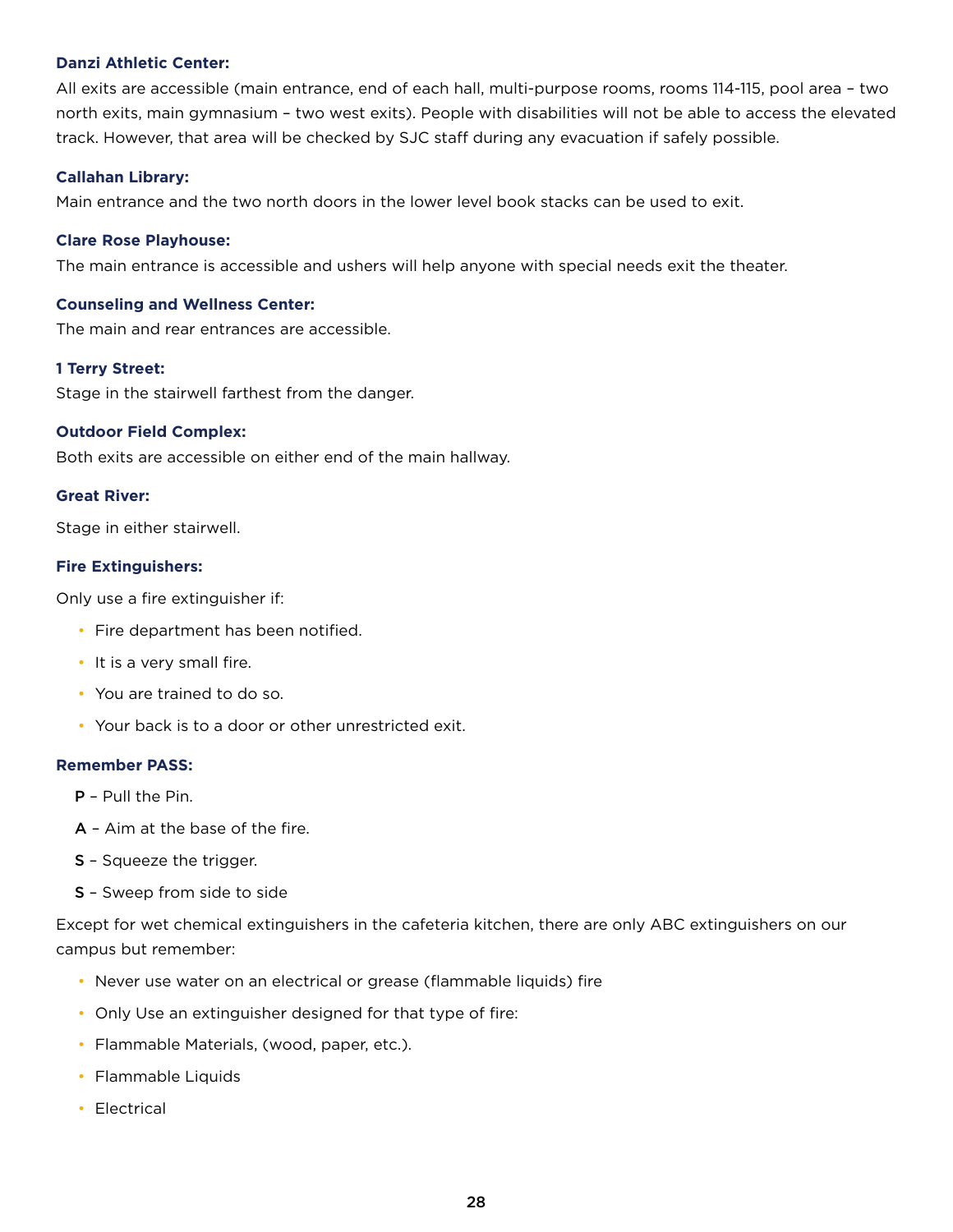**Danzi Athletic Center:**

All exits are accessible (main entrance, end of each hall, multi-purpose rooms, rooms 114-115, pool area – two north exits, main gymnasium – two west exits). People with disabilities will not be able to access the elevated track. However, that area will be checked by SJC staff during any evacuation if safely possible.

**Callahan Library:**

Main entrance and the two north doors in the lower level book stacks can be used to exit.

**Clare Rose Playhouse:**

The main entrance is accessible and ushers will help anyone with special needs exit the theater.

**Counseling and Wellness Center:**

The main and rear entrances are accessible.

**1 Terry Street:**

Stage in the stairwell farthest from the danger.

**Outdoor Field Complex:**

Both exits are accessible on either end of the main hallway.

**Great River:**

Stage in either stairwell.

**Fire Extinguishers:**

Only use a fire extinguisher if:

- Fire department has been notified.
- It is a very small fire.
- You are trained to do so.
- Your back is to a door or other unrestricted exit.

**Remember PASS:**

**P** – Pull the Pin.

**A** – Aim at the base of the fire.

**S** – Squeeze the trigger.

**S** – Sweep from side to side

Except for wet chemical extinguishers in the cafeteria kitchen, there are only ABC extinguishers on our campus but remember:

- Never use water on an electrical or grease (flammable liquids) fire
- Only Use an extinguisher designed for that type of fire:
- Flammable Materials, (wood, paper, etc.).
- Flammable Liquids
- Electrical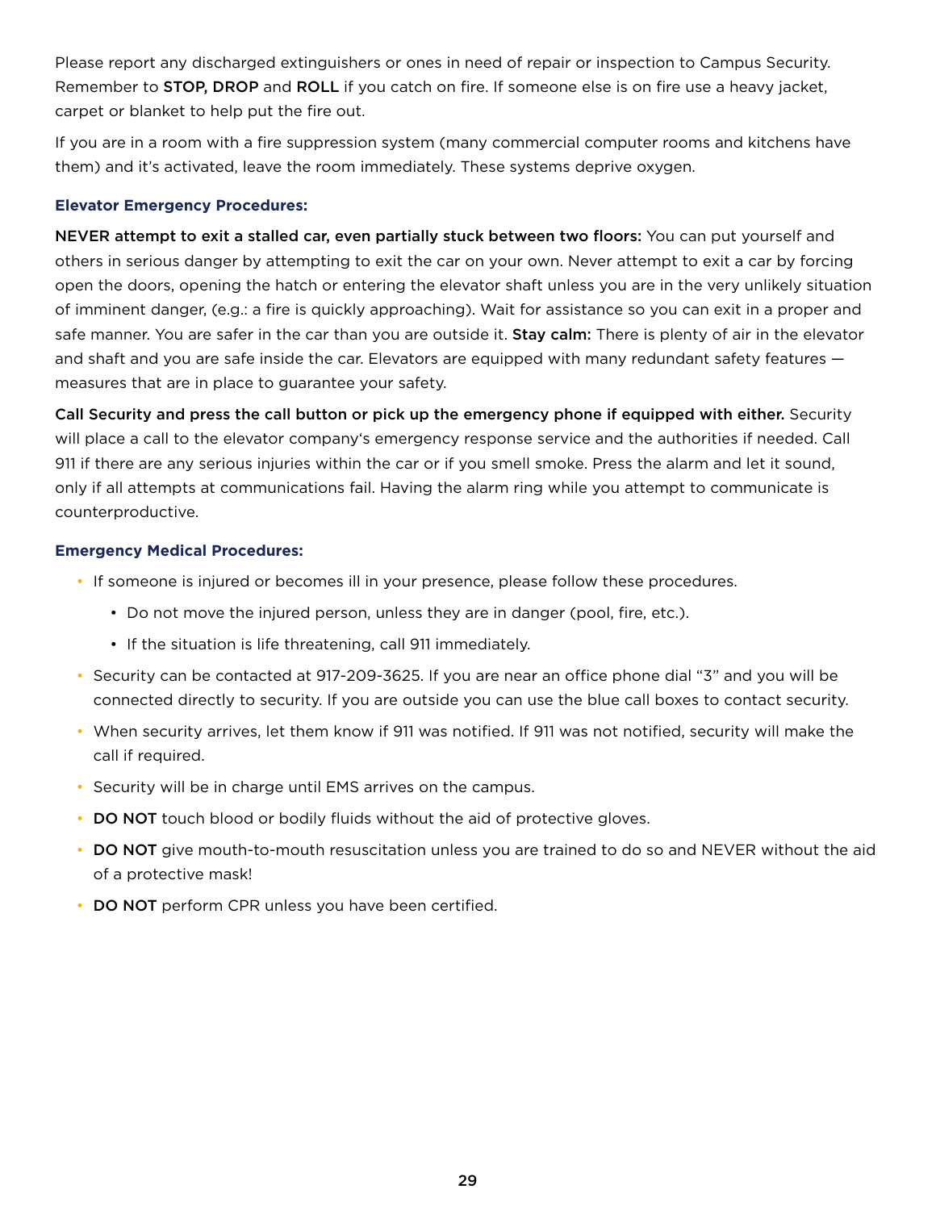Please report any discharged extinguishers or ones in need of repair or inspection to Campus Security. Remember to **STOP, DROP** and **ROLL** if you catch on fire. If someone else is on fire use a heavy jacket, carpet or blanket to help put the fire out.

If you are in a room with a fire suppression system (many commercial computer rooms and kitchens have them) and it's activated, leave the room immediately. These systems deprive oxygen.

### Elevator Emergency Procedures:

**NEVER attempt to exit a stalled car, even partially stuck between two floors:** You can put yourself and others in serious danger by attempting to exit the car on your own. Never attempt to exit a car by forcing open the doors, opening the hatch or entering the elevator shaft unless you are in the very unlikely situation of imminent danger, (e.g.: a fire is quickly approaching). Wait for assistance so you can exit in a proper and safe manner. You are safer in the car than you are outside it. **Stay calm:** There is plenty of air in the elevator and shaft and you are safe inside the car. Elevators are equipped with many redundant safety features — measures that are in place to guarantee your safety.

**Call Security and press the call button or pick up the emergency phone if equipped with either.** Security will place a call to the elevator company's emergency response service and the authorities if needed. Call 911 if there are any serious injuries within the car or if you smell smoke. Press the alarm and let it sound, only if all attempts at communications fail. Having the alarm ring while you attempt to communicate is counterproductive.

### Emergency Medical Procedures:

- If someone is injured or becomes ill in your presence, please follow these procedures.
  - Do not move the injured person, unless they are in danger (pool, fire, etc.).
  - If the situation is life threatening, call 911 immediately.
- Security can be contacted at 917-209-3625. If you are near an office phone dial "3" and you will be connected directly to security. If you are outside you can use the blue call boxes to contact security.
- When security arrives, let them know if 911 was notified. If 911 was not notified, security will make the call if required.
- Security will be in charge until EMS arrives on the campus.
- **DO NOT** touch blood or bodily fluids without the aid of protective gloves.
- **DO NOT** give mouth-to-mouth resuscitation unless you are trained to do so and NEVER without the aid of a protective mask!
- **DO NOT** perform CPR unless you have been certified.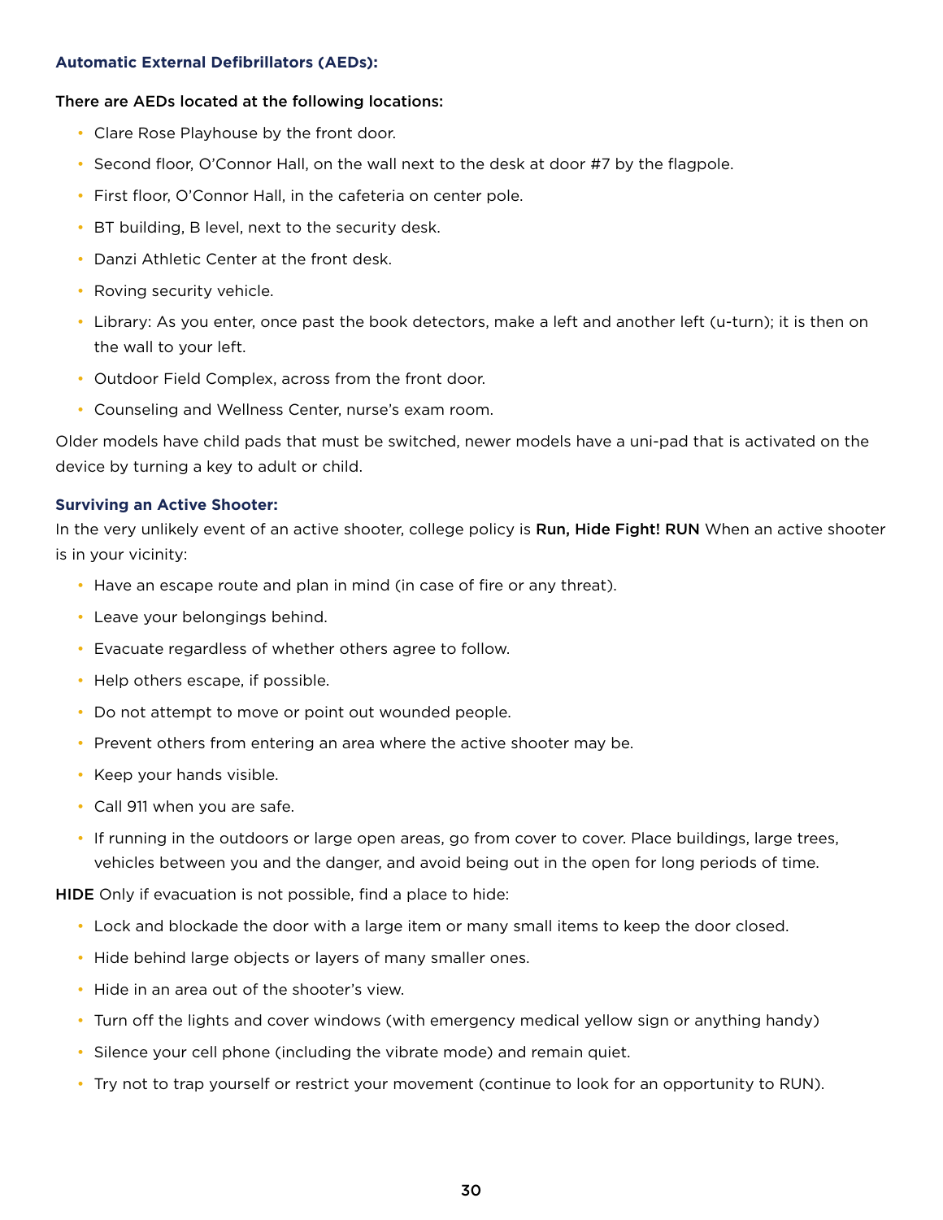### Automatic External Defibrillators (AEDs):

**There are AEDs located at the following locations:**

- Clare Rose Playhouse by the front door.
- Second floor, O'Connor Hall, on the wall next to the desk at door #7 by the flagpole.
- First floor, O'Connor Hall, in the cafeteria on center pole.
- BT building, B level, next to the security desk.
- Danzi Athletic Center at the front desk.
- Roving security vehicle.
- Library: As you enter, once past the book detectors, make a left and another left (u-turn); it is then on the wall to your left.
- Outdoor Field Complex, across from the front door.
- Counseling and Wellness Center, nurse's exam room.

Older models have child pads that must be switched, newer models have a uni-pad that is activated on the device by turning a key to adult or child.

### Surviving an Active Shooter:

In the very unlikely event of an active shooter, college policy is **Run, Hide Fight! RUN** When an active shooter is in your vicinity:

- Have an escape route and plan in mind (in case of fire or any threat).
- Leave your belongings behind.
- Evacuate regardless of whether others agree to follow.
- Help others escape, if possible.
- Do not attempt to move or point out wounded people.
- Prevent others from entering an area where the active shooter may be.
- Keep your hands visible.
- Call 911 when you are safe.
- If running in the outdoors or large open areas, go from cover to cover. Place buildings, large trees, vehicles between you and the danger, and avoid being out in the open for long periods of time.

**HIDE** Only if evacuation is not possible, find a place to hide:

- Lock and blockade the door with a large item or many small items to keep the door closed.
- Hide behind large objects or layers of many smaller ones.
- Hide in an area out of the shooter's view.
- Turn off the lights and cover windows (with emergency medical yellow sign or anything handy)
- Silence your cell phone (including the vibrate mode) and remain quiet.
- Try not to trap yourself or restrict your movement (continue to look for an opportunity to RUN).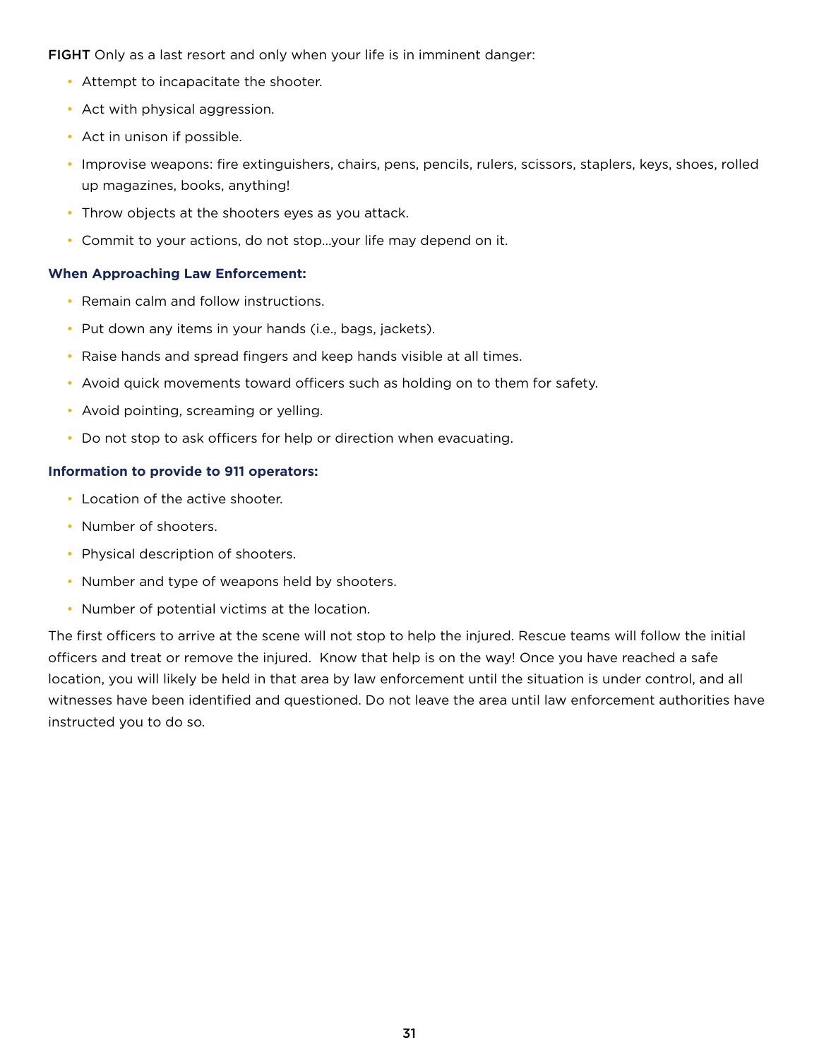**FIGHT** Only as a last resort and only when your life is in imminent danger:

- Attempt to incapacitate the shooter.
- Act with physical aggression.
- Act in unison if possible.
- Improvise weapons: fire extinguishers, chairs, pens, pencils, rulers, scissors, staplers, keys, shoes, rolled up magazines, books, anything!
- Throw objects at the shooters eyes as you attack.
- Commit to your actions, do not stop…your life may depend on it.

**When Approaching Law Enforcement:**

- Remain calm and follow instructions.
- Put down any items in your hands (i.e., bags, jackets).
- Raise hands and spread fingers and keep hands visible at all times.
- Avoid quick movements toward officers such as holding on to them for safety.
- Avoid pointing, screaming or yelling.
- Do not stop to ask officers for help or direction when evacuating.

**Information to provide to 911 operators:**

- Location of the active shooter.
- Number of shooters.
- Physical description of shooters.
- Number and type of weapons held by shooters.
- Number of potential victims at the location.

The first officers to arrive at the scene will not stop to help the injured. Rescue teams will follow the initial officers and treat or remove the injured. Know that help is on the way! Once you have reached a safe location, you will likely be held in that area by law enforcement until the situation is under control, and all witnesses have been identified and questioned. Do not leave the area until law enforcement authorities have instructed you to do so.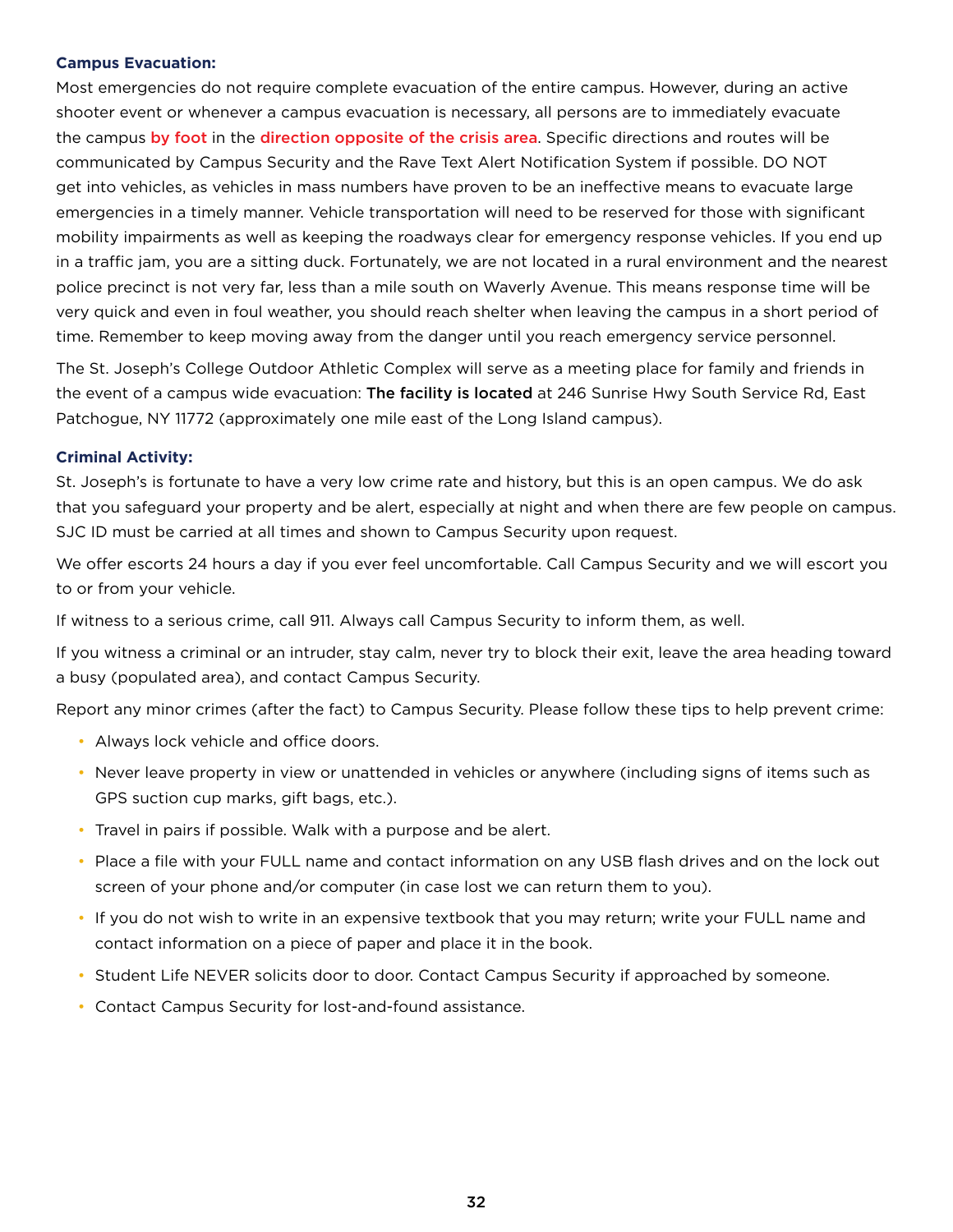### Campus Evacuation:

Most emergencies do not require complete evacuation of the entire campus. However, during an active shooter event or whenever a campus evacuation is necessary, all persons are to immediately evacuate the campus **by foot** in the **direction opposite of the crisis area**. Specific directions and routes will be communicated by Campus Security and the Rave Text Alert Notification System if possible. DO NOT get into vehicles, as vehicles in mass numbers have proven to be an ineffective means to evacuate large emergencies in a timely manner. Vehicle transportation will need to be reserved for those with significant mobility impairments as well as keeping the roadways clear for emergency response vehicles. If you end up in a traffic jam, you are a sitting duck. Fortunately, we are not located in a rural environment and the nearest police precinct is not very far, less than a mile south on Waverly Avenue. This means response time will be very quick and even in foul weather, you should reach shelter when leaving the campus in a short period of time. Remember to keep moving away from the danger until you reach emergency service personnel.

The St. Joseph's College Outdoor Athletic Complex will serve as a meeting place for family and friends in the event of a campus wide evacuation: The facility is located at 246 Sunrise Hwy South Service Rd, East Patchogue, NY 11772 (approximately one mile east of the Long Island campus).

### Criminal Activity:

St. Joseph's is fortunate to have a very low crime rate and history, but this is an open campus. We do ask that you safeguard your property and be alert, especially at night and when there are few people on campus. SJC ID must be carried at all times and shown to Campus Security upon request.

We offer escorts 24 hours a day if you ever feel uncomfortable. Call Campus Security and we will escort you to or from your vehicle.

If witness to a serious crime, call 911. Always call Campus Security to inform them, as well.

If you witness a criminal or an intruder, stay calm, never try to block their exit, leave the area heading toward a busy (populated area), and contact Campus Security.

Report any minor crimes (after the fact) to Campus Security. Please follow these tips to help prevent crime:

- Always lock vehicle and office doors.
- Never leave property in view or unattended in vehicles or anywhere (including signs of items such as GPS suction cup marks, gift bags, etc.).
- Travel in pairs if possible. Walk with a purpose and be alert.
- Place a file with your FULL name and contact information on any USB flash drives and on the lock out screen of your phone and/or computer (in case lost we can return them to you).
- If you do not wish to write in an expensive textbook that you may return; write your FULL name and contact information on a piece of paper and place it in the book.
- Student Life NEVER solicits door to door. Contact Campus Security if approached by someone.
- Contact Campus Security for lost-and-found assistance.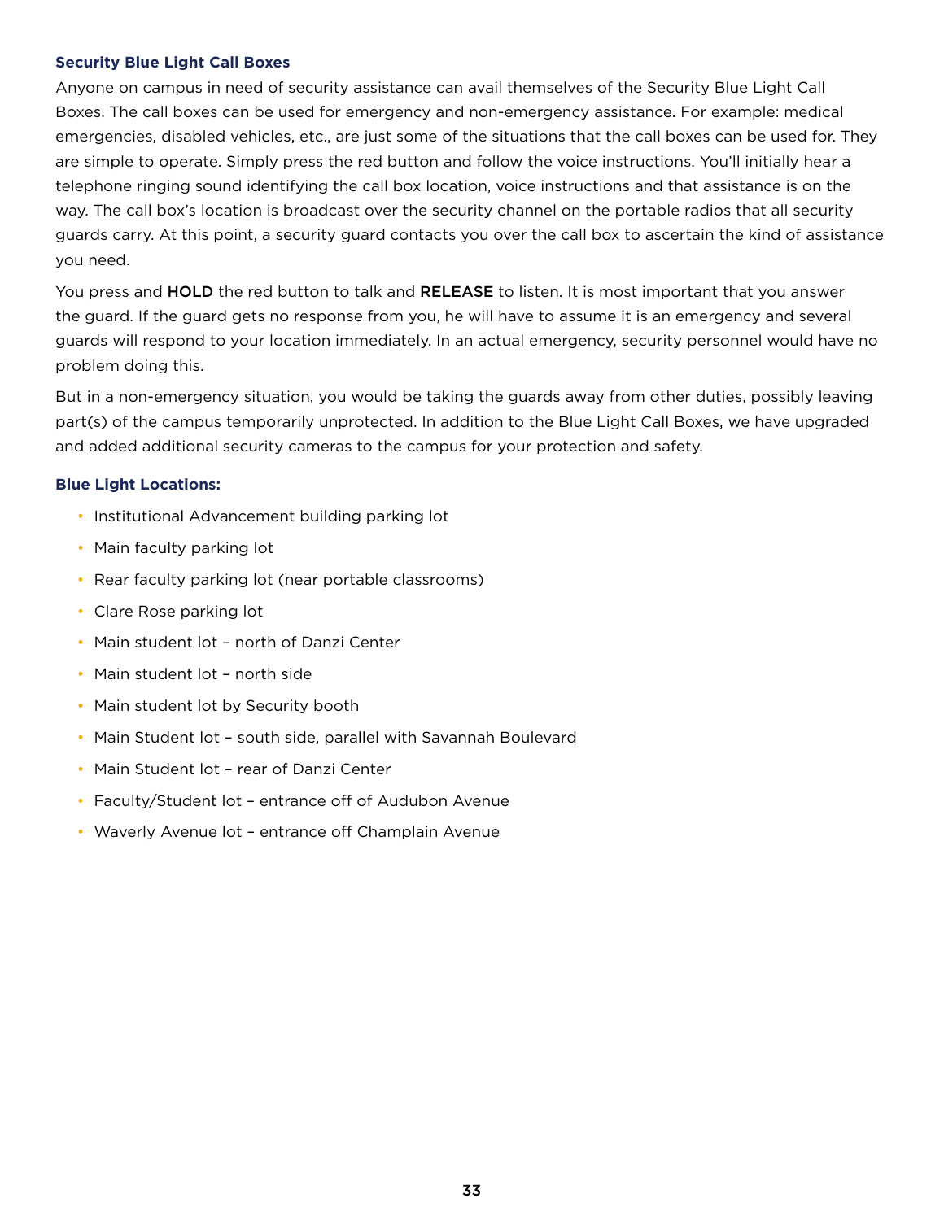### Security Blue Light Call Boxes

Anyone on campus in need of security assistance can avail themselves of the Security Blue Light Call Boxes. The call boxes can be used for emergency and non-emergency assistance. For example: medical emergencies, disabled vehicles, etc., are just some of the situations that the call boxes can be used for. They are simple to operate. Simply press the red button and follow the voice instructions. You'll initially hear a telephone ringing sound identifying the call box location, voice instructions and that assistance is on the way. The call box's location is broadcast over the security channel on the portable radios that all security guards carry. At this point, a security guard contacts you over the call box to ascertain the kind of assistance you need.

You press and **HOLD** the red button to talk and **RELEASE** to listen. It is most important that you answer the guard. If the guard gets no response from you, he will have to assume it is an emergency and several guards will respond to your location immediately. In an actual emergency, security personnel would have no problem doing this.

But in a non-emergency situation, you would be taking the guards away from other duties, possibly leaving part(s) of the campus temporarily unprotected. In addition to the Blue Light Call Boxes, we have upgraded and added additional security cameras to the campus for your protection and safety.

### Blue Light Locations:

- Institutional Advancement building parking lot
- Main faculty parking lot
- Rear faculty parking lot (near portable classrooms)
- Clare Rose parking lot
- Main student lot – north of Danzi Center
- Main student lot – north side
- Main student lot by Security booth
- Main Student lot – south side, parallel with Savannah Boulevard
- Main Student lot – rear of Danzi Center
- Faculty/Student lot – entrance off of Audubon Avenue
- Waverly Avenue lot – entrance off Champlain Avenue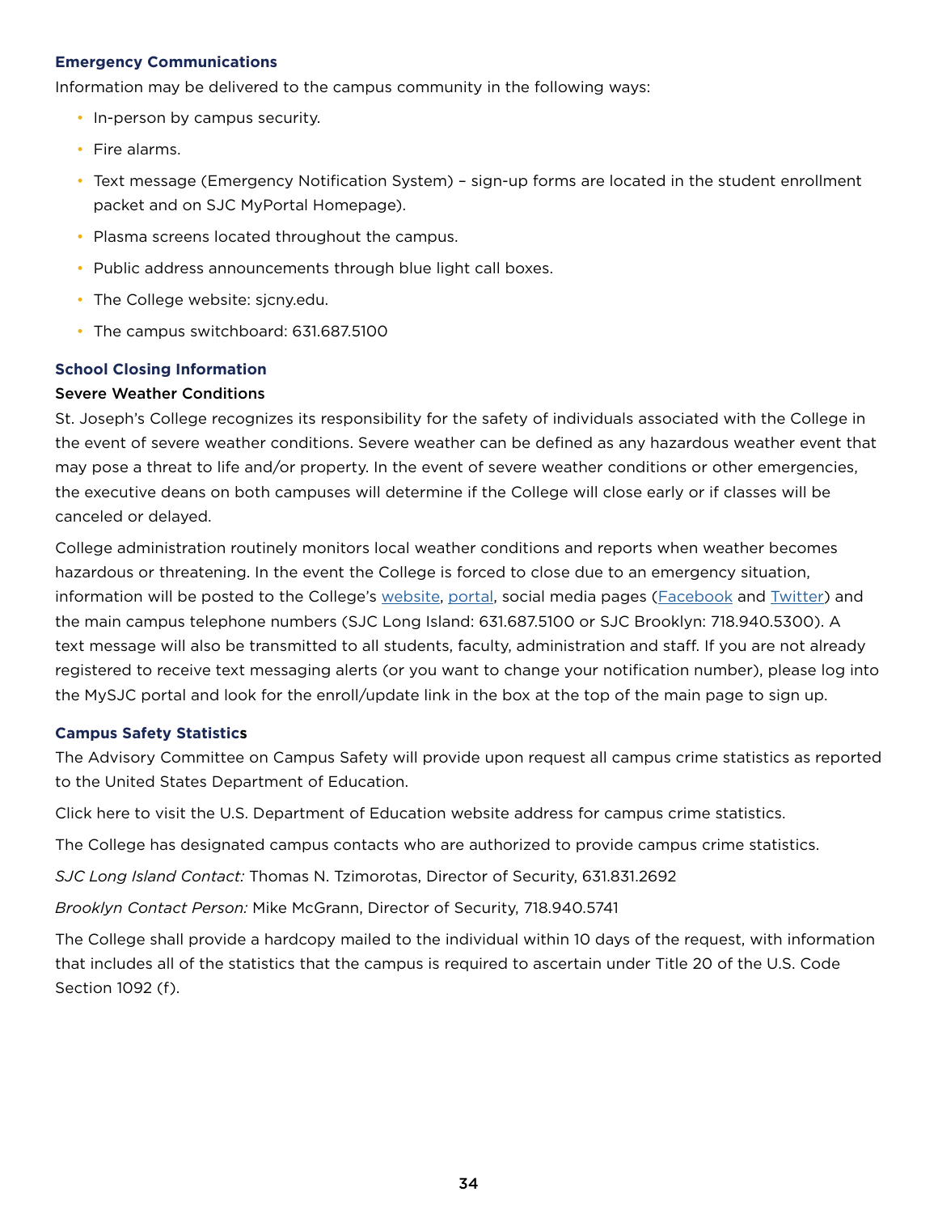### Emergency Communications

Information may be delivered to the campus community in the following ways:

- In-person by campus security.
- Fire alarms.
- Text message (Emergency Notification System) – sign-up forms are located in the student enrollment packet and on SJC MyPortal Homepage).
- Plasma screens located throughout the campus.
- Public address announcements through blue light call boxes.
- The College website: sjcny.edu.
- The campus switchboard: 631.687.5100

### School Closing Information

#### Severe Weather Conditions

St. Joseph's College recognizes its responsibility for the safety of individuals associated with the College in the event of severe weather conditions. Severe weather can be defined as any hazardous weather event that may pose a threat to life and/or property. In the event of severe weather conditions or other emergencies, the executive deans on both campuses will determine if the College will close early or if classes will be canceled or delayed.

College administration routinely monitors local weather conditions and reports when weather becomes hazardous or threatening. In the event the College is forced to close due to an emergency situation, information will be posted to the College's website, portal, social media pages (Facebook and Twitter) and the main campus telephone numbers (SJC Long Island: 631.687.5100 or SJC Brooklyn: 718.940.5300). A text message will also be transmitted to all students, faculty, administration and staff. If you are not already registered to receive text messaging alerts (or you want to change your notification number), please log into the MySJC portal and look for the enroll/update link in the box at the top of the main page to sign up.

### Campus Safety Statistics

The Advisory Committee on Campus Safety will provide upon request all campus crime statistics as reported to the United States Department of Education.

Click here to visit the U.S. Department of Education website address for campus crime statistics.

The College has designated campus contacts who are authorized to provide campus crime statistics.

*SJC Long Island Contact:* Thomas N. Tzimorotas, Director of Security, 631.831.2692

*Brooklyn Contact Person:* Mike McGrann, Director of Security, 718.940.5741

The College shall provide a hardcopy mailed to the individual within 10 days of the request, with information that includes all of the statistics that the campus is required to ascertain under Title 20 of the U.S. Code Section 1092 (f).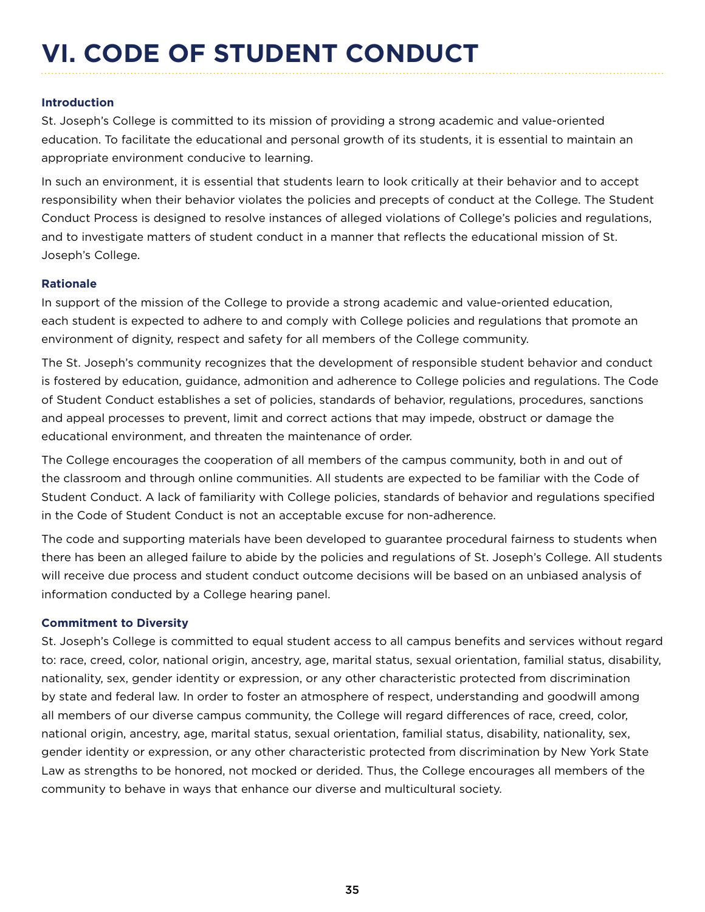# VI. CODE OF STUDENT CONDUCT

### Introduction

St. Joseph's College is committed to its mission of providing a strong academic and value-oriented education. To facilitate the educational and personal growth of its students, it is essential to maintain an appropriate environment conducive to learning.

In such an environment, it is essential that students learn to look critically at their behavior and to accept responsibility when their behavior violates the policies and precepts of conduct at the College. The Student Conduct Process is designed to resolve instances of alleged violations of College's policies and regulations, and to investigate matters of student conduct in a manner that reflects the educational mission of St. Joseph's College.

### Rationale

In support of the mission of the College to provide a strong academic and value-oriented education, each student is expected to adhere to and comply with College policies and regulations that promote an environment of dignity, respect and safety for all members of the College community.

The St. Joseph's community recognizes that the development of responsible student behavior and conduct is fostered by education, guidance, admonition and adherence to College policies and regulations. The Code of Student Conduct establishes a set of policies, standards of behavior, regulations, procedures, sanctions and appeal processes to prevent, limit and correct actions that may impede, obstruct or damage the educational environment, and threaten the maintenance of order.

The College encourages the cooperation of all members of the campus community, both in and out of the classroom and through online communities. All students are expected to be familiar with the Code of Student Conduct. A lack of familiarity with College policies, standards of behavior and regulations specified in the Code of Student Conduct is not an acceptable excuse for non-adherence.

The code and supporting materials have been developed to guarantee procedural fairness to students when there has been an alleged failure to abide by the policies and regulations of St. Joseph's College. All students will receive due process and student conduct outcome decisions will be based on an unbiased analysis of information conducted by a College hearing panel.

### Commitment to Diversity

St. Joseph's College is committed to equal student access to all campus benefits and services without regard to: race, creed, color, national origin, ancestry, age, marital status, sexual orientation, familial status, disability, nationality, sex, gender identity or expression, or any other characteristic protected from discrimination by state and federal law. In order to foster an atmosphere of respect, understanding and goodwill among all members of our diverse campus community, the College will regard differences of race, creed, color, national origin, ancestry, age, marital status, sexual orientation, familial status, disability, nationality, sex, gender identity or expression, or any other characteristic protected from discrimination by New York State Law as strengths to be honored, not mocked or derided. Thus, the College encourages all members of the community to behave in ways that enhance our diverse and multicultural society.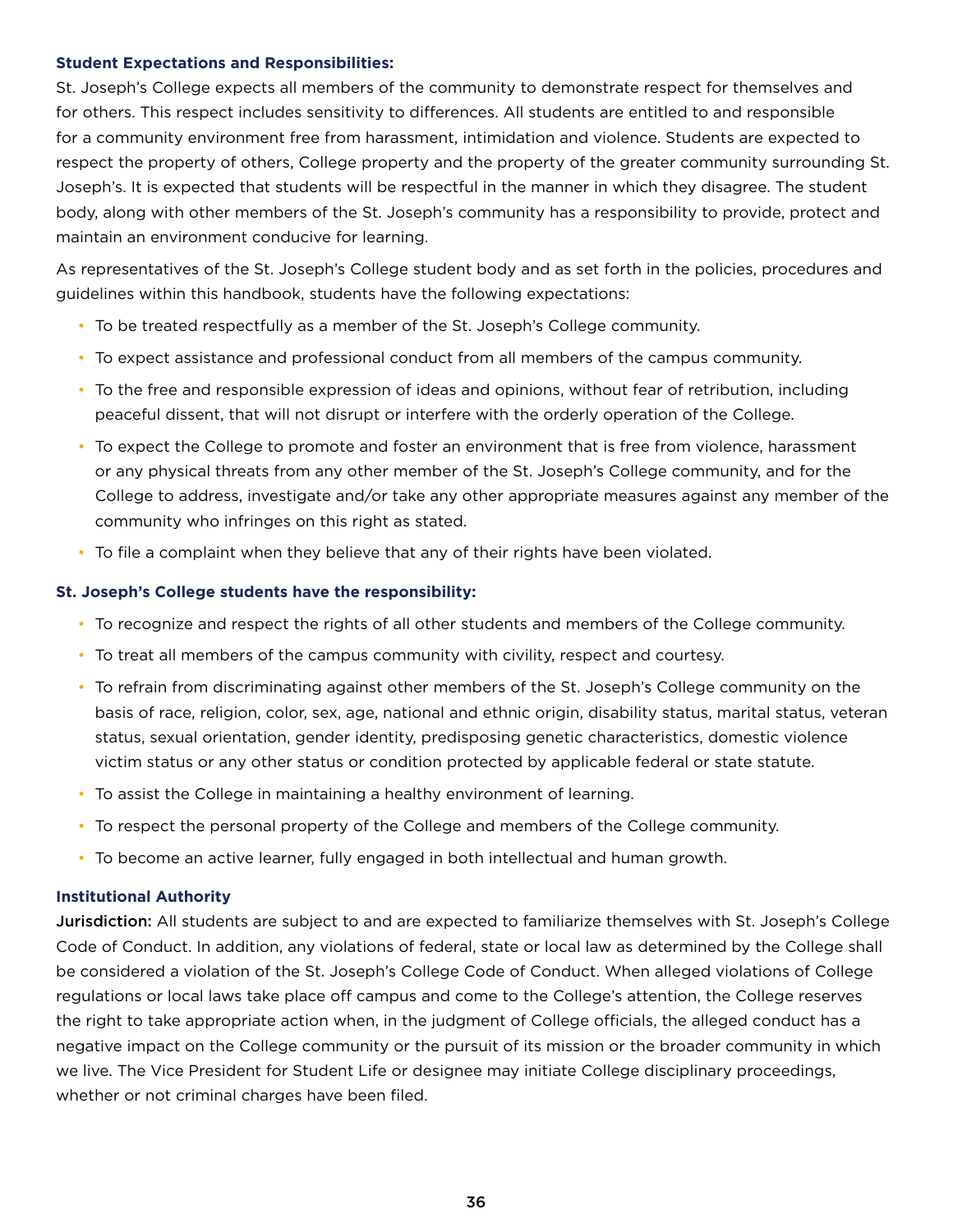### Student Expectations and Responsibilities:

St. Joseph's College expects all members of the community to demonstrate respect for themselves and for others. This respect includes sensitivity to differences. All students are entitled to and responsible for a community environment free from harassment, intimidation and violence. Students are expected to respect the property of others, College property and the property of the greater community surrounding St. Joseph's. It is expected that students will be respectful in the manner in which they disagree. The student body, along with other members of the St. Joseph's community has a responsibility to provide, protect and maintain an environment conducive for learning.

As representatives of the St. Joseph's College student body and as set forth in the policies, procedures and guidelines within this handbook, students have the following expectations:

- To be treated respectfully as a member of the St. Joseph's College community.
- To expect assistance and professional conduct from all members of the campus community.
- To the free and responsible expression of ideas and opinions, without fear of retribution, including peaceful dissent, that will not disrupt or interfere with the orderly operation of the College.
- To expect the College to promote and foster an environment that is free from violence, harassment or any physical threats from any other member of the St. Joseph's College community, and for the College to address, investigate and/or take any other appropriate measures against any member of the community who infringes on this right as stated.
- To file a complaint when they believe that any of their rights have been violated.

### St. Joseph's College students have the responsibility:

- To recognize and respect the rights of all other students and members of the College community.
- To treat all members of the campus community with civility, respect and courtesy.
- To refrain from discriminating against other members of the St. Joseph's College community on the basis of race, religion, color, sex, age, national and ethnic origin, disability status, marital status, veteran status, sexual orientation, gender identity, predisposing genetic characteristics, domestic violence victim status or any other status or condition protected by applicable federal or state statute.
- To assist the College in maintaining a healthy environment of learning.
- To respect the personal property of the College and members of the College community.
- To become an active learner, fully engaged in both intellectual and human growth.

### Institutional Authority

**Jurisdiction:** All students are subject to and are expected to familiarize themselves with St. Joseph's College Code of Conduct. In addition, any violations of federal, state or local law as determined by the College shall be considered a violation of the St. Joseph's College Code of Conduct. When alleged violations of College regulations or local laws take place off campus and come to the College's attention, the College reserves the right to take appropriate action when, in the judgment of College officials, the alleged conduct has a negative impact on the College community or the pursuit of its mission or the broader community in which we live. The Vice President for Student Life or designee may initiate College disciplinary proceedings, whether or not criminal charges have been filed.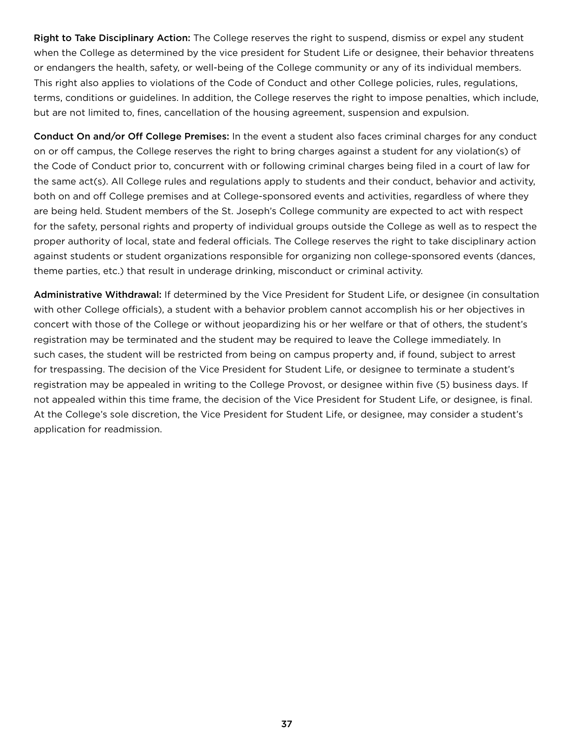**Right to Take Disciplinary Action:** The College reserves the right to suspend, dismiss or expel any student when the College as determined by the vice president for Student Life or designee, their behavior threatens or endangers the health, safety, or well-being of the College community or any of its individual members. This right also applies to violations of the Code of Conduct and other College policies, rules, regulations, terms, conditions or guidelines. In addition, the College reserves the right to impose penalties, which include, but are not limited to, fines, cancellation of the housing agreement, suspension and expulsion.

**Conduct On and/or Off College Premises:** In the event a student also faces criminal charges for any conduct on or off campus, the College reserves the right to bring charges against a student for any violation(s) of the Code of Conduct prior to, concurrent with or following criminal charges being filed in a court of law for the same act(s). All College rules and regulations apply to students and their conduct, behavior and activity, both on and off College premises and at College-sponsored events and activities, regardless of where they are being held. Student members of the St. Joseph's College community are expected to act with respect for the safety, personal rights and property of individual groups outside the College as well as to respect the proper authority of local, state and federal officials. The College reserves the right to take disciplinary action against students or student organizations responsible for organizing non college-sponsored events (dances, theme parties, etc.) that result in underage drinking, misconduct or criminal activity.

**Administrative Withdrawal:** If determined by the Vice President for Student Life, or designee (in consultation with other College officials), a student with a behavior problem cannot accomplish his or her objectives in concert with those of the College or without jeopardizing his or her welfare or that of others, the student's registration may be terminated and the student may be required to leave the College immediately. In such cases, the student will be restricted from being on campus property and, if found, subject to arrest for trespassing. The decision of the Vice President for Student Life, or designee to terminate a student's registration may be appealed in writing to the College Provost, or designee within five (5) business days. If not appealed within this time frame, the decision of the Vice President for Student Life, or designee, is final. At the College's sole discretion, the Vice President for Student Life, or designee, may consider a student's application for readmission.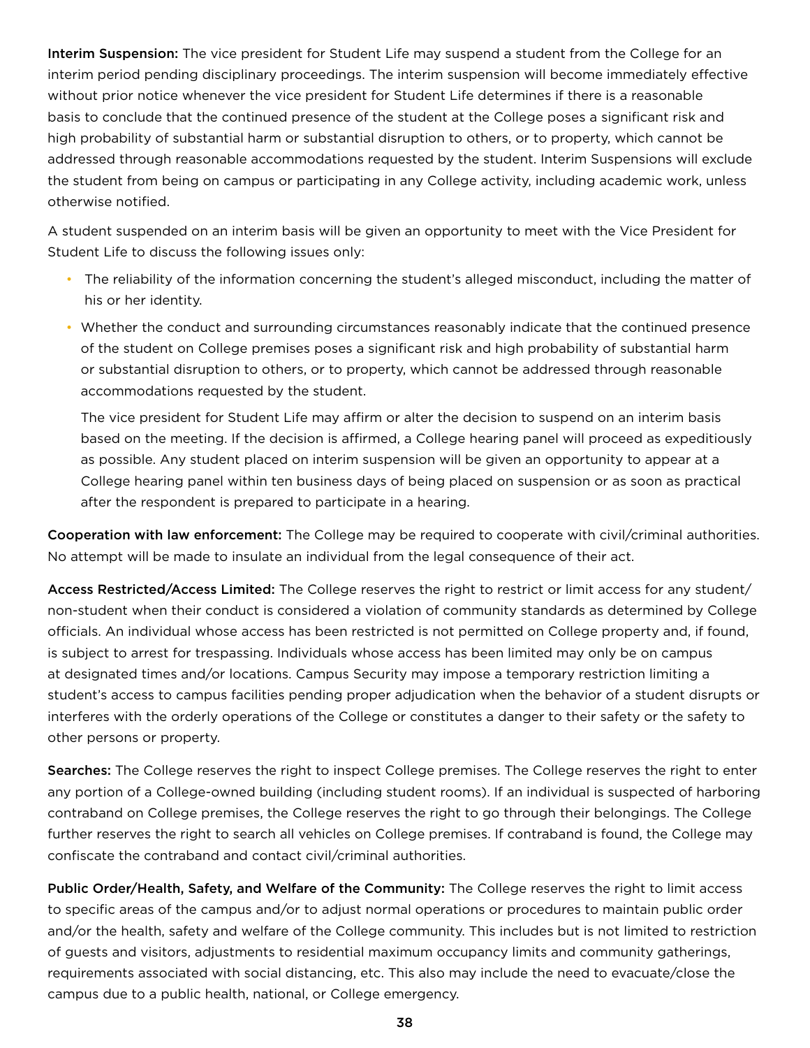**Interim Suspension:** The vice president for Student Life may suspend a student from the College for an interim period pending disciplinary proceedings. The interim suspension will become immediately effective without prior notice whenever the vice president for Student Life determines if there is a reasonable basis to conclude that the continued presence of the student at the College poses a significant risk and high probability of substantial harm or substantial disruption to others, or to property, which cannot be addressed through reasonable accommodations requested by the student. Interim Suspensions will exclude the student from being on campus or participating in any College activity, including academic work, unless otherwise notified.

A student suspended on an interim basis will be given an opportunity to meet with the Vice President for Student Life to discuss the following issues only:

- The reliability of the information concerning the student's alleged misconduct, including the matter of his or her identity.
- Whether the conduct and surrounding circumstances reasonably indicate that the continued presence of the student on College premises poses a significant risk and high probability of substantial harm or substantial disruption to others, or to property, which cannot be addressed through reasonable accommodations requested by the student.

  The vice president for Student Life may affirm or alter the decision to suspend on an interim basis based on the meeting. If the decision is affirmed, a College hearing panel will proceed as expeditiously as possible. Any student placed on interim suspension will be given an opportunity to appear at a College hearing panel within ten business days of being placed on suspension or as soon as practical after the respondent is prepared to participate in a hearing.

**Cooperation with law enforcement:** The College may be required to cooperate with civil/criminal authorities. No attempt will be made to insulate an individual from the legal consequence of their act.

**Access Restricted/Access Limited:** The College reserves the right to restrict or limit access for any student/non-student when their conduct is considered a violation of community standards as determined by College officials. An individual whose access has been restricted is not permitted on College property and, if found, is subject to arrest for trespassing. Individuals whose access has been limited may only be on campus at designated times and/or locations. Campus Security may impose a temporary restriction limiting a student's access to campus facilities pending proper adjudication when the behavior of a student disrupts or interferes with the orderly operations of the College or constitutes a danger to their safety or the safety to other persons or property.

**Searches:** The College reserves the right to inspect College premises. The College reserves the right to enter any portion of a College-owned building (including student rooms). If an individual is suspected of harboring contraband on College premises, the College reserves the right to go through their belongings. The College further reserves the right to search all vehicles on College premises. If contraband is found, the College may confiscate the contraband and contact civil/criminal authorities.

**Public Order/Health, Safety, and Welfare of the Community:** The College reserves the right to limit access to specific areas of the campus and/or to adjust normal operations or procedures to maintain public order and/or the health, safety and welfare of the College community. This includes but is not limited to restriction of guests and visitors, adjustments to residential maximum occupancy limits and community gatherings, requirements associated with social distancing, etc. This also may include the need to evacuate/close the campus due to a public health, national, or College emergency.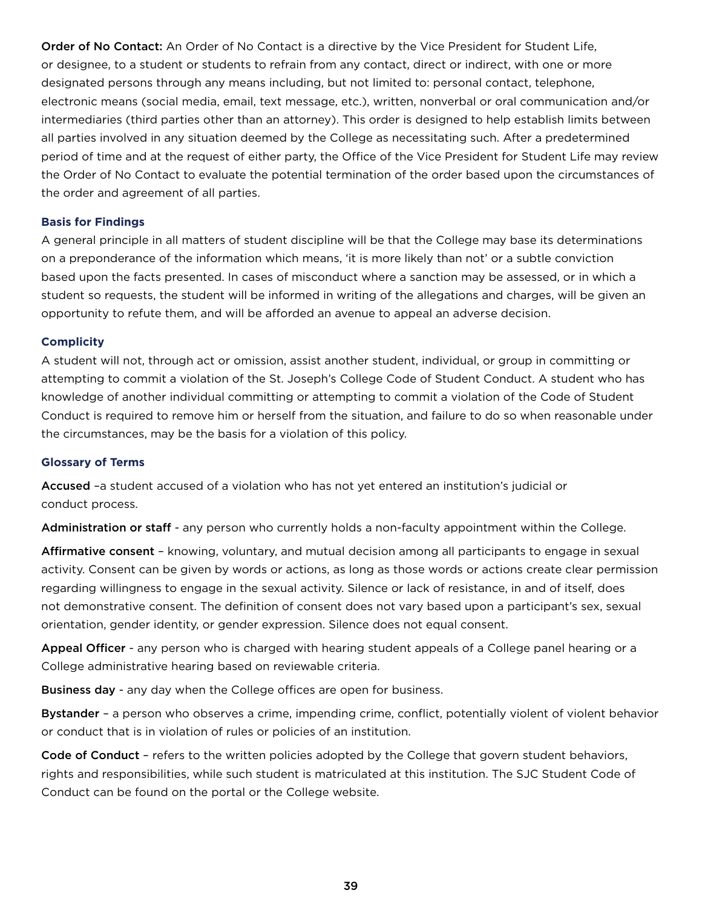**Order of No Contact:** An Order of No Contact is a directive by the Vice President for Student Life, or designee, to a student or students to refrain from any contact, direct or indirect, with one or more designated persons through any means including, but not limited to: personal contact, telephone, electronic means (social media, email, text message, etc.), written, nonverbal or oral communication and/or intermediaries (third parties other than an attorney). This order is designed to help establish limits between all parties involved in any situation deemed by the College as necessitating such. After a predetermined period of time and at the request of either party, the Office of the Vice President for Student Life may review the Order of No Contact to evaluate the potential termination of the order based upon the circumstances of the order and agreement of all parties.

### Basis for Findings

A general principle in all matters of student discipline will be that the College may base its determinations on a preponderance of the information which means, 'it is more likely than not' or a subtle conviction based upon the facts presented. In cases of misconduct where a sanction may be assessed, or in which a student so requests, the student will be informed in writing of the allegations and charges, will be given an opportunity to refute them, and will be afforded an avenue to appeal an adverse decision.

### Complicity

A student will not, through act or omission, assist another student, individual, or group in committing or attempting to commit a violation of the St. Joseph's College Code of Student Conduct. A student who has knowledge of another individual committing or attempting to commit a violation of the Code of Student Conduct is required to remove him or herself from the situation, and failure to do so when reasonable under the circumstances, may be the basis for a violation of this policy.

### Glossary of Terms

**Accused** –a student accused of a violation who has not yet entered an institution's judicial or conduct process.

**Administration or staff** - any person who currently holds a non-faculty appointment within the College.

**Affirmative consent** – knowing, voluntary, and mutual decision among all participants to engage in sexual activity. Consent can be given by words or actions, as long as those words or actions create clear permission regarding willingness to engage in the sexual activity. Silence or lack of resistance, in and of itself, does not demonstrative consent. The definition of consent does not vary based upon a participant's sex, sexual orientation, gender identity, or gender expression. Silence does not equal consent.

**Appeal Officer** - any person who is charged with hearing student appeals of a College panel hearing or a College administrative hearing based on reviewable criteria.

**Business day** - any day when the College offices are open for business.

**Bystander** – a person who observes a crime, impending crime, conflict, potentially violent of violent behavior or conduct that is in violation of rules or policies of an institution.

**Code of Conduct** – refers to the written policies adopted by the College that govern student behaviors, rights and responsibilities, while such student is matriculated at this institution. The SJC Student Code of Conduct can be found on the portal or the College website.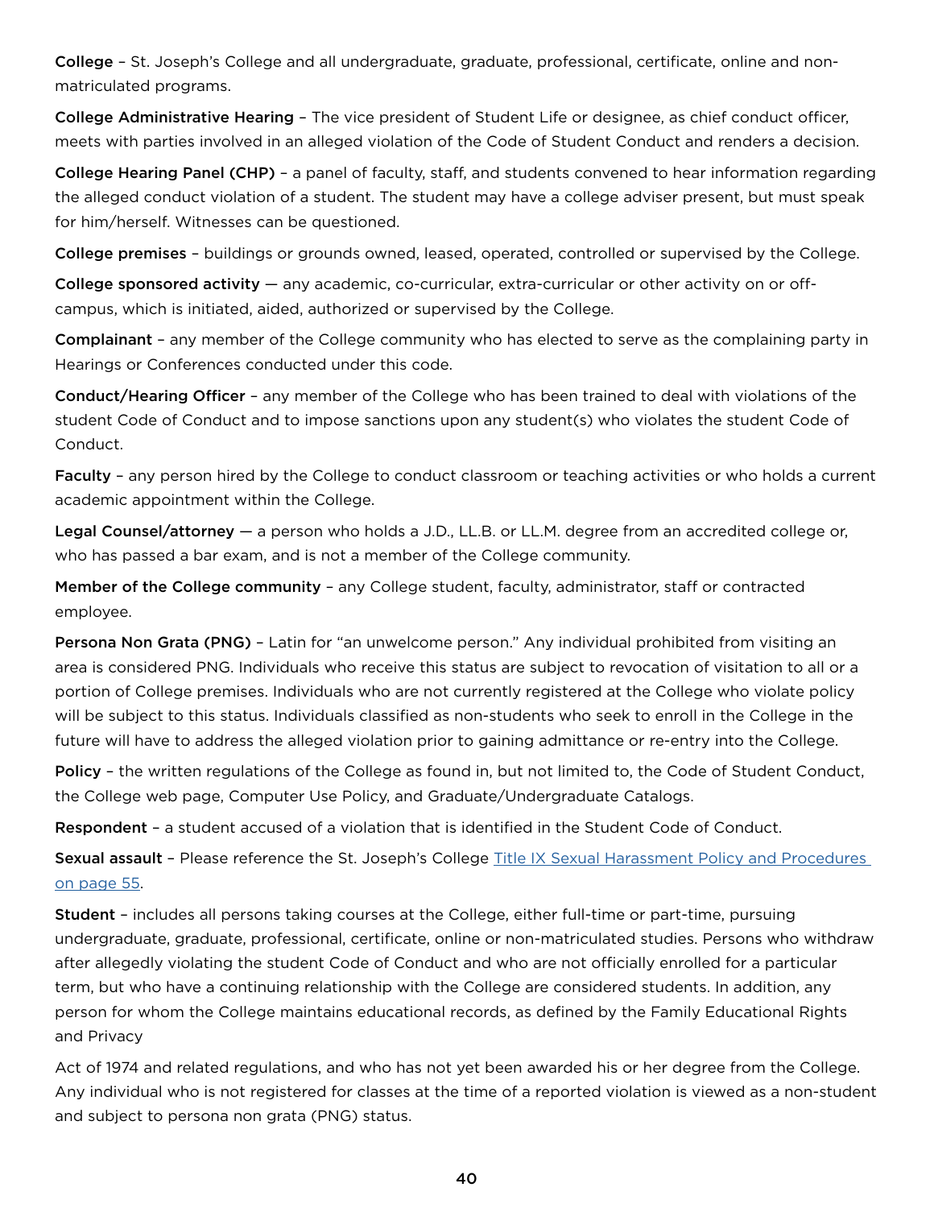**College** – St. Joseph's College and all undergraduate, graduate, professional, certificate, online and non-matriculated programs.

**College Administrative Hearing** – The vice president of Student Life or designee, as chief conduct officer, meets with parties involved in an alleged violation of the Code of Student Conduct and renders a decision.

**College Hearing Panel (CHP)** – a panel of faculty, staff, and students convened to hear information regarding the alleged conduct violation of a student. The student may have a college adviser present, but must speak for him/herself. Witnesses can be questioned.

**College premises** – buildings or grounds owned, leased, operated, controlled or supervised by the College.

**College sponsored activity** — any academic, co-curricular, extra-curricular or other activity on or off-campus, which is initiated, aided, authorized or supervised by the College.

**Complainant** – any member of the College community who has elected to serve as the complaining party in Hearings or Conferences conducted under this code.

**Conduct/Hearing Officer** – any member of the College who has been trained to deal with violations of the student Code of Conduct and to impose sanctions upon any student(s) who violates the student Code of Conduct.

**Faculty** – any person hired by the College to conduct classroom or teaching activities or who holds a current academic appointment within the College.

**Legal Counsel/attorney** — a person who holds a J.D., LL.B. or LL.M. degree from an accredited college or, who has passed a bar exam, and is not a member of the College community.

**Member of the College community** – any College student, faculty, administrator, staff or contracted employee.

**Persona Non Grata (PNG)** – Latin for "an unwelcome person." Any individual prohibited from visiting an area is considered PNG. Individuals who receive this status are subject to revocation of visitation to all or a portion of College premises. Individuals who are not currently registered at the College who violate policy will be subject to this status. Individuals classified as non-students who seek to enroll in the College in the future will have to address the alleged violation prior to gaining admittance or re-entry into the College.

**Policy** – the written regulations of the College as found in, but not limited to, the Code of Student Conduct, the College web page, Computer Use Policy, and Graduate/Undergraduate Catalogs.

**Respondent** – a student accused of a violation that is identified in the Student Code of Conduct.

**Sexual assault** – Please reference the St. Joseph's College Title IX Sexual Harassment Policy and Procedures on page 55.

**Student** – includes all persons taking courses at the College, either full-time or part-time, pursuing undergraduate, graduate, professional, certificate, online or non-matriculated studies. Persons who withdraw after allegedly violating the student Code of Conduct and who are not officially enrolled for a particular term, but who have a continuing relationship with the College are considered students. In addition, any person for whom the College maintains educational records, as defined by the Family Educational Rights and Privacy

Act of 1974 and related regulations, and who has not yet been awarded his or her degree from the College. Any individual who is not registered for classes at the time of a reported violation is viewed as a non-student and subject to persona non grata (PNG) status.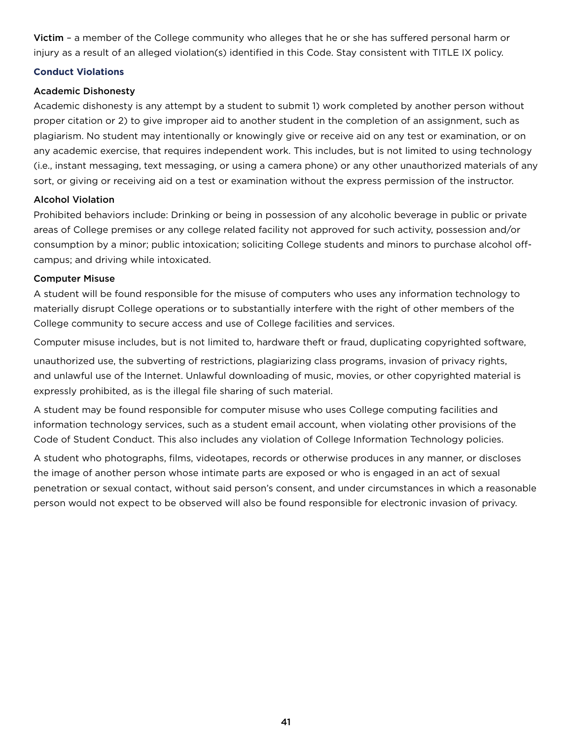**Victim** – a member of the College community who alleges that he or she has suffered personal harm or injury as a result of an alleged violation(s) identified in this Code. Stay consistent with TITLE IX policy.

### Conduct Violations

#### Academic Dishonesty

Academic dishonesty is any attempt by a student to submit 1) work completed by another person without proper citation or 2) to give improper aid to another student in the completion of an assignment, such as plagiarism. No student may intentionally or knowingly give or receive aid on any test or examination, or on any academic exercise, that requires independent work. This includes, but is not limited to using technology (i.e., instant messaging, text messaging, or using a camera phone) or any other unauthorized materials of any sort, or giving or receiving aid on a test or examination without the express permission of the instructor.

#### Alcohol Violation

Prohibited behaviors include: Drinking or being in possession of any alcoholic beverage in public or private areas of College premises or any college related facility not approved for such activity, possession and/or consumption by a minor; public intoxication; soliciting College students and minors to purchase alcohol off-campus; and driving while intoxicated.

#### Computer Misuse

A student will be found responsible for the misuse of computers who uses any information technology to materially disrupt College operations or to substantially interfere with the right of other members of the College community to secure access and use of College facilities and services.

Computer misuse includes, but is not limited to, hardware theft or fraud, duplicating copyrighted software, unauthorized use, the subverting of restrictions, plagiarizing class programs, invasion of privacy rights, and unlawful use of the Internet. Unlawful downloading of music, movies, or other copyrighted material is expressly prohibited, as is the illegal file sharing of such material.

A student may be found responsible for computer misuse who uses College computing facilities and information technology services, such as a student email account, when violating other provisions of the Code of Student Conduct. This also includes any violation of College Information Technology policies.

A student who photographs, films, videotapes, records or otherwise produces in any manner, or discloses the image of another person whose intimate parts are exposed or who is engaged in an act of sexual penetration or sexual contact, without said person's consent, and under circumstances in which a reasonable person would not expect to be observed will also be found responsible for electronic invasion of privacy.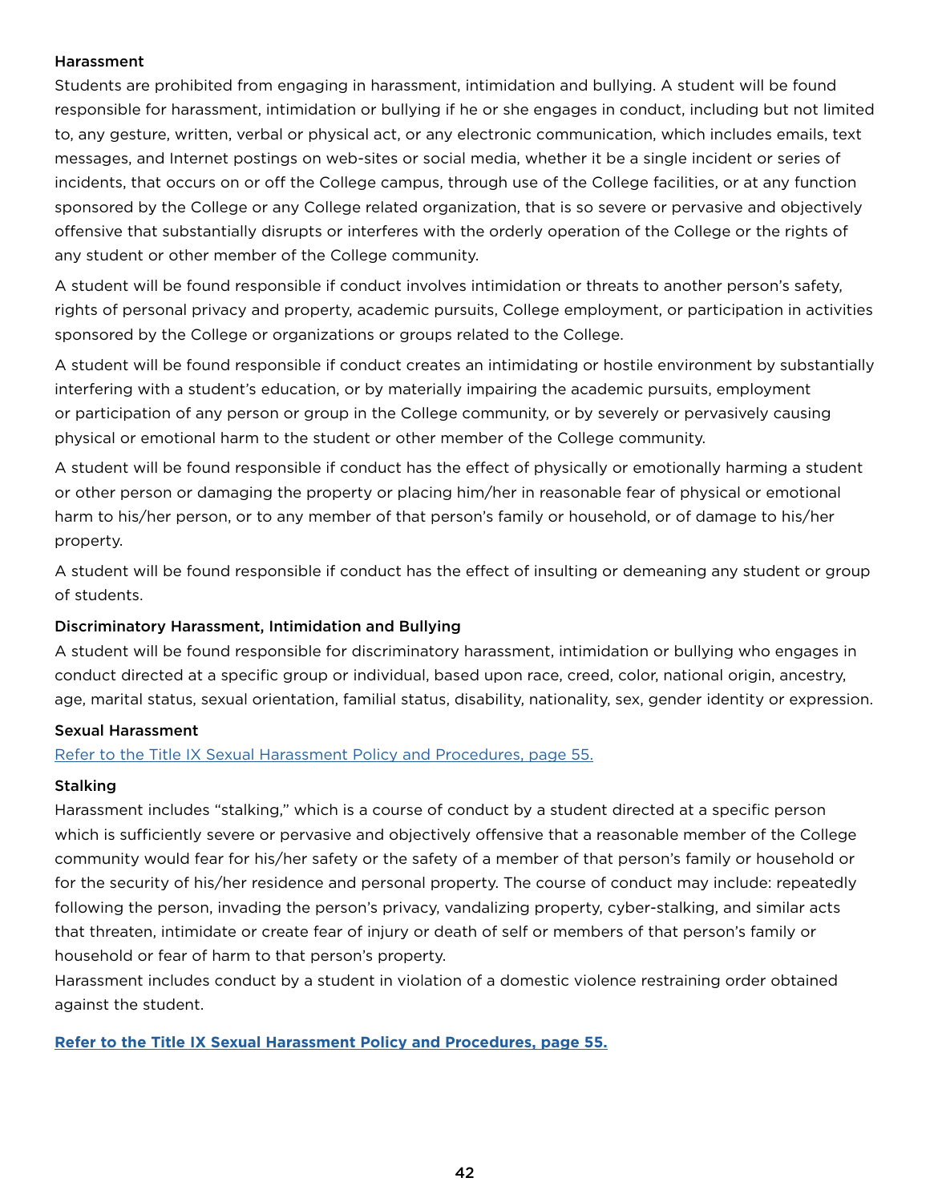### Harassment

Students are prohibited from engaging in harassment, intimidation and bullying. A student will be found responsible for harassment, intimidation or bullying if he or she engages in conduct, including but not limited to, any gesture, written, verbal or physical act, or any electronic communication, which includes emails, text messages, and Internet postings on web-sites or social media, whether it be a single incident or series of incidents, that occurs on or off the College campus, through use of the College facilities, or at any function sponsored by the College or any College related organization, that is so severe or pervasive and objectively offensive that substantially disrupts or interferes with the orderly operation of the College or the rights of any student or other member of the College community.

A student will be found responsible if conduct involves intimidation or threats to another person's safety, rights of personal privacy and property, academic pursuits, College employment, or participation in activities sponsored by the College or organizations or groups related to the College.

A student will be found responsible if conduct creates an intimidating or hostile environment by substantially interfering with a student's education, or by materially impairing the academic pursuits, employment or participation of any person or group in the College community, or by severely or pervasively causing physical or emotional harm to the student or other member of the College community.

A student will be found responsible if conduct has the effect of physically or emotionally harming a student or other person or damaging the property or placing him/her in reasonable fear of physical or emotional harm to his/her person, or to any member of that person's family or household, or of damage to his/her property.

A student will be found responsible if conduct has the effect of insulting or demeaning any student or group of students.

### Discriminatory Harassment, Intimidation and Bullying

A student will be found responsible for discriminatory harassment, intimidation or bullying who engages in conduct directed at a specific group or individual, based upon race, creed, color, national origin, ancestry, age, marital status, sexual orientation, familial status, disability, nationality, sex, gender identity or expression.

### Sexual Harassment

Refer to the Title IX Sexual Harassment Policy and Procedures, page 55.

### Stalking

Harassment includes "stalking," which is a course of conduct by a student directed at a specific person which is sufficiently severe or pervasive and objectively offensive that a reasonable member of the College community would fear for his/her safety or the safety of a member of that person's family or household or for the security of his/her residence and personal property. The course of conduct may include: repeatedly following the person, invading the person's privacy, vandalizing property, cyber-stalking, and similar acts that threaten, intimidate or create fear of injury or death of self or members of that person's family or household or fear of harm to that person's property.

Harassment includes conduct by a student in violation of a domestic violence restraining order obtained against the student.

**Refer to the Title IX Sexual Harassment Policy and Procedures, page 55.**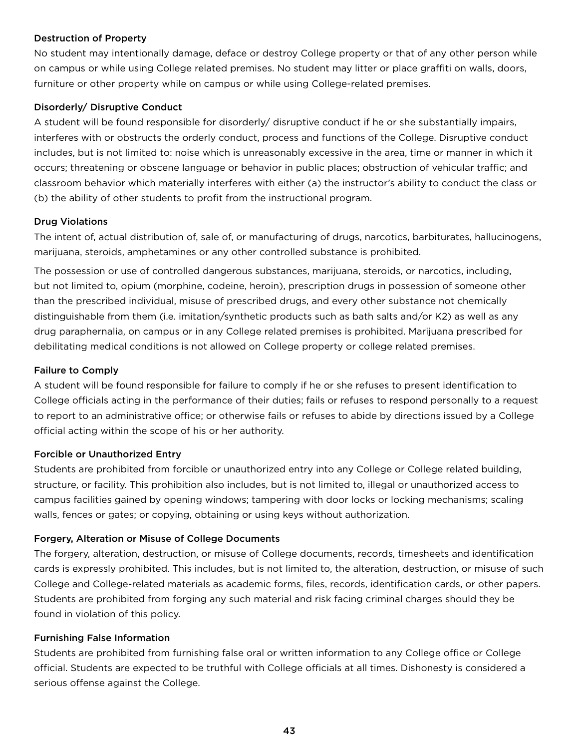### Destruction of Property

No student may intentionally damage, deface or destroy College property or that of any other person while on campus or while using College related premises. No student may litter or place graffiti on walls, doors, furniture or other property while on campus or while using College-related premises.

### Disorderly/ Disruptive Conduct

A student will be found responsible for disorderly/ disruptive conduct if he or she substantially impairs, interferes with or obstructs the orderly conduct, process and functions of the College. Disruptive conduct includes, but is not limited to: noise which is unreasonably excessive in the area, time or manner in which it occurs; threatening or obscene language or behavior in public places; obstruction of vehicular traffic; and classroom behavior which materially interferes with either (a) the instructor's ability to conduct the class or (b) the ability of other students to profit from the instructional program.

### Drug Violations

The intent of, actual distribution of, sale of, or manufacturing of drugs, narcotics, barbiturates, hallucinogens, marijuana, steroids, amphetamines or any other controlled substance is prohibited.

The possession or use of controlled dangerous substances, marijuana, steroids, or narcotics, including, but not limited to, opium (morphine, codeine, heroin), prescription drugs in possession of someone other than the prescribed individual, misuse of prescribed drugs, and every other substance not chemically distinguishable from them (i.e. imitation/synthetic products such as bath salts and/or K2) as well as any drug paraphernalia, on campus or in any College related premises is prohibited. Marijuana prescribed for debilitating medical conditions is not allowed on College property or college related premises.

### Failure to Comply

A student will be found responsible for failure to comply if he or she refuses to present identification to College officials acting in the performance of their duties; fails or refuses to respond personally to a request to report to an administrative office; or otherwise fails or refuses to abide by directions issued by a College official acting within the scope of his or her authority.

### Forcible or Unauthorized Entry

Students are prohibited from forcible or unauthorized entry into any College or College related building, structure, or facility. This prohibition also includes, but is not limited to, illegal or unauthorized access to campus facilities gained by opening windows; tampering with door locks or locking mechanisms; scaling walls, fences or gates; or copying, obtaining or using keys without authorization.

### Forgery, Alteration or Misuse of College Documents

The forgery, alteration, destruction, or misuse of College documents, records, timesheets and identification cards is expressly prohibited. This includes, but is not limited to, the alteration, destruction, or misuse of such College and College-related materials as academic forms, files, records, identification cards, or other papers. Students are prohibited from forging any such material and risk facing criminal charges should they be found in violation of this policy.

### Furnishing False Information

Students are prohibited from furnishing false oral or written information to any College office or College official. Students are expected to be truthful with College officials at all times. Dishonesty is considered a serious offense against the College.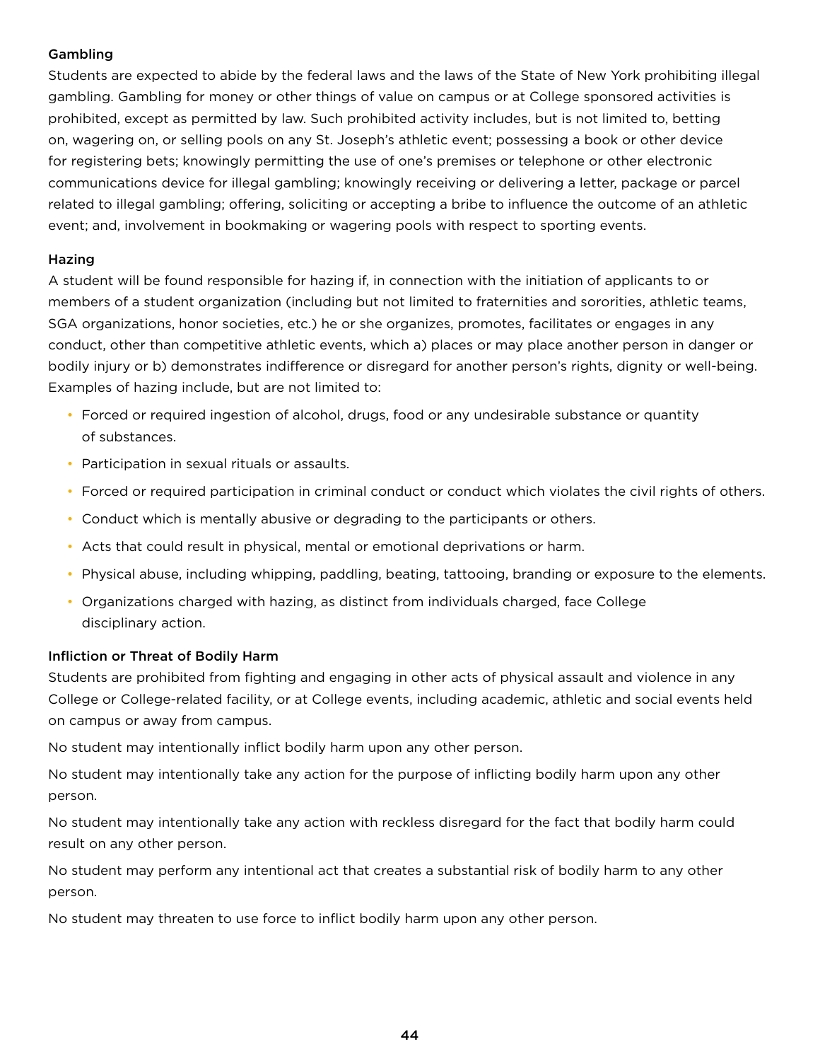### Gambling

Students are expected to abide by the federal laws and the laws of the State of New York prohibiting illegal gambling. Gambling for money or other things of value on campus or at College sponsored activities is prohibited, except as permitted by law. Such prohibited activity includes, but is not limited to, betting on, wagering on, or selling pools on any St. Joseph's athletic event; possessing a book or other device for registering bets; knowingly permitting the use of one's premises or telephone or other electronic communications device for illegal gambling; knowingly receiving or delivering a letter, package or parcel related to illegal gambling; offering, soliciting or accepting a bribe to influence the outcome of an athletic event; and, involvement in bookmaking or wagering pools with respect to sporting events.

### Hazing

A student will be found responsible for hazing if, in connection with the initiation of applicants to or members of a student organization (including but not limited to fraternities and sororities, athletic teams, SGA organizations, honor societies, etc.) he or she organizes, promotes, facilitates or engages in any conduct, other than competitive athletic events, which a) places or may place another person in danger or bodily injury or b) demonstrates indifference or disregard for another person's rights, dignity or well-being. Examples of hazing include, but are not limited to:

- Forced or required ingestion of alcohol, drugs, food or any undesirable substance or quantity of substances.
- Participation in sexual rituals or assaults.
- Forced or required participation in criminal conduct or conduct which violates the civil rights of others.
- Conduct which is mentally abusive or degrading to the participants or others.
- Acts that could result in physical, mental or emotional deprivations or harm.
- Physical abuse, including whipping, paddling, beating, tattooing, branding or exposure to the elements.
- Organizations charged with hazing, as distinct from individuals charged, face College disciplinary action.

### Infliction or Threat of Bodily Harm

Students are prohibited from fighting and engaging in other acts of physical assault and violence in any College or College-related facility, or at College events, including academic, athletic and social events held on campus or away from campus.

No student may intentionally inflict bodily harm upon any other person.

No student may intentionally take any action for the purpose of inflicting bodily harm upon any other person.

No student may intentionally take any action with reckless disregard for the fact that bodily harm could result on any other person.

No student may perform any intentional act that creates a substantial risk of bodily harm to any other person.

No student may threaten to use force to inflict bodily harm upon any other person.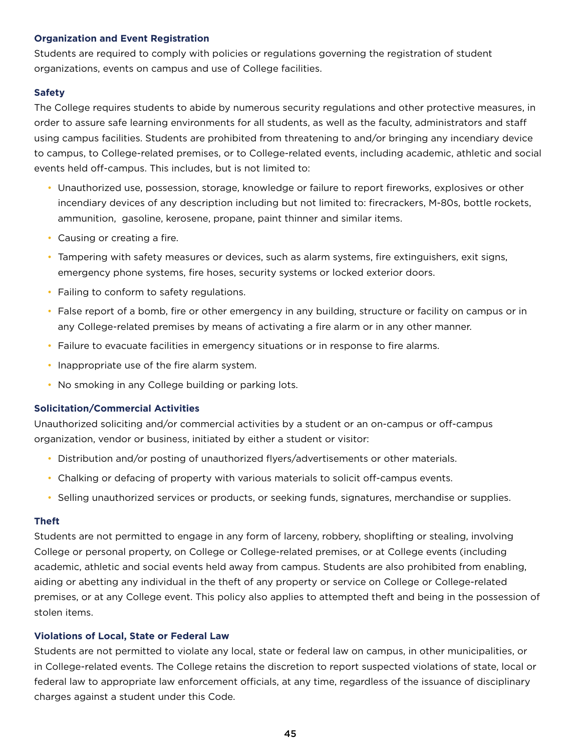### Organization and Event Registration

Students are required to comply with policies or regulations governing the registration of student organizations, events on campus and use of College facilities.

### Safety

The College requires students to abide by numerous security regulations and other protective measures, in order to assure safe learning environments for all students, as well as the faculty, administrators and staff using campus facilities. Students are prohibited from threatening to and/or bringing any incendiary device to campus, to College-related premises, or to College-related events, including academic, athletic and social events held off-campus. This includes, but is not limited to:

- Unauthorized use, possession, storage, knowledge or failure to report fireworks, explosives or other incendiary devices of any description including but not limited to: firecrackers, M-80s, bottle rockets, ammunition, gasoline, kerosene, propane, paint thinner and similar items.
- Causing or creating a fire.
- Tampering with safety measures or devices, such as alarm systems, fire extinguishers, exit signs, emergency phone systems, fire hoses, security systems or locked exterior doors.
- Failing to conform to safety regulations.
- False report of a bomb, fire or other emergency in any building, structure or facility on campus or in any College-related premises by means of activating a fire alarm or in any other manner.
- Failure to evacuate facilities in emergency situations or in response to fire alarms.
- Inappropriate use of the fire alarm system.
- No smoking in any College building or parking lots.

### Solicitation/Commercial Activities

Unauthorized soliciting and/or commercial activities by a student or an on-campus or off-campus organization, vendor or business, initiated by either a student or visitor:

- Distribution and/or posting of unauthorized flyers/advertisements or other materials.
- Chalking or defacing of property with various materials to solicit off-campus events.
- Selling unauthorized services or products, or seeking funds, signatures, merchandise or supplies.

### Theft

Students are not permitted to engage in any form of larceny, robbery, shoplifting or stealing, involving College or personal property, on College or College-related premises, or at College events (including academic, athletic and social events held away from campus. Students are also prohibited from enabling, aiding or abetting any individual in the theft of any property or service on College or College-related premises, or at any College event. This policy also applies to attempted theft and being in the possession of stolen items.

### Violations of Local, State or Federal Law

Students are not permitted to violate any local, state or federal law on campus, in other municipalities, or in College-related events. The College retains the discretion to report suspected violations of state, local or federal law to appropriate law enforcement officials, at any time, regardless of the issuance of disciplinary charges against a student under this Code.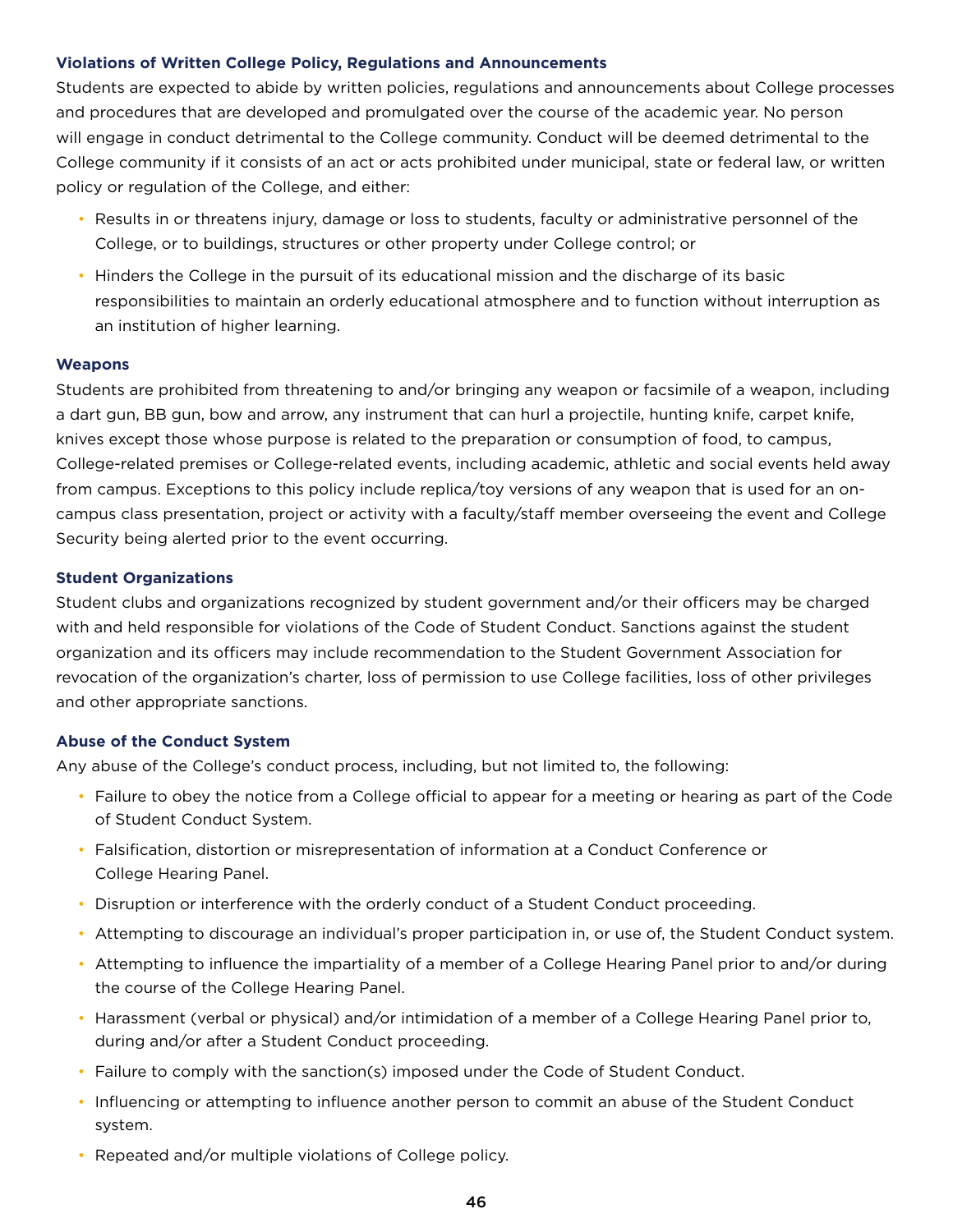### Violations of Written College Policy, Regulations and Announcements

Students are expected to abide by written policies, regulations and announcements about College processes and procedures that are developed and promulgated over the course of the academic year. No person will engage in conduct detrimental to the College community. Conduct will be deemed detrimental to the College community if it consists of an act or acts prohibited under municipal, state or federal law, or written policy or regulation of the College, and either:

- Results in or threatens injury, damage or loss to students, faculty or administrative personnel of the College, or to buildings, structures or other property under College control; or
- Hinders the College in the pursuit of its educational mission and the discharge of its basic responsibilities to maintain an orderly educational atmosphere and to function without interruption as an institution of higher learning.

### Weapons

Students are prohibited from threatening to and/or bringing any weapon or facsimile of a weapon, including a dart gun, BB gun, bow and arrow, any instrument that can hurl a projectile, hunting knife, carpet knife, knives except those whose purpose is related to the preparation or consumption of food, to campus, College-related premises or College-related events, including academic, athletic and social events held away from campus. Exceptions to this policy include replica/toy versions of any weapon that is used for an on-campus class presentation, project or activity with a faculty/staff member overseeing the event and College Security being alerted prior to the event occurring.

### Student Organizations

Student clubs and organizations recognized by student government and/or their officers may be charged with and held responsible for violations of the Code of Student Conduct. Sanctions against the student organization and its officers may include recommendation to the Student Government Association for revocation of the organization's charter, loss of permission to use College facilities, loss of other privileges and other appropriate sanctions.

### Abuse of the Conduct System

Any abuse of the College's conduct process, including, but not limited to, the following:

- Failure to obey the notice from a College official to appear for a meeting or hearing as part of the Code of Student Conduct System.
- Falsification, distortion or misrepresentation of information at a Conduct Conference or College Hearing Panel.
- Disruption or interference with the orderly conduct of a Student Conduct proceeding.
- Attempting to discourage an individual's proper participation in, or use of, the Student Conduct system.
- Attempting to influence the impartiality of a member of a College Hearing Panel prior to and/or during the course of the College Hearing Panel.
- Harassment (verbal or physical) and/or intimidation of a member of a College Hearing Panel prior to, during and/or after a Student Conduct proceeding.
- Failure to comply with the sanction(s) imposed under the Code of Student Conduct.
- Influencing or attempting to influence another person to commit an abuse of the Student Conduct system.
- Repeated and/or multiple violations of College policy.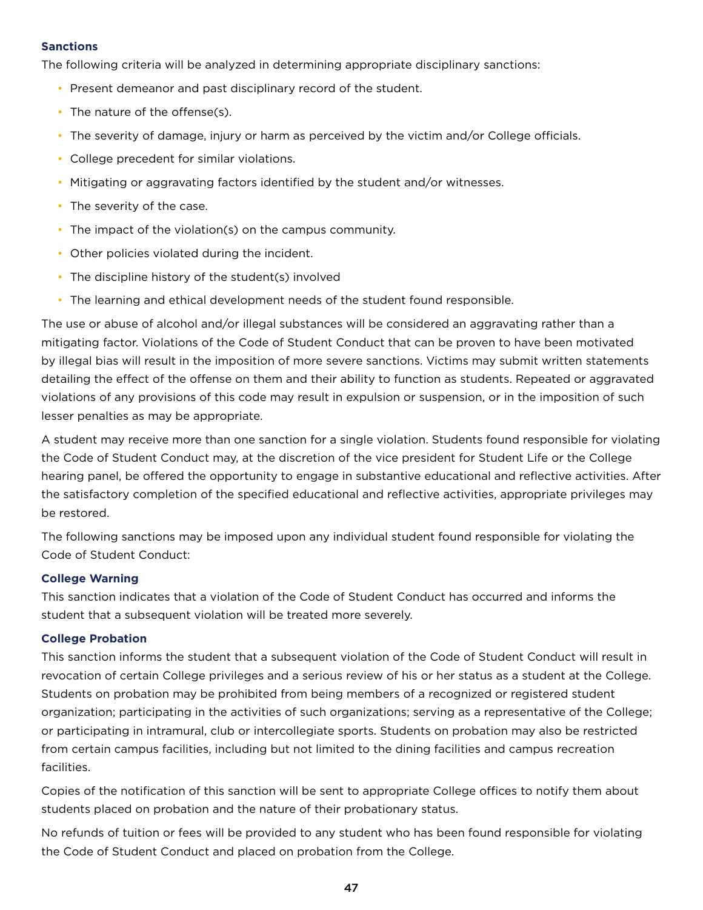### Sanctions

The following criteria will be analyzed in determining appropriate disciplinary sanctions:

- Present demeanor and past disciplinary record of the student.
- The nature of the offense(s).
- The severity of damage, injury or harm as perceived by the victim and/or College officials.
- College precedent for similar violations.
- Mitigating or aggravating factors identified by the student and/or witnesses.
- The severity of the case.
- The impact of the violation(s) on the campus community.
- Other policies violated during the incident.
- The discipline history of the student(s) involved
- The learning and ethical development needs of the student found responsible.

The use or abuse of alcohol and/or illegal substances will be considered an aggravating rather than a mitigating factor. Violations of the Code of Student Conduct that can be proven to have been motivated by illegal bias will result in the imposition of more severe sanctions. Victims may submit written statements detailing the effect of the offense on them and their ability to function as students. Repeated or aggravated violations of any provisions of this code may result in expulsion or suspension, or in the imposition of such lesser penalties as may be appropriate.

A student may receive more than one sanction for a single violation. Students found responsible for violating the Code of Student Conduct may, at the discretion of the vice president for Student Life or the College hearing panel, be offered the opportunity to engage in substantive educational and reflective activities. After the satisfactory completion of the specified educational and reflective activities, appropriate privileges may be restored.

The following sanctions may be imposed upon any individual student found responsible for violating the Code of Student Conduct:

#### College Warning

This sanction indicates that a violation of the Code of Student Conduct has occurred and informs the student that a subsequent violation will be treated more severely.

#### College Probation

This sanction informs the student that a subsequent violation of the Code of Student Conduct will result in revocation of certain College privileges and a serious review of his or her status as a student at the College. Students on probation may be prohibited from being members of a recognized or registered student organization; participating in the activities of such organizations; serving as a representative of the College; or participating in intramural, club or intercollegiate sports. Students on probation may also be restricted from certain campus facilities, including but not limited to the dining facilities and campus recreation facilities.

Copies of the notification of this sanction will be sent to appropriate College offices to notify them about students placed on probation and the nature of their probationary status.

No refunds of tuition or fees will be provided to any student who has been found responsible for violating the Code of Student Conduct and placed on probation from the College.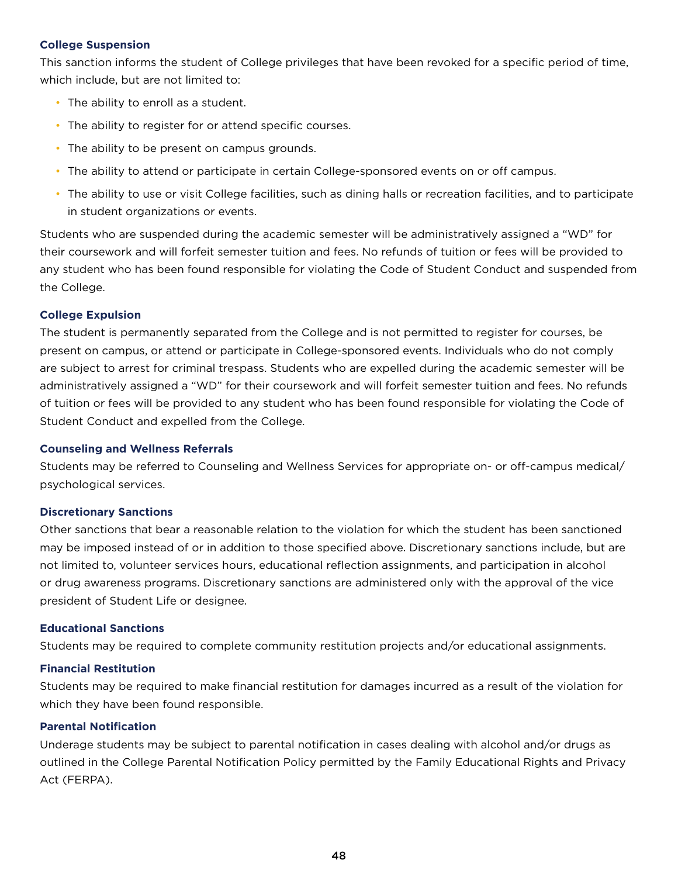### College Suspension

This sanction informs the student of College privileges that have been revoked for a specific period of time, which include, but are not limited to:

- The ability to enroll as a student.
- The ability to register for or attend specific courses.
- The ability to be present on campus grounds.
- The ability to attend or participate in certain College-sponsored events on or off campus.
- The ability to use or visit College facilities, such as dining halls or recreation facilities, and to participate in student organizations or events.

Students who are suspended during the academic semester will be administratively assigned a "WD" for their coursework and will forfeit semester tuition and fees. No refunds of tuition or fees will be provided to any student who has been found responsible for violating the Code of Student Conduct and suspended from the College.

### College Expulsion

The student is permanently separated from the College and is not permitted to register for courses, be present on campus, or attend or participate in College-sponsored events. Individuals who do not comply are subject to arrest for criminal trespass. Students who are expelled during the academic semester will be administratively assigned a "WD" for their coursework and will forfeit semester tuition and fees. No refunds of tuition or fees will be provided to any student who has been found responsible for violating the Code of Student Conduct and expelled from the College.

### Counseling and Wellness Referrals

Students may be referred to Counseling and Wellness Services for appropriate on- or off-campus medical/psychological services.

### Discretionary Sanctions

Other sanctions that bear a reasonable relation to the violation for which the student has been sanctioned may be imposed instead of or in addition to those specified above. Discretionary sanctions include, but are not limited to, volunteer services hours, educational reflection assignments, and participation in alcohol or drug awareness programs. Discretionary sanctions are administered only with the approval of the vice president of Student Life or designee.

### Educational Sanctions

Students may be required to complete community restitution projects and/or educational assignments.

### Financial Restitution

Students may be required to make financial restitution for damages incurred as a result of the violation for which they have been found responsible.

### Parental Notification

Underage students may be subject to parental notification in cases dealing with alcohol and/or drugs as outlined in the College Parental Notification Policy permitted by the Family Educational Rights and Privacy Act (FERPA).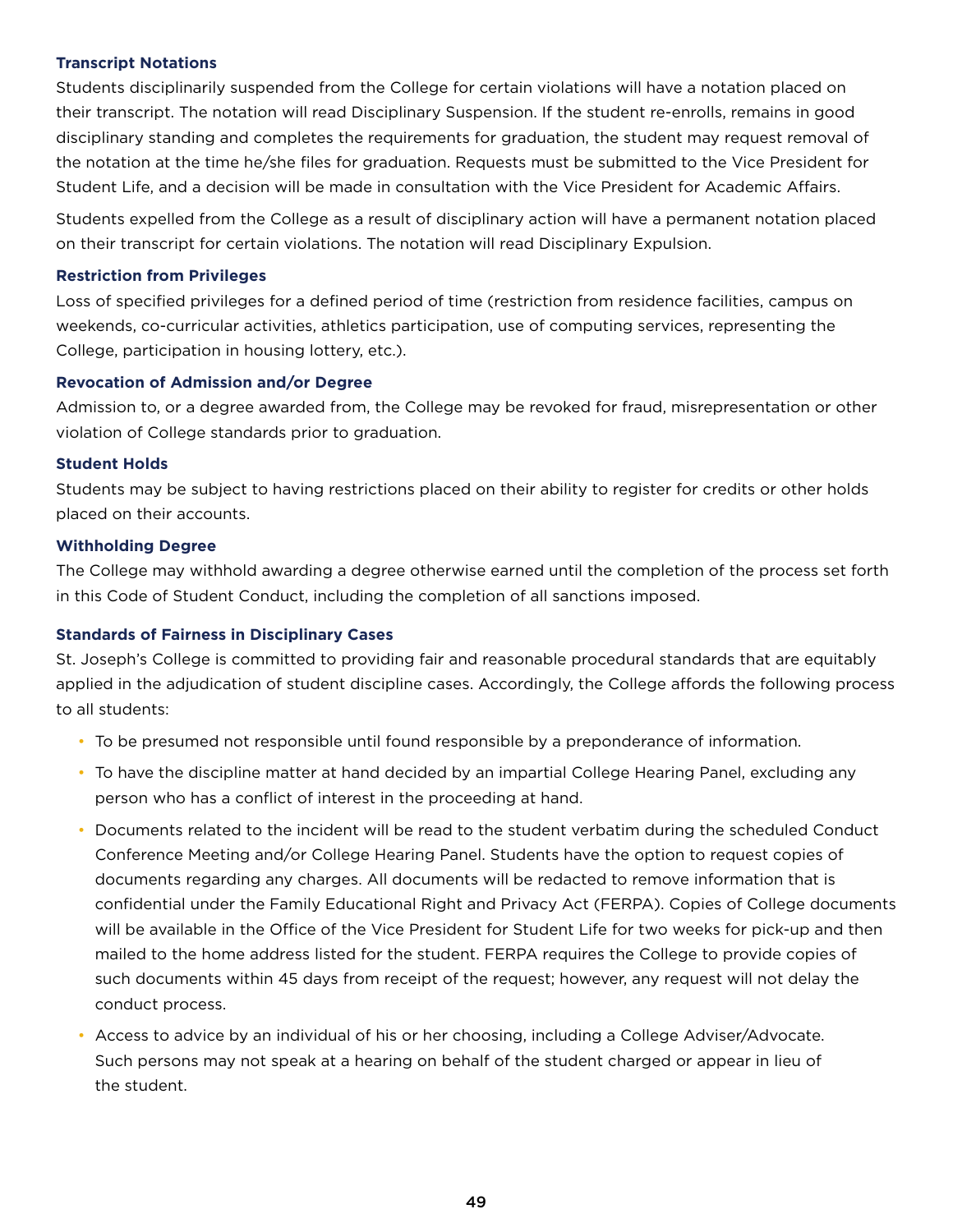### Transcript Notations

Students disciplinarily suspended from the College for certain violations will have a notation placed on their transcript. The notation will read Disciplinary Suspension. If the student re-enrolls, remains in good disciplinary standing and completes the requirements for graduation, the student may request removal of the notation at the time he/she files for graduation. Requests must be submitted to the Vice President for Student Life, and a decision will be made in consultation with the Vice President for Academic Affairs.

Students expelled from the College as a result of disciplinary action will have a permanent notation placed on their transcript for certain violations. The notation will read Disciplinary Expulsion.

### Restriction from Privileges

Loss of specified privileges for a defined period of time (restriction from residence facilities, campus on weekends, co-curricular activities, athletics participation, use of computing services, representing the College, participation in housing lottery, etc.).

### Revocation of Admission and/or Degree

Admission to, or a degree awarded from, the College may be revoked for fraud, misrepresentation or other violation of College standards prior to graduation.

### Student Holds

Students may be subject to having restrictions placed on their ability to register for credits or other holds placed on their accounts.

### Withholding Degree

The College may withhold awarding a degree otherwise earned until the completion of the process set forth in this Code of Student Conduct, including the completion of all sanctions imposed.

### Standards of Fairness in Disciplinary Cases

St. Joseph's College is committed to providing fair and reasonable procedural standards that are equitably applied in the adjudication of student discipline cases. Accordingly, the College affords the following process to all students:

- To be presumed not responsible until found responsible by a preponderance of information.
- To have the discipline matter at hand decided by an impartial College Hearing Panel, excluding any person who has a conflict of interest in the proceeding at hand.
- Documents related to the incident will be read to the student verbatim during the scheduled Conduct Conference Meeting and/or College Hearing Panel. Students have the option to request copies of documents regarding any charges. All documents will be redacted to remove information that is confidential under the Family Educational Right and Privacy Act (FERPA). Copies of College documents will be available in the Office of the Vice President for Student Life for two weeks for pick-up and then mailed to the home address listed for the student. FERPA requires the College to provide copies of such documents within 45 days from receipt of the request; however, any request will not delay the conduct process.
- Access to advice by an individual of his or her choosing, including a College Adviser/Advocate. Such persons may not speak at a hearing on behalf of the student charged or appear in lieu of the student.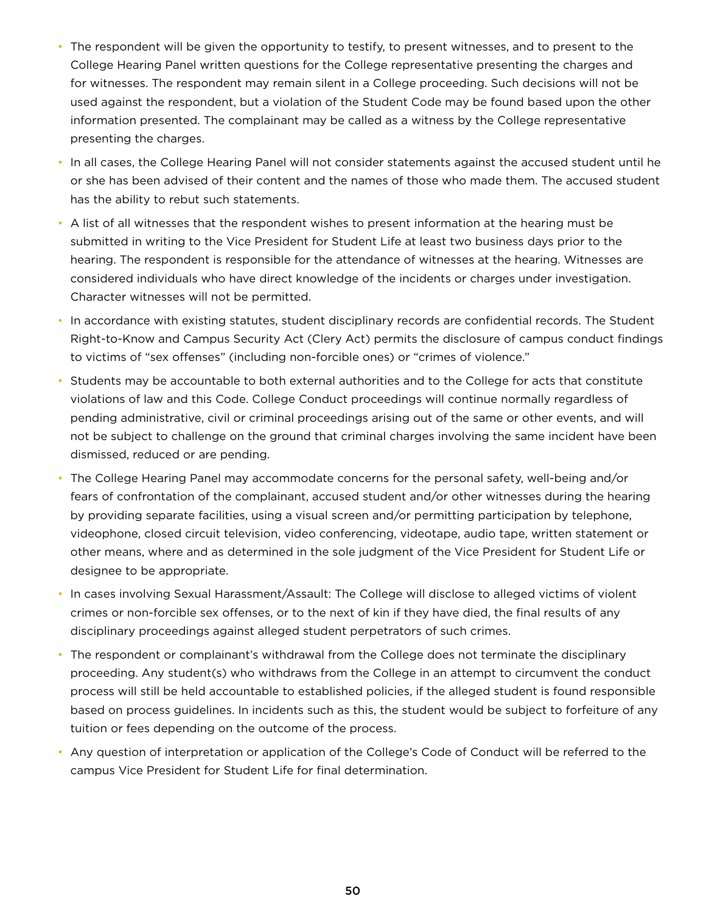- The respondent will be given the opportunity to testify, to present witnesses, and to present to the College Hearing Panel written questions for the College representative presenting the charges and for witnesses. The respondent may remain silent in a College proceeding. Such decisions will not be used against the respondent, but a violation of the Student Code may be found based upon the other information presented. The complainant may be called as a witness by the College representative presenting the charges.
- In all cases, the College Hearing Panel will not consider statements against the accused student until he or she has been advised of their content and the names of those who made them. The accused student has the ability to rebut such statements.
- A list of all witnesses that the respondent wishes to present information at the hearing must be submitted in writing to the Vice President for Student Life at least two business days prior to the hearing. The respondent is responsible for the attendance of witnesses at the hearing. Witnesses are considered individuals who have direct knowledge of the incidents or charges under investigation. Character witnesses will not be permitted.
- In accordance with existing statutes, student disciplinary records are confidential records. The Student Right-to-Know and Campus Security Act (Clery Act) permits the disclosure of campus conduct findings to victims of "sex offenses" (including non-forcible ones) or "crimes of violence."
- Students may be accountable to both external authorities and to the College for acts that constitute violations of law and this Code. College Conduct proceedings will continue normally regardless of pending administrative, civil or criminal proceedings arising out of the same or other events, and will not be subject to challenge on the ground that criminal charges involving the same incident have been dismissed, reduced or are pending.
- The College Hearing Panel may accommodate concerns for the personal safety, well-being and/or fears of confrontation of the complainant, accused student and/or other witnesses during the hearing by providing separate facilities, using a visual screen and/or permitting participation by telephone, videophone, closed circuit television, video conferencing, videotape, audio tape, written statement or other means, where and as determined in the sole judgment of the Vice President for Student Life or designee to be appropriate.
- In cases involving Sexual Harassment/Assault: The College will disclose to alleged victims of violent crimes or non-forcible sex offenses, or to the next of kin if they have died, the final results of any disciplinary proceedings against alleged student perpetrators of such crimes.
- The respondent or complainant's withdrawal from the College does not terminate the disciplinary proceeding. Any student(s) who withdraws from the College in an attempt to circumvent the conduct process will still be held accountable to established policies, if the alleged student is found responsible based on process guidelines. In incidents such as this, the student would be subject to forfeiture of any tuition or fees depending on the outcome of the process.
- Any question of interpretation or application of the College's Code of Conduct will be referred to the campus Vice President for Student Life for final determination.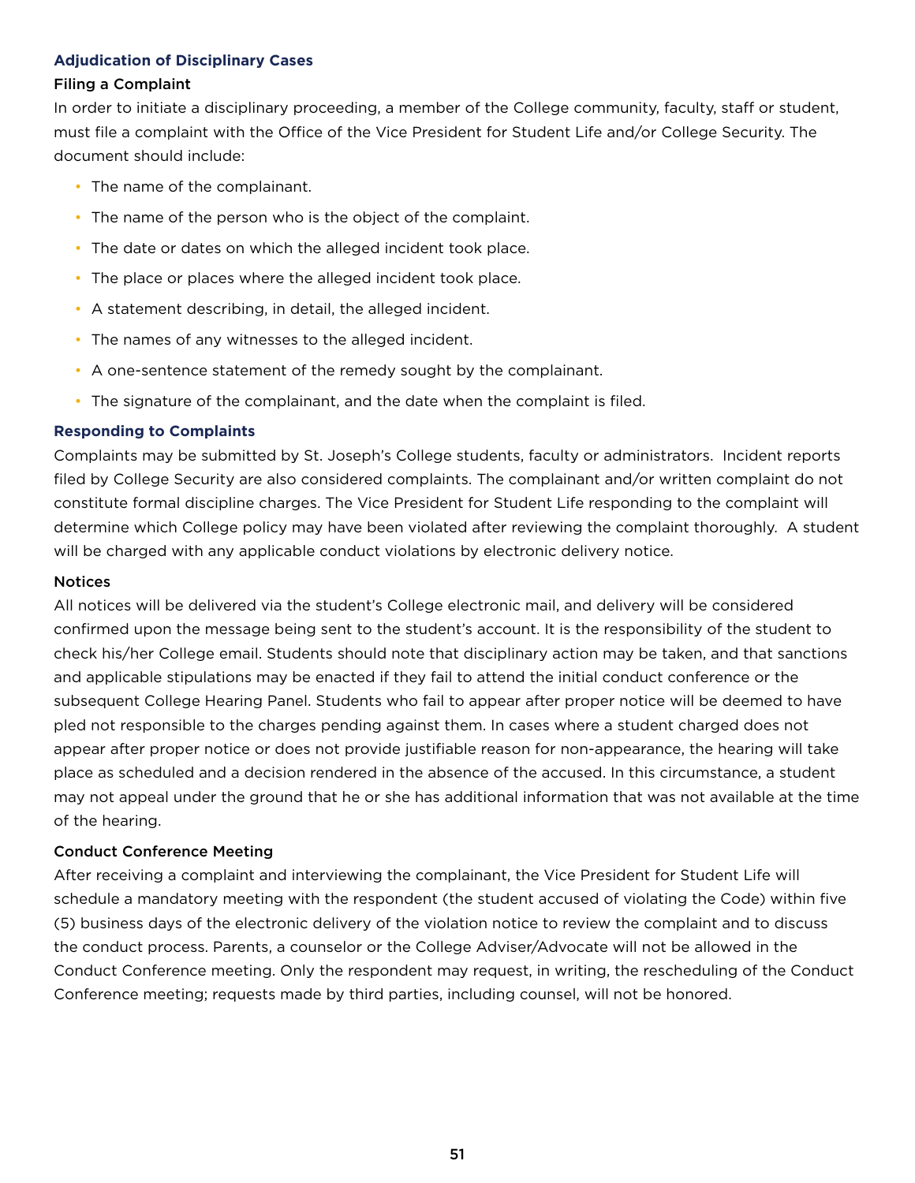## Adjudication of Disciplinary Cases

### Filing a Complaint

In order to initiate a disciplinary proceeding, a member of the College community, faculty, staff or student, must file a complaint with the Office of the Vice President for Student Life and/or College Security. The document should include:

- The name of the complainant.
- The name of the person who is the object of the complaint.
- The date or dates on which the alleged incident took place.
- The place or places where the alleged incident took place.
- A statement describing, in detail, the alleged incident.
- The names of any witnesses to the alleged incident.
- A one-sentence statement of the remedy sought by the complainant.
- The signature of the complainant, and the date when the complaint is filed.

## Responding to Complaints

Complaints may be submitted by St. Joseph's College students, faculty or administrators. Incident reports filed by College Security are also considered complaints. The complainant and/or written complaint do not constitute formal discipline charges. The Vice President for Student Life responding to the complaint will determine which College policy may have been violated after reviewing the complaint thoroughly. A student will be charged with any applicable conduct violations by electronic delivery notice.

### Notices

All notices will be delivered via the student's College electronic mail, and delivery will be considered confirmed upon the message being sent to the student's account. It is the responsibility of the student to check his/her College email. Students should note that disciplinary action may be taken, and that sanctions and applicable stipulations may be enacted if they fail to attend the initial conduct conference or the subsequent College Hearing Panel. Students who fail to appear after proper notice will be deemed to have pled not responsible to the charges pending against them. In cases where a student charged does not appear after proper notice or does not provide justifiable reason for non-appearance, the hearing will take place as scheduled and a decision rendered in the absence of the accused. In this circumstance, a student may not appeal under the ground that he or she has additional information that was not available at the time of the hearing.

### Conduct Conference Meeting

After receiving a complaint and interviewing the complainant, the Vice President for Student Life will schedule a mandatory meeting with the respondent (the student accused of violating the Code) within five (5) business days of the electronic delivery of the violation notice to review the complaint and to discuss the conduct process. Parents, a counselor or the College Adviser/Advocate will not be allowed in the Conduct Conference meeting. Only the respondent may request, in writing, the rescheduling of the Conduct Conference meeting; requests made by third parties, including counsel, will not be honored.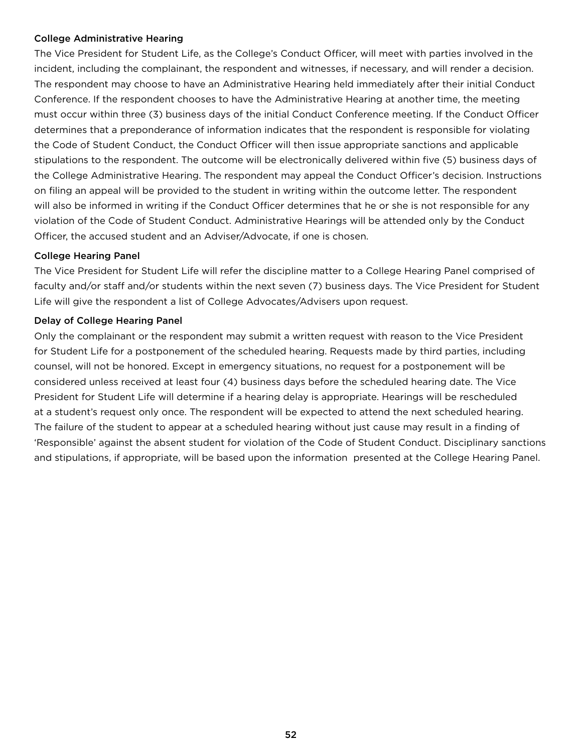### College Administrative Hearing

The Vice President for Student Life, as the College's Conduct Officer, will meet with parties involved in the incident, including the complainant, the respondent and witnesses, if necessary, and will render a decision. The respondent may choose to have an Administrative Hearing held immediately after their initial Conduct Conference. If the respondent chooses to have the Administrative Hearing at another time, the meeting must occur within three (3) business days of the initial Conduct Conference meeting. If the Conduct Officer determines that a preponderance of information indicates that the respondent is responsible for violating the Code of Student Conduct, the Conduct Officer will then issue appropriate sanctions and applicable stipulations to the respondent. The outcome will be electronically delivered within five (5) business days of the College Administrative Hearing. The respondent may appeal the Conduct Officer's decision. Instructions on filing an appeal will be provided to the student in writing within the outcome letter. The respondent will also be informed in writing if the Conduct Officer determines that he or she is not responsible for any violation of the Code of Student Conduct. Administrative Hearings will be attended only by the Conduct Officer, the accused student and an Adviser/Advocate, if one is chosen.

### College Hearing Panel

The Vice President for Student Life will refer the discipline matter to a College Hearing Panel comprised of faculty and/or staff and/or students within the next seven (7) business days. The Vice President for Student Life will give the respondent a list of College Advocates/Advisers upon request.

### Delay of College Hearing Panel

Only the complainant or the respondent may submit a written request with reason to the Vice President for Student Life for a postponement of the scheduled hearing. Requests made by third parties, including counsel, will not be honored. Except in emergency situations, no request for a postponement will be considered unless received at least four (4) business days before the scheduled hearing date. The Vice President for Student Life will determine if a hearing delay is appropriate. Hearings will be rescheduled at a student's request only once. The respondent will be expected to attend the next scheduled hearing. The failure of the student to appear at a scheduled hearing without just cause may result in a finding of 'Responsible' against the absent student for violation of the Code of Student Conduct. Disciplinary sanctions and stipulations, if appropriate, will be based upon the information presented at the College Hearing Panel.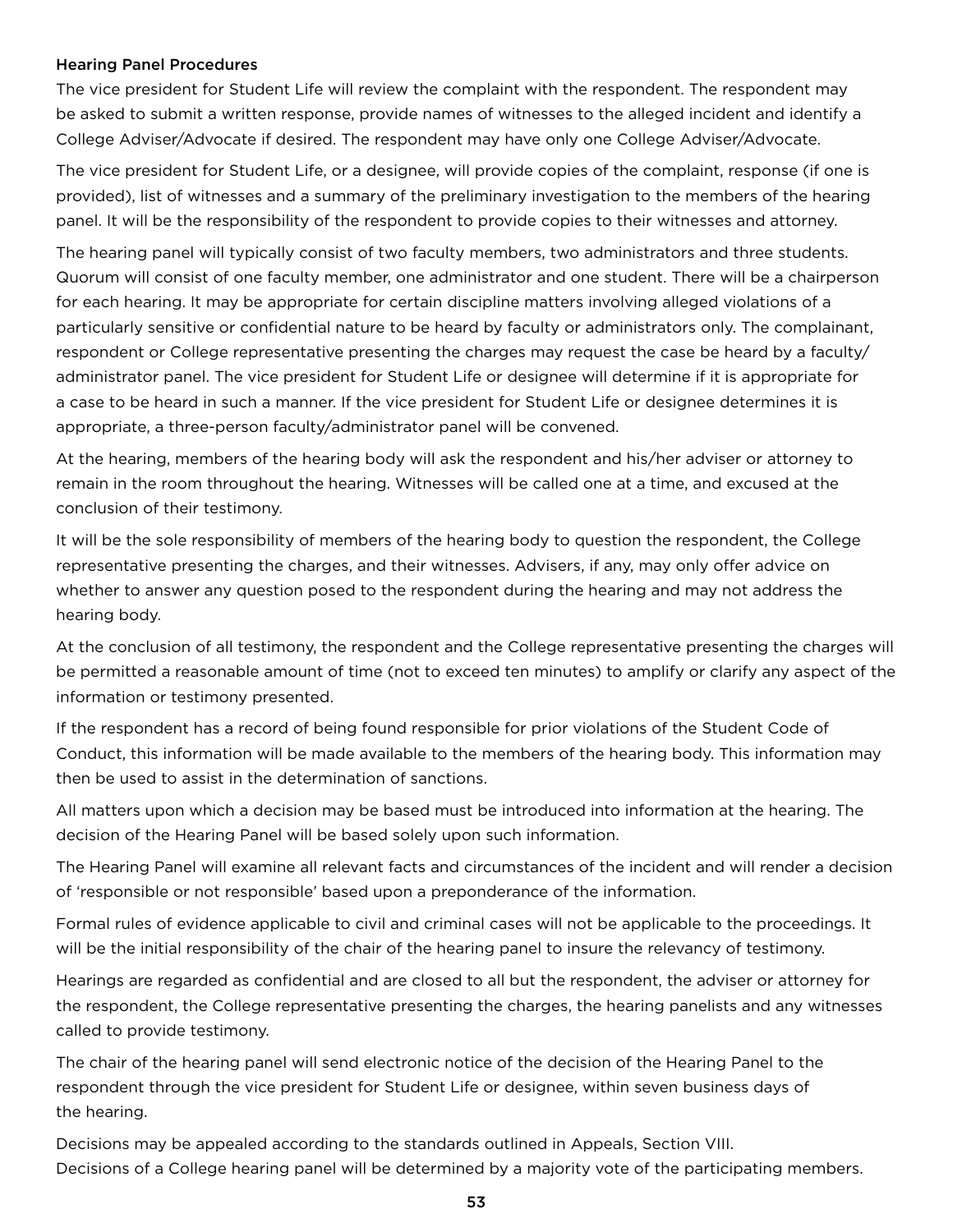### Hearing Panel Procedures

The vice president for Student Life will review the complaint with the respondent. The respondent may be asked to submit a written response, provide names of witnesses to the alleged incident and identify a College Adviser/Advocate if desired. The respondent may have only one College Adviser/Advocate.

The vice president for Student Life, or a designee, will provide copies of the complaint, response (if one is provided), list of witnesses and a summary of the preliminary investigation to the members of the hearing panel. It will be the responsibility of the respondent to provide copies to their witnesses and attorney.

The hearing panel will typically consist of two faculty members, two administrators and three students. Quorum will consist of one faculty member, one administrator and one student. There will be a chairperson for each hearing. It may be appropriate for certain discipline matters involving alleged violations of a particularly sensitive or confidential nature to be heard by faculty or administrators only. The complainant, respondent or College representative presenting the charges may request the case be heard by a faculty/administrator panel. The vice president for Student Life or designee will determine if it is appropriate for a case to be heard in such a manner. If the vice president for Student Life or designee determines it is appropriate, a three-person faculty/administrator panel will be convened.

At the hearing, members of the hearing body will ask the respondent and his/her adviser or attorney to remain in the room throughout the hearing. Witnesses will be called one at a time, and excused at the conclusion of their testimony.

It will be the sole responsibility of members of the hearing body to question the respondent, the College representative presenting the charges, and their witnesses. Advisers, if any, may only offer advice on whether to answer any question posed to the respondent during the hearing and may not address the hearing body.

At the conclusion of all testimony, the respondent and the College representative presenting the charges will be permitted a reasonable amount of time (not to exceed ten minutes) to amplify or clarify any aspect of the information or testimony presented.

If the respondent has a record of being found responsible for prior violations of the Student Code of Conduct, this information will be made available to the members of the hearing body. This information may then be used to assist in the determination of sanctions.

All matters upon which a decision may be based must be introduced into information at the hearing. The decision of the Hearing Panel will be based solely upon such information.

The Hearing Panel will examine all relevant facts and circumstances of the incident and will render a decision of 'responsible or not responsible' based upon a preponderance of the information.

Formal rules of evidence applicable to civil and criminal cases will not be applicable to the proceedings. It will be the initial responsibility of the chair of the hearing panel to insure the relevancy of testimony.

Hearings are regarded as confidential and are closed to all but the respondent, the adviser or attorney for the respondent, the College representative presenting the charges, the hearing panelists and any witnesses called to provide testimony.

The chair of the hearing panel will send electronic notice of the decision of the Hearing Panel to the respondent through the vice president for Student Life or designee, within seven business days of the hearing.

Decisions may be appealed according to the standards outlined in Appeals, Section VIII.
Decisions of a College hearing panel will be determined by a majority vote of the participating members.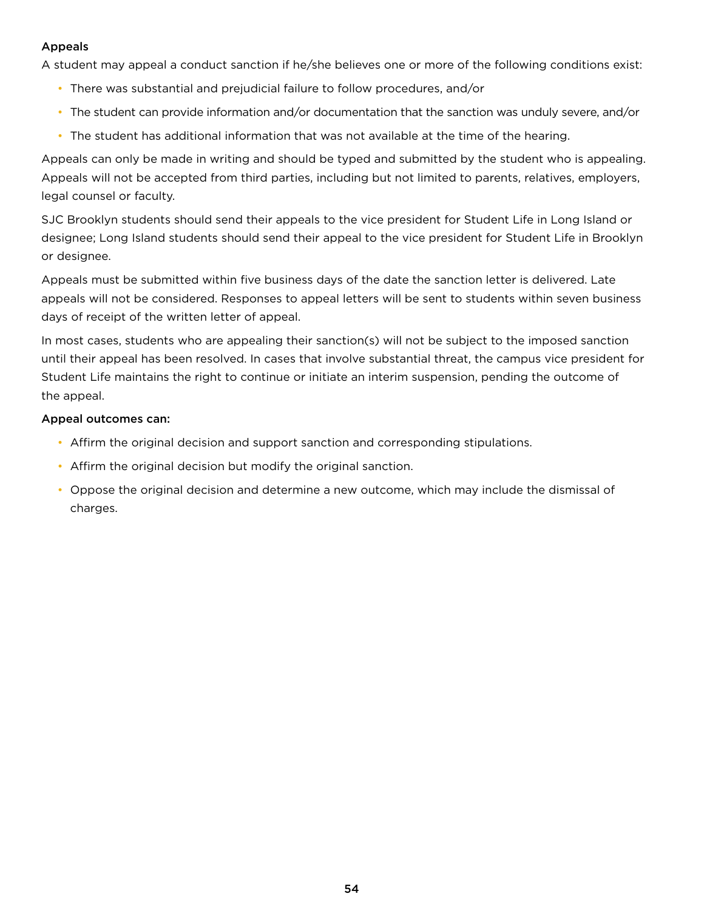### Appeals

A student may appeal a conduct sanction if he/she believes one or more of the following conditions exist:

- There was substantial and prejudicial failure to follow procedures, and/or
- The student can provide information and/or documentation that the sanction was unduly severe, and/or
- The student has additional information that was not available at the time of the hearing.

Appeals can only be made in writing and should be typed and submitted by the student who is appealing. Appeals will not be accepted from third parties, including but not limited to parents, relatives, employers, legal counsel or faculty.

SJC Brooklyn students should send their appeals to the vice president for Student Life in Long Island or designee; Long Island students should send their appeal to the vice president for Student Life in Brooklyn or designee.

Appeals must be submitted within five business days of the date the sanction letter is delivered. Late appeals will not be considered. Responses to appeal letters will be sent to students within seven business days of receipt of the written letter of appeal.

In most cases, students who are appealing their sanction(s) will not be subject to the imposed sanction until their appeal has been resolved. In cases that involve substantial threat, the campus vice president for Student Life maintains the right to continue or initiate an interim suspension, pending the outcome of the appeal.

**Appeal outcomes can:**

- Affirm the original decision and support sanction and corresponding stipulations.
- Affirm the original decision but modify the original sanction.
- Oppose the original decision and determine a new outcome, which may include the dismissal of charges.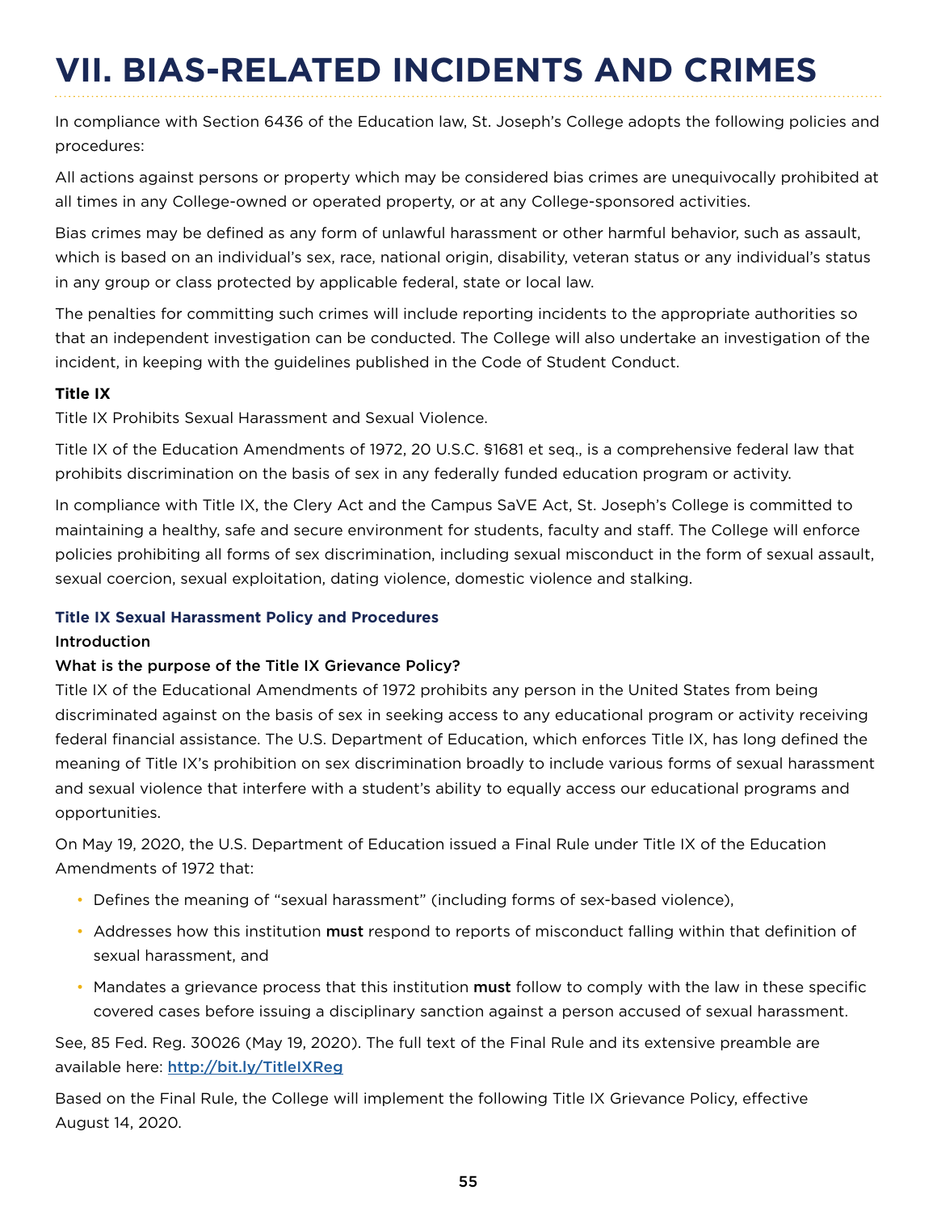# VII. BIAS-RELATED INCIDENTS AND CRIMES

In compliance with Section 6436 of the Education law, St. Joseph's College adopts the following policies and procedures:

All actions against persons or property which may be considered bias crimes are unequivocally prohibited at all times in any College-owned or operated property, or at any College-sponsored activities.

Bias crimes may be defined as any form of unlawful harassment or other harmful behavior, such as assault, which is based on an individual's sex, race, national origin, disability, veteran status or any individual's status in any group or class protected by applicable federal, state or local law.

The penalties for committing such crimes will include reporting incidents to the appropriate authorities so that an independent investigation can be conducted. The College will also undertake an investigation of the incident, in keeping with the guidelines published in the Code of Student Conduct.

**Title IX**

Title IX Prohibits Sexual Harassment and Sexual Violence.

Title IX of the Education Amendments of 1972, 20 U.S.C. §1681 et seq., is a comprehensive federal law that prohibits discrimination on the basis of sex in any federally funded education program or activity.

In compliance with Title IX, the Clery Act and the Campus SaVE Act, St. Joseph's College is committed to maintaining a healthy, safe and secure environment for students, faculty and staff. The College will enforce policies prohibiting all forms of sex discrimination, including sexual misconduct in the form of sexual assault, sexual coercion, sexual exploitation, dating violence, domestic violence and stalking.

### Title IX Sexual Harassment Policy and Procedures

Introduction

What is the purpose of the Title IX Grievance Policy?

Title IX of the Educational Amendments of 1972 prohibits any person in the United States from being discriminated against on the basis of sex in seeking access to any educational program or activity receiving federal financial assistance. The U.S. Department of Education, which enforces Title IX, has long defined the meaning of Title IX's prohibition on sex discrimination broadly to include various forms of sexual harassment and sexual violence that interfere with a student's ability to equally access our educational programs and opportunities.

On May 19, 2020, the U.S. Department of Education issued a Final Rule under Title IX of the Education Amendments of 1972 that:

- Defines the meaning of "sexual harassment" (including forms of sex-based violence),
- Addresses how this institution **must** respond to reports of misconduct falling within that definition of sexual harassment, and
- Mandates a grievance process that this institution **must** follow to comply with the law in these specific covered cases before issuing a disciplinary sanction against a person accused of sexual harassment.

See, 85 Fed. Reg. 30026 (May 19, 2020). The full text of the Final Rule and its extensive preamble are available here: http://bit.ly/TitleIXReg

Based on the Final Rule, the College will implement the following Title IX Grievance Policy, effective August 14, 2020.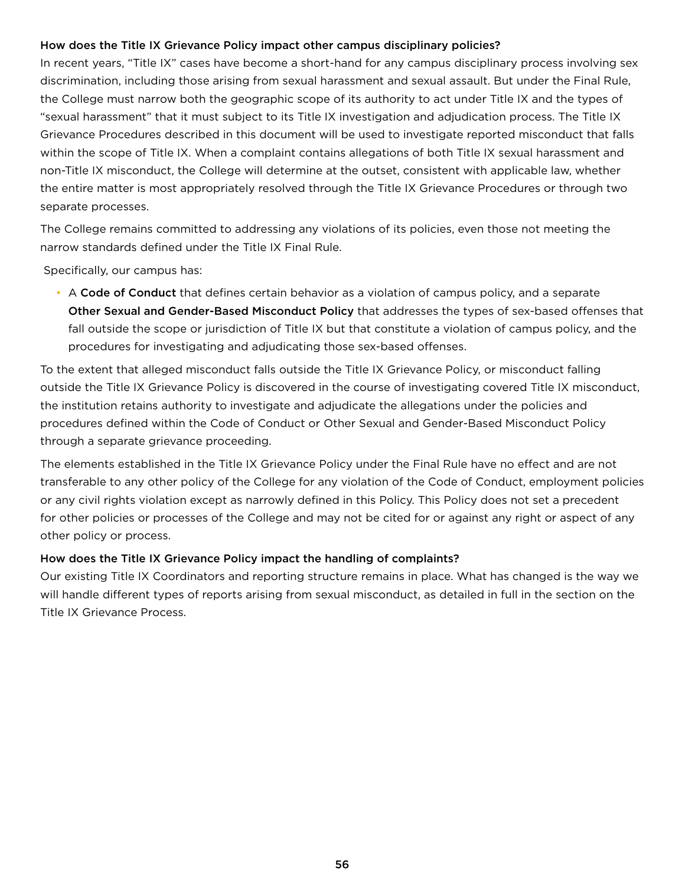### How does the Title IX Grievance Policy impact other campus disciplinary policies?

In recent years, "Title IX" cases have become a short-hand for any campus disciplinary process involving sex discrimination, including those arising from sexual harassment and sexual assault. But under the Final Rule, the College must narrow both the geographic scope of its authority to act under Title IX and the types of "sexual harassment" that it must subject to its Title IX investigation and adjudication process. The Title IX Grievance Procedures described in this document will be used to investigate reported misconduct that falls within the scope of Title IX. When a complaint contains allegations of both Title IX sexual harassment and non-Title IX misconduct, the College will determine at the outset, consistent with applicable law, whether the entire matter is most appropriately resolved through the Title IX Grievance Procedures or through two separate processes.

The College remains committed to addressing any violations of its policies, even those not meeting the narrow standards defined under the Title IX Final Rule.

Specifically, our campus has:

- A **Code of Conduct** that defines certain behavior as a violation of campus policy, and a separate **Other Sexual and Gender-Based Misconduct Policy** that addresses the types of sex-based offenses that fall outside the scope or jurisdiction of Title IX but that constitute a violation of campus policy, and the procedures for investigating and adjudicating those sex-based offenses.

To the extent that alleged misconduct falls outside the Title IX Grievance Policy, or misconduct falling outside the Title IX Grievance Policy is discovered in the course of investigating covered Title IX misconduct, the institution retains authority to investigate and adjudicate the allegations under the policies and procedures defined within the Code of Conduct or Other Sexual and Gender-Based Misconduct Policy through a separate grievance proceeding.

The elements established in the Title IX Grievance Policy under the Final Rule have no effect and are not transferable to any other policy of the College for any violation of the Code of Conduct, employment policies or any civil rights violation except as narrowly defined in this Policy. This Policy does not set a precedent for other policies or processes of the College and may not be cited for or against any right or aspect of any other policy or process.

### How does the Title IX Grievance Policy impact the handling of complaints?

Our existing Title IX Coordinators and reporting structure remains in place. What has changed is the way we will handle different types of reports arising from sexual misconduct, as detailed in full in the section on the Title IX Grievance Process.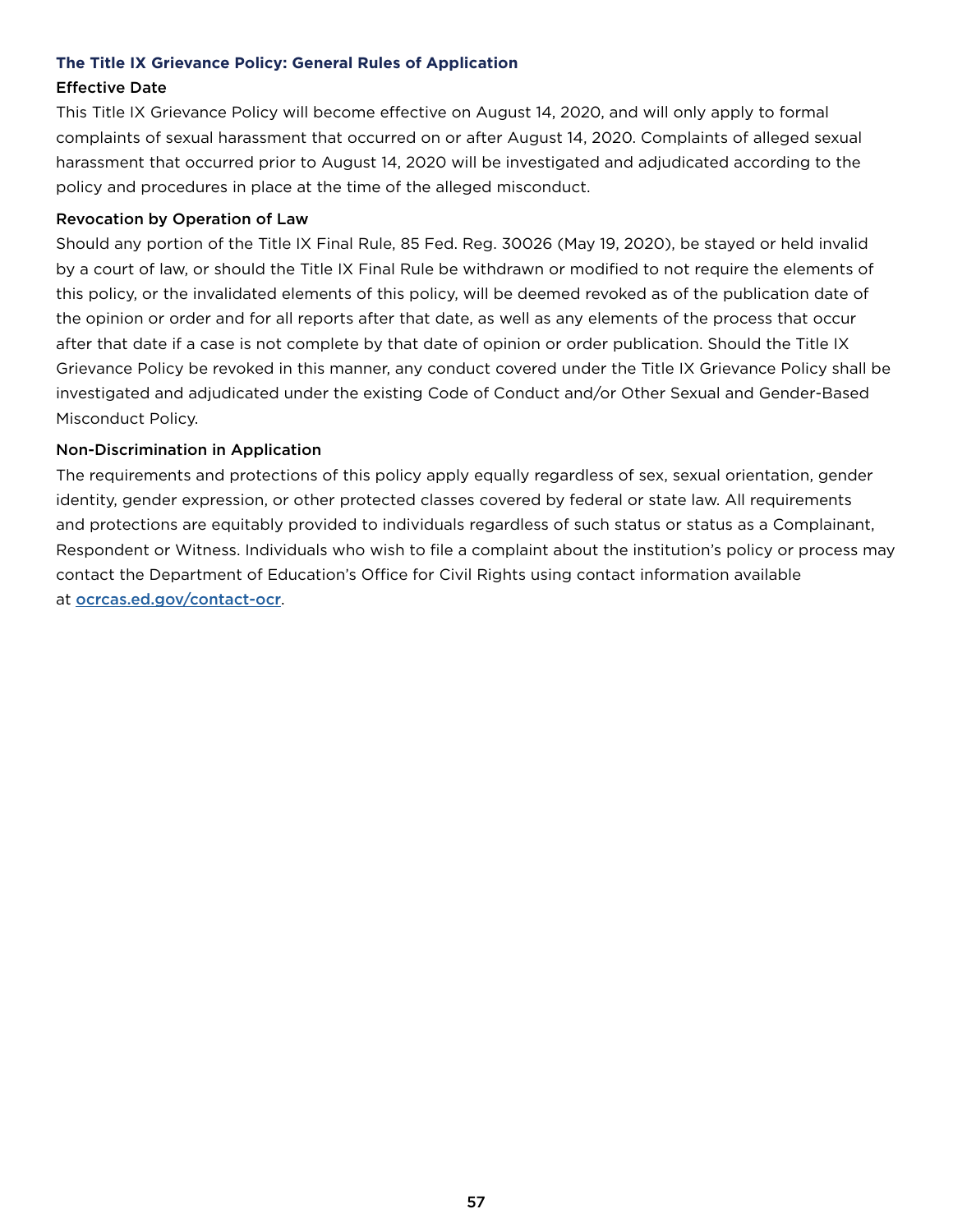### The Title IX Grievance Policy: General Rules of Application

#### Effective Date

This Title IX Grievance Policy will become effective on August 14, 2020, and will only apply to formal complaints of sexual harassment that occurred on or after August 14, 2020. Complaints of alleged sexual harassment that occurred prior to August 14, 2020 will be investigated and adjudicated according to the policy and procedures in place at the time of the alleged misconduct.

#### Revocation by Operation of Law

Should any portion of the Title IX Final Rule, 85 Fed. Reg. 30026 (May 19, 2020), be stayed or held invalid by a court of law, or should the Title IX Final Rule be withdrawn or modified to not require the elements of this policy, or the invalidated elements of this policy, will be deemed revoked as of the publication date of the opinion or order and for all reports after that date, as well as any elements of the process that occur after that date if a case is not complete by that date of opinion or order publication. Should the Title IX Grievance Policy be revoked in this manner, any conduct covered under the Title IX Grievance Policy shall be investigated and adjudicated under the existing Code of Conduct and/or Other Sexual and Gender-Based Misconduct Policy.

#### Non-Discrimination in Application

The requirements and protections of this policy apply equally regardless of sex, sexual orientation, gender identity, gender expression, or other protected classes covered by federal or state law. All requirements and protections are equitably provided to individuals regardless of such status or status as a Complainant, Respondent or Witness. Individuals who wish to file a complaint about the institution's policy or process may contact the Department of Education's Office for Civil Rights using contact information available at [ocrcas.ed.gov/contact-ocr](ocrcas.ed.gov/contact-ocr).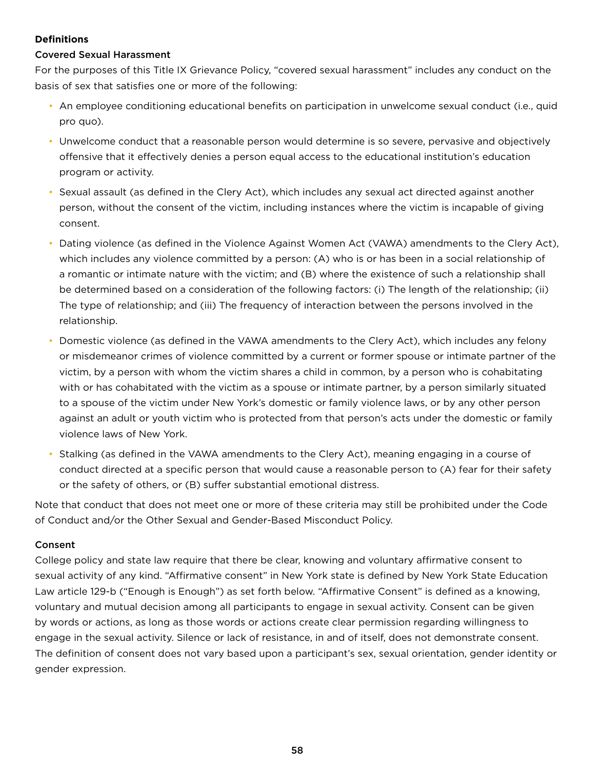**Definitions**

**Covered Sexual Harassment**

For the purposes of this Title IX Grievance Policy, "covered sexual harassment" includes any conduct on the basis of sex that satisfies one or more of the following:

- An employee conditioning educational benefits on participation in unwelcome sexual conduct (i.e., quid pro quo).
- Unwelcome conduct that a reasonable person would determine is so severe, pervasive and objectively offensive that it effectively denies a person equal access to the educational institution's education program or activity.
- Sexual assault (as defined in the Clery Act), which includes any sexual act directed against another person, without the consent of the victim, including instances where the victim is incapable of giving consent.
- Dating violence (as defined in the Violence Against Women Act (VAWA) amendments to the Clery Act), which includes any violence committed by a person: (A) who is or has been in a social relationship of a romantic or intimate nature with the victim; and (B) where the existence of such a relationship shall be determined based on a consideration of the following factors: (i) The length of the relationship; (ii) The type of relationship; and (iii) The frequency of interaction between the persons involved in the relationship.
- Domestic violence (as defined in the VAWA amendments to the Clery Act), which includes any felony or misdemeanor crimes of violence committed by a current or former spouse or intimate partner of the victim, by a person with whom the victim shares a child in common, by a person who is cohabitating with or has cohabitated with the victim as a spouse or intimate partner, by a person similarly situated to a spouse of the victim under New York's domestic or family violence laws, or by any other person against an adult or youth victim who is protected from that person's acts under the domestic or family violence laws of New York.
- Stalking (as defined in the VAWA amendments to the Clery Act), meaning engaging in a course of conduct directed at a specific person that would cause a reasonable person to (A) fear for their safety or the safety of others, or (B) suffer substantial emotional distress.

Note that conduct that does not meet one or more of these criteria may still be prohibited under the Code of Conduct and/or the Other Sexual and Gender-Based Misconduct Policy.

**Consent**

College policy and state law require that there be clear, knowing and voluntary affirmative consent to sexual activity of any kind. "Affirmative consent" in New York state is defined by New York State Education Law article 129-b ("Enough is Enough") as set forth below. "Affirmative Consent" is defined as a knowing, voluntary and mutual decision among all participants to engage in sexual activity. Consent can be given by words or actions, as long as those words or actions create clear permission regarding willingness to engage in the sexual activity. Silence or lack of resistance, in and of itself, does not demonstrate consent. The definition of consent does not vary based upon a participant's sex, sexual orientation, gender identity or gender expression.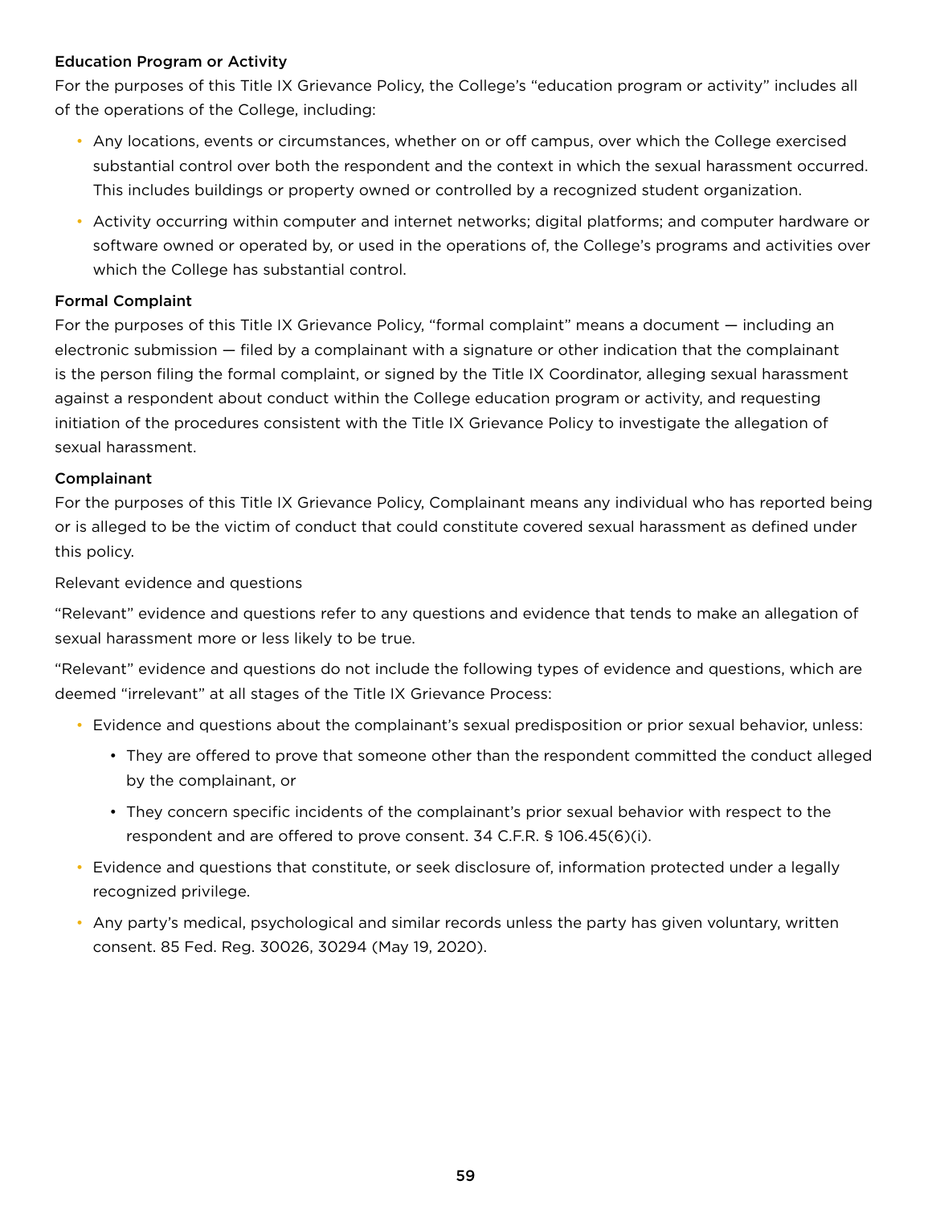**Education Program or Activity**

For the purposes of this Title IX Grievance Policy, the College's "education program or activity" includes all of the operations of the College, including:

- Any locations, events or circumstances, whether on or off campus, over which the College exercised substantial control over both the respondent and the context in which the sexual harassment occurred. This includes buildings or property owned or controlled by a recognized student organization.
- Activity occurring within computer and internet networks; digital platforms; and computer hardware or software owned or operated by, or used in the operations of, the College's programs and activities over which the College has substantial control.

**Formal Complaint**

For the purposes of this Title IX Grievance Policy, "formal complaint" means a document — including an electronic submission — filed by a complainant with a signature or other indication that the complainant is the person filing the formal complaint, or signed by the Title IX Coordinator, alleging sexual harassment against a respondent about conduct within the College education program or activity, and requesting initiation of the procedures consistent with the Title IX Grievance Policy to investigate the allegation of sexual harassment.

**Complainant**

For the purposes of this Title IX Grievance Policy, Complainant means any individual who has reported being or is alleged to be the victim of conduct that could constitute covered sexual harassment as defined under this policy.

Relevant evidence and questions

"Relevant" evidence and questions refer to any questions and evidence that tends to make an allegation of sexual harassment more or less likely to be true.

"Relevant" evidence and questions do not include the following types of evidence and questions, which are deemed "irrelevant" at all stages of the Title IX Grievance Process:

- Evidence and questions about the complainant's sexual predisposition or prior sexual behavior, unless:
  - They are offered to prove that someone other than the respondent committed the conduct alleged by the complainant, or
  - They concern specific incidents of the complainant's prior sexual behavior with respect to the respondent and are offered to prove consent. 34 C.F.R. § 106.45(6)(i).
- Evidence and questions that constitute, or seek disclosure of, information protected under a legally recognized privilege.
- Any party's medical, psychological and similar records unless the party has given voluntary, written consent. 85 Fed. Reg. 30026, 30294 (May 19, 2020).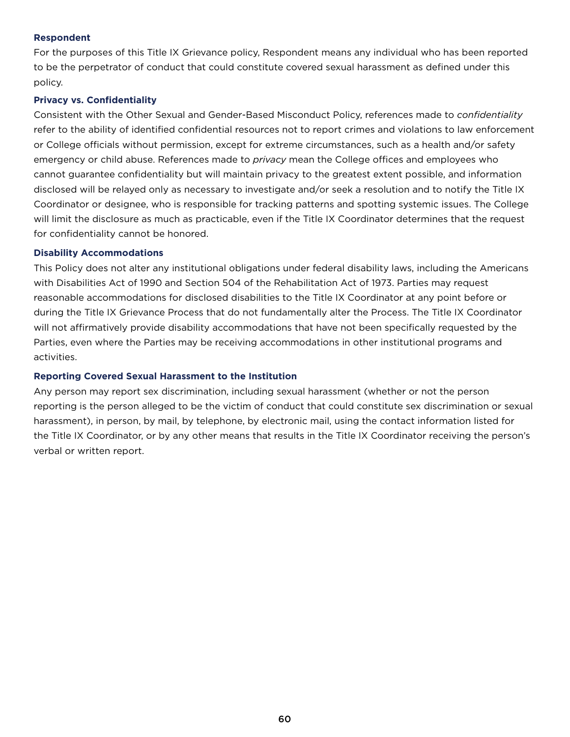### Respondent

For the purposes of this Title IX Grievance policy, Respondent means any individual who has been reported to be the perpetrator of conduct that could constitute covered sexual harassment as defined under this policy.

### Privacy vs. Confidentiality

Consistent with the Other Sexual and Gender-Based Misconduct Policy, references made to *confidentiality* refer to the ability of identified confidential resources not to report crimes and violations to law enforcement or College officials without permission, except for extreme circumstances, such as a health and/or safety emergency or child abuse. References made to *privacy* mean the College offices and employees who cannot guarantee confidentiality but will maintain privacy to the greatest extent possible, and information disclosed will be relayed only as necessary to investigate and/or seek a resolution and to notify the Title IX Coordinator or designee, who is responsible for tracking patterns and spotting systemic issues. The College will limit the disclosure as much as practicable, even if the Title IX Coordinator determines that the request for confidentiality cannot be honored.

### Disability Accommodations

This Policy does not alter any institutional obligations under federal disability laws, including the Americans with Disabilities Act of 1990 and Section 504 of the Rehabilitation Act of 1973. Parties may request reasonable accommodations for disclosed disabilities to the Title IX Coordinator at any point before or during the Title IX Grievance Process that do not fundamentally alter the Process. The Title IX Coordinator will not affirmatively provide disability accommodations that have not been specifically requested by the Parties, even where the Parties may be receiving accommodations in other institutional programs and activities.

### Reporting Covered Sexual Harassment to the Institution

Any person may report sex discrimination, including sexual harassment (whether or not the person reporting is the person alleged to be the victim of conduct that could constitute sex discrimination or sexual harassment), in person, by mail, by telephone, by electronic mail, using the contact information listed for the Title IX Coordinator, or by any other means that results in the Title IX Coordinator receiving the person's verbal or written report.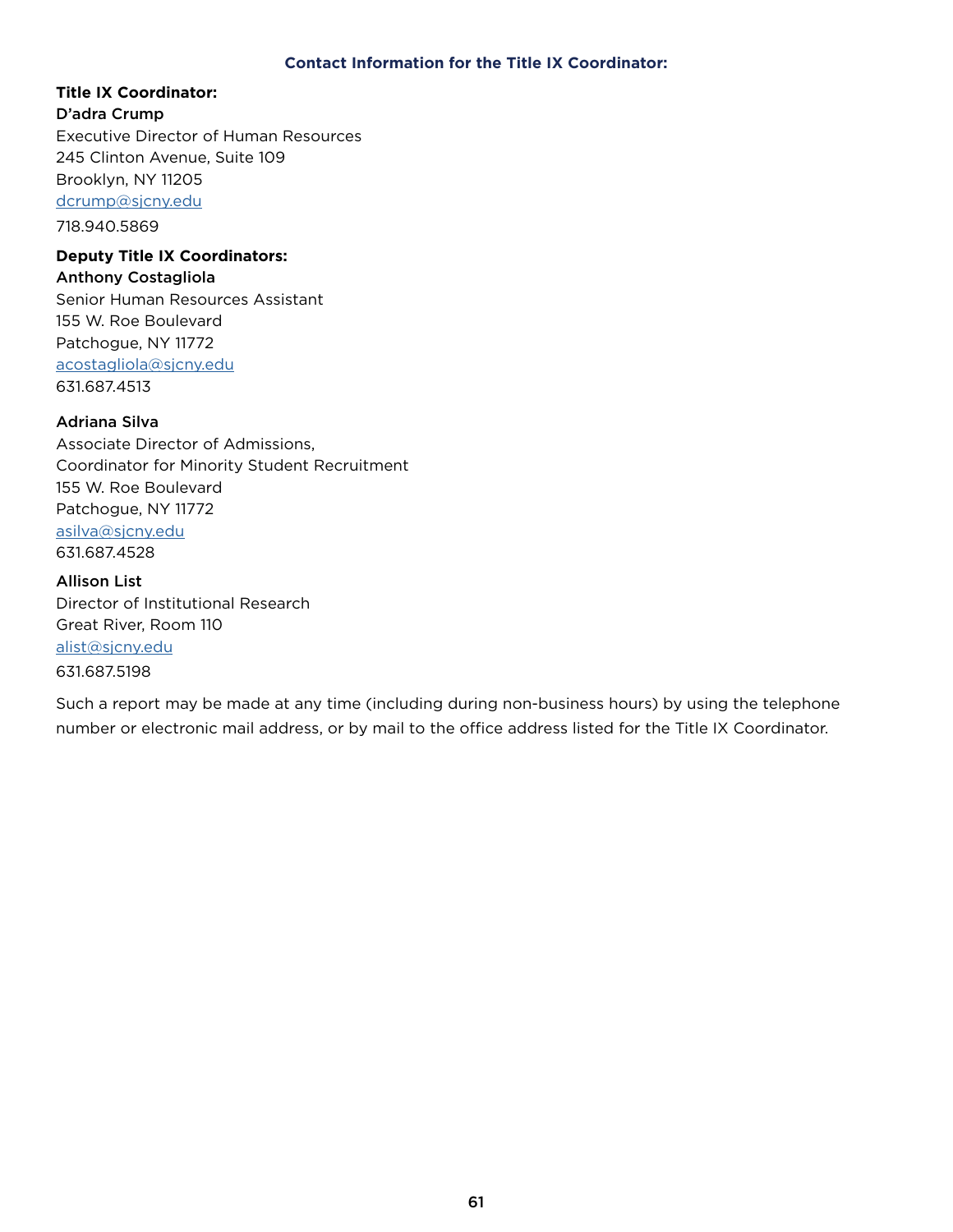### Contact Information for the Title IX Coordinator:

**Title IX Coordinator:**

**D'adra Crump**
Executive Director of Human Resources
245 Clinton Avenue, Suite 109
Brooklyn, NY 11205
dcrump@sjcny.edu
718.940.5869

**Deputy Title IX Coordinators:**

**Anthony Costagliola**
Senior Human Resources Assistant
155 W. Roe Boulevard
Patchogue, NY 11772
acostagliola@sjcny.edu
631.687.4513

**Adriana Silva**
Associate Director of Admissions,
Coordinator for Minority Student Recruitment
155 W. Roe Boulevard
Patchogue, NY 11772
asilva@sjcny.edu
631.687.4528

**Allison List**
Director of Institutional Research
Great River, Room 110
alist@sjcny.edu
631.687.5198

Such a report may be made at any time (including during non-business hours) by using the telephone number or electronic mail address, or by mail to the office address listed for the Title IX Coordinator.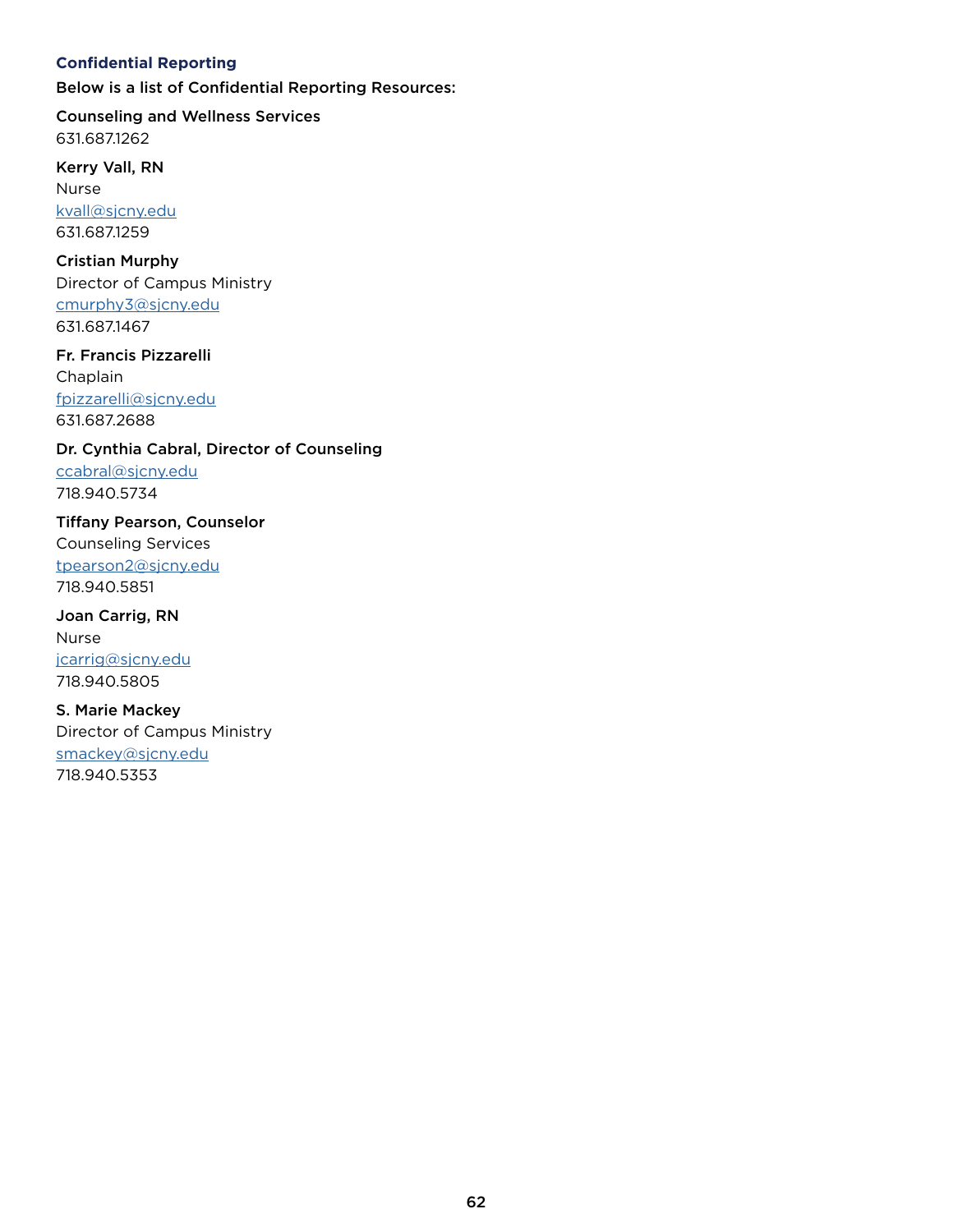### Confidential Reporting

Below is a list of Confidential Reporting Resources:

**Counseling and Wellness Services**
631.687.1262

**Kerry Vall, RN**
Nurse
kvall@sjcny.edu
631.687.1259

**Cristian Murphy**
Director of Campus Ministry
cmurphy3@sjcny.edu
631.687.1467

**Fr. Francis Pizzarelli**
Chaplain
fpizzarelli@sjcny.edu
631.687.2688

**Dr. Cynthia Cabral, Director of Counseling**
ccabral@sjcny.edu
718.940.5734

**Tiffany Pearson, Counselor**
Counseling Services
tpearson2@sjcny.edu
718.940.5851

**Joan Carrig, RN**
Nurse
jcarrig@sjcny.edu
718.940.5805

**S. Marie Mackey**
Director of Campus Ministry
smackey@sjcny.edu
718.940.5353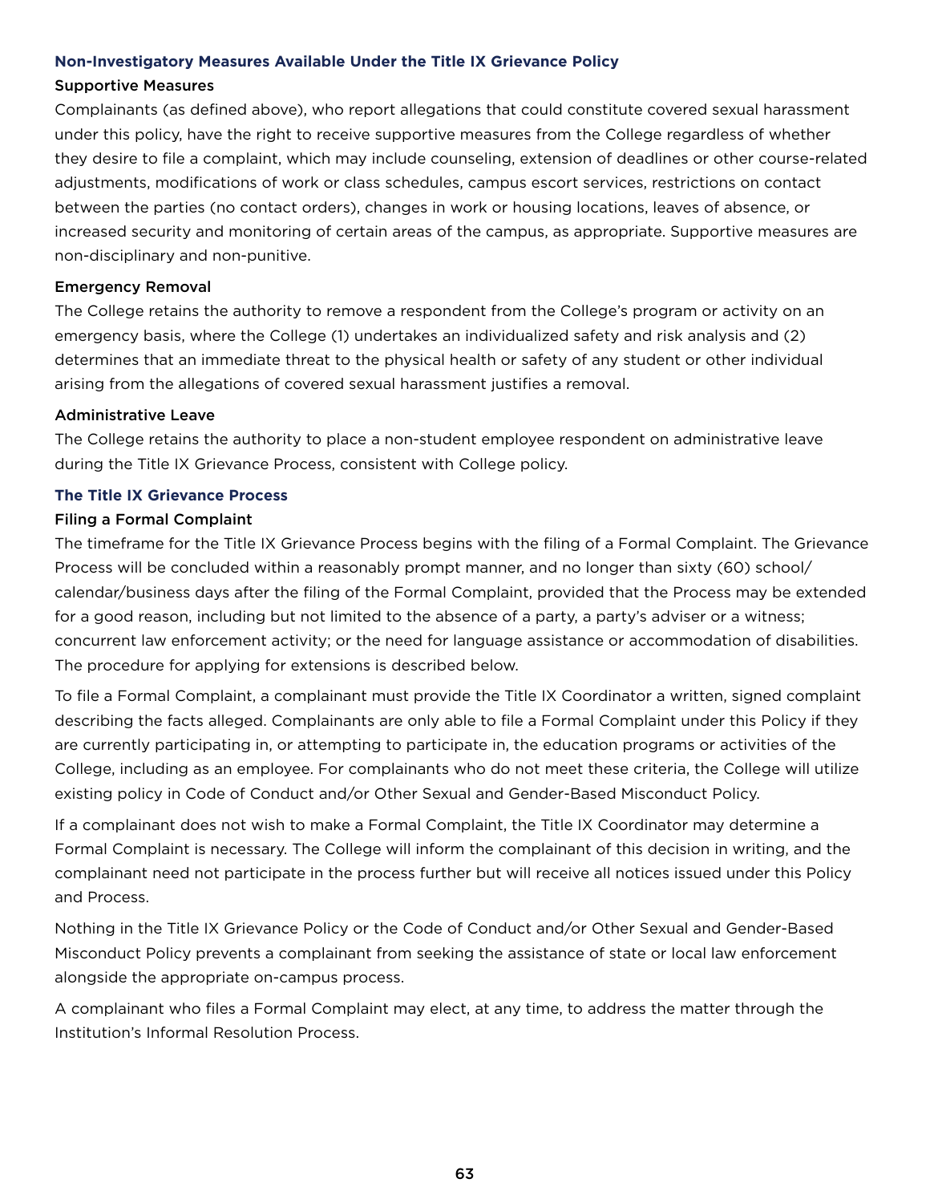### Non-Investigatory Measures Available Under the Title IX Grievance Policy

#### Supportive Measures

Complainants (as defined above), who report allegations that could constitute covered sexual harassment under this policy, have the right to receive supportive measures from the College regardless of whether they desire to file a complaint, which may include counseling, extension of deadlines or other course-related adjustments, modifications of work or class schedules, campus escort services, restrictions on contact between the parties (no contact orders), changes in work or housing locations, leaves of absence, or increased security and monitoring of certain areas of the campus, as appropriate. Supportive measures are non-disciplinary and non-punitive.

#### Emergency Removal

The College retains the authority to remove a respondent from the College's program or activity on an emergency basis, where the College (1) undertakes an individualized safety and risk analysis and (2) determines that an immediate threat to the physical health or safety of any student or other individual arising from the allegations of covered sexual harassment justifies a removal.

#### Administrative Leave

The College retains the authority to place a non-student employee respondent on administrative leave during the Title IX Grievance Process, consistent with College policy.

### The Title IX Grievance Process

#### Filing a Formal Complaint

The timeframe for the Title IX Grievance Process begins with the filing of a Formal Complaint. The Grievance Process will be concluded within a reasonably prompt manner, and no longer than sixty (60) school/calendar/business days after the filing of the Formal Complaint, provided that the Process may be extended for a good reason, including but not limited to the absence of a party, a party's adviser or a witness; concurrent law enforcement activity; or the need for language assistance or accommodation of disabilities. The procedure for applying for extensions is described below.

To file a Formal Complaint, a complainant must provide the Title IX Coordinator a written, signed complaint describing the facts alleged. Complainants are only able to file a Formal Complaint under this Policy if they are currently participating in, or attempting to participate in, the education programs or activities of the College, including as an employee. For complainants who do not meet these criteria, the College will utilize existing policy in Code of Conduct and/or Other Sexual and Gender-Based Misconduct Policy.

If a complainant does not wish to make a Formal Complaint, the Title IX Coordinator may determine a Formal Complaint is necessary. The College will inform the complainant of this decision in writing, and the complainant need not participate in the process further but will receive all notices issued under this Policy and Process.

Nothing in the Title IX Grievance Policy or the Code of Conduct and/or Other Sexual and Gender-Based Misconduct Policy prevents a complainant from seeking the assistance of state or local law enforcement alongside the appropriate on-campus process.

A complainant who files a Formal Complaint may elect, at any time, to address the matter through the Institution's Informal Resolution Process.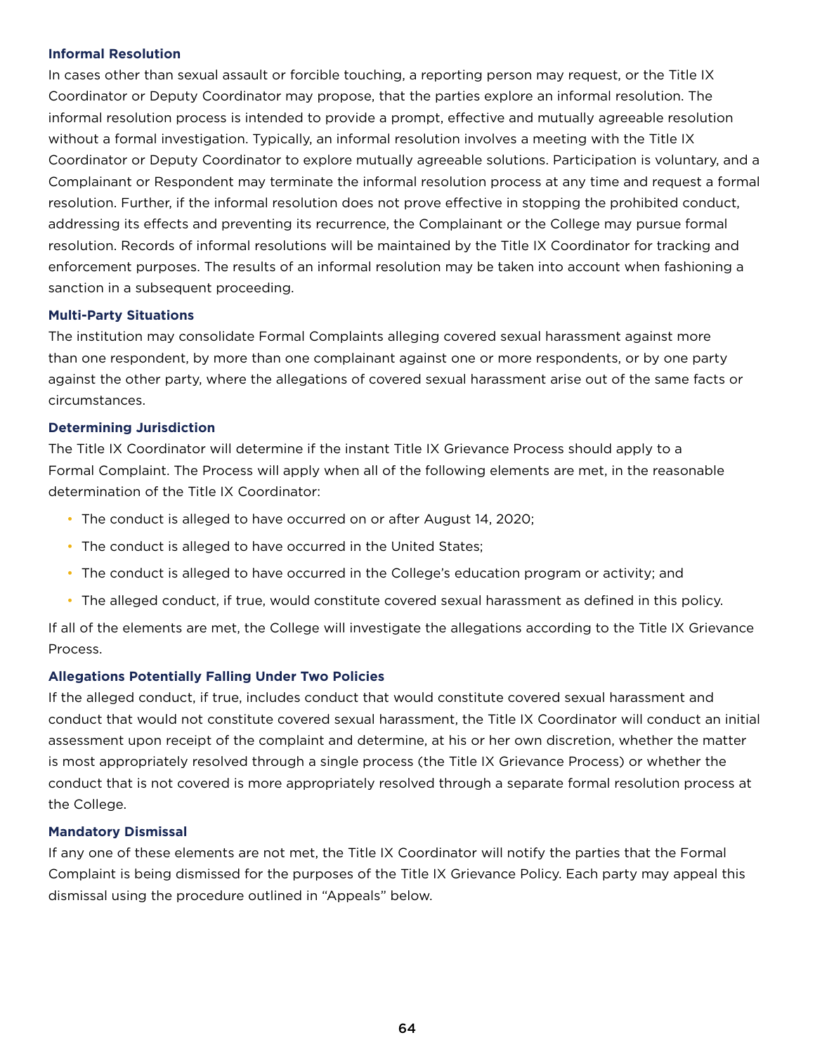### Informal Resolution

In cases other than sexual assault or forcible touching, a reporting person may request, or the Title IX Coordinator or Deputy Coordinator may propose, that the parties explore an informal resolution. The informal resolution process is intended to provide a prompt, effective and mutually agreeable resolution without a formal investigation. Typically, an informal resolution involves a meeting with the Title IX Coordinator or Deputy Coordinator to explore mutually agreeable solutions. Participation is voluntary, and a Complainant or Respondent may terminate the informal resolution process at any time and request a formal resolution. Further, if the informal resolution does not prove effective in stopping the prohibited conduct, addressing its effects and preventing its recurrence, the Complainant or the College may pursue formal resolution. Records of informal resolutions will be maintained by the Title IX Coordinator for tracking and enforcement purposes. The results of an informal resolution may be taken into account when fashioning a sanction in a subsequent proceeding.

### Multi-Party Situations

The institution may consolidate Formal Complaints alleging covered sexual harassment against more than one respondent, by more than one complainant against one or more respondents, or by one party against the other party, where the allegations of covered sexual harassment arise out of the same facts or circumstances.

### Determining Jurisdiction

The Title IX Coordinator will determine if the instant Title IX Grievance Process should apply to a Formal Complaint. The Process will apply when all of the following elements are met, in the reasonable determination of the Title IX Coordinator:

- The conduct is alleged to have occurred on or after August 14, 2020;
- The conduct is alleged to have occurred in the United States;
- The conduct is alleged to have occurred in the College's education program or activity; and
- The alleged conduct, if true, would constitute covered sexual harassment as defined in this policy.

If all of the elements are met, the College will investigate the allegations according to the Title IX Grievance Process.

### Allegations Potentially Falling Under Two Policies

If the alleged conduct, if true, includes conduct that would constitute covered sexual harassment and conduct that would not constitute covered sexual harassment, the Title IX Coordinator will conduct an initial assessment upon receipt of the complaint and determine, at his or her own discretion, whether the matter is most appropriately resolved through a single process (the Title IX Grievance Process) or whether the conduct that is not covered is more appropriately resolved through a separate formal resolution process at the College.

### Mandatory Dismissal

If any one of these elements are not met, the Title IX Coordinator will notify the parties that the Formal Complaint is being dismissed for the purposes of the Title IX Grievance Policy. Each party may appeal this dismissal using the procedure outlined in "Appeals" below.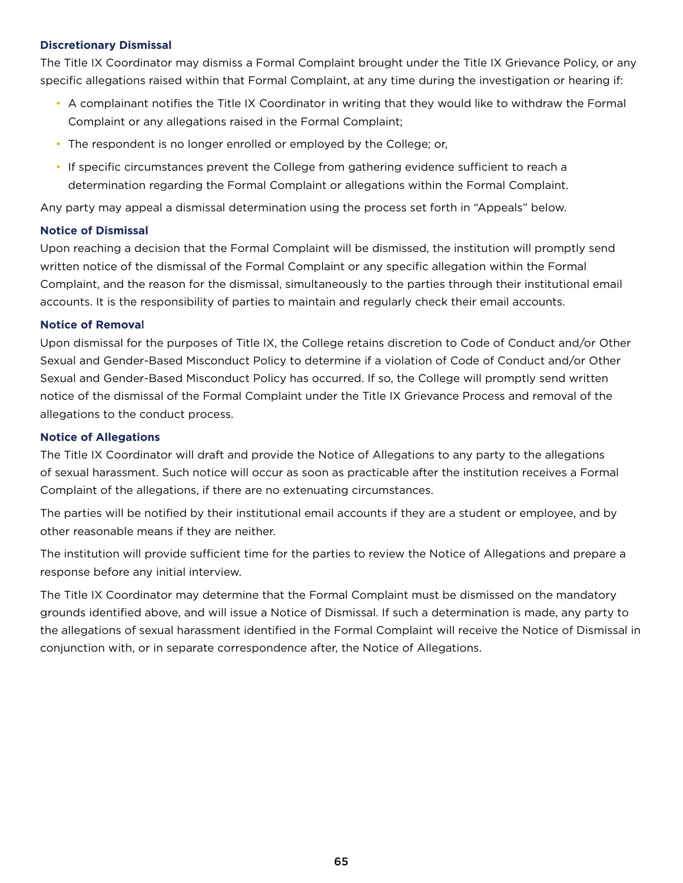### Discretionary Dismissal

The Title IX Coordinator may dismiss a Formal Complaint brought under the Title IX Grievance Policy, or any specific allegations raised within that Formal Complaint, at any time during the investigation or hearing if:

- A complainant notifies the Title IX Coordinator in writing that they would like to withdraw the Formal Complaint or any allegations raised in the Formal Complaint;
- The respondent is no longer enrolled or employed by the College; or,
- If specific circumstances prevent the College from gathering evidence sufficient to reach a determination regarding the Formal Complaint or allegations within the Formal Complaint.

Any party may appeal a dismissal determination using the process set forth in "Appeals" below.

### Notice of Dismissal

Upon reaching a decision that the Formal Complaint will be dismissed, the institution will promptly send written notice of the dismissal of the Formal Complaint or any specific allegation within the Formal Complaint, and the reason for the dismissal, simultaneously to the parties through their institutional email accounts. It is the responsibility of parties to maintain and regularly check their email accounts.

### Notice of Removal

Upon dismissal for the purposes of Title IX, the College retains discretion to Code of Conduct and/or Other Sexual and Gender-Based Misconduct Policy to determine if a violation of Code of Conduct and/or Other Sexual and Gender-Based Misconduct Policy has occurred. If so, the College will promptly send written notice of the dismissal of the Formal Complaint under the Title IX Grievance Process and removal of the allegations to the conduct process.

### Notice of Allegations

The Title IX Coordinator will draft and provide the Notice of Allegations to any party to the allegations of sexual harassment. Such notice will occur as soon as practicable after the institution receives a Formal Complaint of the allegations, if there are no extenuating circumstances.

The parties will be notified by their institutional email accounts if they are a student or employee, and by other reasonable means if they are neither.

The institution will provide sufficient time for the parties to review the Notice of Allegations and prepare a response before any initial interview.

The Title IX Coordinator may determine that the Formal Complaint must be dismissed on the mandatory grounds identified above, and will issue a Notice of Dismissal. If such a determination is made, any party to the allegations of sexual harassment identified in the Formal Complaint will receive the Notice of Dismissal in conjunction with, or in separate correspondence after, the Notice of Allegations.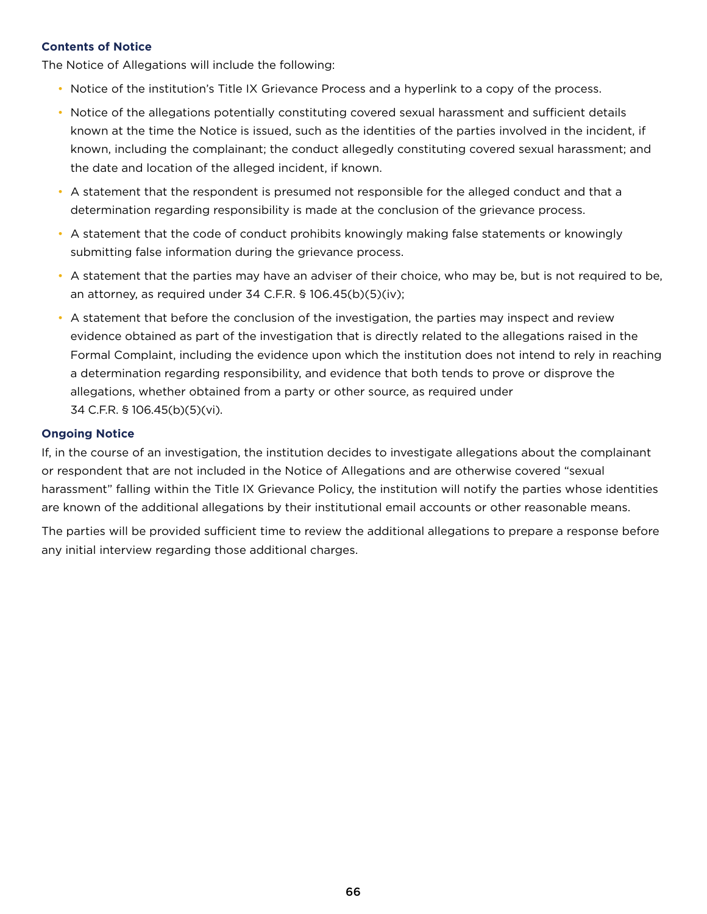### Contents of Notice

The Notice of Allegations will include the following:

- Notice of the institution's Title IX Grievance Process and a hyperlink to a copy of the process.
- Notice of the allegations potentially constituting covered sexual harassment and sufficient details known at the time the Notice is issued, such as the identities of the parties involved in the incident, if known, including the complainant; the conduct allegedly constituting covered sexual harassment; and the date and location of the alleged incident, if known.
- A statement that the respondent is presumed not responsible for the alleged conduct and that a determination regarding responsibility is made at the conclusion of the grievance process.
- A statement that the code of conduct prohibits knowingly making false statements or knowingly submitting false information during the grievance process.
- A statement that the parties may have an adviser of their choice, who may be, but is not required to be, an attorney, as required under 34 C.F.R. § 106.45(b)(5)(iv);
- A statement that before the conclusion of the investigation, the parties may inspect and review evidence obtained as part of the investigation that is directly related to the allegations raised in the Formal Complaint, including the evidence upon which the institution does not intend to rely in reaching a determination regarding responsibility, and evidence that both tends to prove or disprove the allegations, whether obtained from a party or other source, as required under 34 C.F.R. § 106.45(b)(5)(vi).

### Ongoing Notice

If, in the course of an investigation, the institution decides to investigate allegations about the complainant or respondent that are not included in the Notice of Allegations and are otherwise covered "sexual harassment" falling within the Title IX Grievance Policy, the institution will notify the parties whose identities are known of the additional allegations by their institutional email accounts or other reasonable means.

The parties will be provided sufficient time to review the additional allegations to prepare a response before any initial interview regarding those additional charges.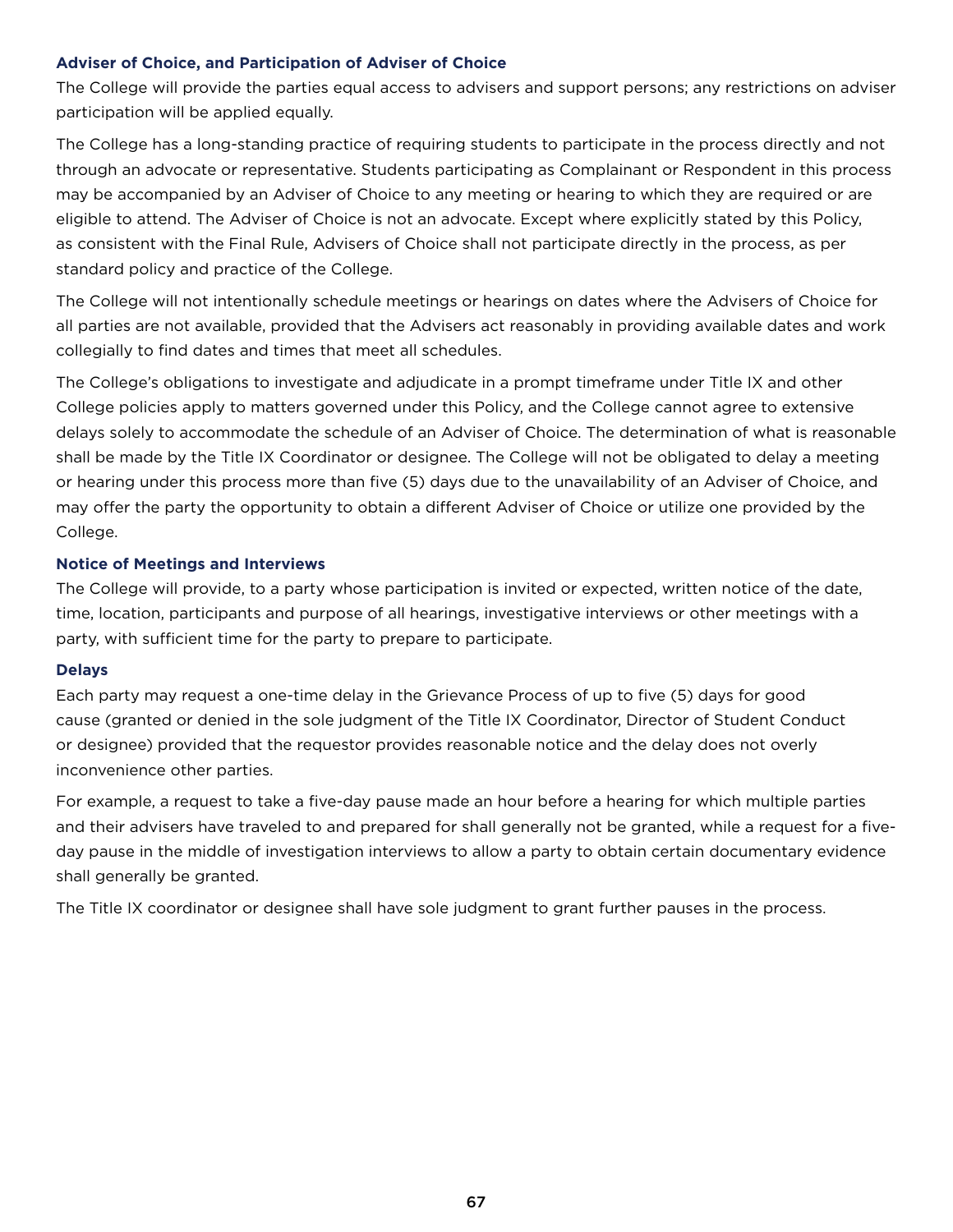### Adviser of Choice, and Participation of Adviser of Choice

The College will provide the parties equal access to advisers and support persons; any restrictions on adviser participation will be applied equally.

The College has a long-standing practice of requiring students to participate in the process directly and not through an advocate or representative. Students participating as Complainant or Respondent in this process may be accompanied by an Adviser of Choice to any meeting or hearing to which they are required or are eligible to attend. The Adviser of Choice is not an advocate. Except where explicitly stated by this Policy, as consistent with the Final Rule, Advisers of Choice shall not participate directly in the process, as per standard policy and practice of the College.

The College will not intentionally schedule meetings or hearings on dates where the Advisers of Choice for all parties are not available, provided that the Advisers act reasonably in providing available dates and work collegially to find dates and times that meet all schedules.

The College's obligations to investigate and adjudicate in a prompt timeframe under Title IX and other College policies apply to matters governed under this Policy, and the College cannot agree to extensive delays solely to accommodate the schedule of an Adviser of Choice. The determination of what is reasonable shall be made by the Title IX Coordinator or designee. The College will not be obligated to delay a meeting or hearing under this process more than five (5) days due to the unavailability of an Adviser of Choice, and may offer the party the opportunity to obtain a different Adviser of Choice or utilize one provided by the College.

### Notice of Meetings and Interviews

The College will provide, to a party whose participation is invited or expected, written notice of the date, time, location, participants and purpose of all hearings, investigative interviews or other meetings with a party, with sufficient time for the party to prepare to participate.

### Delays

Each party may request a one-time delay in the Grievance Process of up to five (5) days for good cause (granted or denied in the sole judgment of the Title IX Coordinator, Director of Student Conduct or designee) provided that the requestor provides reasonable notice and the delay does not overly inconvenience other parties.

For example, a request to take a five-day pause made an hour before a hearing for which multiple parties and their advisers have traveled to and prepared for shall generally not be granted, while a request for a five-day pause in the middle of investigation interviews to allow a party to obtain certain documentary evidence shall generally be granted.

The Title IX coordinator or designee shall have sole judgment to grant further pauses in the process.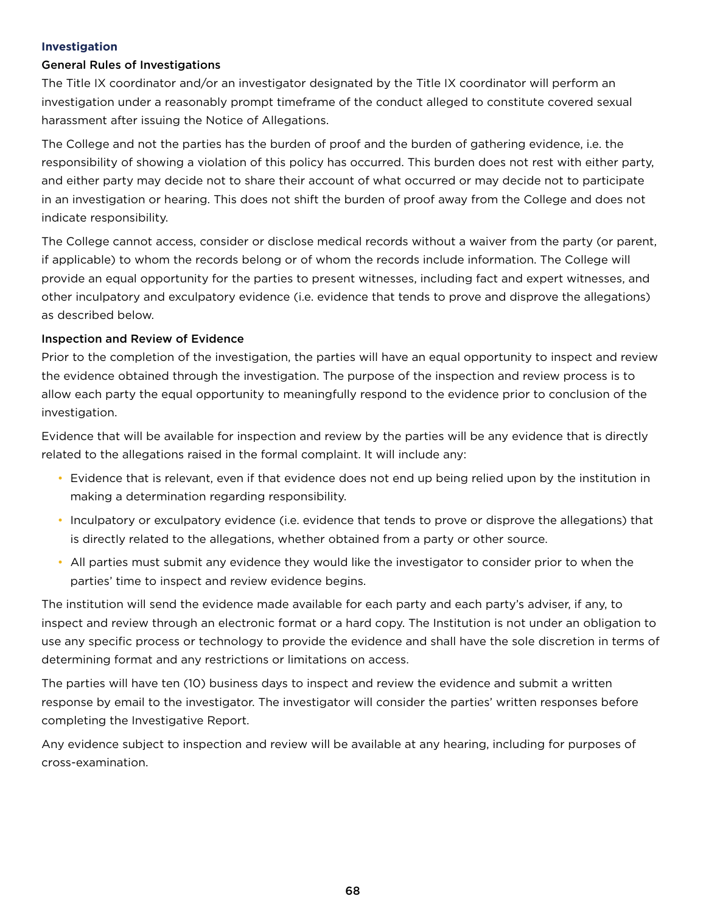## Investigation

### General Rules of Investigations

The Title IX coordinator and/or an investigator designated by the Title IX coordinator will perform an investigation under a reasonably prompt timeframe of the conduct alleged to constitute covered sexual harassment after issuing the Notice of Allegations.

The College and not the parties has the burden of proof and the burden of gathering evidence, i.e. the responsibility of showing a violation of this policy has occurred. This burden does not rest with either party, and either party may decide not to share their account of what occurred or may decide not to participate in an investigation or hearing. This does not shift the burden of proof away from the College and does not indicate responsibility.

The College cannot access, consider or disclose medical records without a waiver from the party (or parent, if applicable) to whom the records belong or of whom the records include information. The College will provide an equal opportunity for the parties to present witnesses, including fact and expert witnesses, and other inculpatory and exculpatory evidence (i.e. evidence that tends to prove and disprove the allegations) as described below.

### Inspection and Review of Evidence

Prior to the completion of the investigation, the parties will have an equal opportunity to inspect and review the evidence obtained through the investigation. The purpose of the inspection and review process is to allow each party the equal opportunity to meaningfully respond to the evidence prior to conclusion of the investigation.

Evidence that will be available for inspection and review by the parties will be any evidence that is directly related to the allegations raised in the formal complaint. It will include any:

- Evidence that is relevant, even if that evidence does not end up being relied upon by the institution in making a determination regarding responsibility.
- Inculpatory or exculpatory evidence (i.e. evidence that tends to prove or disprove the allegations) that is directly related to the allegations, whether obtained from a party or other source.
- All parties must submit any evidence they would like the investigator to consider prior to when the parties' time to inspect and review evidence begins.

The institution will send the evidence made available for each party and each party's adviser, if any, to inspect and review through an electronic format or a hard copy. The Institution is not under an obligation to use any specific process or technology to provide the evidence and shall have the sole discretion in terms of determining format and any restrictions or limitations on access.

The parties will have ten (10) business days to inspect and review the evidence and submit a written response by email to the investigator. The investigator will consider the parties' written responses before completing the Investigative Report.

Any evidence subject to inspection and review will be available at any hearing, including for purposes of cross-examination.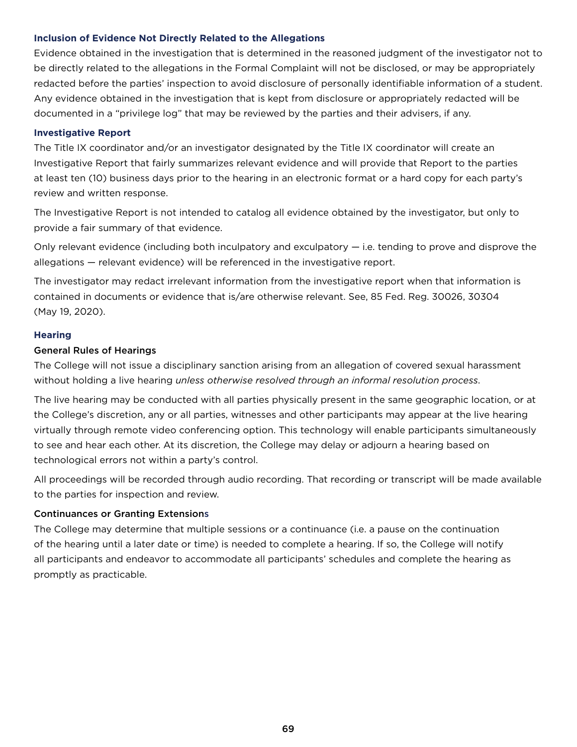### Inclusion of Evidence Not Directly Related to the Allegations

Evidence obtained in the investigation that is determined in the reasoned judgment of the investigator not to be directly related to the allegations in the Formal Complaint will not be disclosed, or may be appropriately redacted before the parties' inspection to avoid disclosure of personally identifiable information of a student. Any evidence obtained in the investigation that is kept from disclosure or appropriately redacted will be documented in a "privilege log" that may be reviewed by the parties and their advisers, if any.

### Investigative Report

The Title IX coordinator and/or an investigator designated by the Title IX coordinator will create an Investigative Report that fairly summarizes relevant evidence and will provide that Report to the parties at least ten (10) business days prior to the hearing in an electronic format or a hard copy for each party's review and written response.

The Investigative Report is not intended to catalog all evidence obtained by the investigator, but only to provide a fair summary of that evidence.

Only relevant evidence (including both inculpatory and exculpatory — i.e. tending to prove and disprove the allegations — relevant evidence) will be referenced in the investigative report.

The investigator may redact irrelevant information from the investigative report when that information is contained in documents or evidence that is/are otherwise relevant. See, 85 Fed. Reg. 30026, 30304 (May 19, 2020).

### Hearing

#### General Rules of Hearings

The College will not issue a disciplinary sanction arising from an allegation of covered sexual harassment without holding a live hearing *unless otherwise resolved through an informal resolution process*.

The live hearing may be conducted with all parties physically present in the same geographic location, or at the College's discretion, any or all parties, witnesses and other participants may appear at the live hearing virtually through remote video conferencing option. This technology will enable participants simultaneously to see and hear each other. At its discretion, the College may delay or adjourn a hearing based on technological errors not within a party's control.

All proceedings will be recorded through audio recording. That recording or transcript will be made available to the parties for inspection and review.

#### Continuances or Granting Extensions

The College may determine that multiple sessions or a continuance (i.e. a pause on the continuation of the hearing until a later date or time) is needed to complete a hearing. If so, the College will notify all participants and endeavor to accommodate all participants' schedules and complete the hearing as promptly as practicable.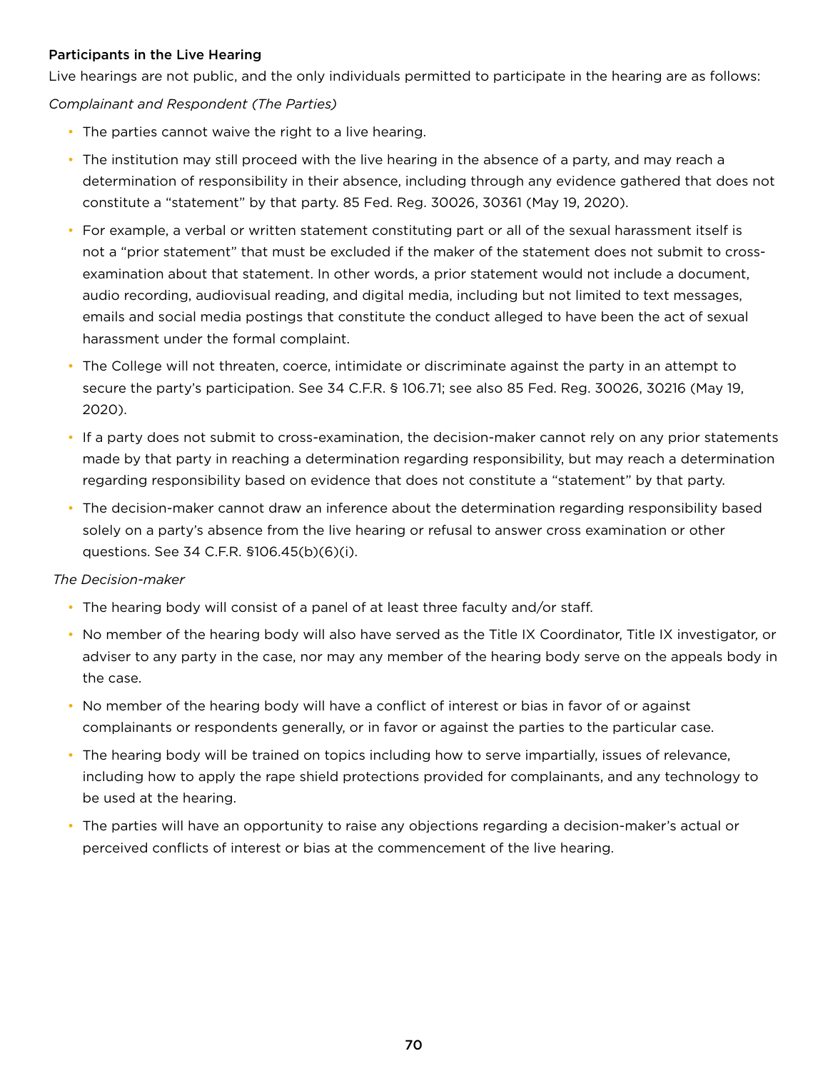**Participants in the Live Hearing**

Live hearings are not public, and the only individuals permitted to participate in the hearing are as follows:

*Complainant and Respondent (The Parties)*

- The parties cannot waive the right to a live hearing.
- The institution may still proceed with the live hearing in the absence of a party, and may reach a determination of responsibility in their absence, including through any evidence gathered that does not constitute a "statement" by that party. 85 Fed. Reg. 30026, 30361 (May 19, 2020).
- For example, a verbal or written statement constituting part or all of the sexual harassment itself is not a "prior statement" that must be excluded if the maker of the statement does not submit to cross-examination about that statement. In other words, a prior statement would not include a document, audio recording, audiovisual reading, and digital media, including but not limited to text messages, emails and social media postings that constitute the conduct alleged to have been the act of sexual harassment under the formal complaint.
- The College will not threaten, coerce, intimidate or discriminate against the party in an attempt to secure the party's participation. See 34 C.F.R. § 106.71; see also 85 Fed. Reg. 30026, 30216 (May 19, 2020).
- If a party does not submit to cross-examination, the decision-maker cannot rely on any prior statements made by that party in reaching a determination regarding responsibility, but may reach a determination regarding responsibility based on evidence that does not constitute a "statement" by that party.
- The decision-maker cannot draw an inference about the determination regarding responsibility based solely on a party's absence from the live hearing or refusal to answer cross examination or other questions. See 34 C.F.R. §106.45(b)(6)(i).

*The Decision-maker*

- The hearing body will consist of a panel of at least three faculty and/or staff.
- No member of the hearing body will also have served as the Title IX Coordinator, Title IX investigator, or adviser to any party in the case, nor may any member of the hearing body serve on the appeals body in the case.
- No member of the hearing body will have a conflict of interest or bias in favor of or against complainants or respondents generally, or in favor or against the parties to the particular case.
- The hearing body will be trained on topics including how to serve impartially, issues of relevance, including how to apply the rape shield protections provided for complainants, and any technology to be used at the hearing.
- The parties will have an opportunity to raise any objections regarding a decision-maker's actual or perceived conflicts of interest or bias at the commencement of the live hearing.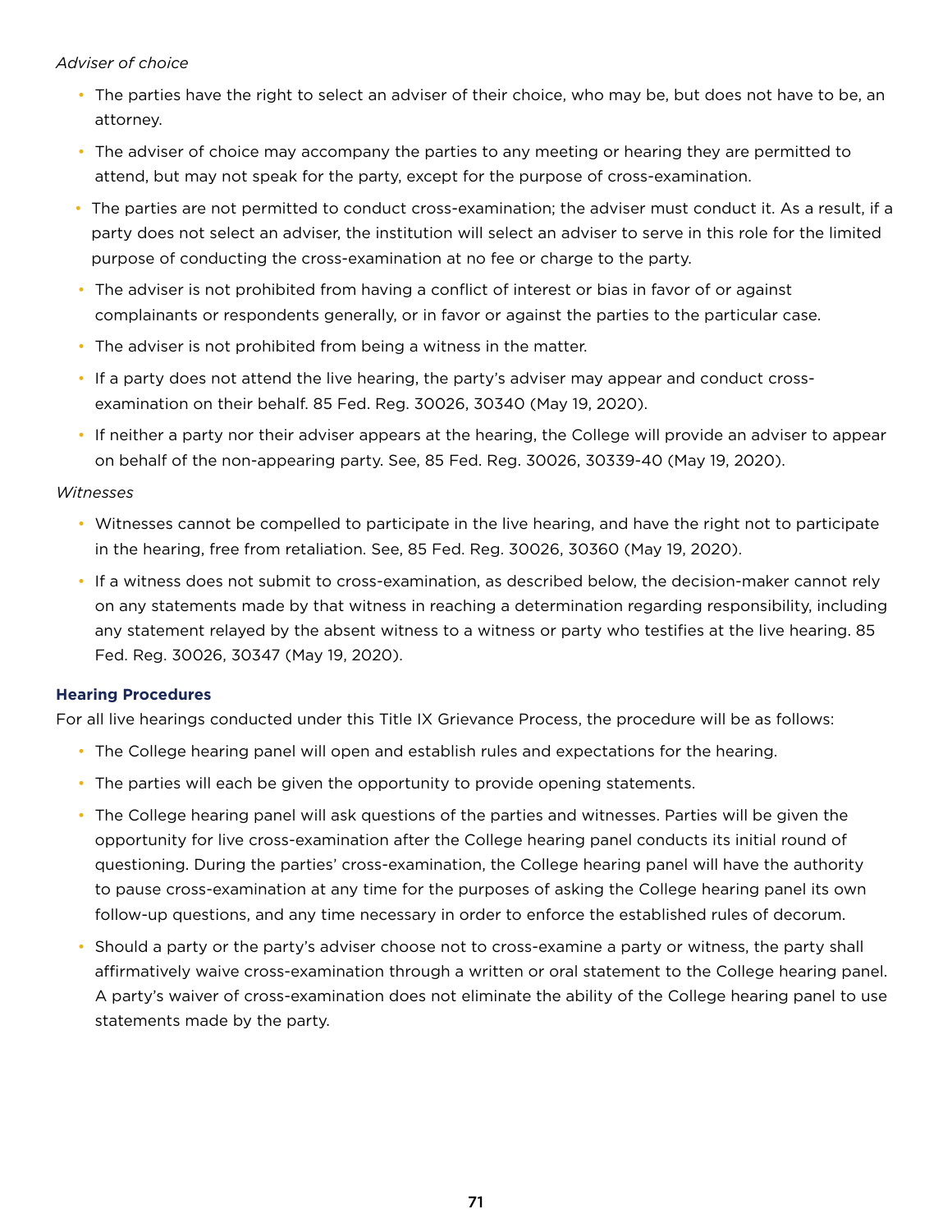*Adviser of choice*

- The parties have the right to select an adviser of their choice, who may be, but does not have to be, an attorney.
- The adviser of choice may accompany the parties to any meeting or hearing they are permitted to attend, but may not speak for the party, except for the purpose of cross-examination.
- The parties are not permitted to conduct cross-examination; the adviser must conduct it. As a result, if a party does not select an adviser, the institution will select an adviser to serve in this role for the limited purpose of conducting the cross-examination at no fee or charge to the party.
- The adviser is not prohibited from having a conflict of interest or bias in favor of or against complainants or respondents generally, or in favor or against the parties to the particular case.
- The adviser is not prohibited from being a witness in the matter.
- If a party does not attend the live hearing, the party's adviser may appear and conduct cross-examination on their behalf. 85 Fed. Reg. 30026, 30340 (May 19, 2020).
- If neither a party nor their adviser appears at the hearing, the College will provide an adviser to appear on behalf of the non-appearing party. See, 85 Fed. Reg. 30026, 30339-40 (May 19, 2020).

*Witnesses*

- Witnesses cannot be compelled to participate in the live hearing, and have the right not to participate in the hearing, free from retaliation. See, 85 Fed. Reg. 30026, 30360 (May 19, 2020).
- If a witness does not submit to cross-examination, as described below, the decision-maker cannot rely on any statements made by that witness in reaching a determination regarding responsibility, including any statement relayed by the absent witness to a witness or party who testifies at the live hearing. 85 Fed. Reg. 30026, 30347 (May 19, 2020).

**Hearing Procedures**

For all live hearings conducted under this Title IX Grievance Process, the procedure will be as follows:

- The College hearing panel will open and establish rules and expectations for the hearing.
- The parties will each be given the opportunity to provide opening statements.
- The College hearing panel will ask questions of the parties and witnesses. Parties will be given the opportunity for live cross-examination after the College hearing panel conducts its initial round of questioning. During the parties' cross-examination, the College hearing panel will have the authority to pause cross-examination at any time for the purposes of asking the College hearing panel its own follow-up questions, and any time necessary in order to enforce the established rules of decorum.
- Should a party or the party's adviser choose not to cross-examine a party or witness, the party shall affirmatively waive cross-examination through a written or oral statement to the College hearing panel. A party's waiver of cross-examination does not eliminate the ability of the College hearing panel to use statements made by the party.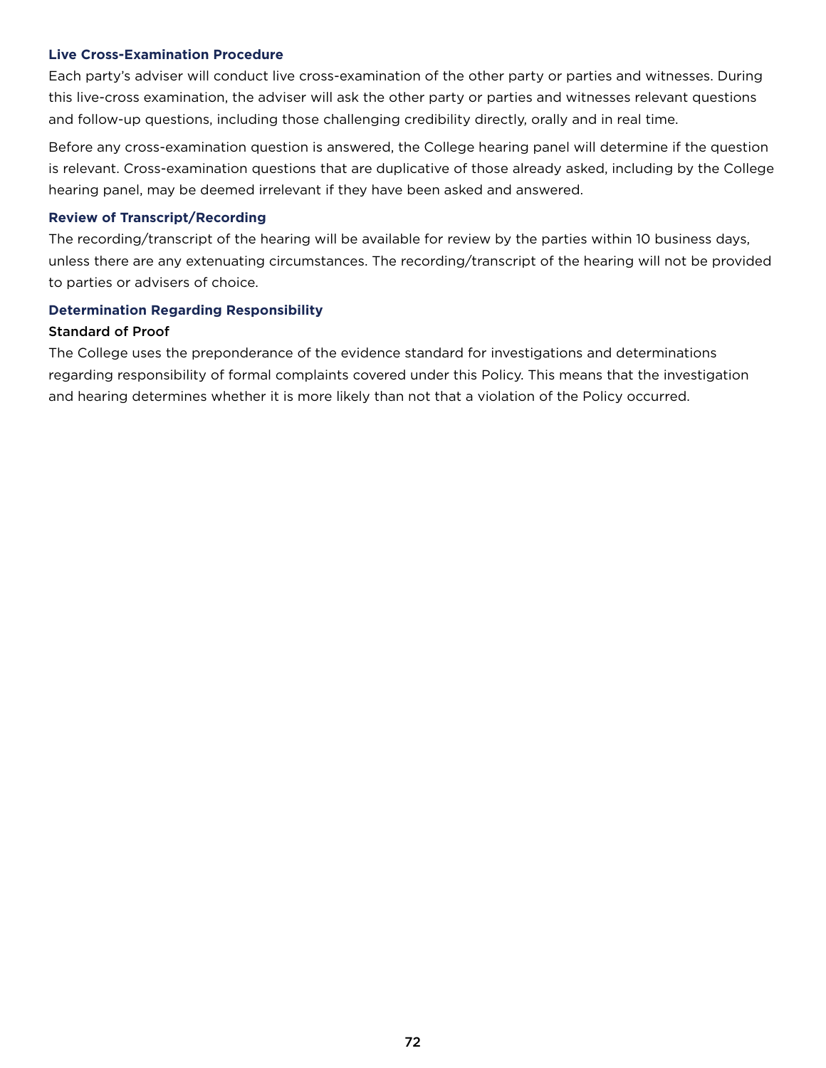### Live Cross-Examination Procedure

Each party's adviser will conduct live cross-examination of the other party or parties and witnesses. During this live-cross examination, the adviser will ask the other party or parties and witnesses relevant questions and follow-up questions, including those challenging credibility directly, orally and in real time.

Before any cross-examination question is answered, the College hearing panel will determine if the question is relevant. Cross-examination questions that are duplicative of those already asked, including by the College hearing panel, may be deemed irrelevant if they have been asked and answered.

### Review of Transcript/Recording

The recording/transcript of the hearing will be available for review by the parties within 10 business days, unless there are any extenuating circumstances. The recording/transcript of the hearing will not be provided to parties or advisers of choice.

### Determination Regarding Responsibility

#### Standard of Proof

The College uses the preponderance of the evidence standard for investigations and determinations regarding responsibility of formal complaints covered under this Policy. This means that the investigation and hearing determines whether it is more likely than not that a violation of the Policy occurred.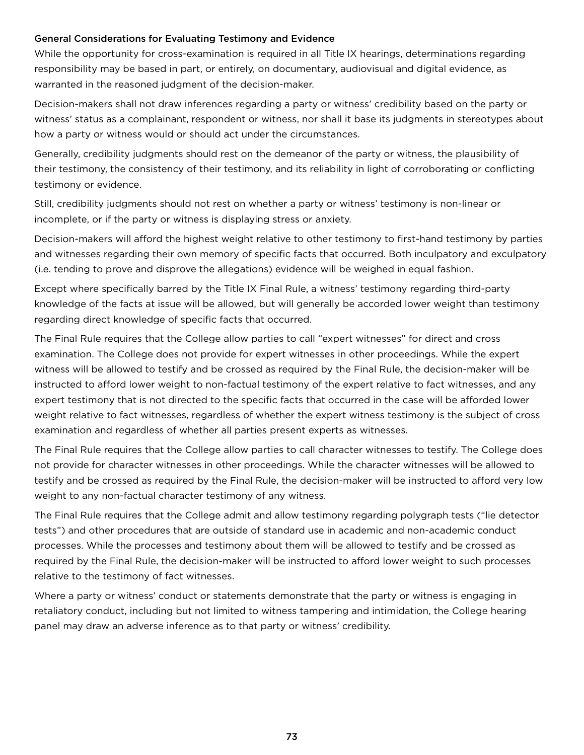### General Considerations for Evaluating Testimony and Evidence

While the opportunity for cross-examination is required in all Title IX hearings, determinations regarding responsibility may be based in part, or entirely, on documentary, audiovisual and digital evidence, as warranted in the reasoned judgment of the decision-maker.

Decision-makers shall not draw inferences regarding a party or witness' credibility based on the party or witness' status as a complainant, respondent or witness, nor shall it base its judgments in stereotypes about how a party or witness would or should act under the circumstances.

Generally, credibility judgments should rest on the demeanor of the party or witness, the plausibility of their testimony, the consistency of their testimony, and its reliability in light of corroborating or conflicting testimony or evidence.

Still, credibility judgments should not rest on whether a party or witness' testimony is non-linear or incomplete, or if the party or witness is displaying stress or anxiety.

Decision-makers will afford the highest weight relative to other testimony to first-hand testimony by parties and witnesses regarding their own memory of specific facts that occurred. Both inculpatory and exculpatory (i.e. tending to prove and disprove the allegations) evidence will be weighed in equal fashion.

Except where specifically barred by the Title IX Final Rule, a witness' testimony regarding third-party knowledge of the facts at issue will be allowed, but will generally be accorded lower weight than testimony regarding direct knowledge of specific facts that occurred.

The Final Rule requires that the College allow parties to call "expert witnesses" for direct and cross examination. The College does not provide for expert witnesses in other proceedings. While the expert witness will be allowed to testify and be crossed as required by the Final Rule, the decision-maker will be instructed to afford lower weight to non-factual testimony of the expert relative to fact witnesses, and any expert testimony that is not directed to the specific facts that occurred in the case will be afforded lower weight relative to fact witnesses, regardless of whether the expert witness testimony is the subject of cross examination and regardless of whether all parties present experts as witnesses.

The Final Rule requires that the College allow parties to call character witnesses to testify. The College does not provide for character witnesses in other proceedings. While the character witnesses will be allowed to testify and be crossed as required by the Final Rule, the decision-maker will be instructed to afford very low weight to any non-factual character testimony of any witness.

The Final Rule requires that the College admit and allow testimony regarding polygraph tests ("lie detector tests") and other procedures that are outside of standard use in academic and non-academic conduct processes. While the processes and testimony about them will be allowed to testify and be crossed as required by the Final Rule, the decision-maker will be instructed to afford lower weight to such processes relative to the testimony of fact witnesses.

Where a party or witness' conduct or statements demonstrate that the party or witness is engaging in retaliatory conduct, including but not limited to witness tampering and intimidation, the College hearing panel may draw an adverse inference as to that party or witness' credibility.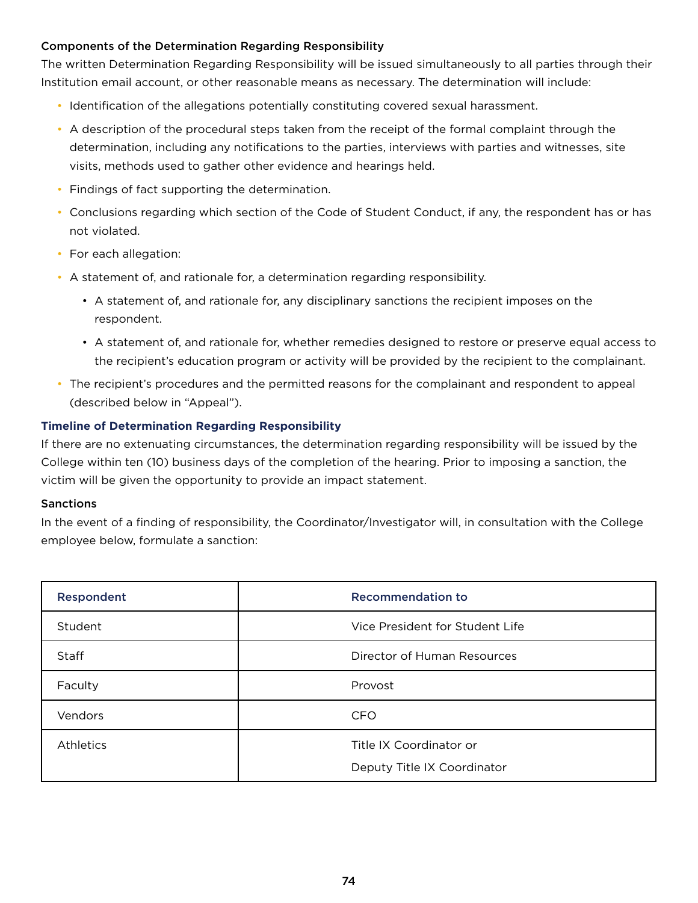#### Components of the Determination Regarding Responsibility

The written Determination Regarding Responsibility will be issued simultaneously to all parties through their Institution email account, or other reasonable means as necessary. The determination will include:

- Identification of the allegations potentially constituting covered sexual harassment.
- A description of the procedural steps taken from the receipt of the formal complaint through the determination, including any notifications to the parties, interviews with parties and witnesses, site visits, methods used to gather other evidence and hearings held.
- Findings of fact supporting the determination.
- Conclusions regarding which section of the Code of Student Conduct, if any, the respondent has or has not violated.
- For each allegation:
- A statement of, and rationale for, a determination regarding responsibility.
  - A statement of, and rationale for, any disciplinary sanctions the recipient imposes on the respondent.
  - A statement of, and rationale for, whether remedies designed to restore or preserve equal access to the recipient's education program or activity will be provided by the recipient to the complainant.
- The recipient's procedures and the permitted reasons for the complainant and respondent to appeal (described below in "Appeal").

#### Timeline of Determination Regarding Responsibility

If there are no extenuating circumstances, the determination regarding responsibility will be issued by the College within ten (10) business days of the completion of the hearing. Prior to imposing a sanction, the victim will be given the opportunity to provide an impact statement.

#### Sanctions

In the event of a finding of responsibility, the Coordinator/Investigator will, in consultation with the College employee below, formulate a sanction:

| Respondent | Recommendation to |
|---|---|
| Student | Vice President for Student Life |
| Staff | Director of Human Resources |
| Faculty | Provost |
| Vendors | CFO |
| Athletics | Title IX Coordinator or Deputy Title IX Coordinator |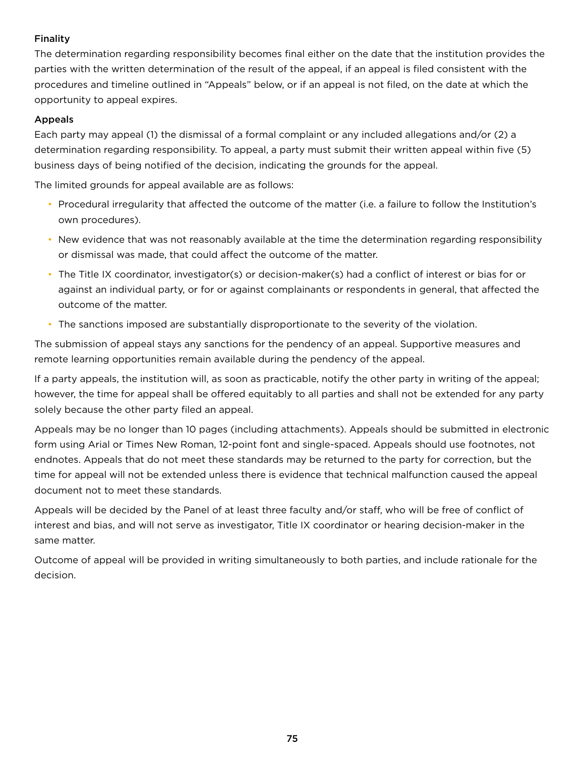### Finality

The determination regarding responsibility becomes final either on the date that the institution provides the parties with the written determination of the result of the appeal, if an appeal is filed consistent with the procedures and timeline outlined in "Appeals" below, or if an appeal is not filed, on the date at which the opportunity to appeal expires.

### Appeals

Each party may appeal (1) the dismissal of a formal complaint or any included allegations and/or (2) a determination regarding responsibility. To appeal, a party must submit their written appeal within five (5) business days of being notified of the decision, indicating the grounds for the appeal.

The limited grounds for appeal available are as follows:

- Procedural irregularity that affected the outcome of the matter (i.e. a failure to follow the Institution's own procedures).
- New evidence that was not reasonably available at the time the determination regarding responsibility or dismissal was made, that could affect the outcome of the matter.
- The Title IX coordinator, investigator(s) or decision-maker(s) had a conflict of interest or bias for or against an individual party, or for or against complainants or respondents in general, that affected the outcome of the matter.
- The sanctions imposed are substantially disproportionate to the severity of the violation.

The submission of appeal stays any sanctions for the pendency of an appeal. Supportive measures and remote learning opportunities remain available during the pendency of the appeal.

If a party appeals, the institution will, as soon as practicable, notify the other party in writing of the appeal; however, the time for appeal shall be offered equitably to all parties and shall not be extended for any party solely because the other party filed an appeal.

Appeals may be no longer than 10 pages (including attachments). Appeals should be submitted in electronic form using Arial or Times New Roman, 12-point font and single-spaced. Appeals should use footnotes, not endnotes. Appeals that do not meet these standards may be returned to the party for correction, but the time for appeal will not be extended unless there is evidence that technical malfunction caused the appeal document not to meet these standards.

Appeals will be decided by the Panel of at least three faculty and/or staff, who will be free of conflict of interest and bias, and will not serve as investigator, Title IX coordinator or hearing decision-maker in the same matter.

Outcome of appeal will be provided in writing simultaneously to both parties, and include rationale for the decision.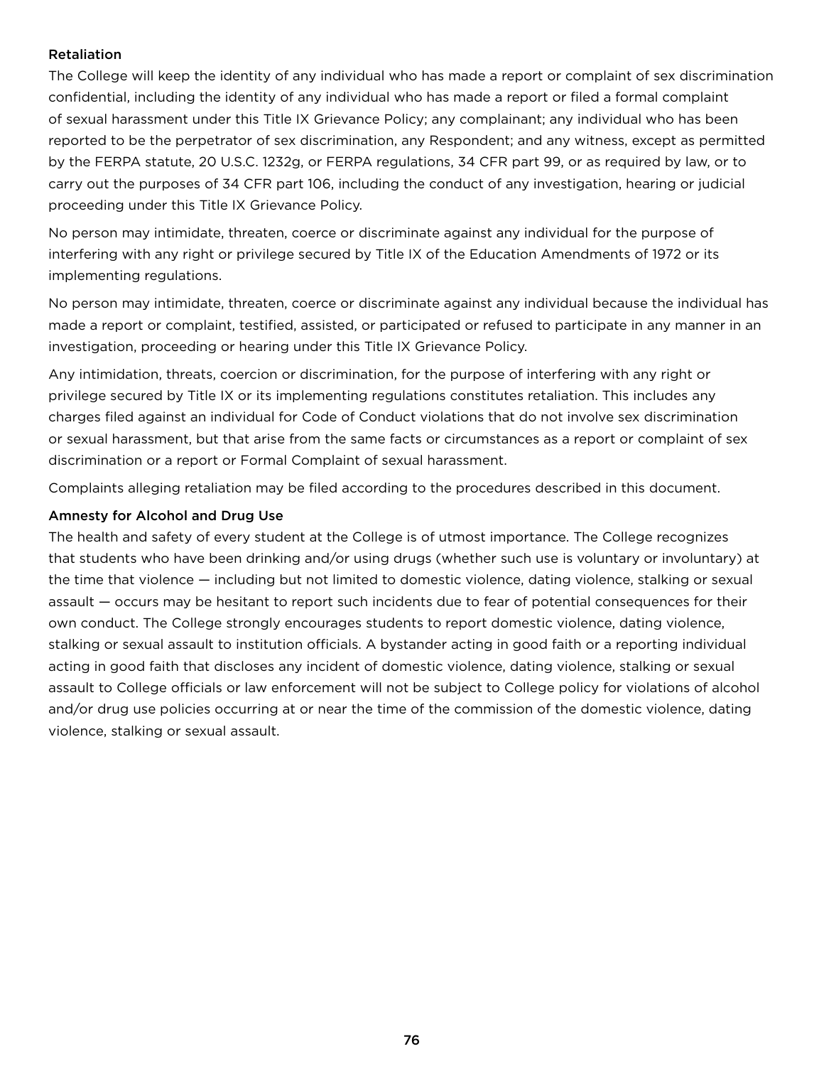### Retaliation

The College will keep the identity of any individual who has made a report or complaint of sex discrimination confidential, including the identity of any individual who has made a report or filed a formal complaint of sexual harassment under this Title IX Grievance Policy; any complainant; any individual who has been reported to be the perpetrator of sex discrimination, any Respondent; and any witness, except as permitted by the FERPA statute, 20 U.S.C. 1232g, or FERPA regulations, 34 CFR part 99, or as required by law, or to carry out the purposes of 34 CFR part 106, including the conduct of any investigation, hearing or judicial proceeding under this Title IX Grievance Policy.

No person may intimidate, threaten, coerce or discriminate against any individual for the purpose of interfering with any right or privilege secured by Title IX of the Education Amendments of 1972 or its implementing regulations.

No person may intimidate, threaten, coerce or discriminate against any individual because the individual has made a report or complaint, testified, assisted, or participated or refused to participate in any manner in an investigation, proceeding or hearing under this Title IX Grievance Policy.

Any intimidation, threats, coercion or discrimination, for the purpose of interfering with any right or privilege secured by Title IX or its implementing regulations constitutes retaliation. This includes any charges filed against an individual for Code of Conduct violations that do not involve sex discrimination or sexual harassment, but that arise from the same facts or circumstances as a report or complaint of sex discrimination or a report or Formal Complaint of sexual harassment.

Complaints alleging retaliation may be filed according to the procedures described in this document.

### Amnesty for Alcohol and Drug Use

The health and safety of every student at the College is of utmost importance. The College recognizes that students who have been drinking and/or using drugs (whether such use is voluntary or involuntary) at the time that violence — including but not limited to domestic violence, dating violence, stalking or sexual assault — occurs may be hesitant to report such incidents due to fear of potential consequences for their own conduct. The College strongly encourages students to report domestic violence, dating violence, stalking or sexual assault to institution officials. A bystander acting in good faith or a reporting individual acting in good faith that discloses any incident of domestic violence, dating violence, stalking or sexual assault to College officials or law enforcement will not be subject to College policy for violations of alcohol and/or drug use policies occurring at or near the time of the commission of the domestic violence, dating violence, stalking or sexual assault.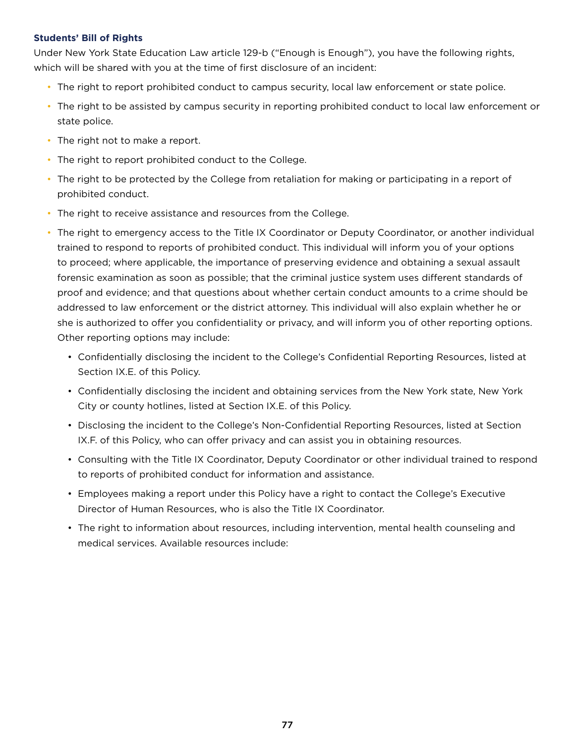**Students' Bill of Rights**

Under New York State Education Law article 129-b ("Enough is Enough"), you have the following rights, which will be shared with you at the time of first disclosure of an incident:

- The right to report prohibited conduct to campus security, local law enforcement or state police.
- The right to be assisted by campus security in reporting prohibited conduct to local law enforcement or state police.
- The right not to make a report.
- The right to report prohibited conduct to the College.
- The right to be protected by the College from retaliation for making or participating in a report of prohibited conduct.
- The right to receive assistance and resources from the College.
- The right to emergency access to the Title IX Coordinator or Deputy Coordinator, or another individual trained to respond to reports of prohibited conduct. This individual will inform you of your options to proceed; where applicable, the importance of preserving evidence and obtaining a sexual assault forensic examination as soon as possible; that the criminal justice system uses different standards of proof and evidence; and that questions about whether certain conduct amounts to a crime should be addressed to law enforcement or the district attorney. This individual will also explain whether he or she is authorized to offer you confidentiality or privacy, and will inform you of other reporting options. Other reporting options may include:
  - Confidentially disclosing the incident to the College's Confidential Reporting Resources, listed at Section IX.E. of this Policy.
  - Confidentially disclosing the incident and obtaining services from the New York state, New York City or county hotlines, listed at Section IX.E. of this Policy.
  - Disclosing the incident to the College's Non-Confidential Reporting Resources, listed at Section IX.F. of this Policy, who can offer privacy and can assist you in obtaining resources.
  - Consulting with the Title IX Coordinator, Deputy Coordinator or other individual trained to respond to reports of prohibited conduct for information and assistance.
  - Employees making a report under this Policy have a right to contact the College's Executive Director of Human Resources, who is also the Title IX Coordinator.
  - The right to information about resources, including intervention, mental health counseling and medical services. Available resources include: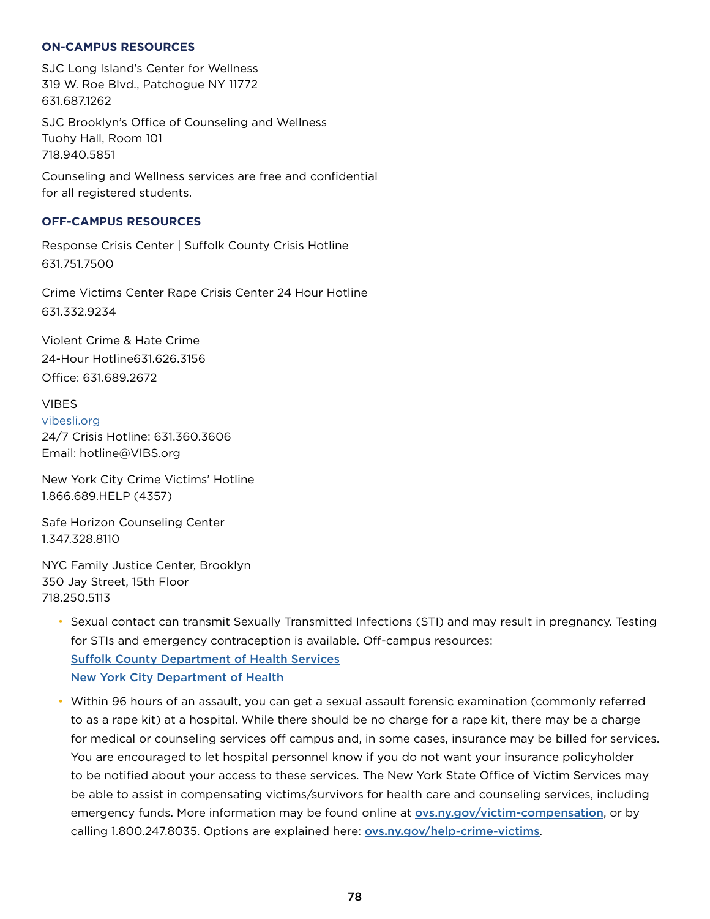### ON-CAMPUS RESOURCES

SJC Long Island's Center for Wellness
319 W. Roe Blvd., Patchogue NY 11772
631.687.1262

SJC Brooklyn's Office of Counseling and Wellness
Tuohy Hall, Room 101
718.940.5851

Counseling and Wellness services are free and confidential for all registered students.

### OFF-CAMPUS RESOURCES

Response Crisis Center | Suffolk County Crisis Hotline
631.751.7500

Crime Victims Center Rape Crisis Center 24 Hour Hotline
631.332.9234

Violent Crime & Hate Crime
24-Hour Hotline631.626.3156
Office: 631.689.2672

VIBES
vibesli.org
24/7 Crisis Hotline: 631.360.3606
Email: hotline@VIBS.org

New York City Crime Victims' Hotline
1.866.689.HELP (4357)

Safe Horizon Counseling Center
1.347.328.8110

NYC Family Justice Center, Brooklyn
350 Jay Street, 15th Floor
718.250.5113

- Sexual contact can transmit Sexually Transmitted Infections (STI) and may result in pregnancy. Testing for STIs and emergency contraception is available. Off-campus resources:
  **Suffolk County Department of Health Services**
  **New York City Department of Health**
- Within 96 hours of an assault, you can get a sexual assault forensic examination (commonly referred to as a rape kit) at a hospital. While there should be no charge for a rape kit, there may be a charge for medical or counseling services off campus and, in some cases, insurance may be billed for services. You are encouraged to let hospital personnel know if you do not want your insurance policyholder to be notified about your access to these services. The New York State Office of Victim Services may be able to assist in compensating victims/survivors for health care and counseling services, including emergency funds. More information may be found online at **ovs.ny.gov/victim-compensation**, or by calling 1.800.247.8035. Options are explained here: **ovs.ny.gov/help-crime-victims**.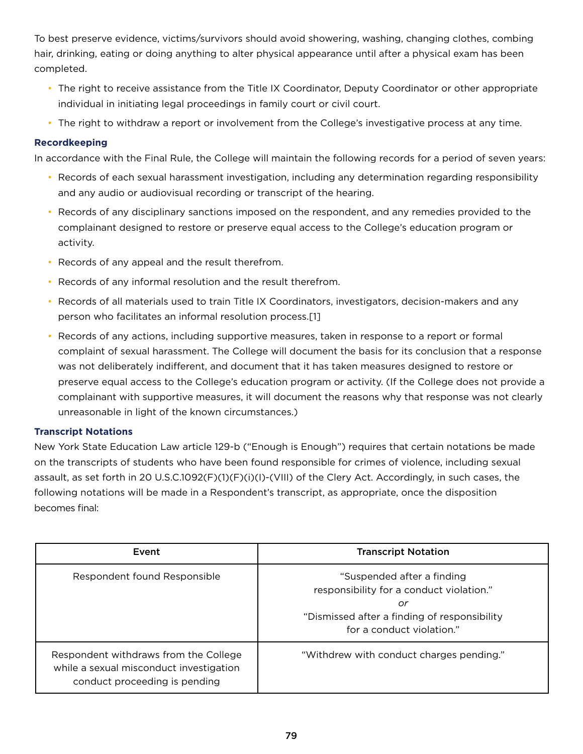To best preserve evidence, victims/survivors should avoid showering, washing, changing clothes, combing hair, drinking, eating or doing anything to alter physical appearance until after a physical exam has been completed.

- The right to receive assistance from the Title IX Coordinator, Deputy Coordinator or other appropriate individual in initiating legal proceedings in family court or civil court.
- The right to withdraw a report or involvement from the College's investigative process at any time.

**Recordkeeping**

In accordance with the Final Rule, the College will maintain the following records for a period of seven years:

- Records of each sexual harassment investigation, including any determination regarding responsibility and any audio or audiovisual recording or transcript of the hearing.
- Records of any disciplinary sanctions imposed on the respondent, and any remedies provided to the complainant designed to restore or preserve equal access to the College's education program or activity.
- Records of any appeal and the result therefrom.
- Records of any informal resolution and the result therefrom.
- Records of all materials used to train Title IX Coordinators, investigators, decision-makers and any person who facilitates an informal resolution process.[1]
- Records of any actions, including supportive measures, taken in response to a report or formal complaint of sexual harassment. The College will document the basis for its conclusion that a response was not deliberately indifferent, and document that it has taken measures designed to restore or preserve equal access to the College's education program or activity. (If the College does not provide a complainant with supportive measures, it will document the reasons why that response was not clearly unreasonable in light of the known circumstances.)

**Transcript Notations**

New York State Education Law article 129-b ("Enough is Enough") requires that certain notations be made on the transcripts of students who have been found responsible for crimes of violence, including sexual assault, as set forth in 20 U.S.C.1092(F)(1)(F)(i)(I)-(VIII) of the Clery Act. Accordingly, in such cases, the following notations will be made in a Respondent's transcript, as appropriate, once the disposition becomes final:

| Event | Transcript Notation |
|---|---|
| Respondent found Responsible | "Suspended after a finding responsibility for a conduct violation." *or* "Dismissed after a finding of responsibility for a conduct violation." |
| Respondent withdraws from the College while a sexual misconduct investigation conduct proceeding is pending | "Withdrew with conduct charges pending." |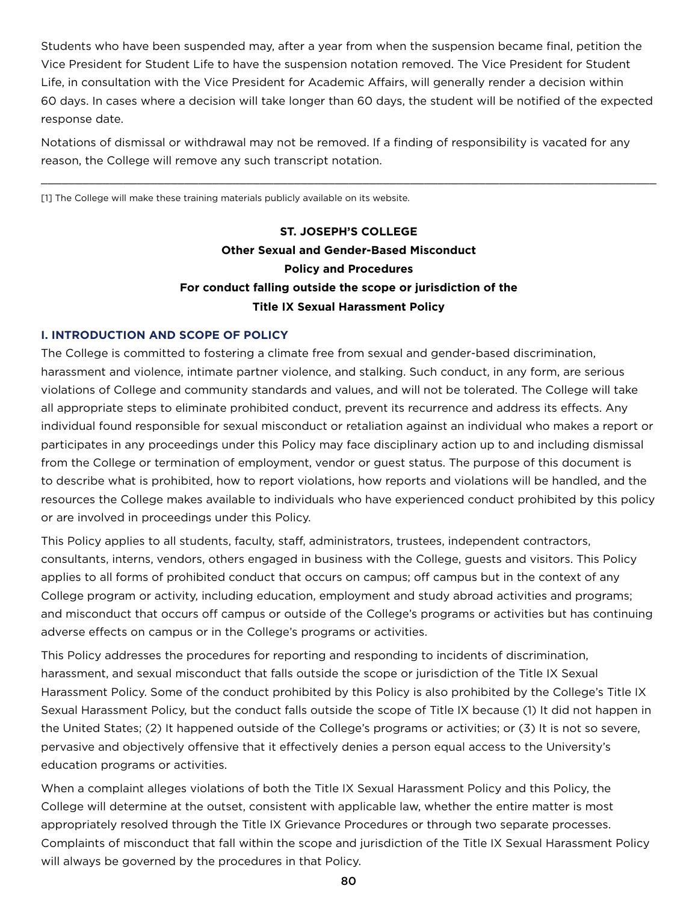Students who have been suspended may, after a year from when the suspension became final, petition the Vice President for Student Life to have the suspension notation removed. The Vice President for Student Life, in consultation with the Vice President for Academic Affairs, will generally render a decision within 60 days. In cases where a decision will take longer than 60 days, the student will be notified of the expected response date.

Notations of dismissal or withdrawal may not be removed. If a finding of responsibility is vacated for any reason, the College will remove any such transcript notation.

---

[1] The College will make these training materials publicly available on its website.

**ST. JOSEPH'S COLLEGE**
**Other Sexual and Gender-Based Misconduct**
**Policy and Procedures**
**For conduct falling outside the scope or jurisdiction of the**
**Title IX Sexual Harassment Policy**

## I. INTRODUCTION AND SCOPE OF POLICY

The College is committed to fostering a climate free from sexual and gender-based discrimination, harassment and violence, intimate partner violence, and stalking. Such conduct, in any form, are serious violations of College and community standards and values, and will not be tolerated. The College will take all appropriate steps to eliminate prohibited conduct, prevent its recurrence and address its effects. Any individual found responsible for sexual misconduct or retaliation against an individual who makes a report or participates in any proceedings under this Policy may face disciplinary action up to and including dismissal from the College or termination of employment, vendor or guest status. The purpose of this document is to describe what is prohibited, how to report violations, how reports and violations will be handled, and the resources the College makes available to individuals who have experienced conduct prohibited by this policy or are involved in proceedings under this Policy.

This Policy applies to all students, faculty, staff, administrators, trustees, independent contractors, consultants, interns, vendors, others engaged in business with the College, guests and visitors. This Policy applies to all forms of prohibited conduct that occurs on campus; off campus but in the context of any College program or activity, including education, employment and study abroad activities and programs; and misconduct that occurs off campus or outside of the College's programs or activities but has continuing adverse effects on campus or in the College's programs or activities.

This Policy addresses the procedures for reporting and responding to incidents of discrimination, harassment, and sexual misconduct that falls outside the scope or jurisdiction of the Title IX Sexual Harassment Policy. Some of the conduct prohibited by this Policy is also prohibited by the College's Title IX Sexual Harassment Policy, but the conduct falls outside the scope of Title IX because (1) It did not happen in the United States; (2) It happened outside of the College's programs or activities; or (3) It is not so severe, pervasive and objectively offensive that it effectively denies a person equal access to the University's education programs or activities.

When a complaint alleges violations of both the Title IX Sexual Harassment Policy and this Policy, the College will determine at the outset, consistent with applicable law, whether the entire matter is most appropriately resolved through the Title IX Grievance Procedures or through two separate processes. Complaints of misconduct that fall within the scope and jurisdiction of the Title IX Sexual Harassment Policy will always be governed by the procedures in that Policy.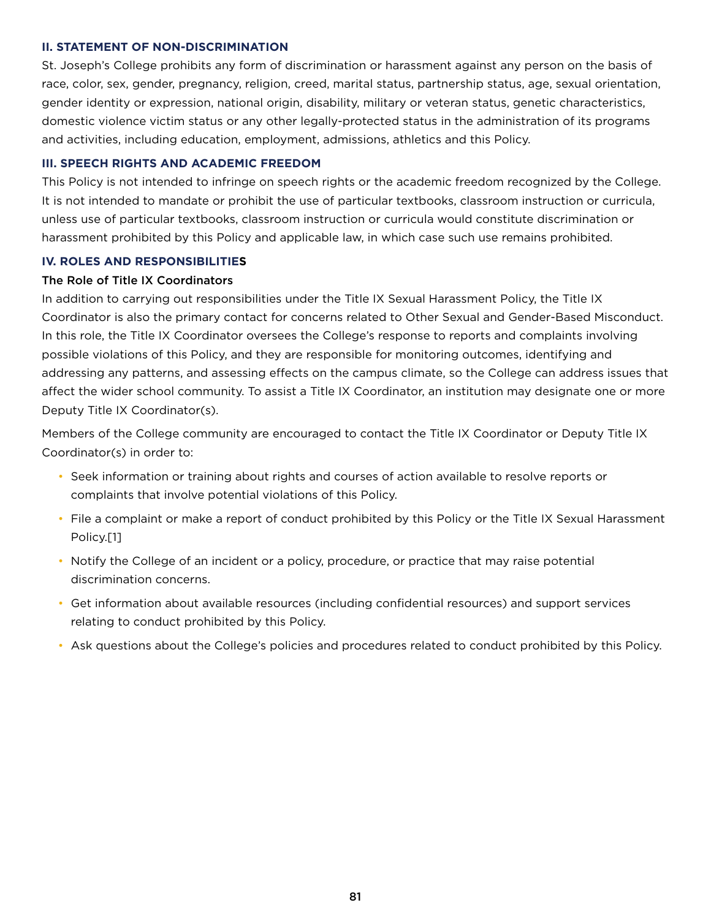### II. STATEMENT OF NON-DISCRIMINATION

St. Joseph's College prohibits any form of discrimination or harassment against any person on the basis of race, color, sex, gender, pregnancy, religion, creed, marital status, partnership status, age, sexual orientation, gender identity or expression, national origin, disability, military or veteran status, genetic characteristics, domestic violence victim status or any other legally-protected status in the administration of its programs and activities, including education, employment, admissions, athletics and this Policy.

### III. SPEECH RIGHTS AND ACADEMIC FREEDOM

This Policy is not intended to infringe on speech rights or the academic freedom recognized by the College. It is not intended to mandate or prohibit the use of particular textbooks, classroom instruction or curricula, unless use of particular textbooks, classroom instruction or curricula would constitute discrimination or harassment prohibited by this Policy and applicable law, in which case such use remains prohibited.

### IV. ROLES AND RESPONSIBILITIES

#### The Role of Title IX Coordinators

In addition to carrying out responsibilities under the Title IX Sexual Harassment Policy, the Title IX Coordinator is also the primary contact for concerns related to Other Sexual and Gender-Based Misconduct. In this role, the Title IX Coordinator oversees the College's response to reports and complaints involving possible violations of this Policy, and they are responsible for monitoring outcomes, identifying and addressing any patterns, and assessing effects on the campus climate, so the College can address issues that affect the wider school community. To assist a Title IX Coordinator, an institution may designate one or more Deputy Title IX Coordinator(s).

Members of the College community are encouraged to contact the Title IX Coordinator or Deputy Title IX Coordinator(s) in order to:

- Seek information or training about rights and courses of action available to resolve reports or complaints that involve potential violations of this Policy.
- File a complaint or make a report of conduct prohibited by this Policy or the Title IX Sexual Harassment Policy.[1]
- Notify the College of an incident or a policy, procedure, or practice that may raise potential discrimination concerns.
- Get information about available resources (including confidential resources) and support services relating to conduct prohibited by this Policy.
- Ask questions about the College's policies and procedures related to conduct prohibited by this Policy.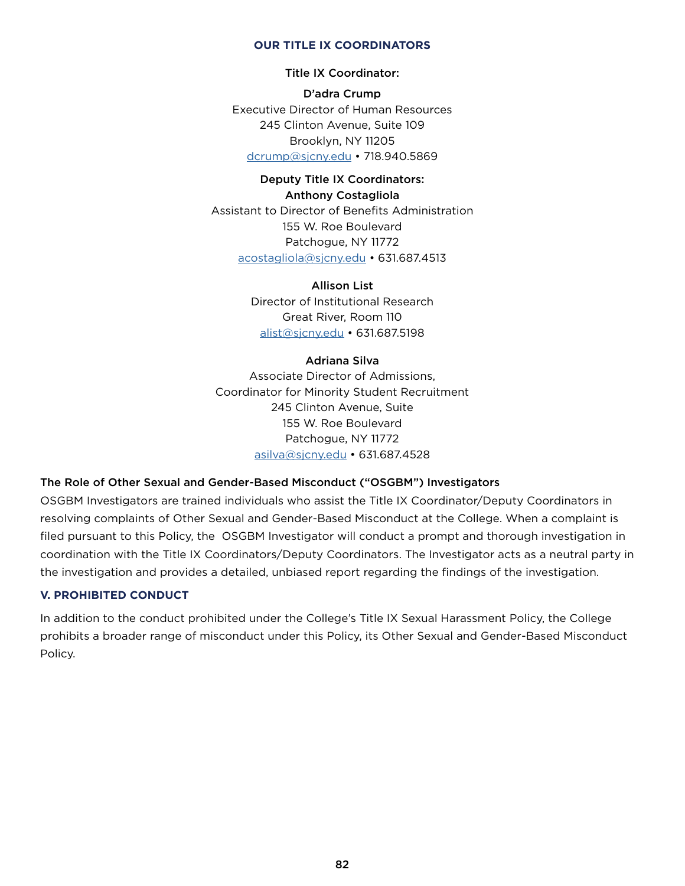### OUR TITLE IX COORDINATORS

**Title IX Coordinator:**

**D'adra Crump**
Executive Director of Human Resources
245 Clinton Avenue, Suite 109
Brooklyn, NY 11205
dcrump@sjcny.edu • 718.940.5869

**Deputy Title IX Coordinators:**
**Anthony Costagliola**
Assistant to Director of Benefits Administration
155 W. Roe Boulevard
Patchogue, NY 11772
acostagliola@sjcny.edu • 631.687.4513

**Allison List**
Director of Institutional Research
Great River, Room 110
alist@sjcny.edu • 631.687.5198

**Adriana Silva**
Associate Director of Admissions,
Coordinator for Minority Student Recruitment
245 Clinton Avenue, Suite
155 W. Roe Boulevard
Patchogue, NY 11772
asilva@sjcny.edu • 631.687.4528

**The Role of Other Sexual and Gender-Based Misconduct ("OSGBM") Investigators**

OSGBM Investigators are trained individuals who assist the Title IX Coordinator/Deputy Coordinators in resolving complaints of Other Sexual and Gender-Based Misconduct at the College. When a complaint is filed pursuant to this Policy, the OSGBM Investigator will conduct a prompt and thorough investigation in coordination with the Title IX Coordinators/Deputy Coordinators. The Investigator acts as a neutral party in the investigation and provides a detailed, unbiased report regarding the findings of the investigation.

### V. PROHIBITED CONDUCT

In addition to the conduct prohibited under the College's Title IX Sexual Harassment Policy, the College prohibits a broader range of misconduct under this Policy, its Other Sexual and Gender-Based Misconduct Policy.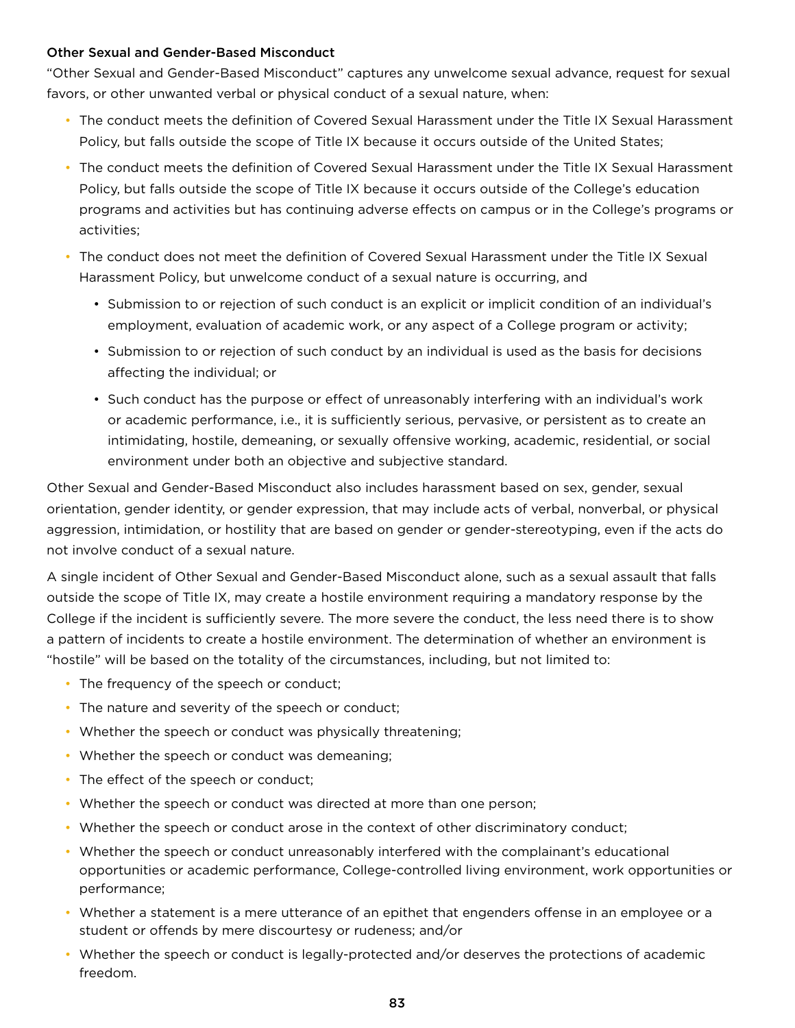### Other Sexual and Gender-Based Misconduct

"Other Sexual and Gender-Based Misconduct" captures any unwelcome sexual advance, request for sexual favors, or other unwanted verbal or physical conduct of a sexual nature, when:

- The conduct meets the definition of Covered Sexual Harassment under the Title IX Sexual Harassment Policy, but falls outside the scope of Title IX because it occurs outside of the United States;
- The conduct meets the definition of Covered Sexual Harassment under the Title IX Sexual Harassment Policy, but falls outside the scope of Title IX because it occurs outside of the College's education programs and activities but has continuing adverse effects on campus or in the College's programs or activities;
- The conduct does not meet the definition of Covered Sexual Harassment under the Title IX Sexual Harassment Policy, but unwelcome conduct of a sexual nature is occurring, and
  - Submission to or rejection of such conduct is an explicit or implicit condition of an individual's employment, evaluation of academic work, or any aspect of a College program or activity;
  - Submission to or rejection of such conduct by an individual is used as the basis for decisions affecting the individual; or
  - Such conduct has the purpose or effect of unreasonably interfering with an individual's work or academic performance, i.e., it is sufficiently serious, pervasive, or persistent as to create an intimidating, hostile, demeaning, or sexually offensive working, academic, residential, or social environment under both an objective and subjective standard.

Other Sexual and Gender-Based Misconduct also includes harassment based on sex, gender, sexual orientation, gender identity, or gender expression, that may include acts of verbal, nonverbal, or physical aggression, intimidation, or hostility that are based on gender or gender-stereotyping, even if the acts do not involve conduct of a sexual nature.

A single incident of Other Sexual and Gender-Based Misconduct alone, such as a sexual assault that falls outside the scope of Title IX, may create a hostile environment requiring a mandatory response by the College if the incident is sufficiently severe. The more severe the conduct, the less need there is to show a pattern of incidents to create a hostile environment. The determination of whether an environment is "hostile" will be based on the totality of the circumstances, including, but not limited to:

- The frequency of the speech or conduct;
- The nature and severity of the speech or conduct;
- Whether the speech or conduct was physically threatening;
- Whether the speech or conduct was demeaning;
- The effect of the speech or conduct;
- Whether the speech or conduct was directed at more than one person;
- Whether the speech or conduct arose in the context of other discriminatory conduct;
- Whether the speech or conduct unreasonably interfered with the complainant's educational opportunities or academic performance, College-controlled living environment, work opportunities or performance;
- Whether a statement is a mere utterance of an epithet that engenders offense in an employee or a student or offends by mere discourtesy or rudeness; and/or
- Whether the speech or conduct is legally-protected and/or deserves the protections of academic freedom.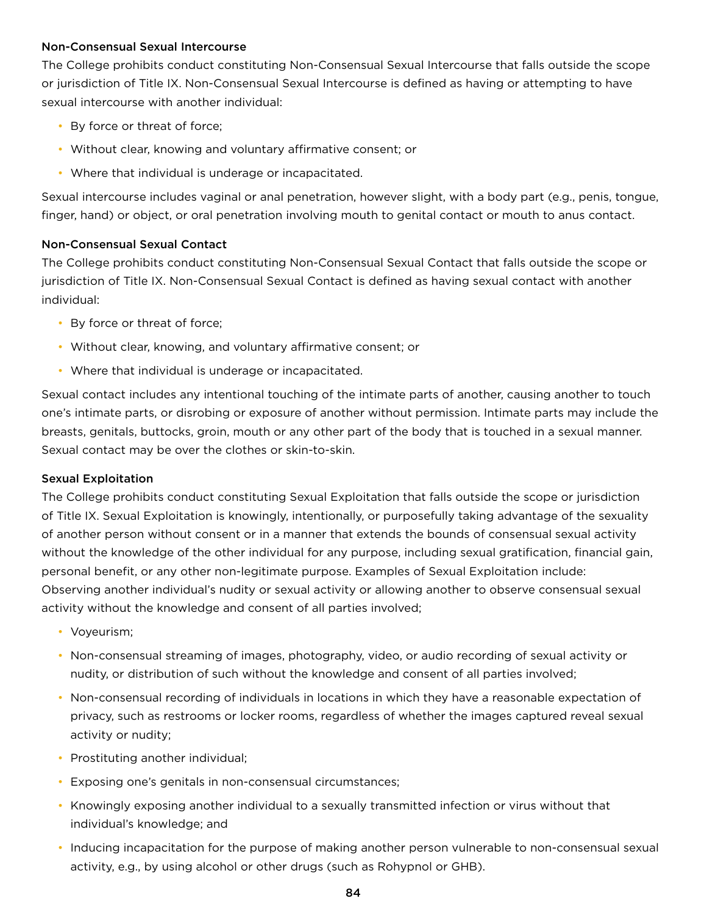### Non-Consensual Sexual Intercourse

The College prohibits conduct constituting Non-Consensual Sexual Intercourse that falls outside the scope or jurisdiction of Title IX. Non-Consensual Sexual Intercourse is defined as having or attempting to have sexual intercourse with another individual:

- By force or threat of force;
- Without clear, knowing and voluntary affirmative consent; or
- Where that individual is underage or incapacitated.

Sexual intercourse includes vaginal or anal penetration, however slight, with a body part (e.g., penis, tongue, finger, hand) or object, or oral penetration involving mouth to genital contact or mouth to anus contact.

### Non-Consensual Sexual Contact

The College prohibits conduct constituting Non-Consensual Sexual Contact that falls outside the scope or jurisdiction of Title IX. Non-Consensual Sexual Contact is defined as having sexual contact with another individual:

- By force or threat of force;
- Without clear, knowing, and voluntary affirmative consent; or
- Where that individual is underage or incapacitated.

Sexual contact includes any intentional touching of the intimate parts of another, causing another to touch one's intimate parts, or disrobing or exposure of another without permission. Intimate parts may include the breasts, genitals, buttocks, groin, mouth or any other part of the body that is touched in a sexual manner. Sexual contact may be over the clothes or skin-to-skin.

### Sexual Exploitation

The College prohibits conduct constituting Sexual Exploitation that falls outside the scope or jurisdiction of Title IX. Sexual Exploitation is knowingly, intentionally, or purposefully taking advantage of the sexuality of another person without consent or in a manner that extends the bounds of consensual sexual activity without the knowledge of the other individual for any purpose, including sexual gratification, financial gain, personal benefit, or any other non-legitimate purpose. Examples of Sexual Exploitation include: Observing another individual's nudity or sexual activity or allowing another to observe consensual sexual activity without the knowledge and consent of all parties involved;

- Voyeurism;
- Non-consensual streaming of images, photography, video, or audio recording of sexual activity or nudity, or distribution of such without the knowledge and consent of all parties involved;
- Non-consensual recording of individuals in locations in which they have a reasonable expectation of privacy, such as restrooms or locker rooms, regardless of whether the images captured reveal sexual activity or nudity;
- Prostituting another individual;
- Exposing one's genitals in non-consensual circumstances;
- Knowingly exposing another individual to a sexually transmitted infection or virus without that individual's knowledge; and
- Inducing incapacitation for the purpose of making another person vulnerable to non-consensual sexual activity, e.g., by using alcohol or other drugs (such as Rohypnol or GHB).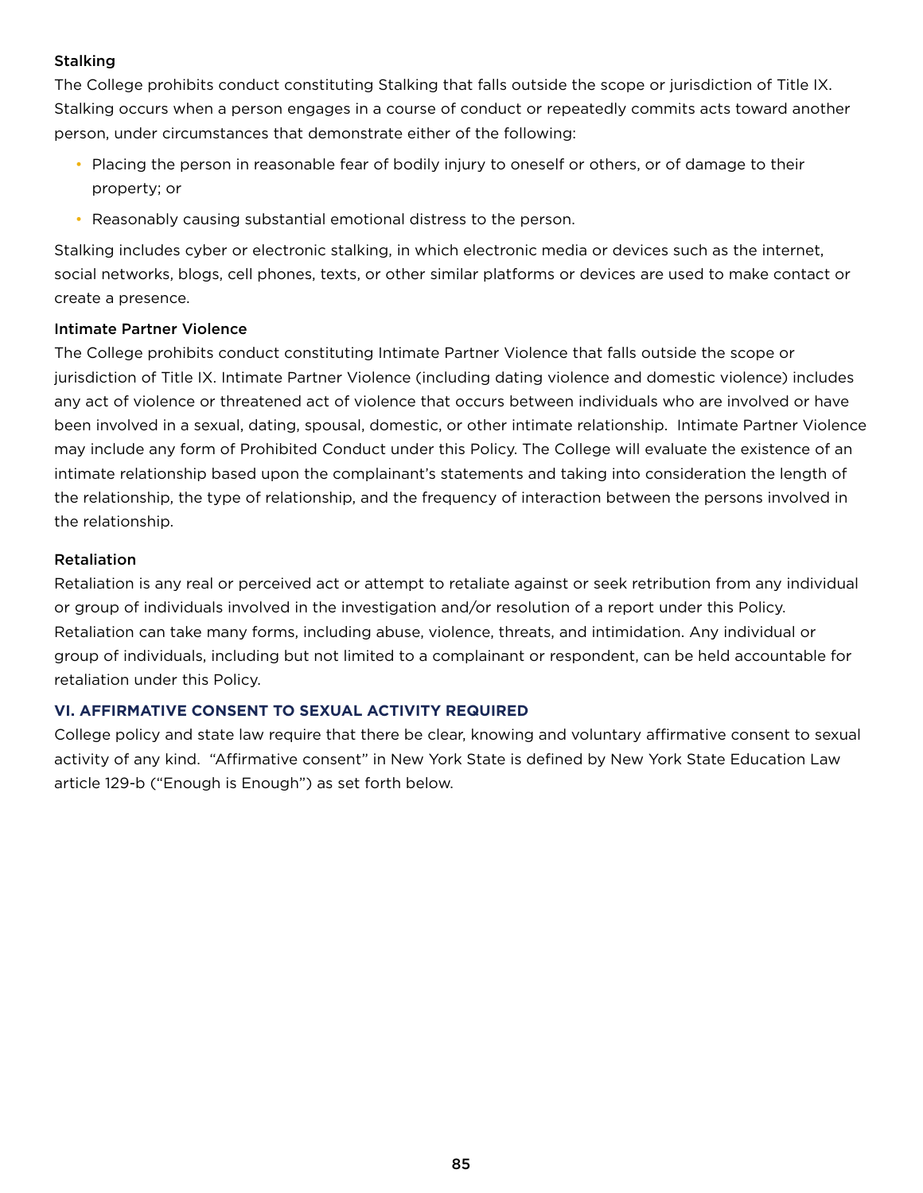### Stalking

The College prohibits conduct constituting Stalking that falls outside the scope or jurisdiction of Title IX. Stalking occurs when a person engages in a course of conduct or repeatedly commits acts toward another person, under circumstances that demonstrate either of the following:

- Placing the person in reasonable fear of bodily injury to oneself or others, or of damage to their property; or
- Reasonably causing substantial emotional distress to the person.

Stalking includes cyber or electronic stalking, in which electronic media or devices such as the internet, social networks, blogs, cell phones, texts, or other similar platforms or devices are used to make contact or create a presence.

### Intimate Partner Violence

The College prohibits conduct constituting Intimate Partner Violence that falls outside the scope or jurisdiction of Title IX. Intimate Partner Violence (including dating violence and domestic violence) includes any act of violence or threatened act of violence that occurs between individuals who are involved or have been involved in a sexual, dating, spousal, domestic, or other intimate relationship. Intimate Partner Violence may include any form of Prohibited Conduct under this Policy. The College will evaluate the existence of an intimate relationship based upon the complainant's statements and taking into consideration the length of the relationship, the type of relationship, and the frequency of interaction between the persons involved in the relationship.

### Retaliation

Retaliation is any real or perceived act or attempt to retaliate against or seek retribution from any individual or group of individuals involved in the investigation and/or resolution of a report under this Policy. Retaliation can take many forms, including abuse, violence, threats, and intimidation. Any individual or group of individuals, including but not limited to a complainant or respondent, can be held accountable for retaliation under this Policy.

## VI. AFFIRMATIVE CONSENT TO SEXUAL ACTIVITY REQUIRED

College policy and state law require that there be clear, knowing and voluntary affirmative consent to sexual activity of any kind. "Affirmative consent" in New York State is defined by New York State Education Law article 129-b ("Enough is Enough") as set forth below.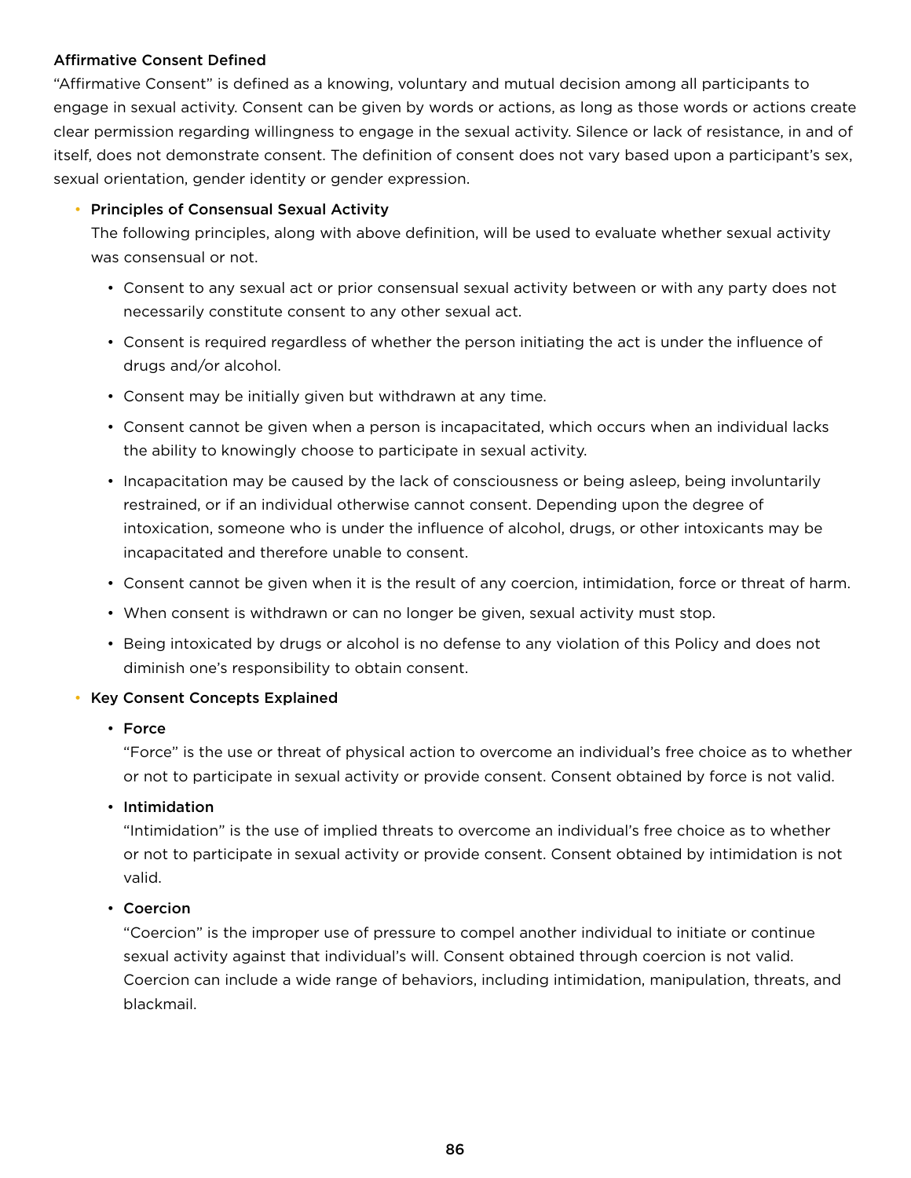### Affirmative Consent Defined

"Affirmative Consent" is defined as a knowing, voluntary and mutual decision among all participants to engage in sexual activity. Consent can be given by words or actions, as long as those words or actions create clear permission regarding willingness to engage in the sexual activity. Silence or lack of resistance, in and of itself, does not demonstrate consent. The definition of consent does not vary based upon a participant's sex, sexual orientation, gender identity or gender expression.

- **Principles of Consensual Sexual Activity**

  The following principles, along with above definition, will be used to evaluate whether sexual activity was consensual or not.

  - Consent to any sexual act or prior consensual sexual activity between or with any party does not necessarily constitute consent to any other sexual act.
  - Consent is required regardless of whether the person initiating the act is under the influence of drugs and/or alcohol.
  - Consent may be initially given but withdrawn at any time.
  - Consent cannot be given when a person is incapacitated, which occurs when an individual lacks the ability to knowingly choose to participate in sexual activity.
  - Incapacitation may be caused by the lack of consciousness or being asleep, being involuntarily restrained, or if an individual otherwise cannot consent. Depending upon the degree of intoxication, someone who is under the influence of alcohol, drugs, or other intoxicants may be incapacitated and therefore unable to consent.
  - Consent cannot be given when it is the result of any coercion, intimidation, force or threat of harm.
  - When consent is withdrawn or can no longer be given, sexual activity must stop.
  - Being intoxicated by drugs or alcohol is no defense to any violation of this Policy and does not diminish one's responsibility to obtain consent.

- **Key Consent Concepts Explained**

  - **Force**

    "Force" is the use or threat of physical action to overcome an individual's free choice as to whether or not to participate in sexual activity or provide consent. Consent obtained by force is not valid.

  - **Intimidation**

    "Intimidation" is the use of implied threats to overcome an individual's free choice as to whether or not to participate in sexual activity or provide consent. Consent obtained by intimidation is not valid.

  - **Coercion**

    "Coercion" is the improper use of pressure to compel another individual to initiate or continue sexual activity against that individual's will. Consent obtained through coercion is not valid. Coercion can include a wide range of behaviors, including intimidation, manipulation, threats, and blackmail.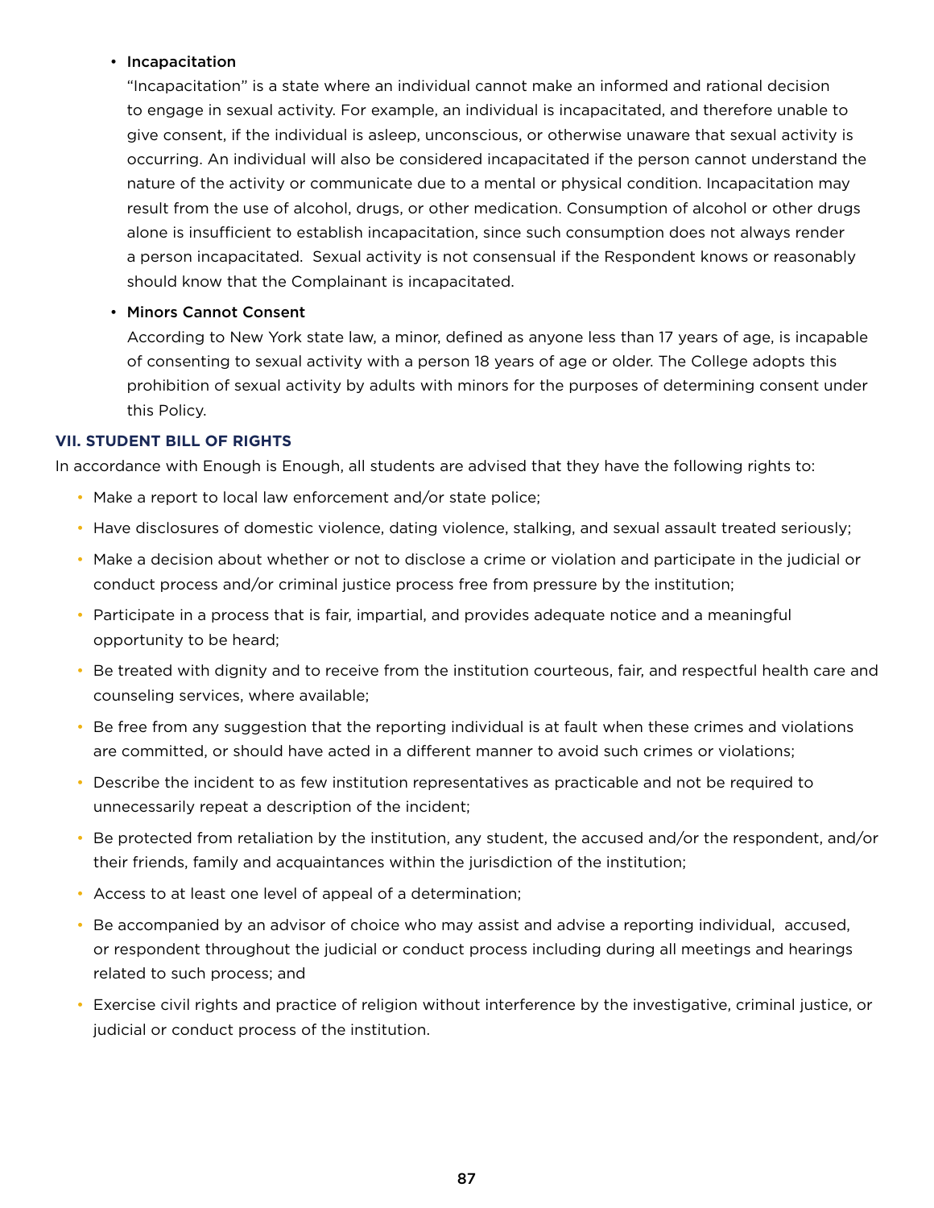- **Incapacitation**

  "Incapacitation" is a state where an individual cannot make an informed and rational decision to engage in sexual activity. For example, an individual is incapacitated, and therefore unable to give consent, if the individual is asleep, unconscious, or otherwise unaware that sexual activity is occurring. An individual will also be considered incapacitated if the person cannot understand the nature of the activity or communicate due to a mental or physical condition. Incapacitation may result from the use of alcohol, drugs, or other medication. Consumption of alcohol or other drugs alone is insufficient to establish incapacitation, since such consumption does not always render a person incapacitated. Sexual activity is not consensual if the Respondent knows or reasonably should know that the Complainant is incapacitated.

- **Minors Cannot Consent**

  According to New York state law, a minor, defined as anyone less than 17 years of age, is incapable of consenting to sexual activity with a person 18 years of age or older. The College adopts this prohibition of sexual activity by adults with minors for the purposes of determining consent under this Policy.

### VII. STUDENT BILL OF RIGHTS

In accordance with Enough is Enough, all students are advised that they have the following rights to:

- Make a report to local law enforcement and/or state police;
- Have disclosures of domestic violence, dating violence, stalking, and sexual assault treated seriously;
- Make a decision about whether or not to disclose a crime or violation and participate in the judicial or conduct process and/or criminal justice process free from pressure by the institution;
- Participate in a process that is fair, impartial, and provides adequate notice and a meaningful opportunity to be heard;
- Be treated with dignity and to receive from the institution courteous, fair, and respectful health care and counseling services, where available;
- Be free from any suggestion that the reporting individual is at fault when these crimes and violations are committed, or should have acted in a different manner to avoid such crimes or violations;
- Describe the incident to as few institution representatives as practicable and not be required to unnecessarily repeat a description of the incident;
- Be protected from retaliation by the institution, any student, the accused and/or the respondent, and/or their friends, family and acquaintances within the jurisdiction of the institution;
- Access to at least one level of appeal of a determination;
- Be accompanied by an advisor of choice who may assist and advise a reporting individual, accused, or respondent throughout the judicial or conduct process including during all meetings and hearings related to such process; and
- Exercise civil rights and practice of religion without interference by the investigative, criminal justice, or judicial or conduct process of the institution.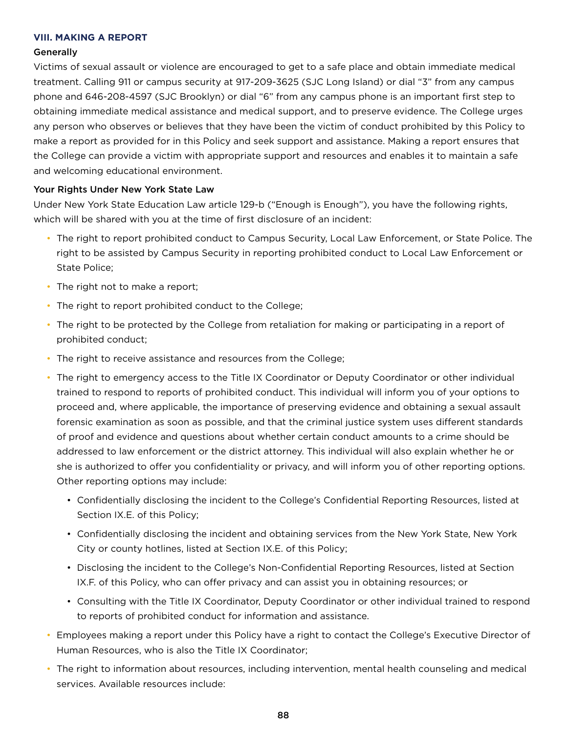### VIII. MAKING A REPORT

#### Generally

Victims of sexual assault or violence are encouraged to get to a safe place and obtain immediate medical treatment. Calling 911 or campus security at 917-209-3625 (SJC Long Island) or dial "3" from any campus phone and 646-208-4597 (SJC Brooklyn) or dial "6" from any campus phone is an important first step to obtaining immediate medical assistance and medical support, and to preserve evidence. The College urges any person who observes or believes that they have been the victim of conduct prohibited by this Policy to make a report as provided for in this Policy and seek support and assistance. Making a report ensures that the College can provide a victim with appropriate support and resources and enables it to maintain a safe and welcoming educational environment.

#### Your Rights Under New York State Law

Under New York State Education Law article 129-b ("Enough is Enough"), you have the following rights, which will be shared with you at the time of first disclosure of an incident:

- The right to report prohibited conduct to Campus Security, Local Law Enforcement, or State Police. The right to be assisted by Campus Security in reporting prohibited conduct to Local Law Enforcement or State Police;
- The right not to make a report;
- The right to report prohibited conduct to the College;
- The right to be protected by the College from retaliation for making or participating in a report of prohibited conduct;
- The right to receive assistance and resources from the College;
- The right to emergency access to the Title IX Coordinator or Deputy Coordinator or other individual trained to respond to reports of prohibited conduct. This individual will inform you of your options to proceed and, where applicable, the importance of preserving evidence and obtaining a sexual assault forensic examination as soon as possible, and that the criminal justice system uses different standards of proof and evidence and questions about whether certain conduct amounts to a crime should be addressed to law enforcement or the district attorney. This individual will also explain whether he or she is authorized to offer you confidentiality or privacy, and will inform you of other reporting options. Other reporting options may include:
  - Confidentially disclosing the incident to the College's Confidential Reporting Resources, listed at Section IX.E. of this Policy;
  - Confidentially disclosing the incident and obtaining services from the New York State, New York City or county hotlines, listed at Section IX.E. of this Policy;
  - Disclosing the incident to the College's Non-Confidential Reporting Resources, listed at Section IX.F. of this Policy, who can offer privacy and can assist you in obtaining resources; or
  - Consulting with the Title IX Coordinator, Deputy Coordinator or other individual trained to respond to reports of prohibited conduct for information and assistance.
- Employees making a report under this Policy have a right to contact the College's Executive Director of Human Resources, who is also the Title IX Coordinator;
- The right to information about resources, including intervention, mental health counseling and medical services. Available resources include: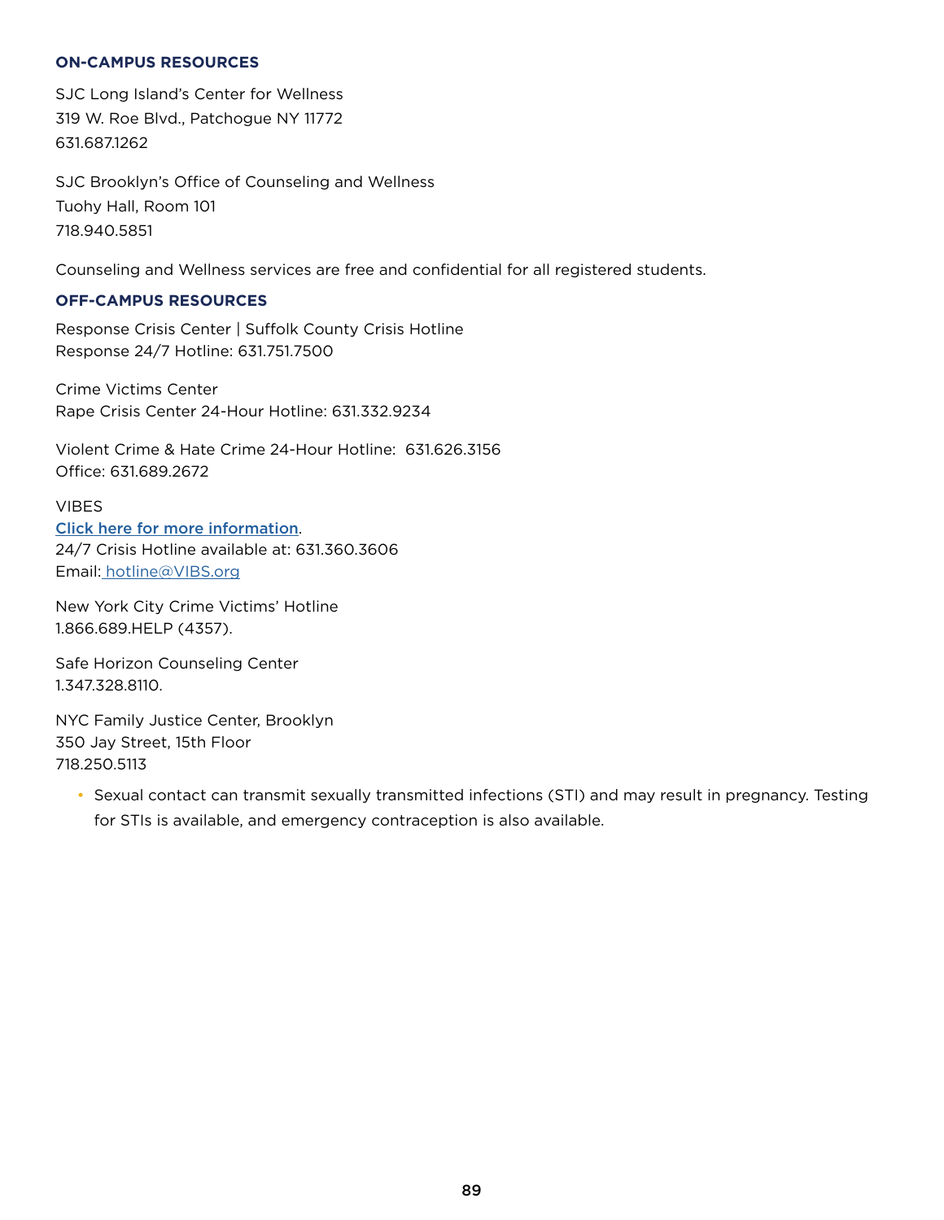**ON-CAMPUS RESOURCES**

SJC Long Island's Center for Wellness
319 W. Roe Blvd., Patchogue NY 11772
631.687.1262

SJC Brooklyn's Office of Counseling and Wellness
Tuohy Hall, Room 101
718.940.5851

Counseling and Wellness services are free and confidential for all registered students.

**OFF-CAMPUS RESOURCES**

Response Crisis Center | Suffolk County Crisis Hotline
Response 24/7 Hotline: 631.751.7500

Crime Victims Center
Rape Crisis Center 24-Hour Hotline: 631.332.9234

Violent Crime & Hate Crime 24-Hour Hotline: 631.626.3156
Office: 631.689.2672

VIBES
**Click here for more information**.
24/7 Crisis Hotline available at: 631.360.3606
Email: hotline@VIBS.org

New York City Crime Victims' Hotline
1.866.689.HELP (4357).

Safe Horizon Counseling Center
1.347.328.8110.

NYC Family Justice Center, Brooklyn
350 Jay Street, 15th Floor
718.250.5113

- Sexual contact can transmit sexually transmitted infections (STI) and may result in pregnancy. Testing for STIs is available, and emergency contraception is also available.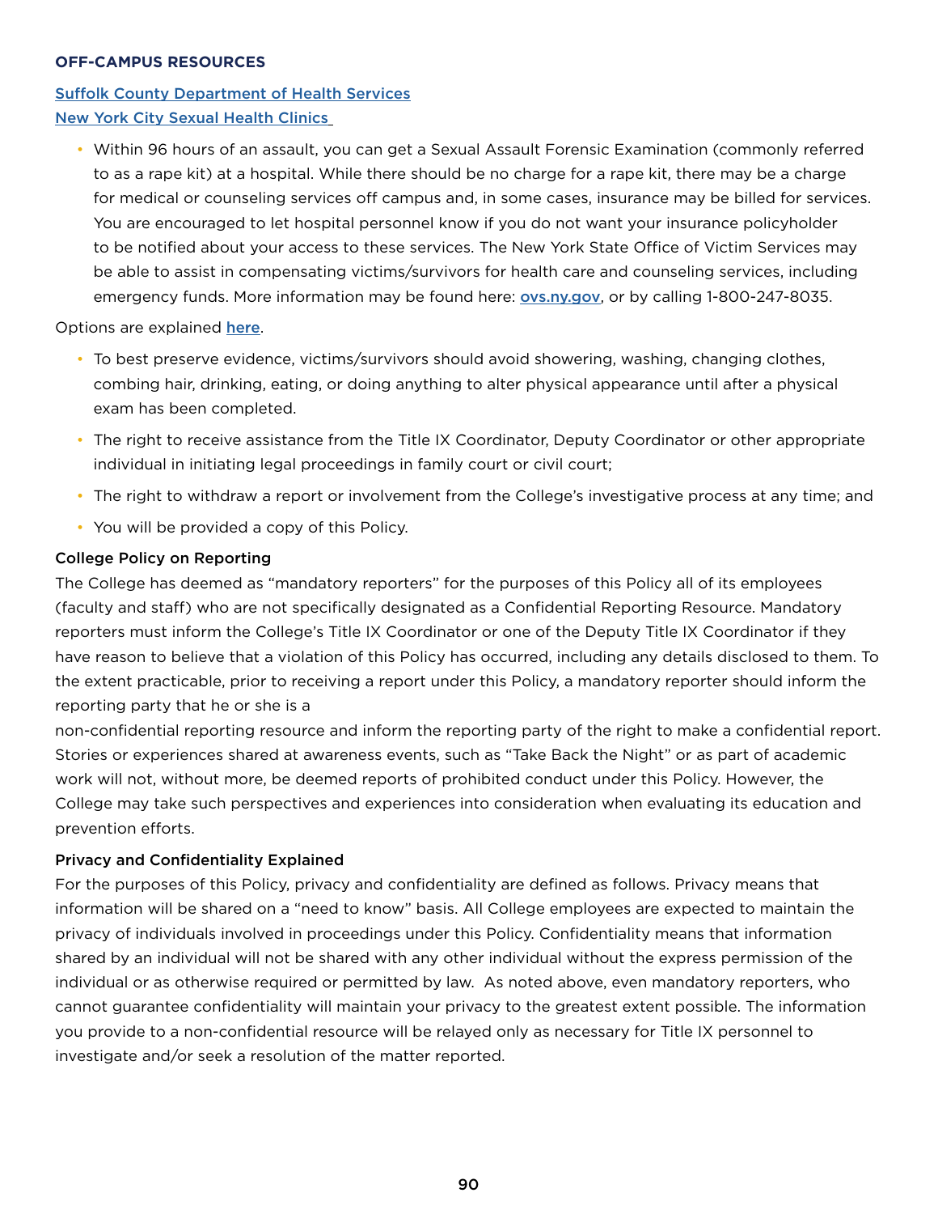**OFF-CAMPUS RESOURCES**

[Suffolk County Department of Health Services](#)
[New York City Sexual Health Clinics](#)

- Within 96 hours of an assault, you can get a Sexual Assault Forensic Examination (commonly referred to as a rape kit) at a hospital. While there should be no charge for a rape kit, there may be a charge for medical or counseling services off campus and, in some cases, insurance may be billed for services. You are encouraged to let hospital personnel know if you do not want your insurance policyholder to be notified about your access to these services. The New York State Office of Victim Services may be able to assist in compensating victims/survivors for health care and counseling services, including emergency funds. More information may be found here: **ovs.ny.gov**, or by calling 1-800-247-8035.

Options are explained **here**.

- To best preserve evidence, victims/survivors should avoid showering, washing, changing clothes, combing hair, drinking, eating, or doing anything to alter physical appearance until after a physical exam has been completed.
- The right to receive assistance from the Title IX Coordinator, Deputy Coordinator or other appropriate individual in initiating legal proceedings in family court or civil court;
- The right to withdraw a report or involvement from the College's investigative process at any time; and
- You will be provided a copy of this Policy.

**College Policy on Reporting**

The College has deemed as "mandatory reporters" for the purposes of this Policy all of its employees (faculty and staff) who are not specifically designated as a Confidential Reporting Resource. Mandatory reporters must inform the College's Title IX Coordinator or one of the Deputy Title IX Coordinator if they have reason to believe that a violation of this Policy has occurred, including any details disclosed to them. To the extent practicable, prior to receiving a report under this Policy, a mandatory reporter should inform the reporting party that he or she is a non-confidential reporting resource and inform the reporting party of the right to make a confidential report. Stories or experiences shared at awareness events, such as "Take Back the Night" or as part of academic work will not, without more, be deemed reports of prohibited conduct under this Policy. However, the College may take such perspectives and experiences into consideration when evaluating its education and prevention efforts.

**Privacy and Confidentiality Explained**

For the purposes of this Policy, privacy and confidentiality are defined as follows. Privacy means that information will be shared on a "need to know" basis. All College employees are expected to maintain the privacy of individuals involved in proceedings under this Policy. Confidentiality means that information shared by an individual will not be shared with any other individual without the express permission of the individual or as otherwise required or permitted by law. As noted above, even mandatory reporters, who cannot guarantee confidentiality will maintain your privacy to the greatest extent possible. The information you provide to a non-confidential resource will be relayed only as necessary for Title IX personnel to investigate and/or seek a resolution of the matter reported.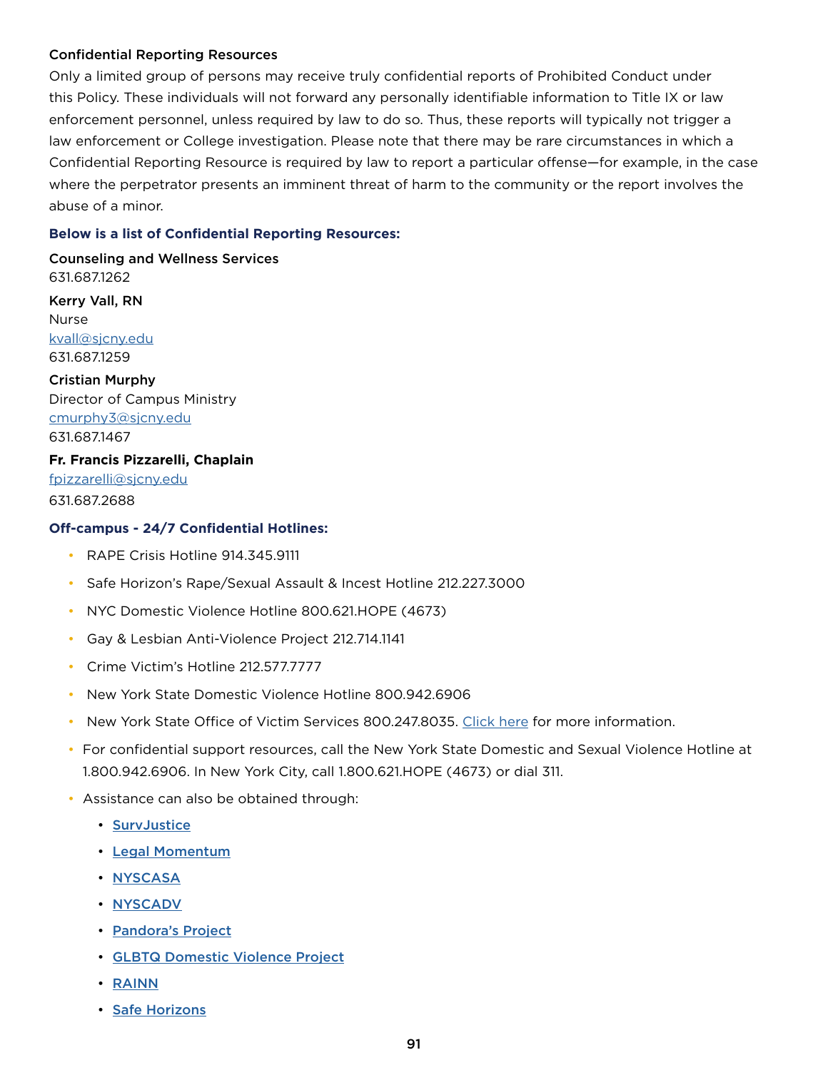### Confidential Reporting Resources

Only a limited group of persons may receive truly confidential reports of Prohibited Conduct under this Policy. These individuals will not forward any personally identifiable information to Title IX or law enforcement personnel, unless required by law to do so. Thus, these reports will typically not trigger a law enforcement or College investigation. Please note that there may be rare circumstances in which a Confidential Reporting Resource is required by law to report a particular offense—for example, in the case where the perpetrator presents an imminent threat of harm to the community or the report involves the abuse of a minor.

**Below is a list of Confidential Reporting Resources:**

**Counseling and Wellness Services**
631.687.1262

**Kerry Vall, RN**
Nurse
kvall@sjcny.edu
631.687.1259

**Cristian Murphy**
Director of Campus Ministry
cmurphy3@sjcny.edu
631.687.1467

**Fr. Francis Pizzarelli, Chaplain**
fpizzarelli@sjcny.edu
631.687.2688

**Off-campus - 24/7 Confidential Hotlines:**

- RAPE Crisis Hotline 914.345.9111
- Safe Horizon's Rape/Sexual Assault & Incest Hotline 212.227.3000
- NYC Domestic Violence Hotline 800.621.HOPE (4673)
- Gay & Lesbian Anti-Violence Project 212.714.1141
- Crime Victim's Hotline 212.577.7777
- New York State Domestic Violence Hotline 800.942.6906
- New York State Office of Victim Services 800.247.8035. Click here for more information.
- For confidential support resources, call the New York State Domestic and Sexual Violence Hotline at 1.800.942.6906. In New York City, call 1.800.621.HOPE (4673) or dial 311.
- Assistance can also be obtained through:
  - SurvJustice
  - Legal Momentum
  - NYSCASA
  - NYSCADV
  - Pandora's Project
  - GLBTQ Domestic Violence Project
  - RAINN
  - Safe Horizons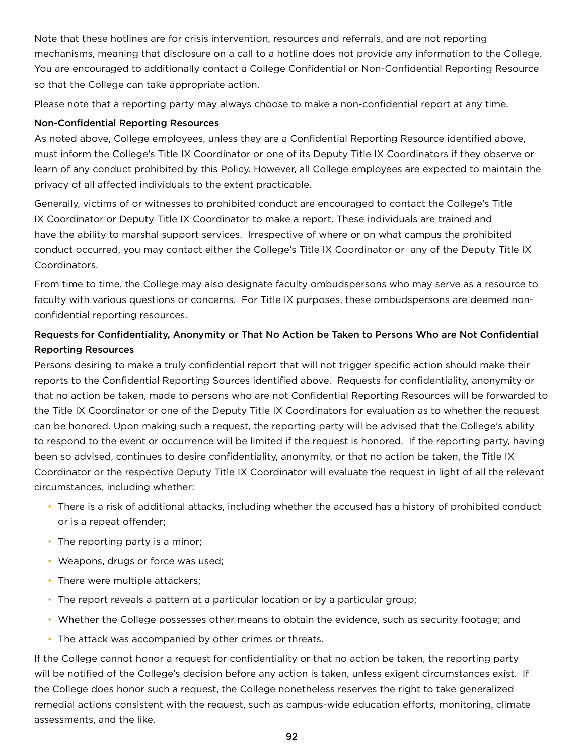Note that these hotlines are for crisis intervention, resources and referrals, and are not reporting mechanisms, meaning that disclosure on a call to a hotline does not provide any information to the College. You are encouraged to additionally contact a College Confidential or Non-Confidential Reporting Resource so that the College can take appropriate action.

Please note that a reporting party may always choose to make a non-confidential report at any time.

### Non-Confidential Reporting Resources

As noted above, College employees, unless they are a Confidential Reporting Resource identified above, must inform the College's Title IX Coordinator or one of its Deputy Title IX Coordinators if they observe or learn of any conduct prohibited by this Policy. However, all College employees are expected to maintain the privacy of all affected individuals to the extent practicable.

Generally, victims of or witnesses to prohibited conduct are encouraged to contact the College's Title IX Coordinator or Deputy Title IX Coordinator to make a report. These individuals are trained and have the ability to marshal support services. Irrespective of where or on what campus the prohibited conduct occurred, you may contact either the College's Title IX Coordinator or any of the Deputy Title IX Coordinators.

From time to time, the College may also designate faculty ombudspersons who may serve as a resource to faculty with various questions or concerns. For Title IX purposes, these ombudspersons are deemed non-confidential reporting resources.

### Requests for Confidentiality, Anonymity or That No Action be Taken to Persons Who are Not Confidential Reporting Resources

Persons desiring to make a truly confidential report that will not trigger specific action should make their reports to the Confidential Reporting Sources identified above. Requests for confidentiality, anonymity or that no action be taken, made to persons who are not Confidential Reporting Resources will be forwarded to the Title IX Coordinator or one of the Deputy Title IX Coordinators for evaluation as to whether the request can be honored. Upon making such a request, the reporting party will be advised that the College's ability to respond to the event or occurrence will be limited if the request is honored. If the reporting party, having been so advised, continues to desire confidentiality, anonymity, or that no action be taken, the Title IX Coordinator or the respective Deputy Title IX Coordinator will evaluate the request in light of all the relevant circumstances, including whether:

- There is a risk of additional attacks, including whether the accused has a history of prohibited conduct or is a repeat offender;
- The reporting party is a minor;
- Weapons, drugs or force was used;
- There were multiple attackers;
- The report reveals a pattern at a particular location or by a particular group;
- Whether the College possesses other means to obtain the evidence, such as security footage; and
- The attack was accompanied by other crimes or threats.

If the College cannot honor a request for confidentiality or that no action be taken, the reporting party will be notified of the College's decision before any action is taken, unless exigent circumstances exist. If the College does honor such a request, the College nonetheless reserves the right to take generalized remedial actions consistent with the request, such as campus-wide education efforts, monitoring, climate assessments, and the like.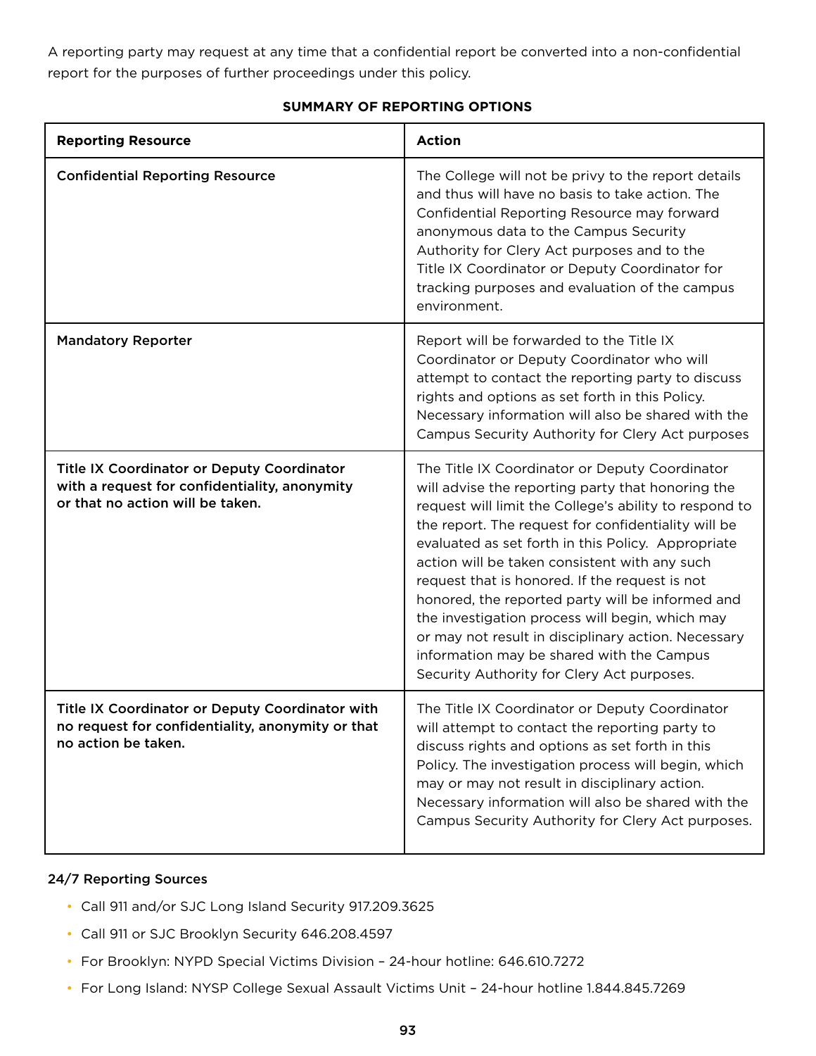A reporting party may request at any time that a confidential report be converted into a non-confidential report for the purposes of further proceedings under this policy.

**SUMMARY OF REPORTING OPTIONS**

| Reporting Resource | Action |
|---|---|
| **Confidential Reporting Resource** | The College will not be privy to the report details and thus will have no basis to take action. The Confidential Reporting Resource may forward anonymous data to the Campus Security Authority for Clery Act purposes and to the Title IX Coordinator or Deputy Coordinator for tracking purposes and evaluation of the campus environment. |
| **Mandatory Reporter** | Report will be forwarded to the Title IX Coordinator or Deputy Coordinator who will attempt to contact the reporting party to discuss rights and options as set forth in this Policy. Necessary information will also be shared with the Campus Security Authority for Clery Act purposes |
| **Title IX Coordinator or Deputy Coordinator with a request for confidentiality, anonymity or that no action will be taken.** | The Title IX Coordinator or Deputy Coordinator will advise the reporting party that honoring the request will limit the College's ability to respond to the report. The request for confidentiality will be evaluated as set forth in this Policy. Appropriate action will be taken consistent with any such request that is honored. If the request is not honored, the reported party will be informed and the investigation process will begin, which may or may not result in disciplinary action. Necessary information may be shared with the Campus Security Authority for Clery Act purposes. |
| **Title IX Coordinator or Deputy Coordinator with no request for confidentiality, anonymity or that no action be taken.** | The Title IX Coordinator or Deputy Coordinator will attempt to contact the reporting party to discuss rights and options as set forth in this Policy. The investigation process will begin, which may or may not result in disciplinary action. Necessary information will also be shared with the Campus Security Authority for Clery Act purposes. |

24/7 Reporting Sources

- Call 911 and/or SJC Long Island Security 917.209.3625
- Call 911 or SJC Brooklyn Security 646.208.4597
- For Brooklyn: NYPD Special Victims Division – 24-hour hotline: 646.610.7272
- For Long Island: NYSP College Sexual Assault Victims Unit – 24-hour hotline 1.844.845.7269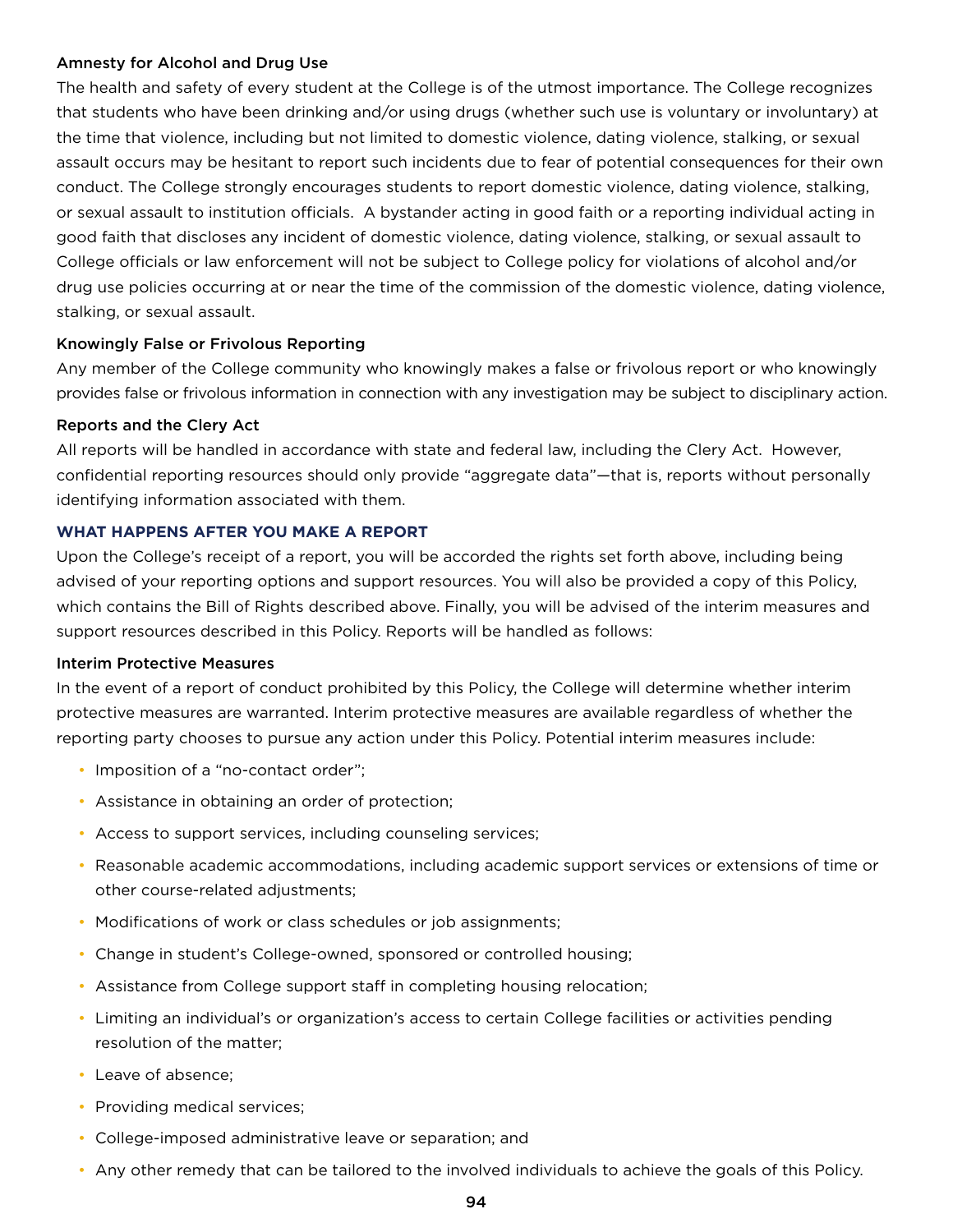### Amnesty for Alcohol and Drug Use

The health and safety of every student at the College is of the utmost importance. The College recognizes that students who have been drinking and/or using drugs (whether such use is voluntary or involuntary) at the time that violence, including but not limited to domestic violence, dating violence, stalking, or sexual assault occurs may be hesitant to report such incidents due to fear of potential consequences for their own conduct. The College strongly encourages students to report domestic violence, dating violence, stalking, or sexual assault to institution officials. A bystander acting in good faith or a reporting individual acting in good faith that discloses any incident of domestic violence, dating violence, stalking, or sexual assault to College officials or law enforcement will not be subject to College policy for violations of alcohol and/or drug use policies occurring at or near the time of the commission of the domestic violence, dating violence, stalking, or sexual assault.

### Knowingly False or Frivolous Reporting

Any member of the College community who knowingly makes a false or frivolous report or who knowingly provides false or frivolous information in connection with any investigation may be subject to disciplinary action.

### Reports and the Clery Act

All reports will be handled in accordance with state and federal law, including the Clery Act. However, confidential reporting resources should only provide "aggregate data"—that is, reports without personally identifying information associated with them.

## WHAT HAPPENS AFTER YOU MAKE A REPORT

Upon the College's receipt of a report, you will be accorded the rights set forth above, including being advised of your reporting options and support resources. You will also be provided a copy of this Policy, which contains the Bill of Rights described above. Finally, you will be advised of the interim measures and support resources described in this Policy. Reports will be handled as follows:

### Interim Protective Measures

In the event of a report of conduct prohibited by this Policy, the College will determine whether interim protective measures are warranted. Interim protective measures are available regardless of whether the reporting party chooses to pursue any action under this Policy. Potential interim measures include:

- Imposition of a "no-contact order";
- Assistance in obtaining an order of protection;
- Access to support services, including counseling services;
- Reasonable academic accommodations, including academic support services or extensions of time or other course-related adjustments;
- Modifications of work or class schedules or job assignments;
- Change in student's College-owned, sponsored or controlled housing;
- Assistance from College support staff in completing housing relocation;
- Limiting an individual's or organization's access to certain College facilities or activities pending resolution of the matter;
- Leave of absence;
- Providing medical services;
- College-imposed administrative leave or separation; and
- Any other remedy that can be tailored to the involved individuals to achieve the goals of this Policy.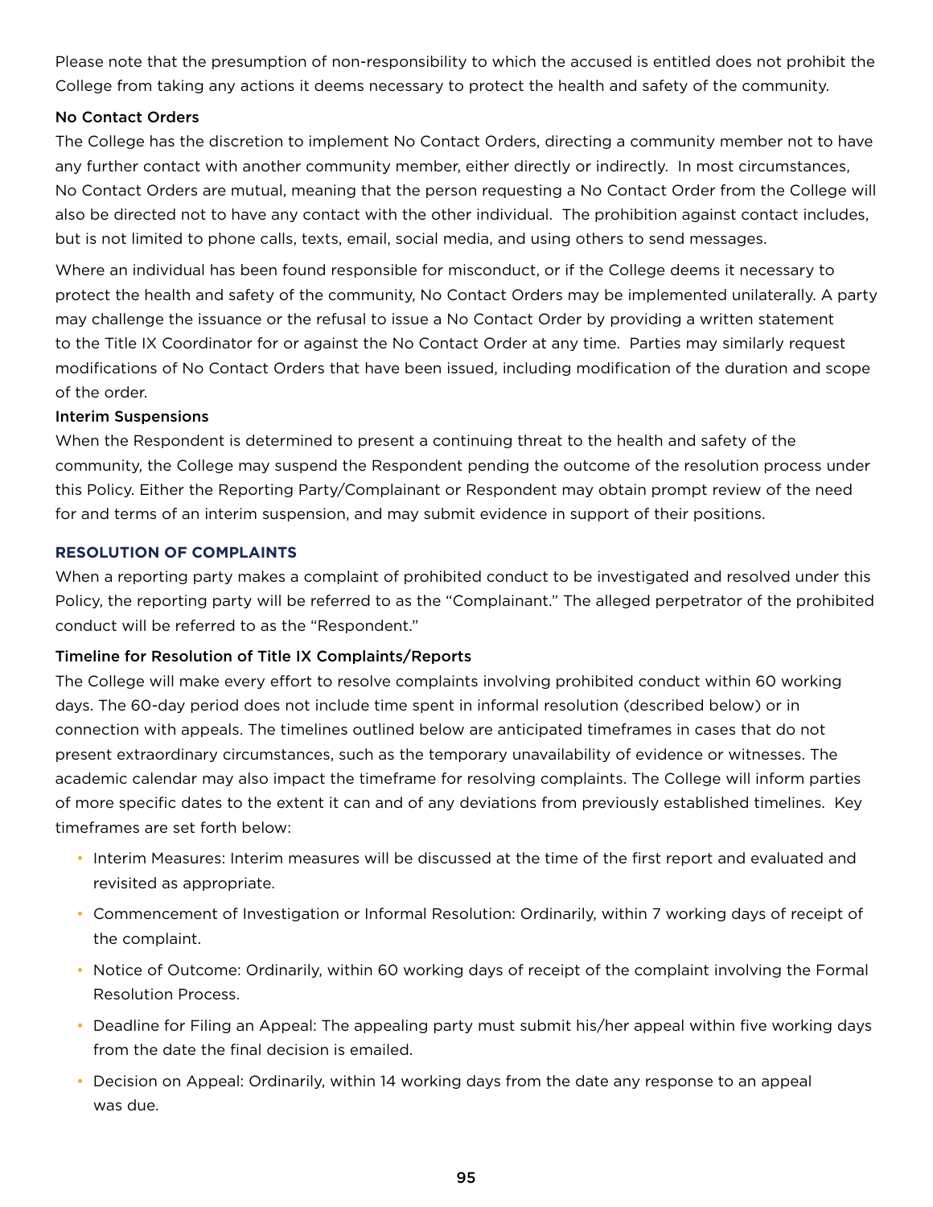Please note that the presumption of non-responsibility to which the accused is entitled does not prohibit the College from taking any actions it deems necessary to protect the health and safety of the community.

### No Contact Orders

The College has the discretion to implement No Contact Orders, directing a community member not to have any further contact with another community member, either directly or indirectly. In most circumstances, No Contact Orders are mutual, meaning that the person requesting a No Contact Order from the College will also be directed not to have any contact with the other individual. The prohibition against contact includes, but is not limited to phone calls, texts, email, social media, and using others to send messages.

Where an individual has been found responsible for misconduct, or if the College deems it necessary to protect the health and safety of the community, No Contact Orders may be implemented unilaterally. A party may challenge the issuance or the refusal to issue a No Contact Order by providing a written statement to the Title IX Coordinator for or against the No Contact Order at any time. Parties may similarly request modifications of No Contact Orders that have been issued, including modification of the duration and scope of the order.

### Interim Suspensions

When the Respondent is determined to present a continuing threat to the health and safety of the community, the College may suspend the Respondent pending the outcome of the resolution process under this Policy. Either the Reporting Party/Complainant or Respondent may obtain prompt review of the need for and terms of an interim suspension, and may submit evidence in support of their positions.

## RESOLUTION OF COMPLAINTS

When a reporting party makes a complaint of prohibited conduct to be investigated and resolved under this Policy, the reporting party will be referred to as the "Complainant." The alleged perpetrator of the prohibited conduct will be referred to as the "Respondent."

### Timeline for Resolution of Title IX Complaints/Reports

The College will make every effort to resolve complaints involving prohibited conduct within 60 working days. The 60-day period does not include time spent in informal resolution (described below) or in connection with appeals. The timelines outlined below are anticipated timeframes in cases that do not present extraordinary circumstances, such as the temporary unavailability of evidence or witnesses. The academic calendar may also impact the timeframe for resolving complaints. The College will inform parties of more specific dates to the extent it can and of any deviations from previously established timelines. Key timeframes are set forth below:

- Interim Measures: Interim measures will be discussed at the time of the first report and evaluated and revisited as appropriate.
- Commencement of Investigation or Informal Resolution: Ordinarily, within 7 working days of receipt of the complaint.
- Notice of Outcome: Ordinarily, within 60 working days of receipt of the complaint involving the Formal Resolution Process.
- Deadline for Filing an Appeal: The appealing party must submit his/her appeal within five working days from the date the final decision is emailed.
- Decision on Appeal: Ordinarily, within 14 working days from the date any response to an appeal was due.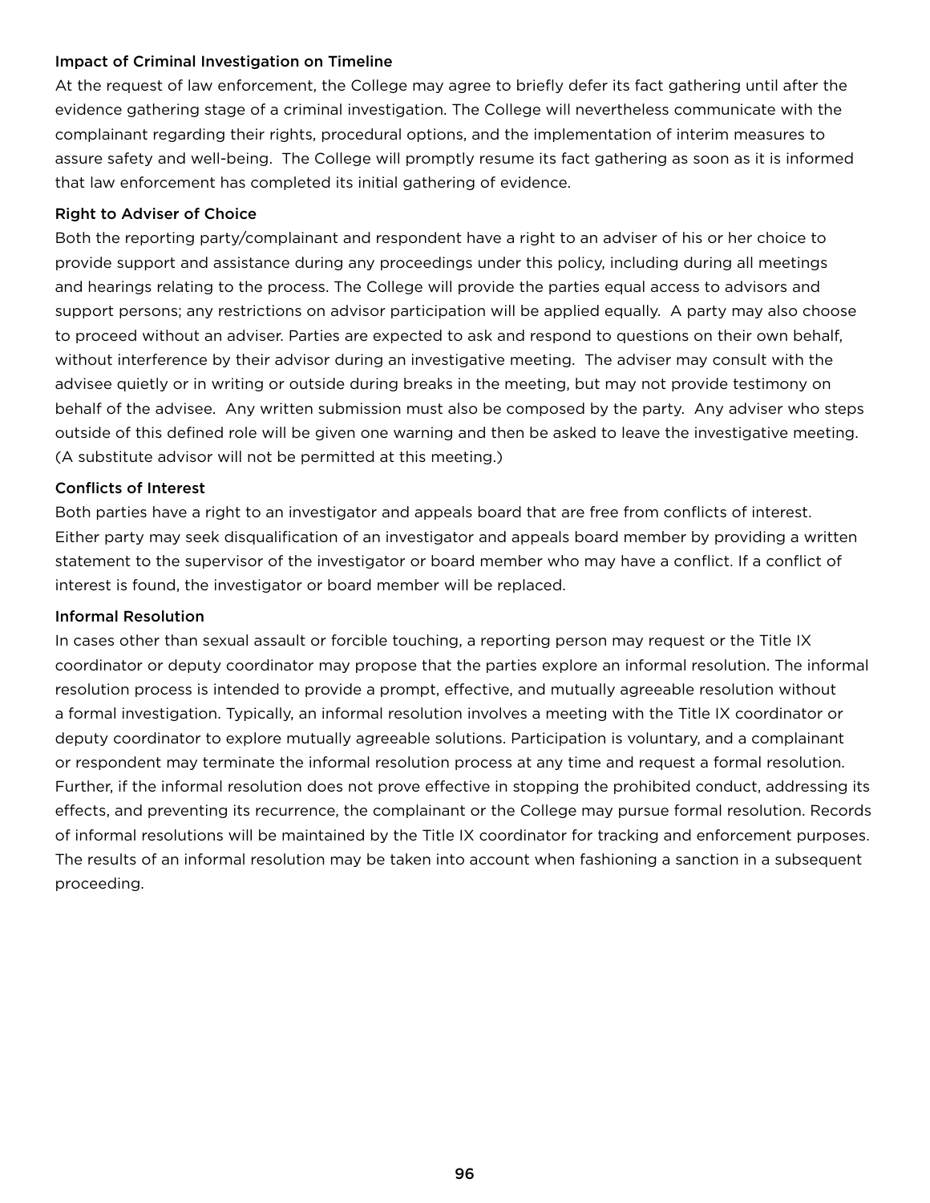### Impact of Criminal Investigation on Timeline

At the request of law enforcement, the College may agree to briefly defer its fact gathering until after the evidence gathering stage of a criminal investigation. The College will nevertheless communicate with the complainant regarding their rights, procedural options, and the implementation of interim measures to assure safety and well-being. The College will promptly resume its fact gathering as soon as it is informed that law enforcement has completed its initial gathering of evidence.

### Right to Adviser of Choice

Both the reporting party/complainant and respondent have a right to an adviser of his or her choice to provide support and assistance during any proceedings under this policy, including during all meetings and hearings relating to the process. The College will provide the parties equal access to advisors and support persons; any restrictions on advisor participation will be applied equally. A party may also choose to proceed without an adviser. Parties are expected to ask and respond to questions on their own behalf, without interference by their advisor during an investigative meeting. The adviser may consult with the advisee quietly or in writing or outside during breaks in the meeting, but may not provide testimony on behalf of the advisee. Any written submission must also be composed by the party. Any adviser who steps outside of this defined role will be given one warning and then be asked to leave the investigative meeting. (A substitute advisor will not be permitted at this meeting.)

### Conflicts of Interest

Both parties have a right to an investigator and appeals board that are free from conflicts of interest. Either party may seek disqualification of an investigator and appeals board member by providing a written statement to the supervisor of the investigator or board member who may have a conflict. If a conflict of interest is found, the investigator or board member will be replaced.

### Informal Resolution

In cases other than sexual assault or forcible touching, a reporting person may request or the Title IX coordinator or deputy coordinator may propose that the parties explore an informal resolution. The informal resolution process is intended to provide a prompt, effective, and mutually agreeable resolution without a formal investigation. Typically, an informal resolution involves a meeting with the Title IX coordinator or deputy coordinator to explore mutually agreeable solutions. Participation is voluntary, and a complainant or respondent may terminate the informal resolution process at any time and request a formal resolution. Further, if the informal resolution does not prove effective in stopping the prohibited conduct, addressing its effects, and preventing its recurrence, the complainant or the College may pursue formal resolution. Records of informal resolutions will be maintained by the Title IX coordinator for tracking and enforcement purposes. The results of an informal resolution may be taken into account when fashioning a sanction in a subsequent proceeding.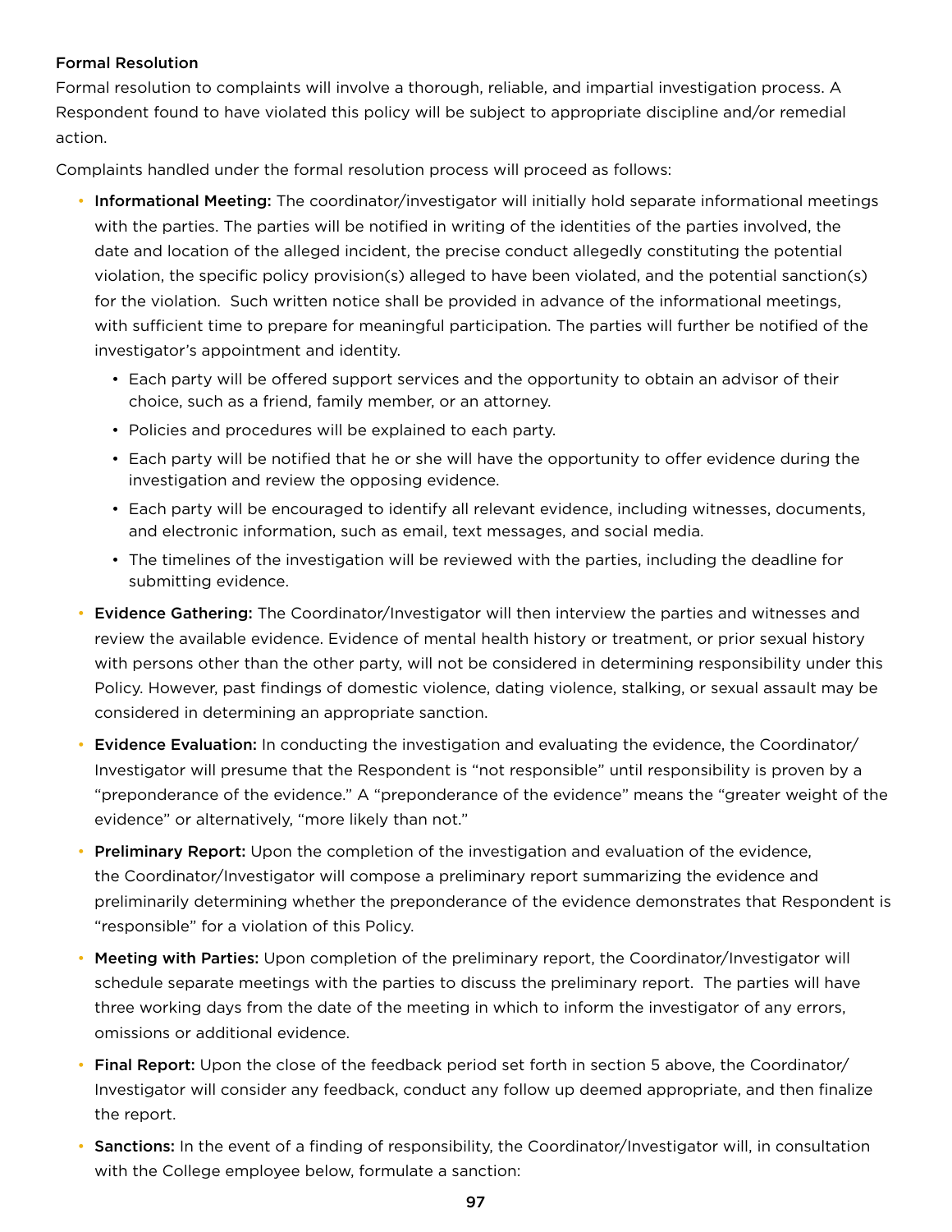**Formal Resolution**

Formal resolution to complaints will involve a thorough, reliable, and impartial investigation process. A Respondent found to have violated this policy will be subject to appropriate discipline and/or remedial action.

Complaints handled under the formal resolution process will proceed as follows:

- **Informational Meeting:** The coordinator/investigator will initially hold separate informational meetings with the parties. The parties will be notified in writing of the identities of the parties involved, the date and location of the alleged incident, the precise conduct allegedly constituting the potential violation, the specific policy provision(s) alleged to have been violated, and the potential sanction(s) for the violation. Such written notice shall be provided in advance of the informational meetings, with sufficient time to prepare for meaningful participation. The parties will further be notified of the investigator's appointment and identity.
  - Each party will be offered support services and the opportunity to obtain an advisor of their choice, such as a friend, family member, or an attorney.
  - Policies and procedures will be explained to each party.
  - Each party will be notified that he or she will have the opportunity to offer evidence during the investigation and review the opposing evidence.
  - Each party will be encouraged to identify all relevant evidence, including witnesses, documents, and electronic information, such as email, text messages, and social media.
  - The timelines of the investigation will be reviewed with the parties, including the deadline for submitting evidence.
- **Evidence Gathering:** The Coordinator/Investigator will then interview the parties and witnesses and review the available evidence. Evidence of mental health history or treatment, or prior sexual history with persons other than the other party, will not be considered in determining responsibility under this Policy. However, past findings of domestic violence, dating violence, stalking, or sexual assault may be considered in determining an appropriate sanction.
- **Evidence Evaluation:** In conducting the investigation and evaluating the evidence, the Coordinator/Investigator will presume that the Respondent is "not responsible" until responsibility is proven by a "preponderance of the evidence." A "preponderance of the evidence" means the "greater weight of the evidence" or alternatively, "more likely than not."
- **Preliminary Report:** Upon the completion of the investigation and evaluation of the evidence, the Coordinator/Investigator will compose a preliminary report summarizing the evidence and preliminarily determining whether the preponderance of the evidence demonstrates that Respondent is "responsible" for a violation of this Policy.
- **Meeting with Parties:** Upon completion of the preliminary report, the Coordinator/Investigator will schedule separate meetings with the parties to discuss the preliminary report. The parties will have three working days from the date of the meeting in which to inform the investigator of any errors, omissions or additional evidence.
- **Final Report:** Upon the close of the feedback period set forth in section 5 above, the Coordinator/Investigator will consider any feedback, conduct any follow up deemed appropriate, and then finalize the report.
- **Sanctions:** In the event of a finding of responsibility, the Coordinator/Investigator will, in consultation with the College employee below, formulate a sanction: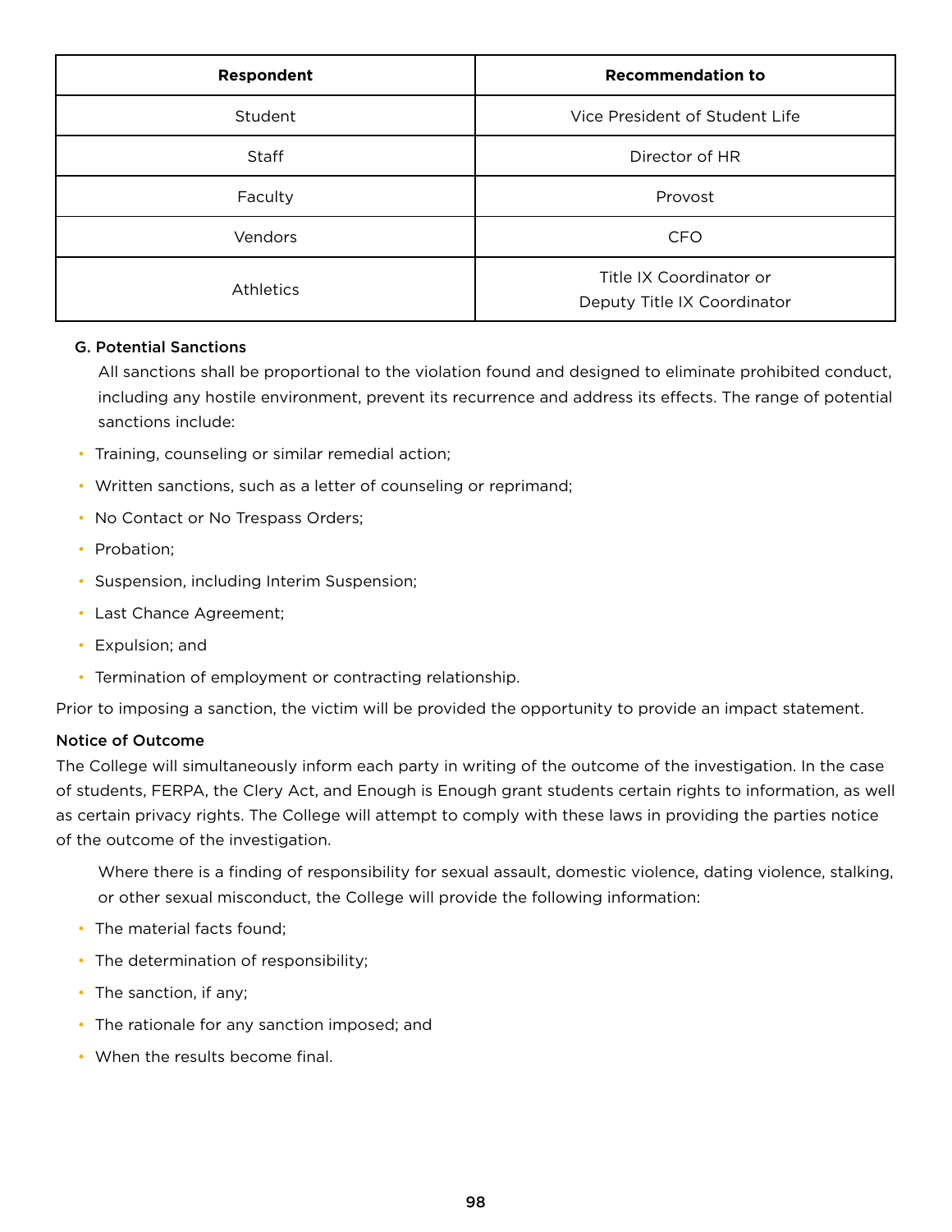| Respondent | Recommendation to |
|---|---|
| Student | Vice President of Student Life |
| Staff | Director of HR |
| Faculty | Provost |
| Vendors | CFO |
| Athletics | Title IX Coordinator or Deputy Title IX Coordinator |

### G. Potential Sanctions

All sanctions shall be proportional to the violation found and designed to eliminate prohibited conduct, including any hostile environment, prevent its recurrence and address its effects. The range of potential sanctions include:

- Training, counseling or similar remedial action;
- Written sanctions, such as a letter of counseling or reprimand;
- No Contact or No Trespass Orders;
- Probation;
- Suspension, including Interim Suspension;
- Last Chance Agreement;
- Expulsion; and
- Termination of employment or contracting relationship.

Prior to imposing a sanction, the victim will be provided the opportunity to provide an impact statement.

#### Notice of Outcome

The College will simultaneously inform each party in writing of the outcome of the investigation. In the case of students, FERPA, the Clery Act, and Enough is Enough grant students certain rights to information, as well as certain privacy rights. The College will attempt to comply with these laws in providing the parties notice of the outcome of the investigation.

Where there is a finding of responsibility for sexual assault, domestic violence, dating violence, stalking, or other sexual misconduct, the College will provide the following information:

- The material facts found;
- The determination of responsibility;
- The sanction, if any;
- The rationale for any sanction imposed; and
- When the results become final.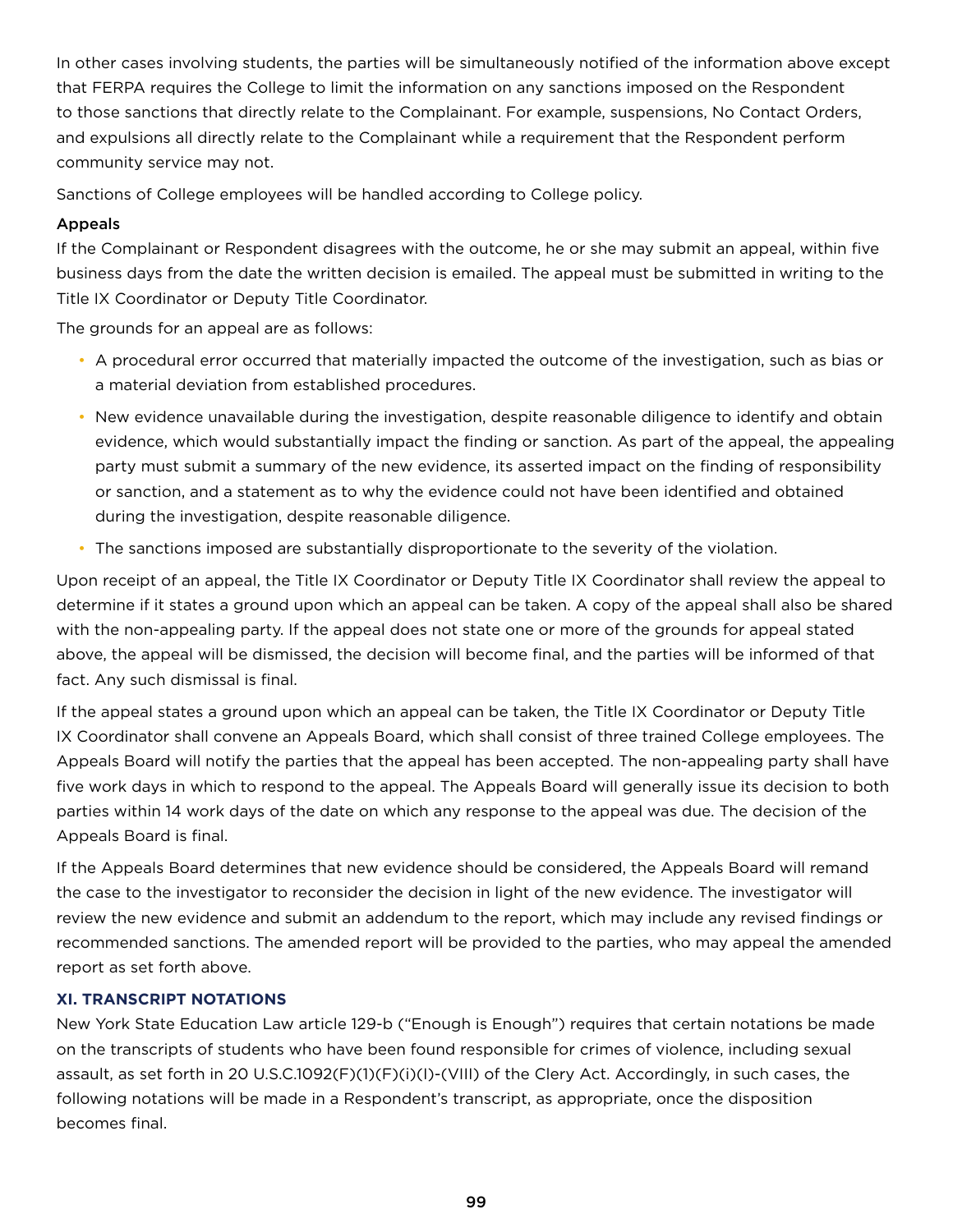In other cases involving students, the parties will be simultaneously notified of the information above except that FERPA requires the College to limit the information on any sanctions imposed on the Respondent to those sanctions that directly relate to the Complainant. For example, suspensions, No Contact Orders, and expulsions all directly relate to the Complainant while a requirement that the Respondent perform community service may not.

Sanctions of College employees will be handled according to College policy.

### Appeals

If the Complainant or Respondent disagrees with the outcome, he or she may submit an appeal, within five business days from the date the written decision is emailed. The appeal must be submitted in writing to the Title IX Coordinator or Deputy Title Coordinator.

The grounds for an appeal are as follows:

- A procedural error occurred that materially impacted the outcome of the investigation, such as bias or a material deviation from established procedures.
- New evidence unavailable during the investigation, despite reasonable diligence to identify and obtain evidence, which would substantially impact the finding or sanction. As part of the appeal, the appealing party must submit a summary of the new evidence, its asserted impact on the finding of responsibility or sanction, and a statement as to why the evidence could not have been identified and obtained during the investigation, despite reasonable diligence.
- The sanctions imposed are substantially disproportionate to the severity of the violation.

Upon receipt of an appeal, the Title IX Coordinator or Deputy Title IX Coordinator shall review the appeal to determine if it states a ground upon which an appeal can be taken. A copy of the appeal shall also be shared with the non-appealing party. If the appeal does not state one or more of the grounds for appeal stated above, the appeal will be dismissed, the decision will become final, and the parties will be informed of that fact. Any such dismissal is final.

If the appeal states a ground upon which an appeal can be taken, the Title IX Coordinator or Deputy Title IX Coordinator shall convene an Appeals Board, which shall consist of three trained College employees. The Appeals Board will notify the parties that the appeal has been accepted. The non-appealing party shall have five work days in which to respond to the appeal. The Appeals Board will generally issue its decision to both parties within 14 work days of the date on which any response to the appeal was due. The decision of the Appeals Board is final.

If the Appeals Board determines that new evidence should be considered, the Appeals Board will remand the case to the investigator to reconsider the decision in light of the new evidence. The investigator will review the new evidence and submit an addendum to the report, which may include any revised findings or recommended sanctions. The amended report will be provided to the parties, who may appeal the amended report as set forth above.

## XI. TRANSCRIPT NOTATIONS

New York State Education Law article 129-b ("Enough is Enough") requires that certain notations be made on the transcripts of students who have been found responsible for crimes of violence, including sexual assault, as set forth in 20 U.S.C.1092(F)(1)(F)(i)(I)-(VIII) of the Clery Act. Accordingly, in such cases, the following notations will be made in a Respondent's transcript, as appropriate, once the disposition becomes final.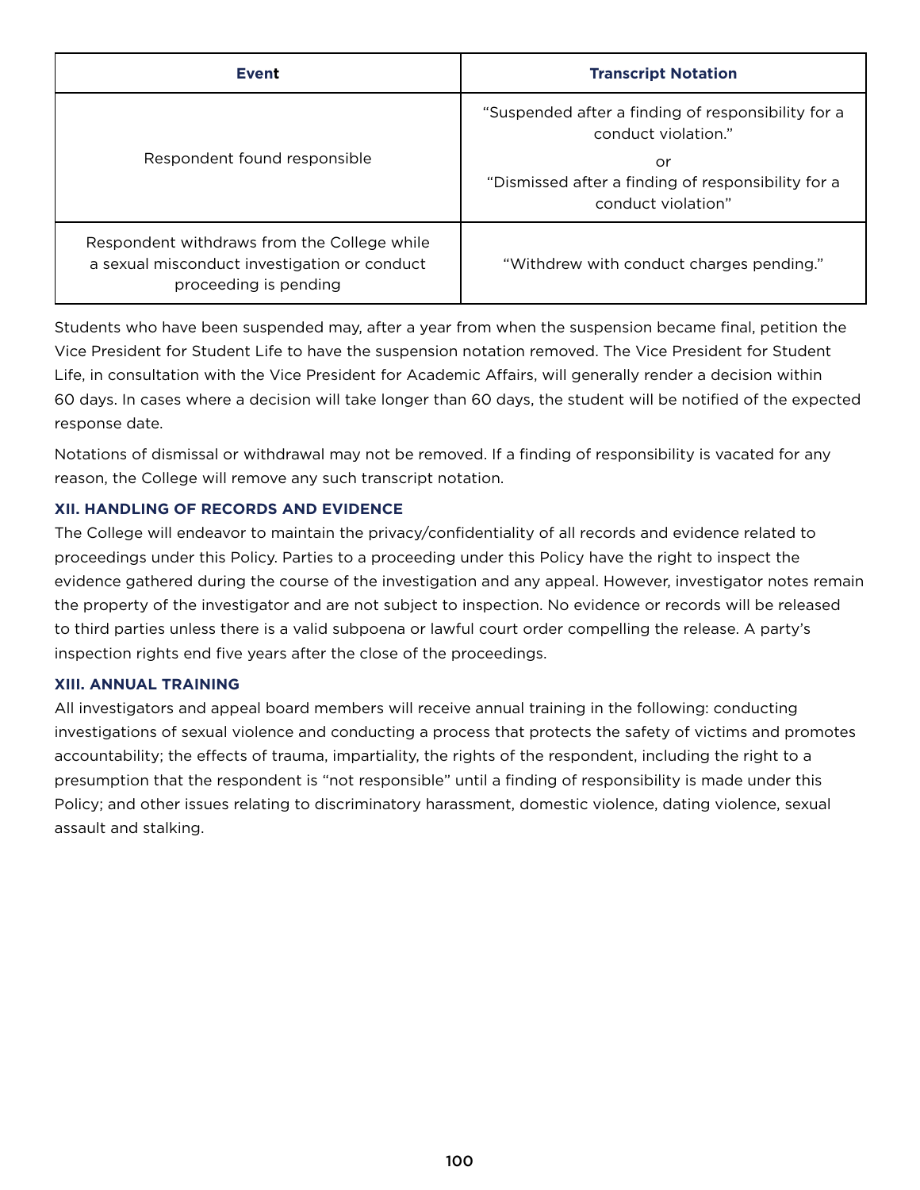| Event | Transcript Notation |
|---|---|
| Respondent found responsible | "Suspended after a finding of responsibility for a conduct violation." or "Dismissed after a finding of responsibility for a conduct violation" |
| Respondent withdraws from the College while a sexual misconduct investigation or conduct proceeding is pending | "Withdrew with conduct charges pending." |

Students who have been suspended may, after a year from when the suspension became final, petition the Vice President for Student Life to have the suspension notation removed. The Vice President for Student Life, in consultation with the Vice President for Academic Affairs, will generally render a decision within 60 days. In cases where a decision will take longer than 60 days, the student will be notified of the expected response date.

Notations of dismissal or withdrawal may not be removed. If a finding of responsibility is vacated for any reason, the College will remove any such transcript notation.

### XII. HANDLING OF RECORDS AND EVIDENCE

The College will endeavor to maintain the privacy/confidentiality of all records and evidence related to proceedings under this Policy. Parties to a proceeding under this Policy have the right to inspect the evidence gathered during the course of the investigation and any appeal. However, investigator notes remain the property of the investigator and are not subject to inspection. No evidence or records will be released to third parties unless there is a valid subpoena or lawful court order compelling the release. A party's inspection rights end five years after the close of the proceedings.

### XIII. ANNUAL TRAINING

All investigators and appeal board members will receive annual training in the following: conducting investigations of sexual violence and conducting a process that protects the safety of victims and promotes accountability; the effects of trauma, impartiality, the rights of the respondent, including the right to a presumption that the respondent is "not responsible" until a finding of responsibility is made under this Policy; and other issues relating to discriminatory harassment, domestic violence, dating violence, sexual assault and stalking.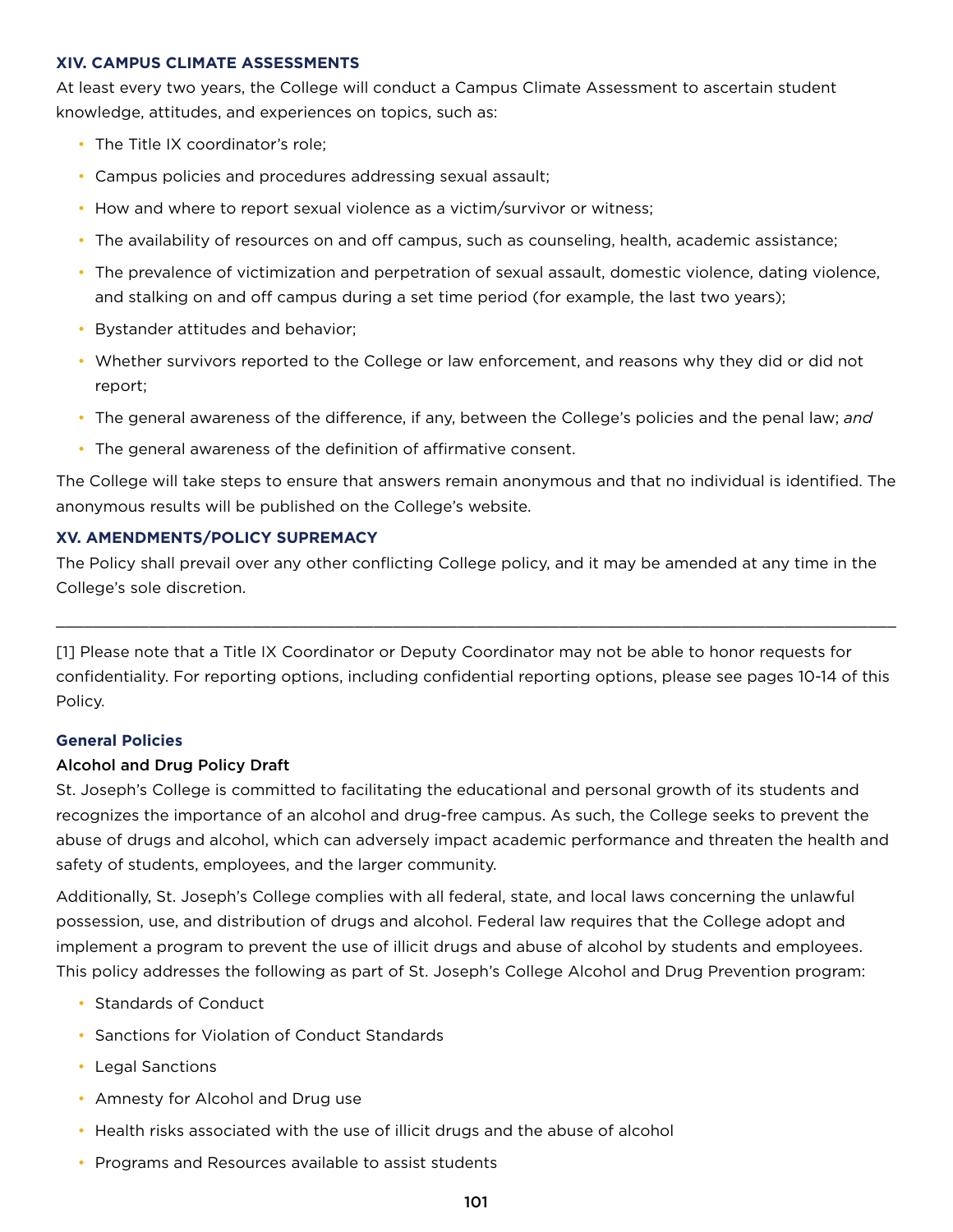### XIV. CAMPUS CLIMATE ASSESSMENTS

At least every two years, the College will conduct a Campus Climate Assessment to ascertain student knowledge, attitudes, and experiences on topics, such as:

- The Title IX coordinator's role;
- Campus policies and procedures addressing sexual assault;
- How and where to report sexual violence as a victim/survivor or witness;
- The availability of resources on and off campus, such as counseling, health, academic assistance;
- The prevalence of victimization and perpetration of sexual assault, domestic violence, dating violence, and stalking on and off campus during a set time period (for example, the last two years);
- Bystander attitudes and behavior;
- Whether survivors reported to the College or law enforcement, and reasons why they did or did not report;
- The general awareness of the difference, if any, between the College's policies and the penal law; *and*
- The general awareness of the definition of affirmative consent.

The College will take steps to ensure that answers remain anonymous and that no individual is identified. The anonymous results will be published on the College's website.

### XV. AMENDMENTS/POLICY SUPREMACY

The Policy shall prevail over any other conflicting College policy, and it may be amended at any time in the College's sole discretion.

---

[1] Please note that a Title IX Coordinator or Deputy Coordinator may not be able to honor requests for confidentiality. For reporting options, including confidential reporting options, please see pages 10-14 of this Policy.

## General Policies

### Alcohol and Drug Policy Draft

St. Joseph's College is committed to facilitating the educational and personal growth of its students and recognizes the importance of an alcohol and drug-free campus. As such, the College seeks to prevent the abuse of drugs and alcohol, which can adversely impact academic performance and threaten the health and safety of students, employees, and the larger community.

Additionally, St. Joseph's College complies with all federal, state, and local laws concerning the unlawful possession, use, and distribution of drugs and alcohol. Federal law requires that the College adopt and implement a program to prevent the use of illicit drugs and abuse of alcohol by students and employees. This policy addresses the following as part of St. Joseph's College Alcohol and Drug Prevention program:

- Standards of Conduct
- Sanctions for Violation of Conduct Standards
- Legal Sanctions
- Amnesty for Alcohol and Drug use
- Health risks associated with the use of illicit drugs and the abuse of alcohol
- Programs and Resources available to assist students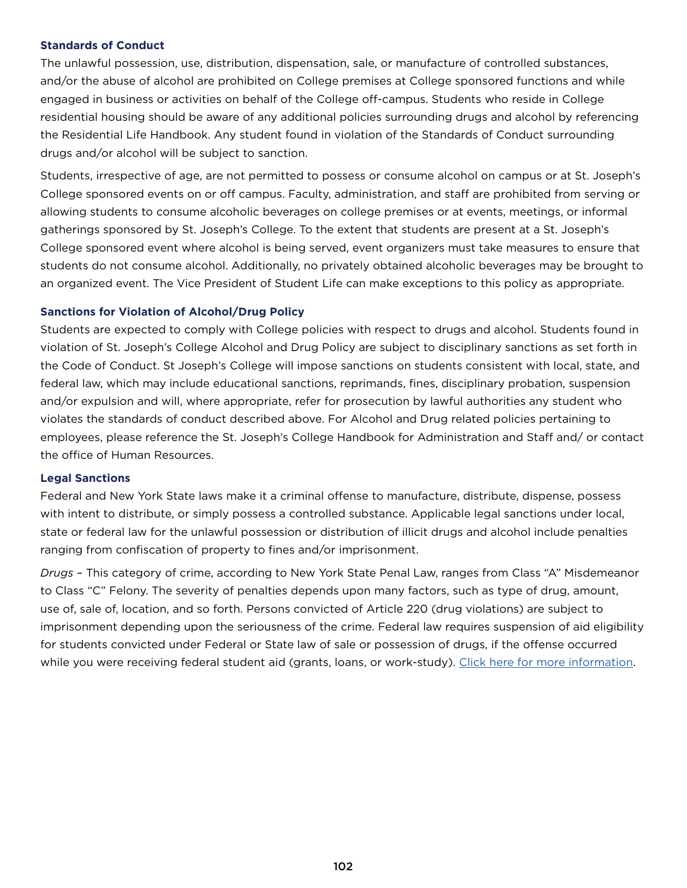### Standards of Conduct

The unlawful possession, use, distribution, dispensation, sale, or manufacture of controlled substances, and/or the abuse of alcohol are prohibited on College premises at College sponsored functions and while engaged in business or activities on behalf of the College off-campus. Students who reside in College residential housing should be aware of any additional policies surrounding drugs and alcohol by referencing the Residential Life Handbook. Any student found in violation of the Standards of Conduct surrounding drugs and/or alcohol will be subject to sanction.

Students, irrespective of age, are not permitted to possess or consume alcohol on campus or at St. Joseph's College sponsored events on or off campus. Faculty, administration, and staff are prohibited from serving or allowing students to consume alcoholic beverages on college premises or at events, meetings, or informal gatherings sponsored by St. Joseph's College. To the extent that students are present at a St. Joseph's College sponsored event where alcohol is being served, event organizers must take measures to ensure that students do not consume alcohol. Additionally, no privately obtained alcoholic beverages may be brought to an organized event. The Vice President of Student Life can make exceptions to this policy as appropriate.

### Sanctions for Violation of Alcohol/Drug Policy

Students are expected to comply with College policies with respect to drugs and alcohol. Students found in violation of St. Joseph's College Alcohol and Drug Policy are subject to disciplinary sanctions as set forth in the Code of Conduct. St Joseph's College will impose sanctions on students consistent with local, state, and federal law, which may include educational sanctions, reprimands, fines, disciplinary probation, suspension and/or expulsion and will, where appropriate, refer for prosecution by lawful authorities any student who violates the standards of conduct described above. For Alcohol and Drug related policies pertaining to employees, please reference the St. Joseph's College Handbook for Administration and Staff and/ or contact the office of Human Resources.

### Legal Sanctions

Federal and New York State laws make it a criminal offense to manufacture, distribute, dispense, possess with intent to distribute, or simply possess a controlled substance. Applicable legal sanctions under local, state or federal law for the unlawful possession or distribution of illicit drugs and alcohol include penalties ranging from confiscation of property to fines and/or imprisonment.

*Drugs* – This category of crime, according to New York State Penal Law, ranges from Class "A" Misdemeanor to Class "C" Felony. The severity of penalties depends upon many factors, such as type of drug, amount, use of, sale of, location, and so forth. Persons convicted of Article 220 (drug violations) are subject to imprisonment depending upon the seriousness of the crime. Federal law requires suspension of aid eligibility for students convicted under Federal or State law of sale or possession of drugs, if the offense occurred while you were receiving federal student aid (grants, loans, or work-study). Click here for more information.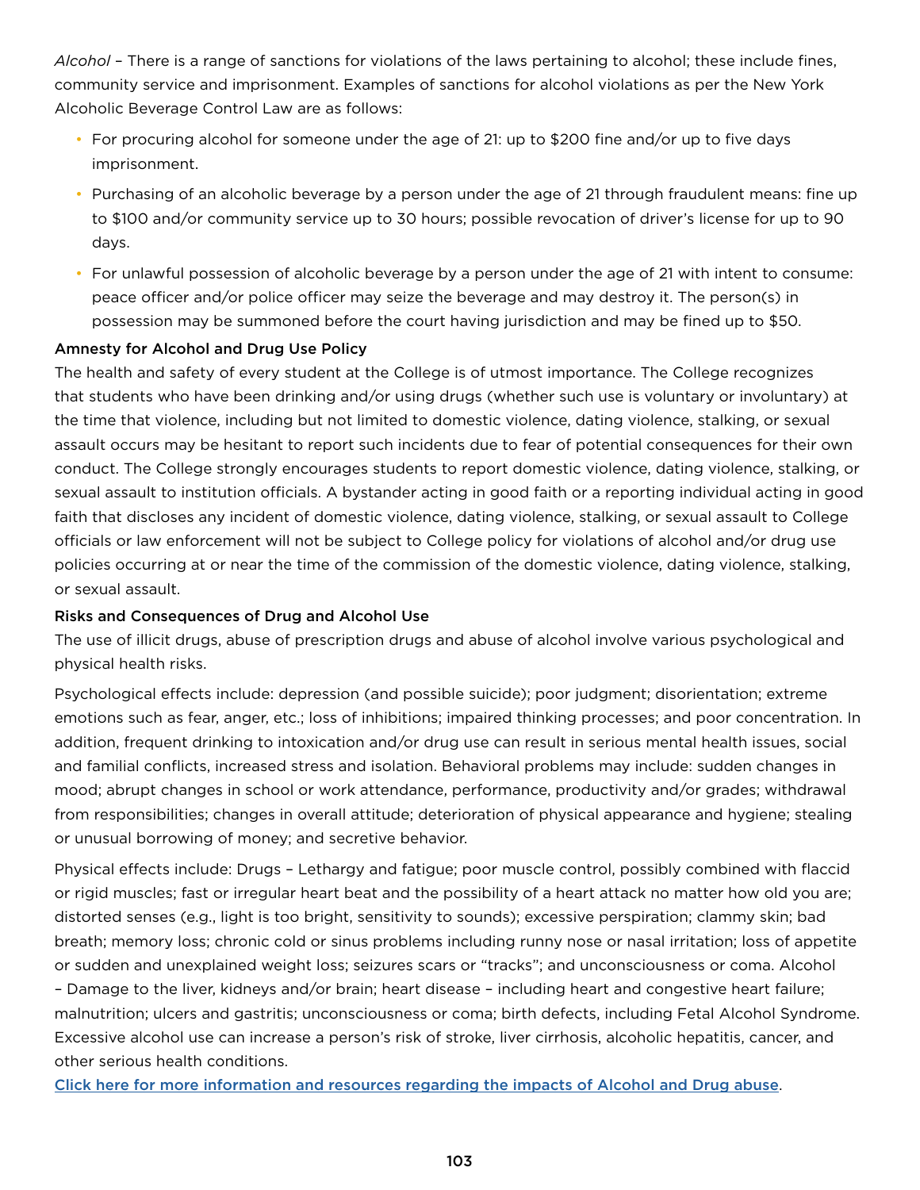*Alcohol* – There is a range of sanctions for violations of the laws pertaining to alcohol; these include fines, community service and imprisonment. Examples of sanctions for alcohol violations as per the New York Alcoholic Beverage Control Law are as follows:

- For procuring alcohol for someone under the age of 21: up to $200 fine and/or up to five days imprisonment.
- Purchasing of an alcoholic beverage by a person under the age of 21 through fraudulent means: fine up to $100 and/or community service up to 30 hours; possible revocation of driver's license for up to 90 days.
- For unlawful possession of alcoholic beverage by a person under the age of 21 with intent to consume: peace officer and/or police officer may seize the beverage and may destroy it. The person(s) in possession may be summoned before the court having jurisdiction and may be fined up to $50.

### Amnesty for Alcohol and Drug Use Policy

The health and safety of every student at the College is of utmost importance. The College recognizes that students who have been drinking and/or using drugs (whether such use is voluntary or involuntary) at the time that violence, including but not limited to domestic violence, dating violence, stalking, or sexual assault occurs may be hesitant to report such incidents due to fear of potential consequences for their own conduct. The College strongly encourages students to report domestic violence, dating violence, stalking, or sexual assault to institution officials. A bystander acting in good faith or a reporting individual acting in good faith that discloses any incident of domestic violence, dating violence, stalking, or sexual assault to College officials or law enforcement will not be subject to College policy for violations of alcohol and/or drug use policies occurring at or near the time of the commission of the domestic violence, dating violence, stalking, or sexual assault.

### Risks and Consequences of Drug and Alcohol Use

The use of illicit drugs, abuse of prescription drugs and abuse of alcohol involve various psychological and physical health risks.

Psychological effects include: depression (and possible suicide); poor judgment; disorientation; extreme emotions such as fear, anger, etc.; loss of inhibitions; impaired thinking processes; and poor concentration. In addition, frequent drinking to intoxication and/or drug use can result in serious mental health issues, social and familial conflicts, increased stress and isolation. Behavioral problems may include: sudden changes in mood; abrupt changes in school or work attendance, performance, productivity and/or grades; withdrawal from responsibilities; changes in overall attitude; deterioration of physical appearance and hygiene; stealing or unusual borrowing of money; and secretive behavior.

Physical effects include: Drugs – Lethargy and fatigue; poor muscle control, possibly combined with flaccid or rigid muscles; fast or irregular heart beat and the possibility of a heart attack no matter how old you are; distorted senses (e.g., light is too bright, sensitivity to sounds); excessive perspiration; clammy skin; bad breath; memory loss; chronic cold or sinus problems including runny nose or nasal irritation; loss of appetite or sudden and unexplained weight loss; seizures scars or "tracks"; and unconsciousness or coma. Alcohol – Damage to the liver, kidneys and/or brain; heart disease – including heart and congestive heart failure; malnutrition; ulcers and gastritis; unconsciousness or coma; birth defects, including Fetal Alcohol Syndrome. Excessive alcohol use can increase a person's risk of stroke, liver cirrhosis, alcoholic hepatitis, cancer, and other serious health conditions.

[Click here for more information and resources regarding the impacts of Alcohol and Drug abuse].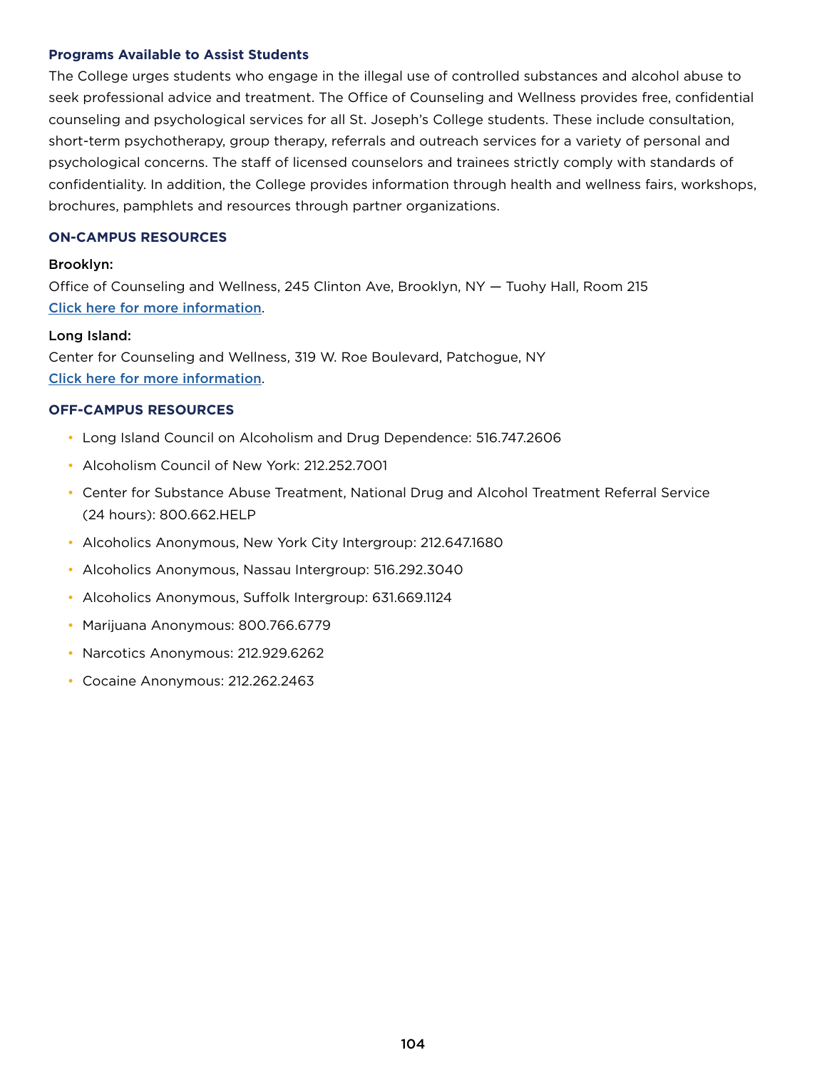### Programs Available to Assist Students

The College urges students who engage in the illegal use of controlled substances and alcohol abuse to seek professional advice and treatment. The Office of Counseling and Wellness provides free, confidential counseling and psychological services for all St. Joseph's College students. These include consultation, short-term psychotherapy, group therapy, referrals and outreach services for a variety of personal and psychological concerns. The staff of licensed counselors and trainees strictly comply with standards of confidentiality. In addition, the College provides information through health and wellness fairs, workshops, brochures, pamphlets and resources through partner organizations.

### ON-CAMPUS RESOURCES

**Brooklyn:**
Office of Counseling and Wellness, 245 Clinton Ave, Brooklyn, NY — Tuohy Hall, Room 215
Click here for more information.

**Long Island:**
Center for Counseling and Wellness, 319 W. Roe Boulevard, Patchogue, NY
Click here for more information.

### OFF-CAMPUS RESOURCES

- Long Island Council on Alcoholism and Drug Dependence: 516.747.2606
- Alcoholism Council of New York: 212.252.7001
- Center for Substance Abuse Treatment, National Drug and Alcohol Treatment Referral Service (24 hours): 800.662.HELP
- Alcoholics Anonymous, New York City Intergroup: 212.647.1680
- Alcoholics Anonymous, Nassau Intergroup: 516.292.3040
- Alcoholics Anonymous, Suffolk Intergroup: 631.669.1124
- Marijuana Anonymous: 800.766.6779
- Narcotics Anonymous: 212.929.6262
- Cocaine Anonymous: 212.262.2463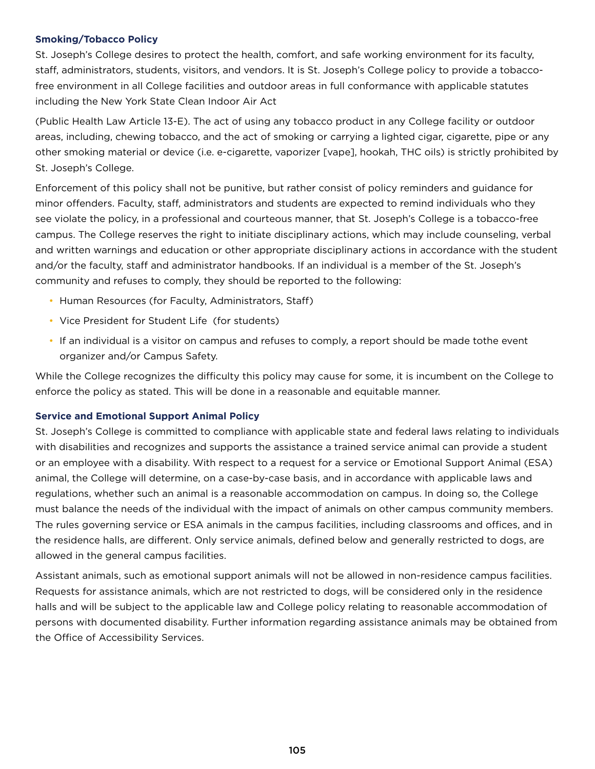### Smoking/Tobacco Policy

St. Joseph's College desires to protect the health, comfort, and safe working environment for its faculty, staff, administrators, students, visitors, and vendors. It is St. Joseph's College policy to provide a tobacco-free environment in all College facilities and outdoor areas in full conformance with applicable statutes including the New York State Clean Indoor Air Act

(Public Health Law Article 13-E). The act of using any tobacco product in any College facility or outdoor areas, including, chewing tobacco, and the act of smoking or carrying a lighted cigar, cigarette, pipe or any other smoking material or device (i.e. e-cigarette, vaporizer [vape], hookah, THC oils) is strictly prohibited by St. Joseph's College.

Enforcement of this policy shall not be punitive, but rather consist of policy reminders and guidance for minor offenders. Faculty, staff, administrators and students are expected to remind individuals who they see violate the policy, in a professional and courteous manner, that St. Joseph's College is a tobacco-free campus. The College reserves the right to initiate disciplinary actions, which may include counseling, verbal and written warnings and education or other appropriate disciplinary actions in accordance with the student and/or the faculty, staff and administrator handbooks. If an individual is a member of the St. Joseph's community and refuses to comply, they should be reported to the following:

- Human Resources (for Faculty, Administrators, Staff)
- Vice President for Student Life (for students)
- If an individual is a visitor on campus and refuses to comply, a report should be made tothe event organizer and/or Campus Safety.

While the College recognizes the difficulty this policy may cause for some, it is incumbent on the College to enforce the policy as stated. This will be done in a reasonable and equitable manner.

### Service and Emotional Support Animal Policy

St. Joseph's College is committed to compliance with applicable state and federal laws relating to individuals with disabilities and recognizes and supports the assistance a trained service animal can provide a student or an employee with a disability. With respect to a request for a service or Emotional Support Animal (ESA) animal, the College will determine, on a case-by-case basis, and in accordance with applicable laws and regulations, whether such an animal is a reasonable accommodation on campus. In doing so, the College must balance the needs of the individual with the impact of animals on other campus community members. The rules governing service or ESA animals in the campus facilities, including classrooms and offices, and in the residence halls, are different. Only service animals, defined below and generally restricted to dogs, are allowed in the general campus facilities.

Assistant animals, such as emotional support animals will not be allowed in non-residence campus facilities. Requests for assistance animals, which are not restricted to dogs, will be considered only in the residence halls and will be subject to the applicable law and College policy relating to reasonable accommodation of persons with documented disability. Further information regarding assistance animals may be obtained from the Office of Accessibility Services.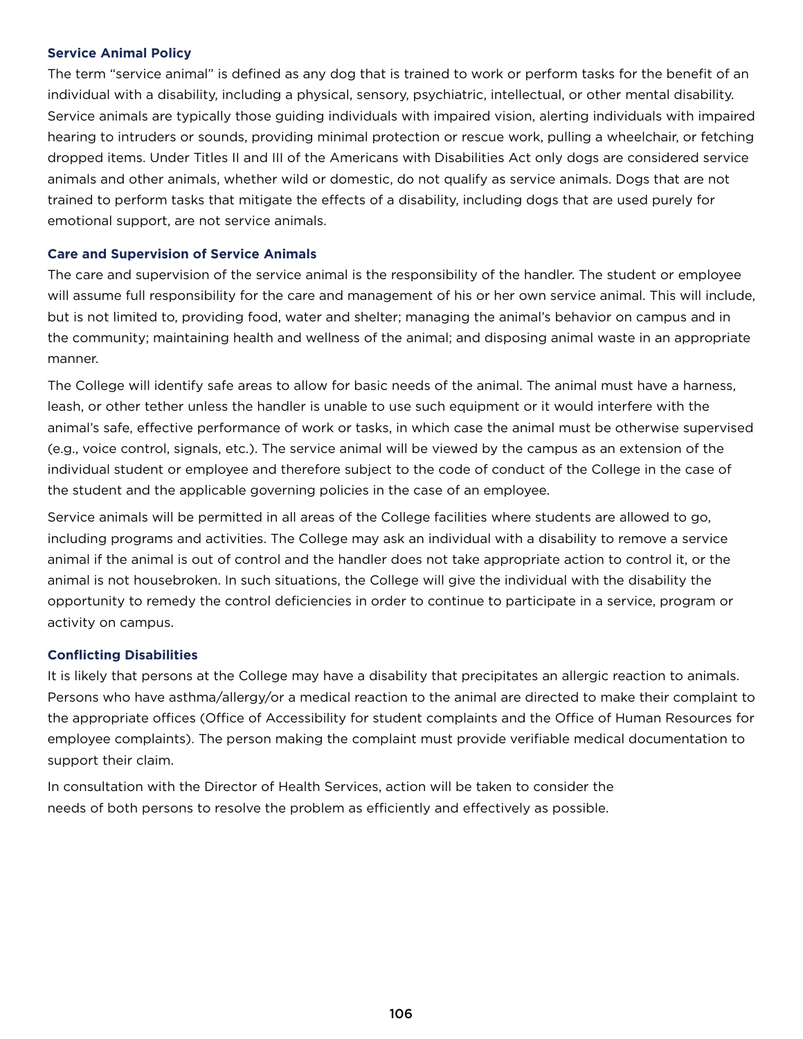### Service Animal Policy

The term "service animal" is defined as any dog that is trained to work or perform tasks for the benefit of an individual with a disability, including a physical, sensory, psychiatric, intellectual, or other mental disability. Service animals are typically those guiding individuals with impaired vision, alerting individuals with impaired hearing to intruders or sounds, providing minimal protection or rescue work, pulling a wheelchair, or fetching dropped items. Under Titles II and III of the Americans with Disabilities Act only dogs are considered service animals and other animals, whether wild or domestic, do not qualify as service animals. Dogs that are not trained to perform tasks that mitigate the effects of a disability, including dogs that are used purely for emotional support, are not service animals.

### Care and Supervision of Service Animals

The care and supervision of the service animal is the responsibility of the handler. The student or employee will assume full responsibility for the care and management of his or her own service animal. This will include, but is not limited to, providing food, water and shelter; managing the animal's behavior on campus and in the community; maintaining health and wellness of the animal; and disposing animal waste in an appropriate manner.

The College will identify safe areas to allow for basic needs of the animal. The animal must have a harness, leash, or other tether unless the handler is unable to use such equipment or it would interfere with the animal's safe, effective performance of work or tasks, in which case the animal must be otherwise supervised (e.g., voice control, signals, etc.). The service animal will be viewed by the campus as an extension of the individual student or employee and therefore subject to the code of conduct of the College in the case of the student and the applicable governing policies in the case of an employee.

Service animals will be permitted in all areas of the College facilities where students are allowed to go, including programs and activities. The College may ask an individual with a disability to remove a service animal if the animal is out of control and the handler does not take appropriate action to control it, or the animal is not housebroken. In such situations, the College will give the individual with the disability the opportunity to remedy the control deficiencies in order to continue to participate in a service, program or activity on campus.

### Conflicting Disabilities

It is likely that persons at the College may have a disability that precipitates an allergic reaction to animals. Persons who have asthma/allergy/or a medical reaction to the animal are directed to make their complaint to the appropriate offices (Office of Accessibility for student complaints and the Office of Human Resources for employee complaints). The person making the complaint must provide verifiable medical documentation to support their claim.

In consultation with the Director of Health Services, action will be taken to consider the needs of both persons to resolve the problem as efficiently and effectively as possible.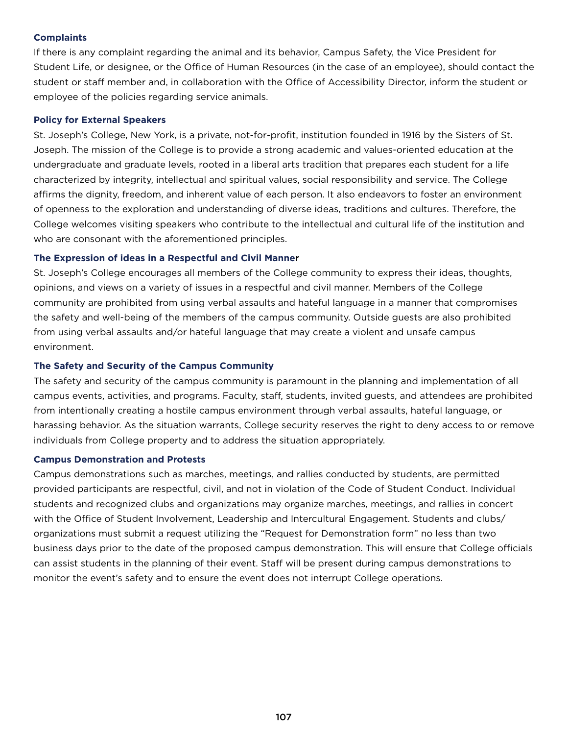### Complaints

If there is any complaint regarding the animal and its behavior, Campus Safety, the Vice President for Student Life, or designee, or the Office of Human Resources (in the case of an employee), should contact the student or staff member and, in collaboration with the Office of Accessibility Director, inform the student or employee of the policies regarding service animals.

### Policy for External Speakers

St. Joseph's College, New York, is a private, not-for-profit, institution founded in 1916 by the Sisters of St. Joseph. The mission of the College is to provide a strong academic and values-oriented education at the undergraduate and graduate levels, rooted in a liberal arts tradition that prepares each student for a life characterized by integrity, intellectual and spiritual values, social responsibility and service. The College affirms the dignity, freedom, and inherent value of each person. It also endeavors to foster an environment of openness to the exploration and understanding of diverse ideas, traditions and cultures. Therefore, the College welcomes visiting speakers who contribute to the intellectual and cultural life of the institution and who are consonant with the aforementioned principles.

### The Expression of ideas in a Respectful and Civil Manner

St. Joseph's College encourages all members of the College community to express their ideas, thoughts, opinions, and views on a variety of issues in a respectful and civil manner. Members of the College community are prohibited from using verbal assaults and hateful language in a manner that compromises the safety and well-being of the members of the campus community. Outside guests are also prohibited from using verbal assaults and/or hateful language that may create a violent and unsafe campus environment.

### The Safety and Security of the Campus Community

The safety and security of the campus community is paramount in the planning and implementation of all campus events, activities, and programs. Faculty, staff, students, invited guests, and attendees are prohibited from intentionally creating a hostile campus environment through verbal assaults, hateful language, or harassing behavior. As the situation warrants, College security reserves the right to deny access to or remove individuals from College property and to address the situation appropriately.

### Campus Demonstration and Protests

Campus demonstrations such as marches, meetings, and rallies conducted by students, are permitted provided participants are respectful, civil, and not in violation of the Code of Student Conduct. Individual students and recognized clubs and organizations may organize marches, meetings, and rallies in concert with the Office of Student Involvement, Leadership and Intercultural Engagement. Students and clubs/organizations must submit a request utilizing the "Request for Demonstration form" no less than two business days prior to the date of the proposed campus demonstration. This will ensure that College officials can assist students in the planning of their event. Staff will be present during campus demonstrations to monitor the event's safety and to ensure the event does not interrupt College operations.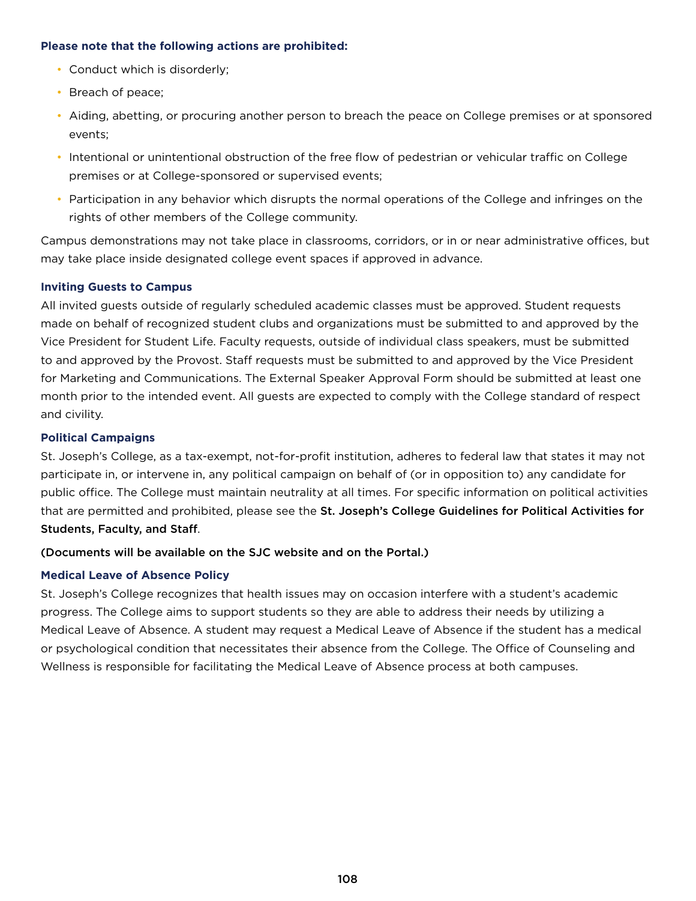**Please note that the following actions are prohibited:**

- Conduct which is disorderly;
- Breach of peace;
- Aiding, abetting, or procuring another person to breach the peace on College premises or at sponsored events;
- Intentional or unintentional obstruction of the free flow of pedestrian or vehicular traffic on College premises or at College-sponsored or supervised events;
- Participation in any behavior which disrupts the normal operations of the College and infringes on the rights of other members of the College community.

Campus demonstrations may not take place in classrooms, corridors, or in or near administrative offices, but may take place inside designated college event spaces if approved in advance.

### Inviting Guests to Campus

All invited guests outside of regularly scheduled academic classes must be approved. Student requests made on behalf of recognized student clubs and organizations must be submitted to and approved by the Vice President for Student Life. Faculty requests, outside of individual class speakers, must be submitted to and approved by the Provost. Staff requests must be submitted to and approved by the Vice President for Marketing and Communications. The External Speaker Approval Form should be submitted at least one month prior to the intended event. All guests are expected to comply with the College standard of respect and civility.

### Political Campaigns

St. Joseph's College, as a tax-exempt, not-for-profit institution, adheres to federal law that states it may not participate in, or intervene in, any political campaign on behalf of (or in opposition to) any candidate for public office. The College must maintain neutrality at all times. For specific information on political activities that are permitted and prohibited, please see the **St. Joseph's College Guidelines for Political Activities for Students, Faculty, and Staff**.

**(Documents will be available on the SJC website and on the Portal.)**

### Medical Leave of Absence Policy

St. Joseph's College recognizes that health issues may on occasion interfere with a student's academic progress. The College aims to support students so they are able to address their needs by utilizing a Medical Leave of Absence. A student may request a Medical Leave of Absence if the student has a medical or psychological condition that necessitates their absence from the College. The Office of Counseling and Wellness is responsible for facilitating the Medical Leave of Absence process at both campuses.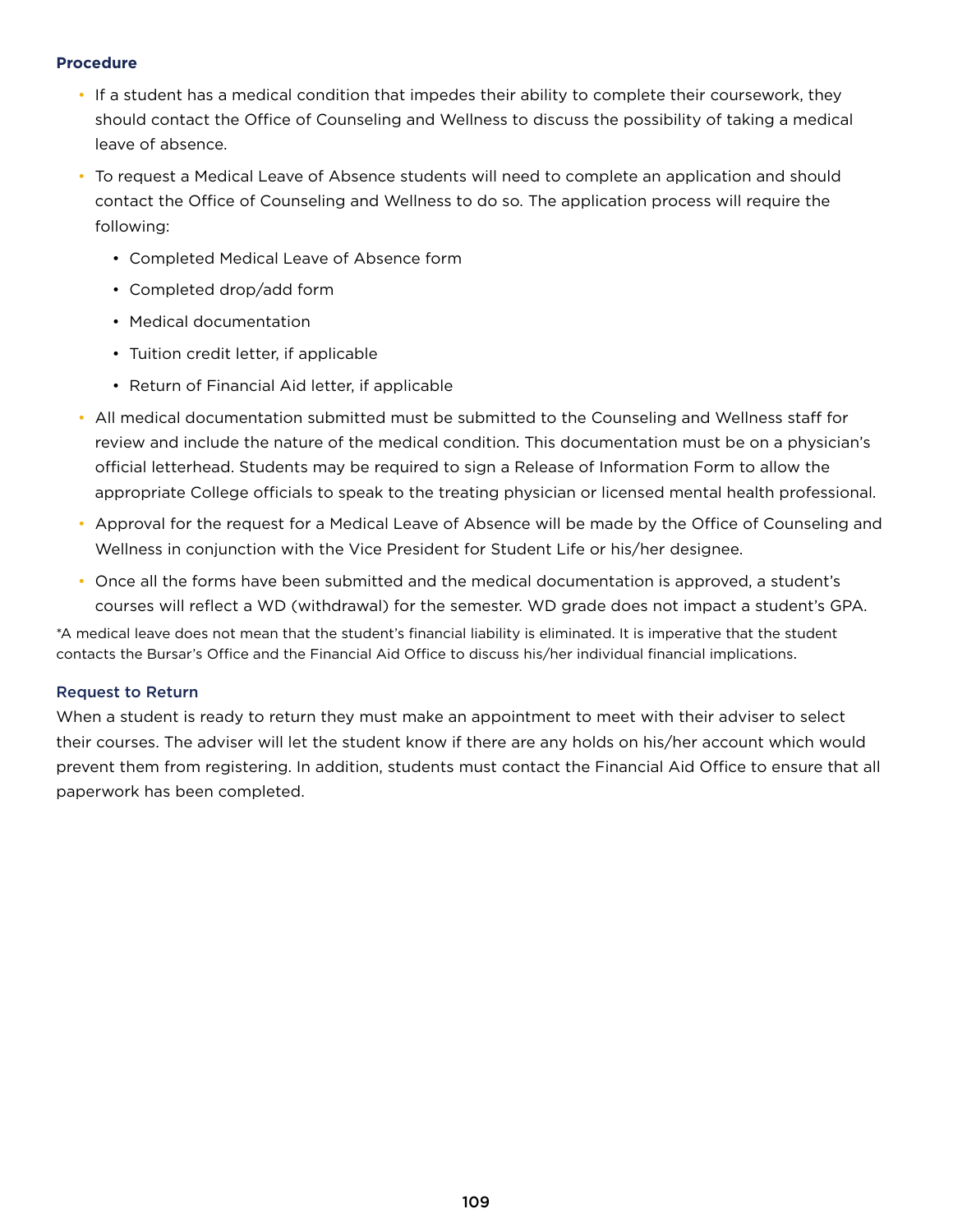### Procedure

- If a student has a medical condition that impedes their ability to complete their coursework, they should contact the Office of Counseling and Wellness to discuss the possibility of taking a medical leave of absence.
- To request a Medical Leave of Absence students will need to complete an application and should contact the Office of Counseling and Wellness to do so. The application process will require the following:
  - Completed Medical Leave of Absence form
  - Completed drop/add form
  - Medical documentation
  - Tuition credit letter, if applicable
  - Return of Financial Aid letter, if applicable
- All medical documentation submitted must be submitted to the Counseling and Wellness staff for review and include the nature of the medical condition. This documentation must be on a physician's official letterhead. Students may be required to sign a Release of Information Form to allow the appropriate College officials to speak to the treating physician or licensed mental health professional.
- Approval for the request for a Medical Leave of Absence will be made by the Office of Counseling and Wellness in conjunction with the Vice President for Student Life or his/her designee.
- Once all the forms have been submitted and the medical documentation is approved, a student's courses will reflect a WD (withdrawal) for the semester. WD grade does not impact a student's GPA.

*A medical leave does not mean that the student's financial liability is eliminated. It is imperative that the student contacts the Bursar's Office and the Financial Aid Office to discuss his/her individual financial implications.

### Request to Return

When a student is ready to return they must make an appointment to meet with their adviser to select their courses. The adviser will let the student know if there are any holds on his/her account which would prevent them from registering. In addition, students must contact the Financial Aid Office to ensure that all paperwork has been completed.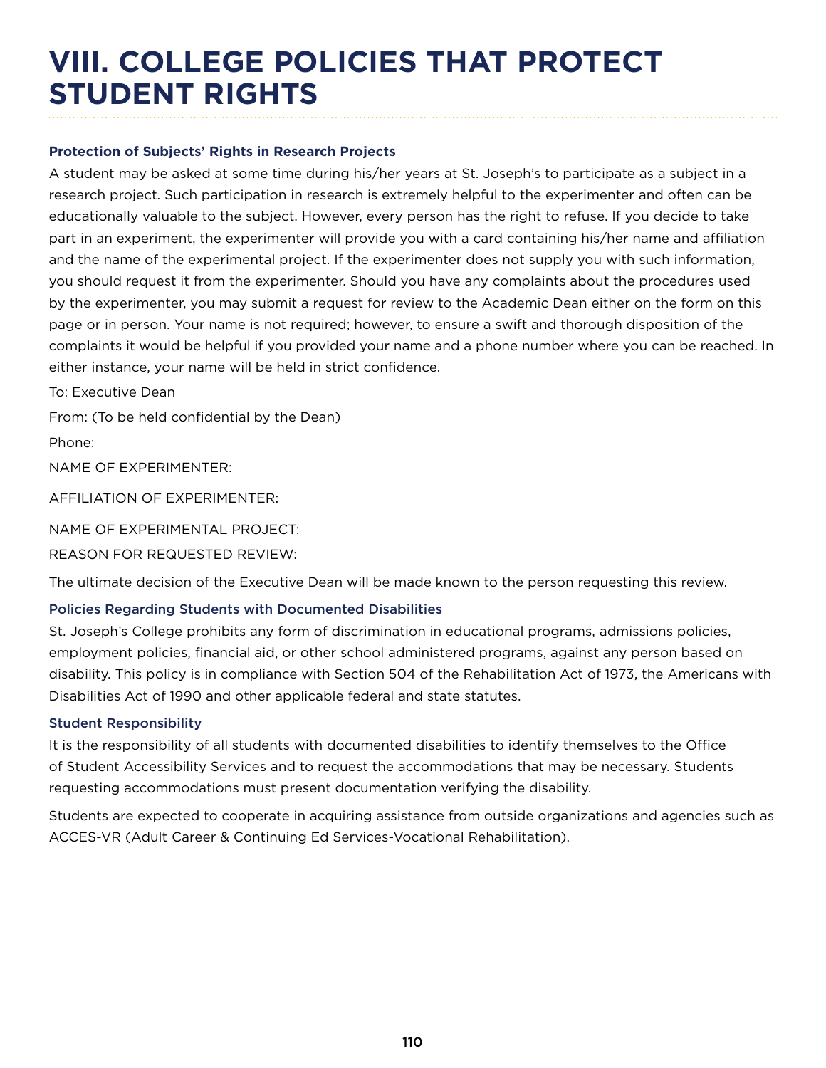# VIII. COLLEGE POLICIES THAT PROTECT STUDENT RIGHTS

### Protection of Subjects' Rights in Research Projects

A student may be asked at some time during his/her years at St. Joseph's to participate as a subject in a research project. Such participation in research is extremely helpful to the experimenter and often can be educationally valuable to the subject. However, every person has the right to refuse. If you decide to take part in an experiment, the experimenter will provide you with a card containing his/her name and affiliation and the name of the experimental project. If the experimenter does not supply you with such information, you should request it from the experimenter. Should you have any complaints about the procedures used by the experimenter, you may submit a request for review to the Academic Dean either on the form on this page or in person. Your name is not required; however, to ensure a swift and thorough disposition of the complaints it would be helpful if you provided your name and a phone number where you can be reached. In either instance, your name will be held in strict confidence.

To: Executive Dean

From: (To be held confidential by the Dean)

Phone:

NAME OF EXPERIMENTER:

AFFILIATION OF EXPERIMENTER:

NAME OF EXPERIMENTAL PROJECT:

REASON FOR REQUESTED REVIEW:

The ultimate decision of the Executive Dean will be made known to the person requesting this review.

### Policies Regarding Students with Documented Disabilities

St. Joseph's College prohibits any form of discrimination in educational programs, admissions policies, employment policies, financial aid, or other school administered programs, against any person based on disability. This policy is in compliance with Section 504 of the Rehabilitation Act of 1973, the Americans with Disabilities Act of 1990 and other applicable federal and state statutes.

### Student Responsibility

It is the responsibility of all students with documented disabilities to identify themselves to the Office of Student Accessibility Services and to request the accommodations that may be necessary. Students requesting accommodations must present documentation verifying the disability.

Students are expected to cooperate in acquiring assistance from outside organizations and agencies such as ACCES-VR (Adult Career & Continuing Ed Services-Vocational Rehabilitation).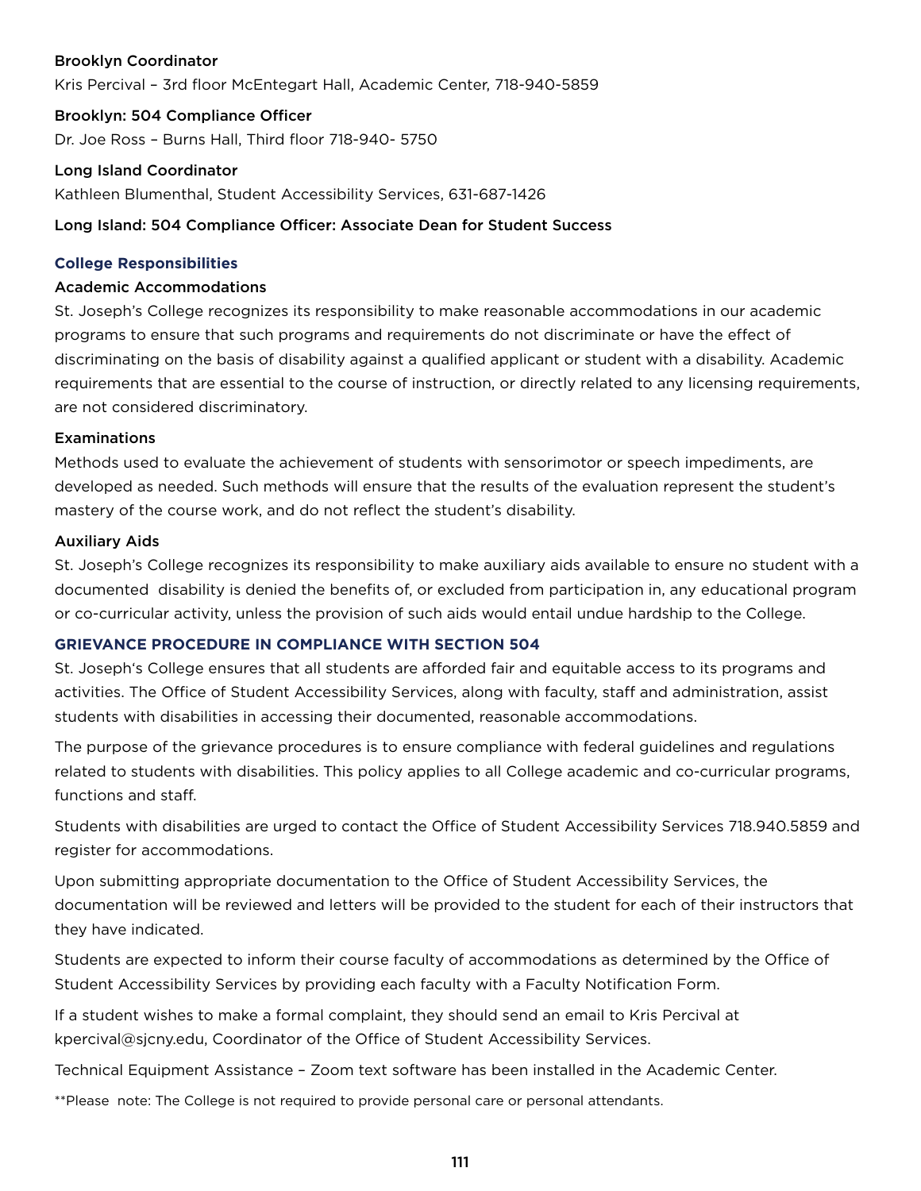**Brooklyn Coordinator**

Kris Percival – 3rd floor McEntegart Hall, Academic Center, 718-940-5859

**Brooklyn: 504 Compliance Officer**

Dr. Joe Ross – Burns Hall, Third floor 718-940- 5750

**Long Island Coordinator**

Kathleen Blumenthal, Student Accessibility Services, 631-687-1426

**Long Island: 504 Compliance Officer: Associate Dean for Student Success**

## College Responsibilities

### Academic Accommodations

St. Joseph's College recognizes its responsibility to make reasonable accommodations in our academic programs to ensure that such programs and requirements do not discriminate or have the effect of discriminating on the basis of disability against a qualified applicant or student with a disability. Academic requirements that are essential to the course of instruction, or directly related to any licensing requirements, are not considered discriminatory.

### Examinations

Methods used to evaluate the achievement of students with sensorimotor or speech impediments, are developed as needed. Such methods will ensure that the results of the evaluation represent the student's mastery of the course work, and do not reflect the student's disability.

### Auxiliary Aids

St. Joseph's College recognizes its responsibility to make auxiliary aids available to ensure no student with a documented disability is denied the benefits of, or excluded from participation in, any educational program or co-curricular activity, unless the provision of such aids would entail undue hardship to the College.

## GRIEVANCE PROCEDURE IN COMPLIANCE WITH SECTION 504

St. Joseph's College ensures that all students are afforded fair and equitable access to its programs and activities. The Office of Student Accessibility Services, along with faculty, staff and administration, assist students with disabilities in accessing their documented, reasonable accommodations.

The purpose of the grievance procedures is to ensure compliance with federal guidelines and regulations related to students with disabilities. This policy applies to all College academic and co-curricular programs, functions and staff.

Students with disabilities are urged to contact the Office of Student Accessibility Services 718.940.5859 and register for accommodations.

Upon submitting appropriate documentation to the Office of Student Accessibility Services, the documentation will be reviewed and letters will be provided to the student for each of their instructors that they have indicated.

Students are expected to inform their course faculty of accommodations as determined by the Office of Student Accessibility Services by providing each faculty with a Faculty Notification Form.

If a student wishes to make a formal complaint, they should send an email to Kris Percival at kpercival@sjcny.edu, Coordinator of the Office of Student Accessibility Services.

Technical Equipment Assistance – Zoom text software has been installed in the Academic Center.

**Please note: The College is not required to provide personal care or personal attendants.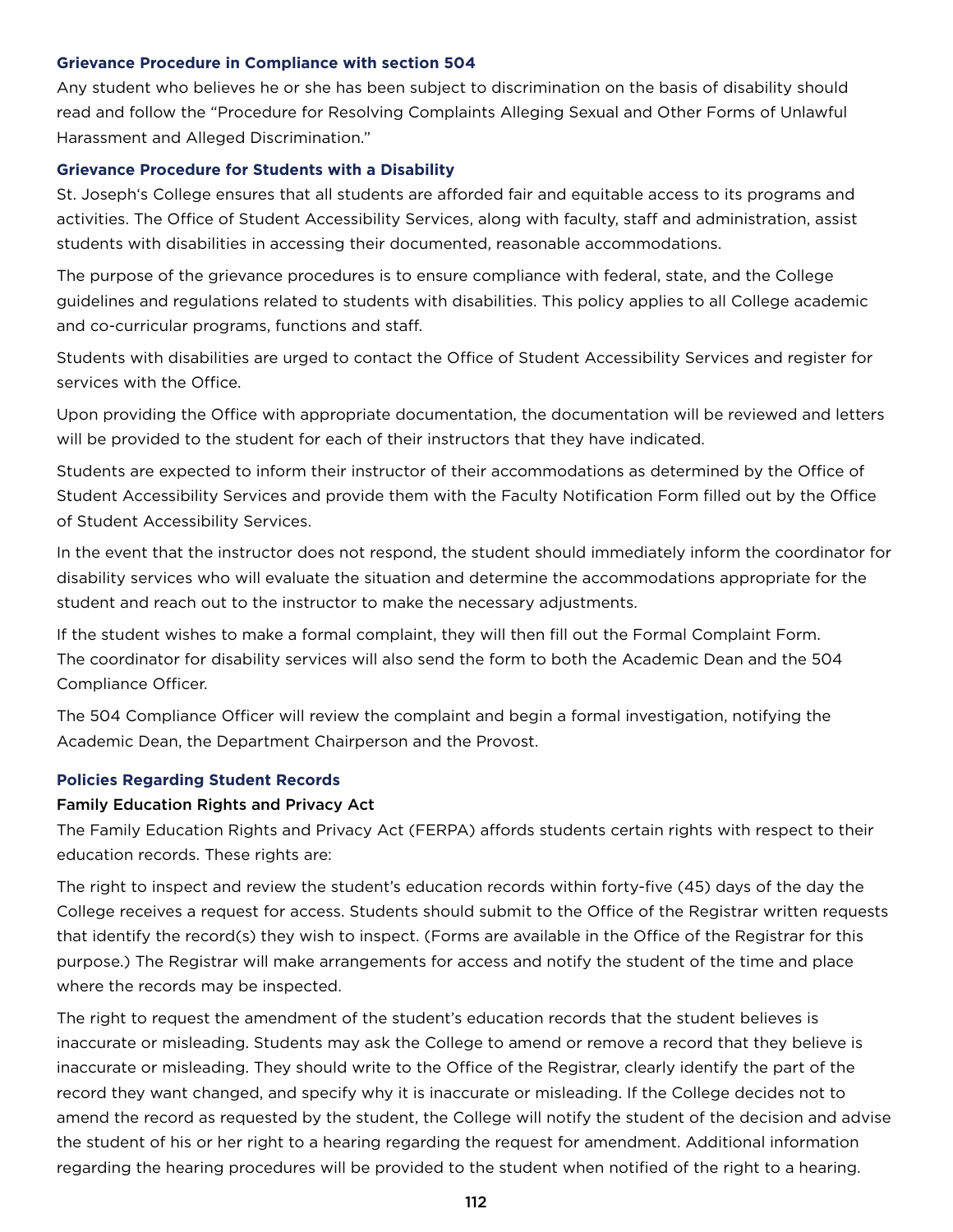### Grievance Procedure in Compliance with section 504

Any student who believes he or she has been subject to discrimination on the basis of disability should read and follow the "Procedure for Resolving Complaints Alleging Sexual and Other Forms of Unlawful Harassment and Alleged Discrimination."

### Grievance Procedure for Students with a Disability

St. Joseph's College ensures that all students are afforded fair and equitable access to its programs and activities. The Office of Student Accessibility Services, along with faculty, staff and administration, assist students with disabilities in accessing their documented, reasonable accommodations.

The purpose of the grievance procedures is to ensure compliance with federal, state, and the College guidelines and regulations related to students with disabilities. This policy applies to all College academic and co-curricular programs, functions and staff.

Students with disabilities are urged to contact the Office of Student Accessibility Services and register for services with the Office.

Upon providing the Office with appropriate documentation, the documentation will be reviewed and letters will be provided to the student for each of their instructors that they have indicated.

Students are expected to inform their instructor of their accommodations as determined by the Office of Student Accessibility Services and provide them with the Faculty Notification Form filled out by the Office of Student Accessibility Services.

In the event that the instructor does not respond, the student should immediately inform the coordinator for disability services who will evaluate the situation and determine the accommodations appropriate for the student and reach out to the instructor to make the necessary adjustments.

If the student wishes to make a formal complaint, they will then fill out the Formal Complaint Form. The coordinator for disability services will also send the form to both the Academic Dean and the 504 Compliance Officer.

The 504 Compliance Officer will review the complaint and begin a formal investigation, notifying the Academic Dean, the Department Chairperson and the Provost.

### Policies Regarding Student Records

#### Family Education Rights and Privacy Act

The Family Education Rights and Privacy Act (FERPA) affords students certain rights with respect to their education records. These rights are:

The right to inspect and review the student's education records within forty-five (45) days of the day the College receives a request for access. Students should submit to the Office of the Registrar written requests that identify the record(s) they wish to inspect. (Forms are available in the Office of the Registrar for this purpose.) The Registrar will make arrangements for access and notify the student of the time and place where the records may be inspected.

The right to request the amendment of the student's education records that the student believes is inaccurate or misleading. Students may ask the College to amend or remove a record that they believe is inaccurate or misleading. They should write to the Office of the Registrar, clearly identify the part of the record they want changed, and specify why it is inaccurate or misleading. If the College decides not to amend the record as requested by the student, the College will notify the student of the decision and advise the student of his or her right to a hearing regarding the request for amendment. Additional information regarding the hearing procedures will be provided to the student when notified of the right to a hearing.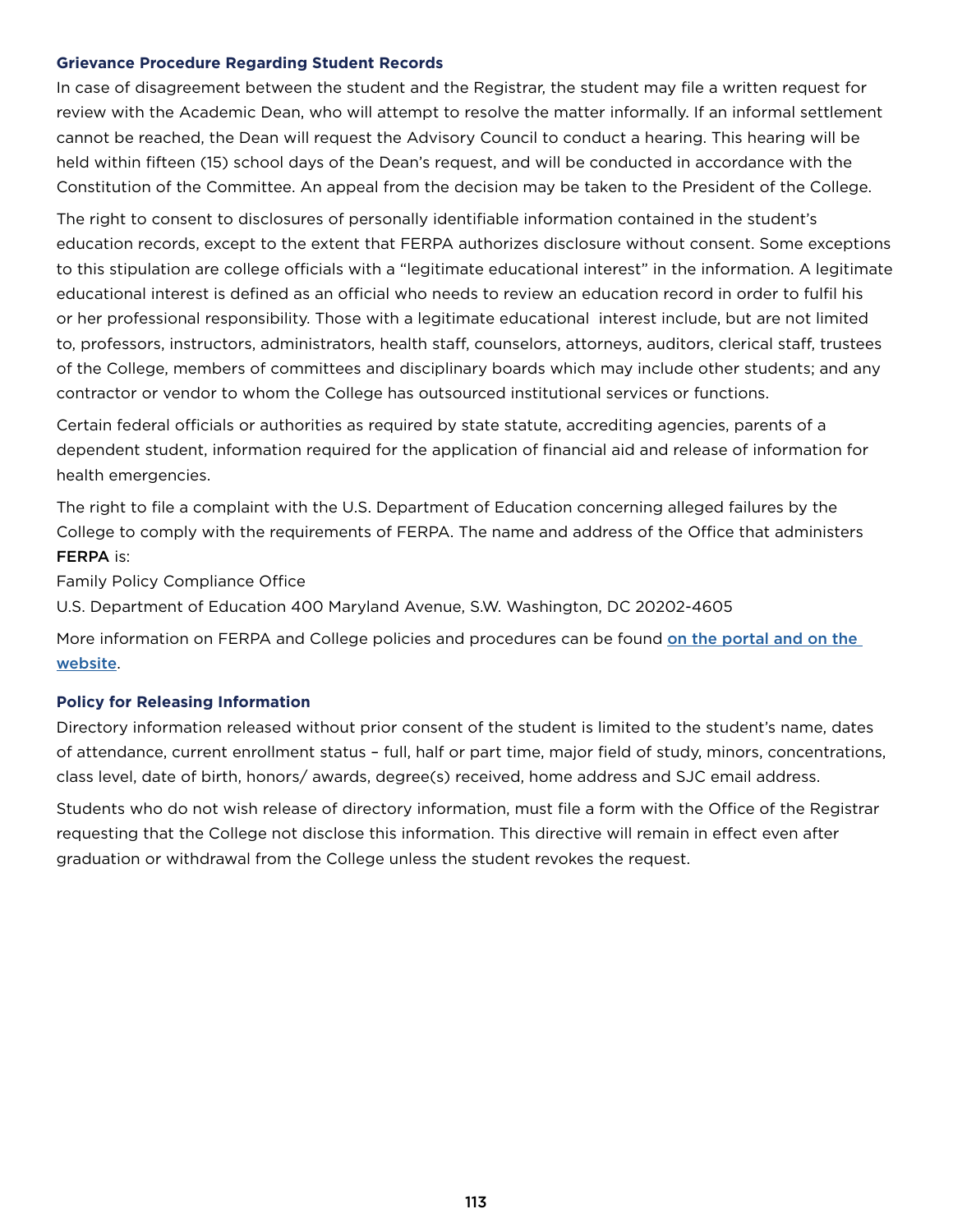### Grievance Procedure Regarding Student Records

In case of disagreement between the student and the Registrar, the student may file a written request for review with the Academic Dean, who will attempt to resolve the matter informally. If an informal settlement cannot be reached, the Dean will request the Advisory Council to conduct a hearing. This hearing will be held within fifteen (15) school days of the Dean's request, and will be conducted in accordance with the Constitution of the Committee. An appeal from the decision may be taken to the President of the College.

The right to consent to disclosures of personally identifiable information contained in the student's education records, except to the extent that FERPA authorizes disclosure without consent. Some exceptions to this stipulation are college officials with a "legitimate educational interest" in the information. A legitimate educational interest is defined as an official who needs to review an education record in order to fulfil his or her professional responsibility. Those with a legitimate educational interest include, but are not limited to, professors, instructors, administrators, health staff, counselors, attorneys, auditors, clerical staff, trustees of the College, members of committees and disciplinary boards which may include other students; and any contractor or vendor to whom the College has outsourced institutional services or functions.

Certain federal officials or authorities as required by state statute, accrediting agencies, parents of a dependent student, information required for the application of financial aid and release of information for health emergencies.

The right to file a complaint with the U.S. Department of Education concerning alleged failures by the College to comply with the requirements of FERPA. The name and address of the Office that administers FERPA is:

Family Policy Compliance Office

U.S. Department of Education 400 Maryland Avenue, S.W. Washington, DC 20202-4605

More information on FERPA and College policies and procedures can be found on the portal and on the website.

### Policy for Releasing Information

Directory information released without prior consent of the student is limited to the student's name, dates of attendance, current enrollment status – full, half or part time, major field of study, minors, concentrations, class level, date of birth, honors/ awards, degree(s) received, home address and SJC email address.

Students who do not wish release of directory information, must file a form with the Office of the Registrar requesting that the College not disclose this information. This directive will remain in effect even after graduation or withdrawal from the College unless the student revokes the request.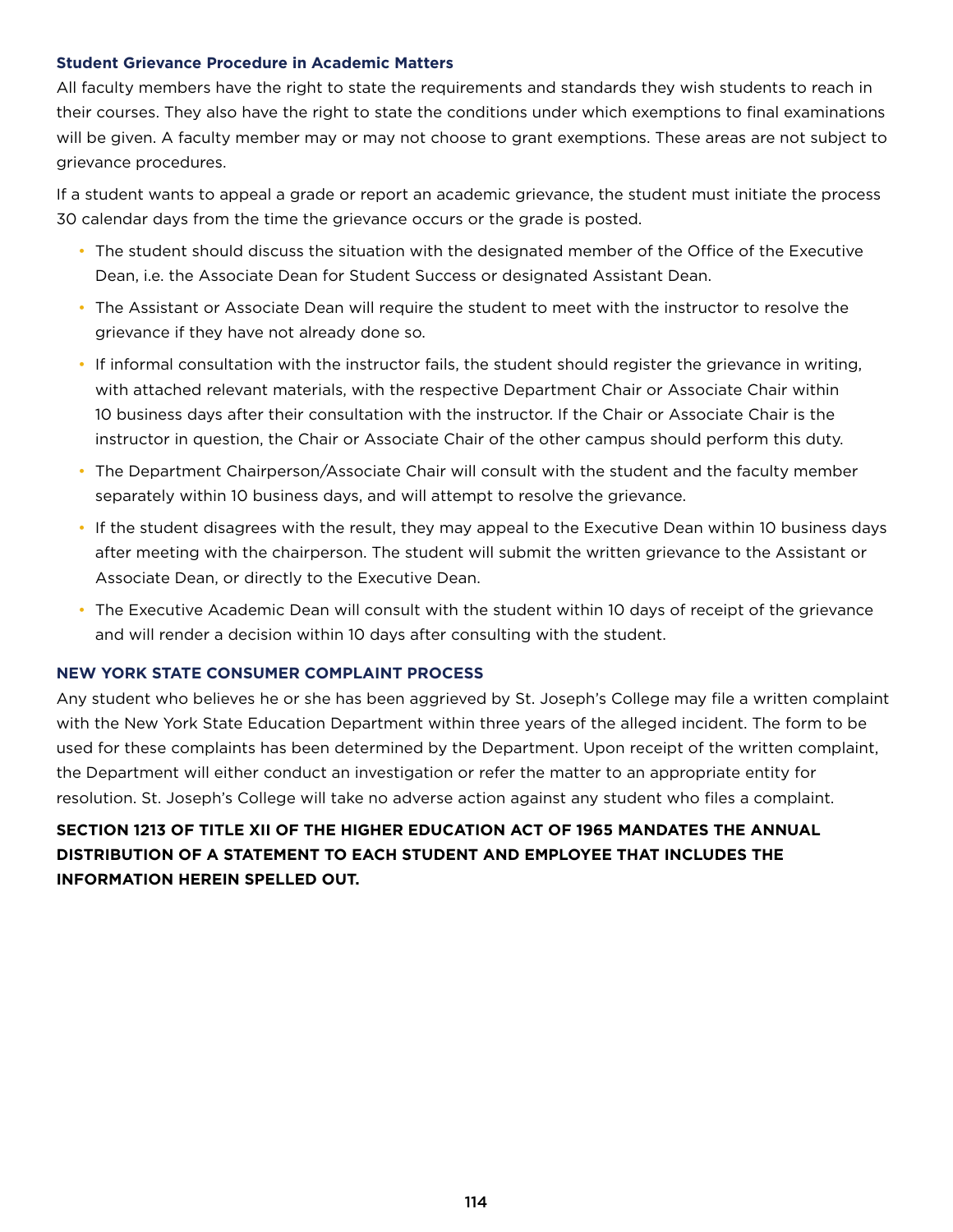### Student Grievance Procedure in Academic Matters

All faculty members have the right to state the requirements and standards they wish students to reach in their courses. They also have the right to state the conditions under which exemptions to final examinations will be given. A faculty member may or may not choose to grant exemptions. These areas are not subject to grievance procedures.

If a student wants to appeal a grade or report an academic grievance, the student must initiate the process 30 calendar days from the time the grievance occurs or the grade is posted.

- The student should discuss the situation with the designated member of the Office of the Executive Dean, i.e. the Associate Dean for Student Success or designated Assistant Dean.
- The Assistant or Associate Dean will require the student to meet with the instructor to resolve the grievance if they have not already done so.
- If informal consultation with the instructor fails, the student should register the grievance in writing, with attached relevant materials, with the respective Department Chair or Associate Chair within 10 business days after their consultation with the instructor. If the Chair or Associate Chair is the instructor in question, the Chair or Associate Chair of the other campus should perform this duty.
- The Department Chairperson/Associate Chair will consult with the student and the faculty member separately within 10 business days, and will attempt to resolve the grievance.
- If the student disagrees with the result, they may appeal to the Executive Dean within 10 business days after meeting with the chairperson. The student will submit the written grievance to the Assistant or Associate Dean, or directly to the Executive Dean.
- The Executive Academic Dean will consult with the student within 10 days of receipt of the grievance and will render a decision within 10 days after consulting with the student.

### NEW YORK STATE CONSUMER COMPLAINT PROCESS

Any student who believes he or she has been aggrieved by St. Joseph's College may file a written complaint with the New York State Education Department within three years of the alleged incident. The form to be used for these complaints has been determined by the Department. Upon receipt of the written complaint, the Department will either conduct an investigation or refer the matter to an appropriate entity for resolution. St. Joseph's College will take no adverse action against any student who files a complaint.

**SECTION 1213 OF TITLE XII OF THE HIGHER EDUCATION ACT OF 1965 MANDATES THE ANNUAL DISTRIBUTION OF A STATEMENT TO EACH STUDENT AND EMPLOYEE THAT INCLUDES THE INFORMATION HEREIN SPELLED OUT.**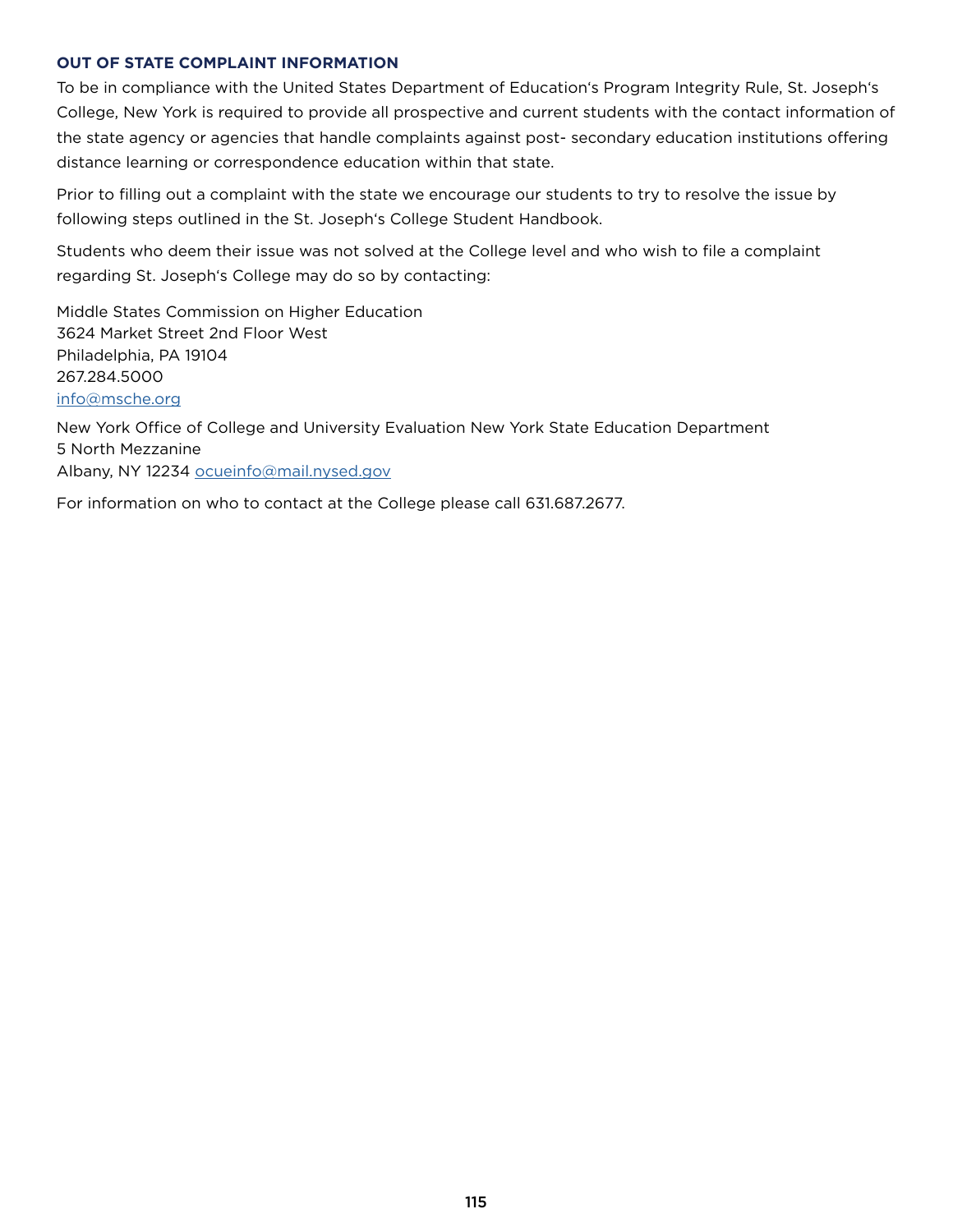### OUT OF STATE COMPLAINT INFORMATION

To be in compliance with the United States Department of Education's Program Integrity Rule, St. Joseph's College, New York is required to provide all prospective and current students with the contact information of the state agency or agencies that handle complaints against post- secondary education institutions offering distance learning or correspondence education within that state.

Prior to filling out a complaint with the state we encourage our students to try to resolve the issue by following steps outlined in the St. Joseph's College Student Handbook.

Students who deem their issue was not solved at the College level and who wish to file a complaint regarding St. Joseph's College may do so by contacting:

Middle States Commission on Higher Education  
3624 Market Street 2nd Floor West  
Philadelphia, PA 19104  
267.284.5000  
info@msche.org

New York Office of College and University Evaluation New York State Education Department  
5 North Mezzanine  
Albany, NY 12234 ocueinfo@mail.nysed.gov

For information on who to contact at the College please call 631.687.2677.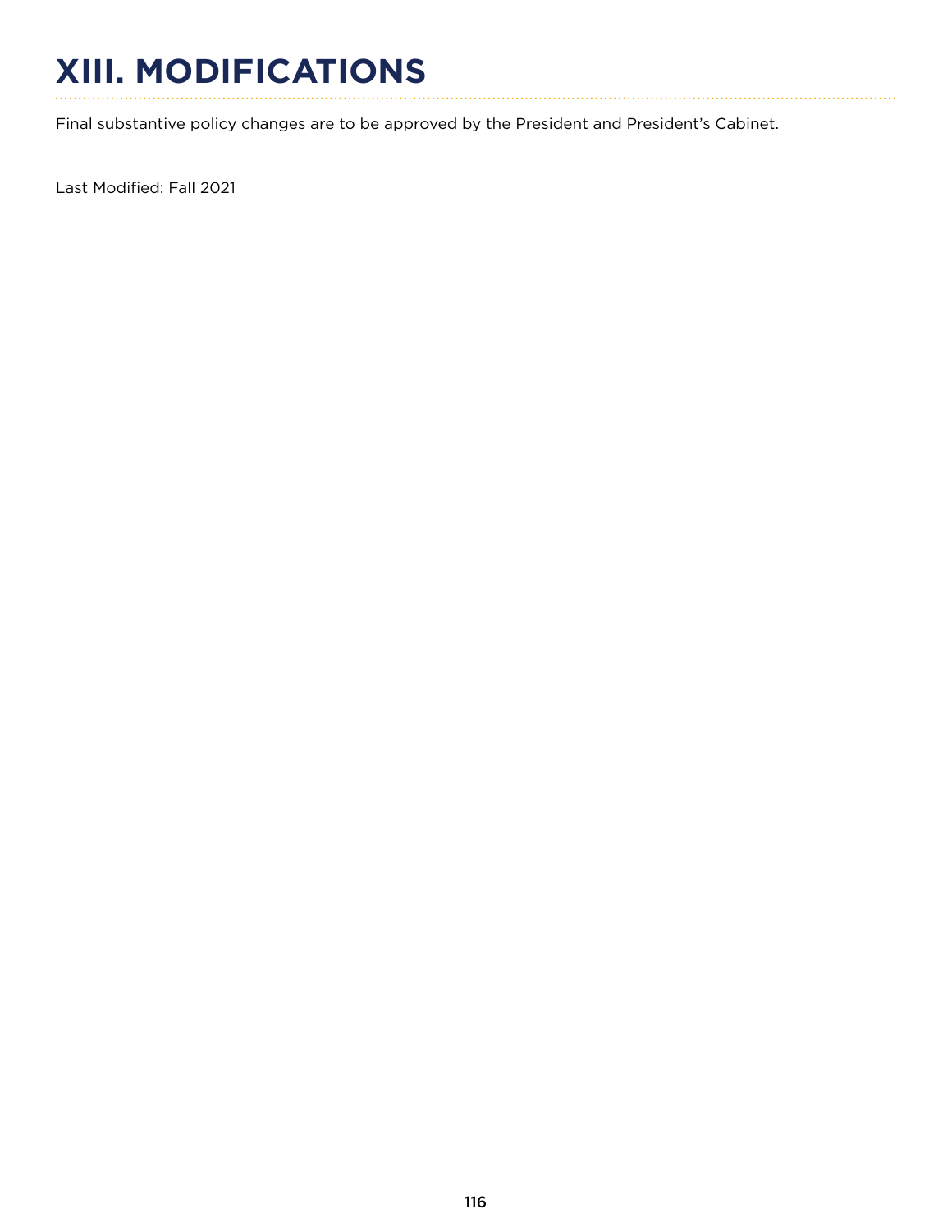# XIII. MODIFICATIONS

Final substantive policy changes are to be approved by the President and President's Cabinet.

Last Modified: Fall 2021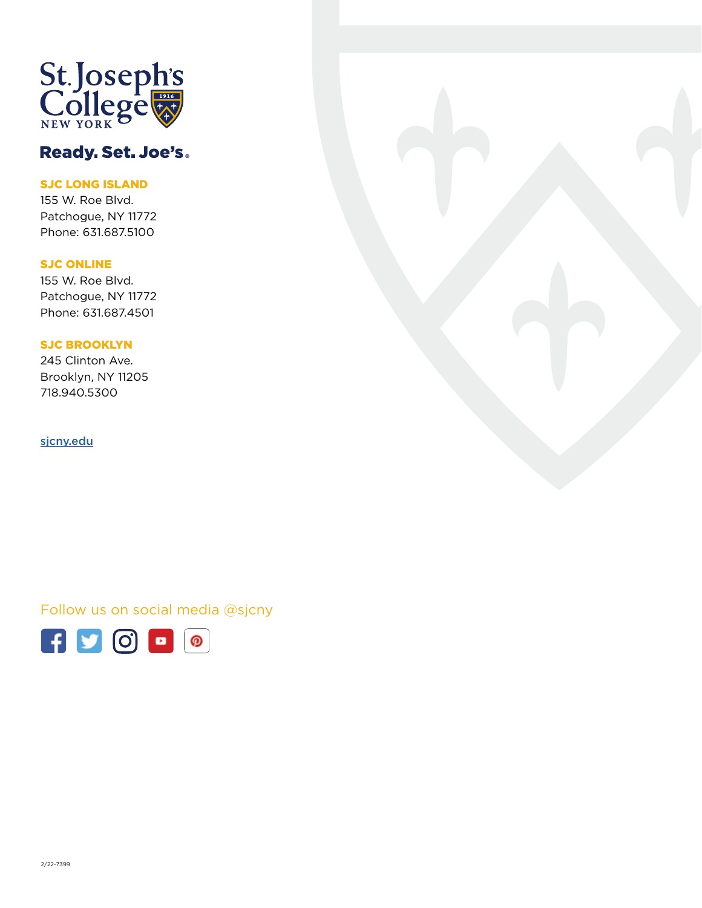St. Joseph's College
NEW YORK

**Ready. Set. Joe's.**

**SJC LONG ISLAND**
155 W. Roe Blvd.
Patchogue, NY 11772
Phone: 631.687.5100

**SJC ONLINE**
155 W. Roe Blvd.
Patchogue, NY 11772
Phone: 631.687.4501

**SJC BROOKLYN**
245 Clinton Ave.
Brooklyn, NY 11205
718.940.5300

sjcny.edu

Follow us on social media @sjcny

2/22-7399